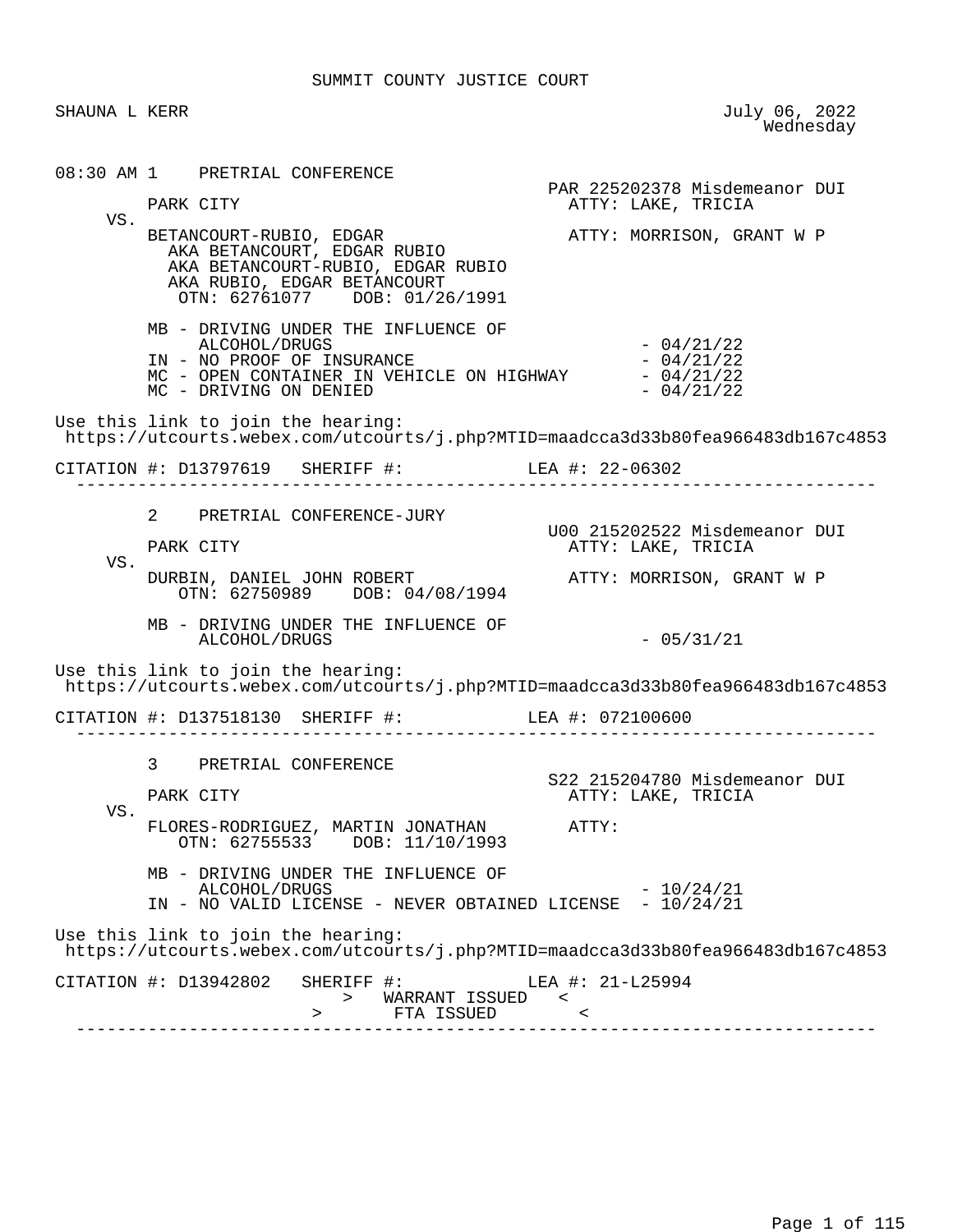# SUMMIT COUNTY JUSTICE COURT

SHAUNA L KERR

July 06, 2022
Wednesday

---

**08:30 AM 1 PRETRIAL CONFERENCE**

PAR 225202378 Misdemeanor DUI

PARK CITY — ATTY: LAKE, TRICIA

VS.

BETANCOURT-RUBIO, EDGAR — ATTY: MORRISON, GRANT W P
AKA BETANCOURT, EDGAR RUBIO
AKA BETANCOURT-RUBIO, EDGAR RUBIO
AKA RUBIO, EDGAR BETANCOURT
OTN: 62761077 DOB: 01/26/1991

- MB - DRIVING UNDER THE INFLUENCE OF ALCOHOL/DRUGS - 04/21/22
- IN - NO PROOF OF INSURANCE - 04/21/22
- MC - OPEN CONTAINER IN VEHICLE ON HIGHWAY - 04/21/22
- MC - DRIVING ON DENIED - 04/21/22

Use this link to join the hearing:
https://utcourts.webex.com/utcourts/j.php?MTID=maadcca3d33b80fea966483db167c4853

CITATION #: D13797619 SHERIFF #: LEA #: 22-06302

---

**2 PRETRIAL CONFERENCE-JURY**

U00 215202522 Misdemeanor DUI

PARK CITY — ATTY: LAKE, TRICIA

VS.

DURBIN, DANIEL JOHN ROBERT — ATTY: MORRISON, GRANT W P
OTN: 62750989 DOB: 04/08/1994

- MB - DRIVING UNDER THE INFLUENCE OF ALCOHOL/DRUGS - 05/31/21

Use this link to join the hearing:
https://utcourts.webex.com/utcourts/j.php?MTID=maadcca3d33b80fea966483db167c4853

CITATION #: D137518130 SHERIFF #: LEA #: 072100600

---

**3 PRETRIAL CONFERENCE**

S22 215204780 Misdemeanor DUI

PARK CITY — ATTY: LAKE, TRICIA

VS.

FLORES-RODRIGUEZ, MARTIN JONATHAN — ATTY:
OTN: 62755533 DOB: 11/10/1993

- MB - DRIVING UNDER THE INFLUENCE OF ALCOHOL/DRUGS - 10/24/21
- IN - NO VALID LICENSE - NEVER OBTAINED LICENSE - 10/24/21

Use this link to join the hearing:
https://utcourts.webex.com/utcourts/j.php?MTID=maadcca3d33b80fea966483db167c4853

CITATION #: D13942802 SHERIFF #: LEA #: 21-L25994

> WARRANT ISSUED <
> FTA ISSUED <

---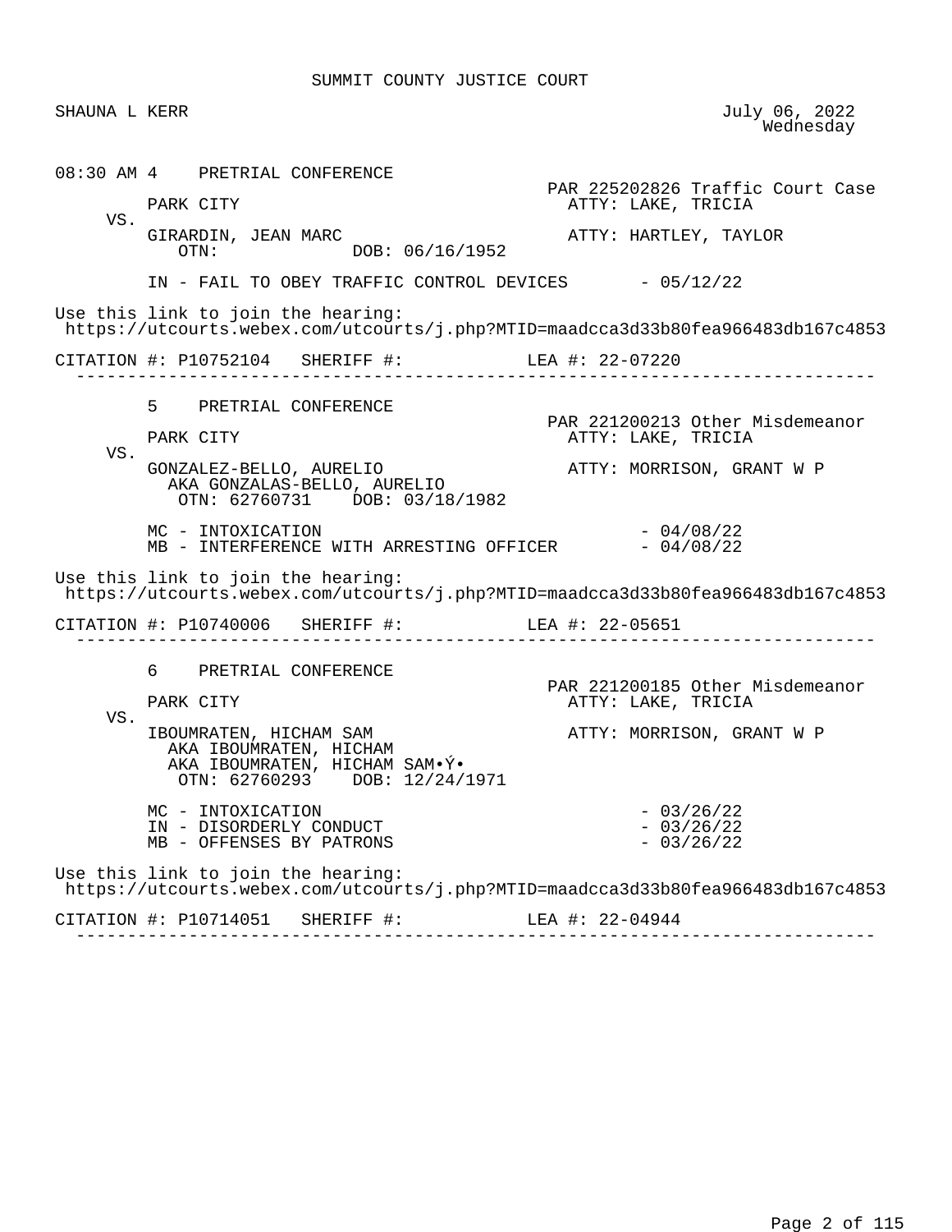SUMMIT COUNTY JUSTICE COURT

SHAUNA L KERR — July 06, 2022, Wednesday

---

**08:30 AM 4 PRETRIAL CONFERENCE**

PAR 225202826 Traffic Court Case

PARK CITY — ATTY: LAKE, TRICIA

VS.

GIRARDIN, JEAN MARC — ATTY: HARTLEY, TAYLOR

OTN: DOB: 06/16/1952

IN - FAIL TO OBEY TRAFFIC CONTROL DEVICES - 05/12/22

Use this link to join the hearing:
https://utcourts.webex.com/utcourts/j.php?MTID=maadcca3d33b80fea966483db167c4853

CITATION #: P10752104 SHERIFF #: LEA #: 22-07220

---

**5 PRETRIAL CONFERENCE**

PAR 221200213 Other Misdemeanor

PARK CITY — ATTY: LAKE, TRICIA

VS.

GONZALEZ-BELLO, AURELIO — ATTY: MORRISON, GRANT W P

AKA GONZALAS-BELLO, AURELIO

OTN: 62760731 DOB: 03/18/1982

MC - INTOXICATION - 04/08/22
MB - INTERFERENCE WITH ARRESTING OFFICER - 04/08/22

Use this link to join the hearing:
https://utcourts.webex.com/utcourts/j.php?MTID=maadcca3d33b80fea966483db167c4853

CITATION #: P10740006 SHERIFF #: LEA #: 22-05651

---

**6 PRETRIAL CONFERENCE**

PAR 221200185 Other Misdemeanor

PARK CITY — ATTY: LAKE, TRICIA

VS.

IBOUMRATEN, HICHAM SAM — ATTY: MORRISON, GRANT W P

AKA IBOUMRATEN, HICHAM

AKA IBOUMRATEN, HICHAM SAM•Ý•

OTN: 62760293 DOB: 12/24/1971

MC - INTOXICATION - 03/26/22
IN - DISORDERLY CONDUCT - 03/26/22
MB - OFFENSES BY PATRONS - 03/26/22

Use this link to join the hearing:
https://utcourts.webex.com/utcourts/j.php?MTID=maadcca3d33b80fea966483db167c4853

CITATION #: P10714051 SHERIFF #: LEA #: 22-04944

---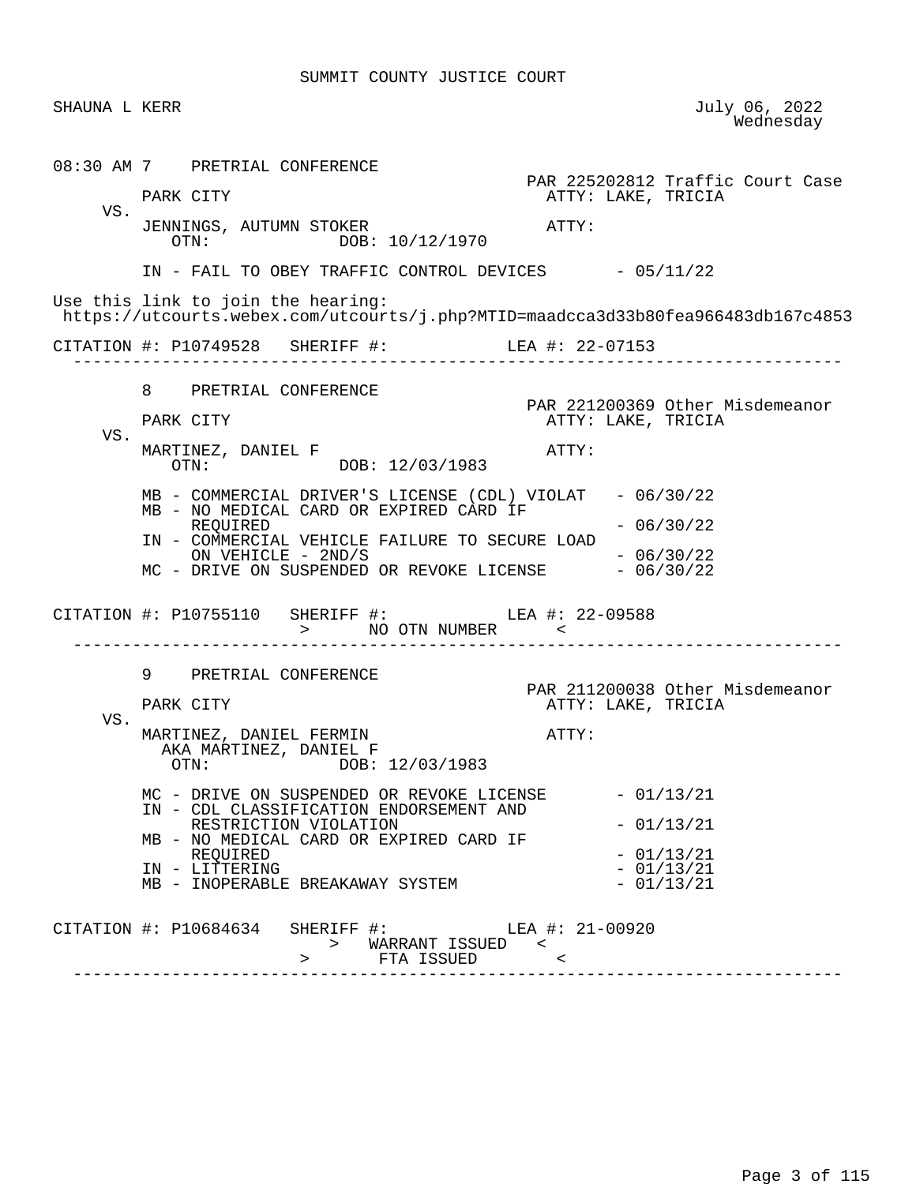SUMMIT COUNTY JUSTICE COURT

SHAUNA L KERR

July 06, 2022
Wednesday

08:30 AM 7 PRETRIAL CONFERENCE

PAR 225202812 Traffic Court Case

PARK CITY
ATTY: LAKE, TRICIA

VS.

JENNINGS, AUTUMN STOKER
ATTY:

OTN: DOB: 10/12/1970

IN - FAIL TO OBEY TRAFFIC CONTROL DEVICES - 05/11/22

Use this link to join the hearing:
https://utcourts.webex.com/utcourts/j.php?MTID=maadcca3d33b80fea966483db167c4853

CITATION #: P10749528 SHERIFF #: LEA #: 22-07153

---

8 PRETRIAL CONFERENCE

PAR 221200369 Other Misdemeanor

PARK CITY
ATTY: LAKE, TRICIA

VS.

MARTINEZ, DANIEL F
ATTY:

OTN: DOB: 12/03/1983

MB - COMMERCIAL DRIVER'S LICENSE (CDL) VIOLAT - 06/30/22
MB - NO MEDICAL CARD OR EXPIRED CARD IF REQUIRED - 06/30/22
IN - COMMERCIAL VEHICLE FAILURE TO SECURE LOAD ON VEHICLE - 2ND/S - 06/30/22
MC - DRIVE ON SUSPENDED OR REVOKE LICENSE - 06/30/22

CITATION #: P10755110 SHERIFF #: LEA #: 22-09588

> NO OTN NUMBER <

---

9 PRETRIAL CONFERENCE

PAR 211200038 Other Misdemeanor

PARK CITY
ATTY: LAKE, TRICIA

VS.

MARTINEZ, DANIEL FERMIN
ATTY:

AKA MARTINEZ, DANIEL F

OTN: DOB: 12/03/1983

MC - DRIVE ON SUSPENDED OR REVOKE LICENSE - 01/13/21
IN - CDL CLASSIFICATION ENDORSEMENT AND RESTRICTION VIOLATION - 01/13/21
MB - NO MEDICAL CARD OR EXPIRED CARD IF REQUIRED - 01/13/21
IN - LITTERING - 01/13/21
MB - INOPERABLE BREAKAWAY SYSTEM - 01/13/21

CITATION #: P10684634 SHERIFF #: LEA #: 21-00920

> WARRANT ISSUED <

> FTA ISSUED <

---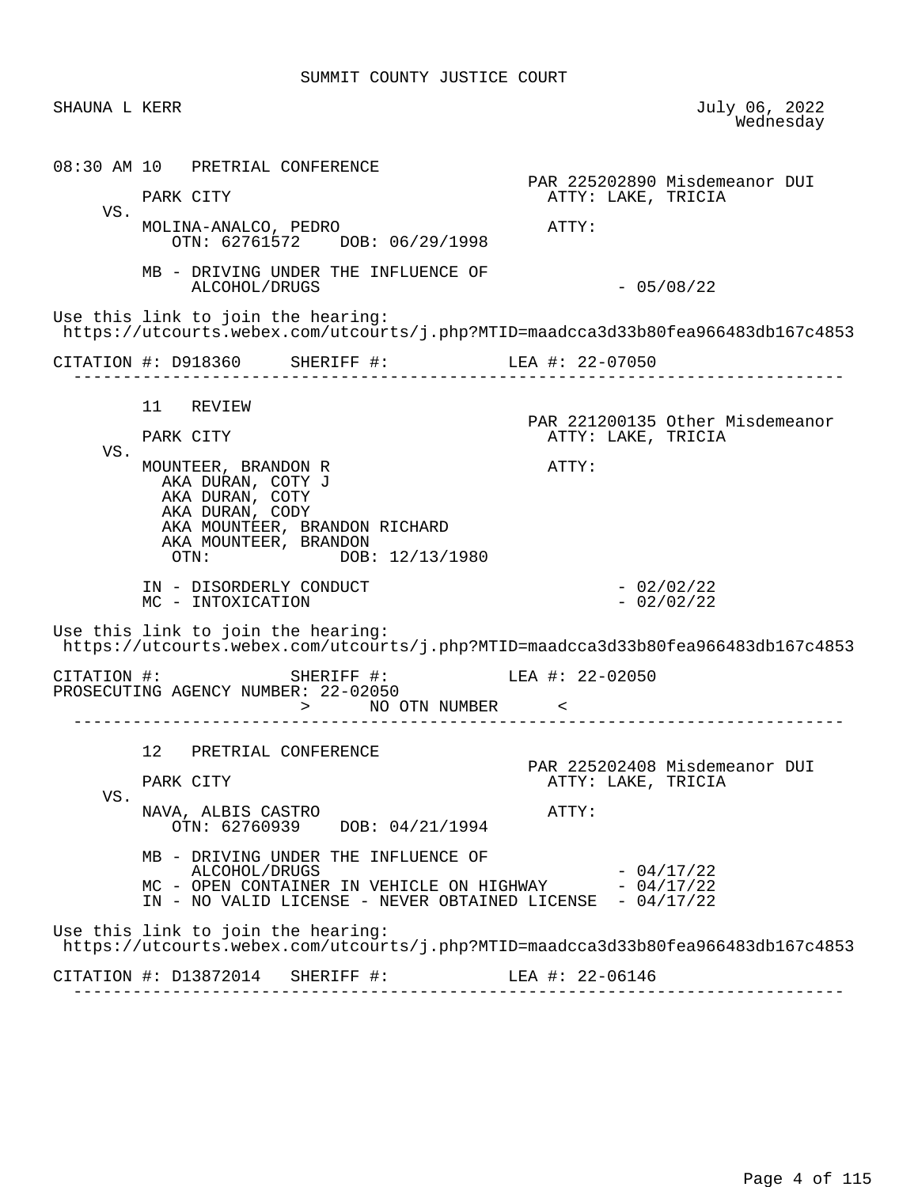SUMMIT COUNTY JUSTICE COURT

SHAUNA L KERR

July 06, 2022
Wednesday

```
08:30 AM 10   PRETRIAL CONFERENCE
                                                  PAR 225202890 Misdemeanor DUI
         PARK CITY                                  ATTY: LAKE, TRICIA
     VS.
         MOLINA-ANALCO, PEDRO                       ATTY:
            OTN: 62761572    DOB: 06/29/1998

         MB - DRIVING UNDER THE INFLUENCE OF
              ALCOHOL/DRUGS                                  - 05/08/22

Use this link to join the hearing:
 https://utcourts.webex.com/utcourts/j.php?MTID=maadcca3d33b80fea966483db167c4853

CITATION #: D918360     SHERIFF #:            LEA #: 22-07050
--------------------------------------------------------------------------------

         11   REVIEW
                                                  PAR 221200135 Other Misdemeanor
         PARK CITY                                  ATTY: LAKE, TRICIA
     VS.
         MOUNTEER, BRANDON R                        ATTY:
           AKA DURAN, COTY J
           AKA DURAN, COTY
           AKA DURAN, CODY
           AKA MOUNTEER, BRANDON RICHARD
           AKA MOUNTEER, BRANDON
             OTN:             DOB: 12/13/1980

         IN - DISORDERLY CONDUCT                             - 02/02/22
         MC - INTOXICATION                                   - 02/02/22

Use this link to join the hearing:
 https://utcourts.webex.com/utcourts/j.php?MTID=maadcca3d33b80fea966483db167c4853

CITATION #:             SHERIFF #:            LEA #: 22-02050
PROSECUTING AGENCY NUMBER: 22-02050
                          >      NO OTN NUMBER      <
--------------------------------------------------------------------------------

         12   PRETRIAL CONFERENCE
                                                  PAR 225202408 Misdemeanor DUI
         PARK CITY                                  ATTY: LAKE, TRICIA
     VS.
         NAVA, ALBIS CASTRO                         ATTY:
            OTN: 62760939    DOB: 04/21/1994

         MB - DRIVING UNDER THE INFLUENCE OF
              ALCOHOL/DRUGS                                  - 04/17/22
         MC - OPEN CONTAINER IN VEHICLE ON HIGHWAY           - 04/17/22
         IN - NO VALID LICENSE - NEVER OBTAINED LICENSE      - 04/17/22

Use this link to join the hearing:
 https://utcourts.webex.com/utcourts/j.php?MTID=maadcca3d33b80fea966483db167c4853

CITATION #: D13872014   SHERIFF #:            LEA #: 22-06146
--------------------------------------------------------------------------------
```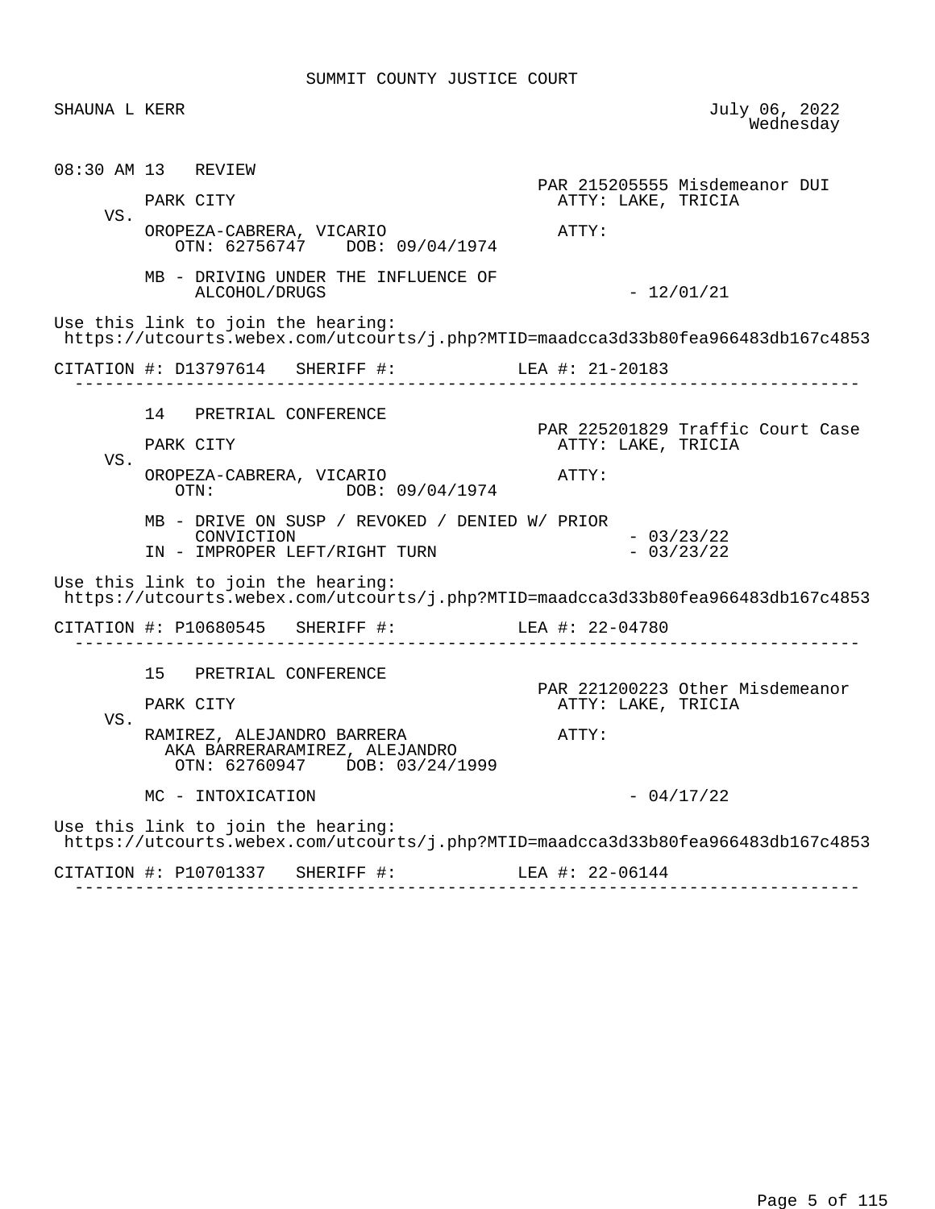SUMMIT COUNTY JUSTICE COURT

SHAUNA L KERR

July 06, 2022
Wednesday

```
08:30 AM 13   REVIEW
                                                     PAR 215205555 Misdemeanor DUI
         PARK CITY                                     ATTY: LAKE, TRICIA
     VS.
         OROPEZA-CABRERA, VICARIO                      ATTY:
            OTN: 62756747    DOB: 09/04/1974

         MB - DRIVING UNDER THE INFLUENCE OF
              ALCOHOL/DRUGS                                 - 12/01/21

Use this link to join the hearing:
 https://utcourts.webex.com/utcourts/j.php?MTID=maadcca3d33b80fea966483db167c4853

CITATION #: D13797614   SHERIFF #:           LEA #: 21-20183
 ------------------------------------------------------------------------------

         14   PRETRIAL CONFERENCE
                                                     PAR 225201829 Traffic Court Case
         PARK CITY                                     ATTY: LAKE, TRICIA
     VS.
         OROPEZA-CABRERA, VICARIO                      ATTY:
            OTN:             DOB: 09/04/1974

         MB - DRIVE ON SUSP / REVOKED / DENIED W/ PRIOR
              CONVICTION                                    - 03/23/22
         IN - IMPROPER LEFT/RIGHT TURN                      - 03/23/22

Use this link to join the hearing:
 https://utcourts.webex.com/utcourts/j.php?MTID=maadcca3d33b80fea966483db167c4853

CITATION #: P10680545   SHERIFF #:           LEA #: 22-04780
 ------------------------------------------------------------------------------

         15   PRETRIAL CONFERENCE
                                                     PAR 221200223 Other Misdemeanor
         PARK CITY                                     ATTY: LAKE, TRICIA
     VS.
         RAMIREZ, ALEJANDRO BARRERA                    ATTY:
           AKA BARRERARAMIREZ, ALEJANDRO
            OTN: 62760947    DOB: 03/24/1999

         MC - INTOXICATION                                  - 04/17/22

Use this link to join the hearing:
 https://utcourts.webex.com/utcourts/j.php?MTID=maadcca3d33b80fea966483db167c4853

CITATION #: P10701337   SHERIFF #:           LEA #: 22-06144
 ------------------------------------------------------------------------------
```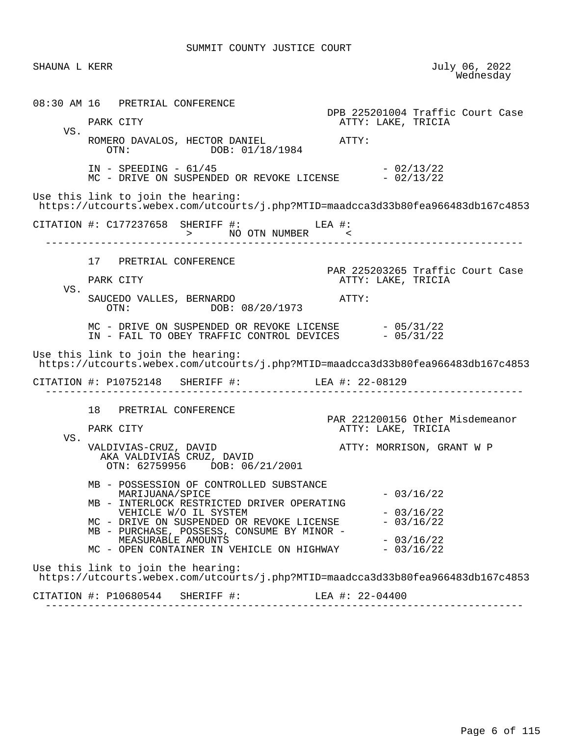SUMMIT COUNTY JUSTICE COURT

SHAUNA L KERR

July 06, 2022
Wednesday

---

**08:30 AM 16 PRETRIAL CONFERENCE**

DPB 225201004 Traffic Court Case

PARK CITY — ATTY: LAKE, TRICIA

VS.

ROMERO DAVALOS, HECTOR DANIEL — ATTY:
OTN: DOB: 01/18/1984

- IN - SPEEDING - 61/45 - 02/13/22
- MC - DRIVE ON SUSPENDED OR REVOKE LICENSE - 02/13/22

Use this link to join the hearing:
https://utcourts.webex.com/utcourts/j.php?MTID=maadcca3d33b80fea966483db167c4853

CITATION #: C177237658 SHERIFF #: LEA #:
> NO OTN NUMBER <

---

**17 PRETRIAL CONFERENCE**

PAR 225203265 Traffic Court Case

PARK CITY — ATTY: LAKE, TRICIA

VS.

SAUCEDO VALLES, BERNARDO — ATTY:
OTN: DOB: 08/20/1973

- MC - DRIVE ON SUSPENDED OR REVOKE LICENSE - 05/31/22
- IN - FAIL TO OBEY TRAFFIC CONTROL DEVICES - 05/31/22

Use this link to join the hearing:
https://utcourts.webex.com/utcourts/j.php?MTID=maadcca3d33b80fea966483db167c4853

CITATION #: P10752148 SHERIFF #: LEA #: 22-08129

---

**18 PRETRIAL CONFERENCE**

PAR 221200156 Other Misdemeanor

PARK CITY — ATTY: LAKE, TRICIA

VS.

VALDIVIAS-CRUZ, DAVID — ATTY: MORRISON, GRANT W P
AKA VALDIVIAS CRUZ, DAVID
OTN: 62759956 DOB: 06/21/2001

- MB - POSSESSION OF CONTROLLED SUBSTANCE MARIJUANA/SPICE - 03/16/22
- MB - INTERLOCK RESTRICTED DRIVER OPERATING VEHICLE W/O IL SYSTEM - 03/16/22
- MC - DRIVE ON SUSPENDED OR REVOKE LICENSE - 03/16/22
- MB - PURCHASE, POSSESS, CONSUME BY MINOR - MEASURABLE AMOUNTS - 03/16/22
- MC - OPEN CONTAINER IN VEHICLE ON HIGHWAY - 03/16/22

Use this link to join the hearing:
https://utcourts.webex.com/utcourts/j.php?MTID=maadcca3d33b80fea966483db167c4853

CITATION #: P10680544 SHERIFF #: LEA #: 22-04400

---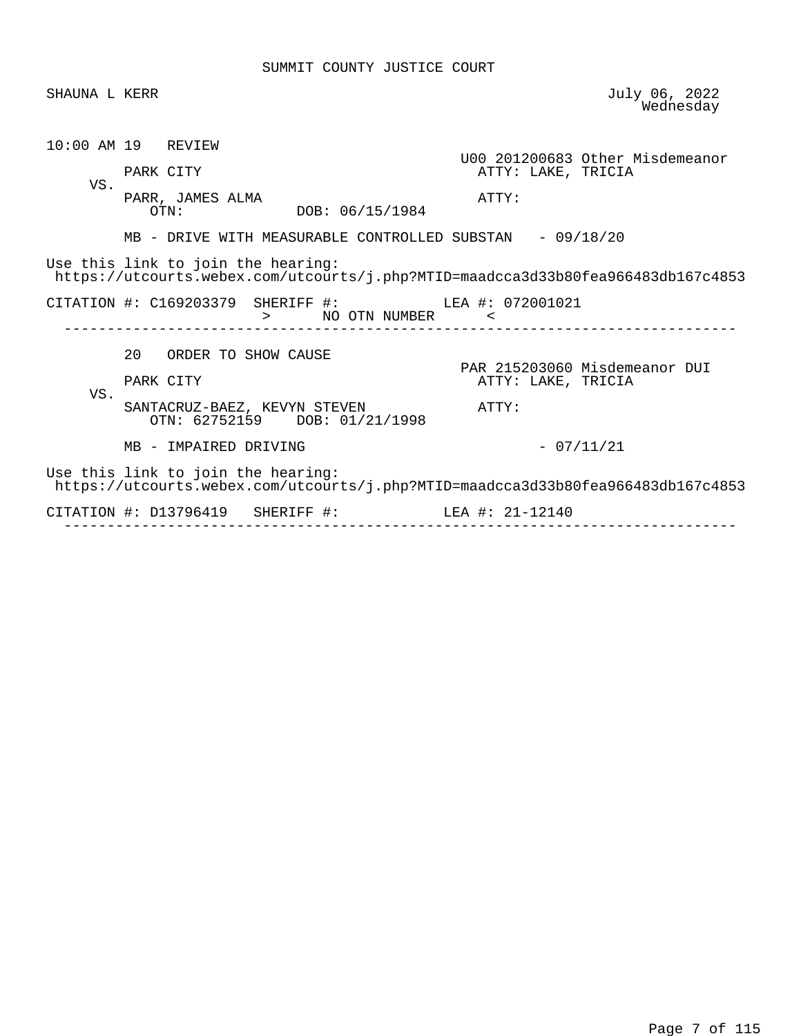SUMMIT COUNTY JUSTICE COURT

SHAUNA L KERR

July 06, 2022
Wednesday

10:00 AM 19 REVIEW

U00 201200683 Other Misdemeanor

PARK CITY
ATTY: LAKE, TRICIA

VS.

PARR, JAMES ALMA
ATTY:

OTN:
DOB: 06/15/1984

MB - DRIVE WITH MEASURABLE CONTROLLED SUBSTAN - 09/18/20

Use this link to join the hearing:
https://utcourts.webex.com/utcourts/j.php?MTID=maadcca3d33b80fea966483db167c4853

CITATION #: C169203379 SHERIFF #: LEA #: 072001021
> NO OTN NUMBER <

---

20 ORDER TO SHOW CAUSE

PAR 215203060 Misdemeanor DUI

PARK CITY
ATTY: LAKE, TRICIA

VS.

SANTACRUZ-BAEZ, KEVYN STEVEN
ATTY:

OTN: 62752159 DOB: 01/21/1998

MB - IMPAIRED DRIVING - 07/11/21

Use this link to join the hearing:
https://utcourts.webex.com/utcourts/j.php?MTID=maadcca3d33b80fea966483db167c4853

CITATION #: D13796419 SHERIFF #: LEA #: 21-12140

---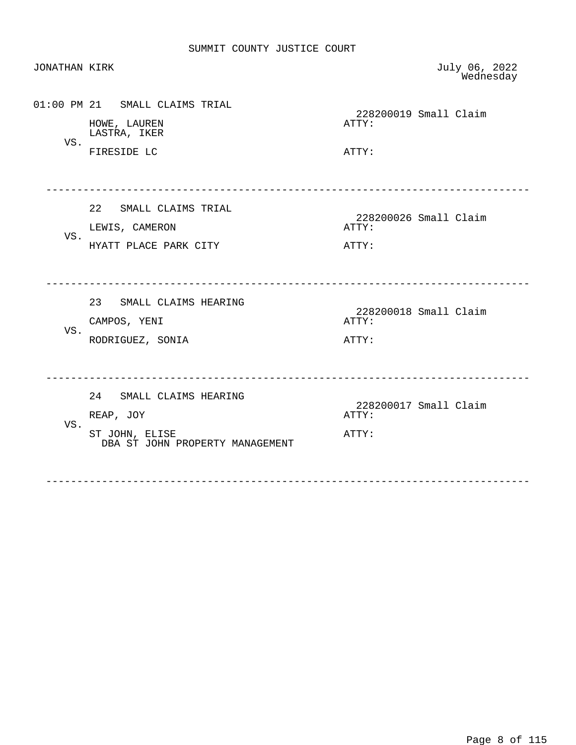SUMMIT COUNTY JUSTICE COURT

JONATHAN KIRK

July 06, 2022
Wednesday

01:00 PM 21 SMALL CLAIMS TRIAL

228200019 Small Claim

HOWE, LAUREN
LASTRA, IKER
ATTY:

VS.

FIRESIDE LC
ATTY:

---

22 SMALL CLAIMS TRIAL

228200026 Small Claim

LEWIS, CAMERON
ATTY:

VS.

HYATT PLACE PARK CITY
ATTY:

---

23 SMALL CLAIMS HEARING

228200018 Small Claim

CAMPOS, YENI
ATTY:

VS.

RODRIGUEZ, SONIA
ATTY:

---

24 SMALL CLAIMS HEARING

228200017 Small Claim

REAP, JOY
ATTY:

VS.

ST JOHN, ELISE
DBA ST JOHN PROPERTY MANAGEMENT
ATTY:

---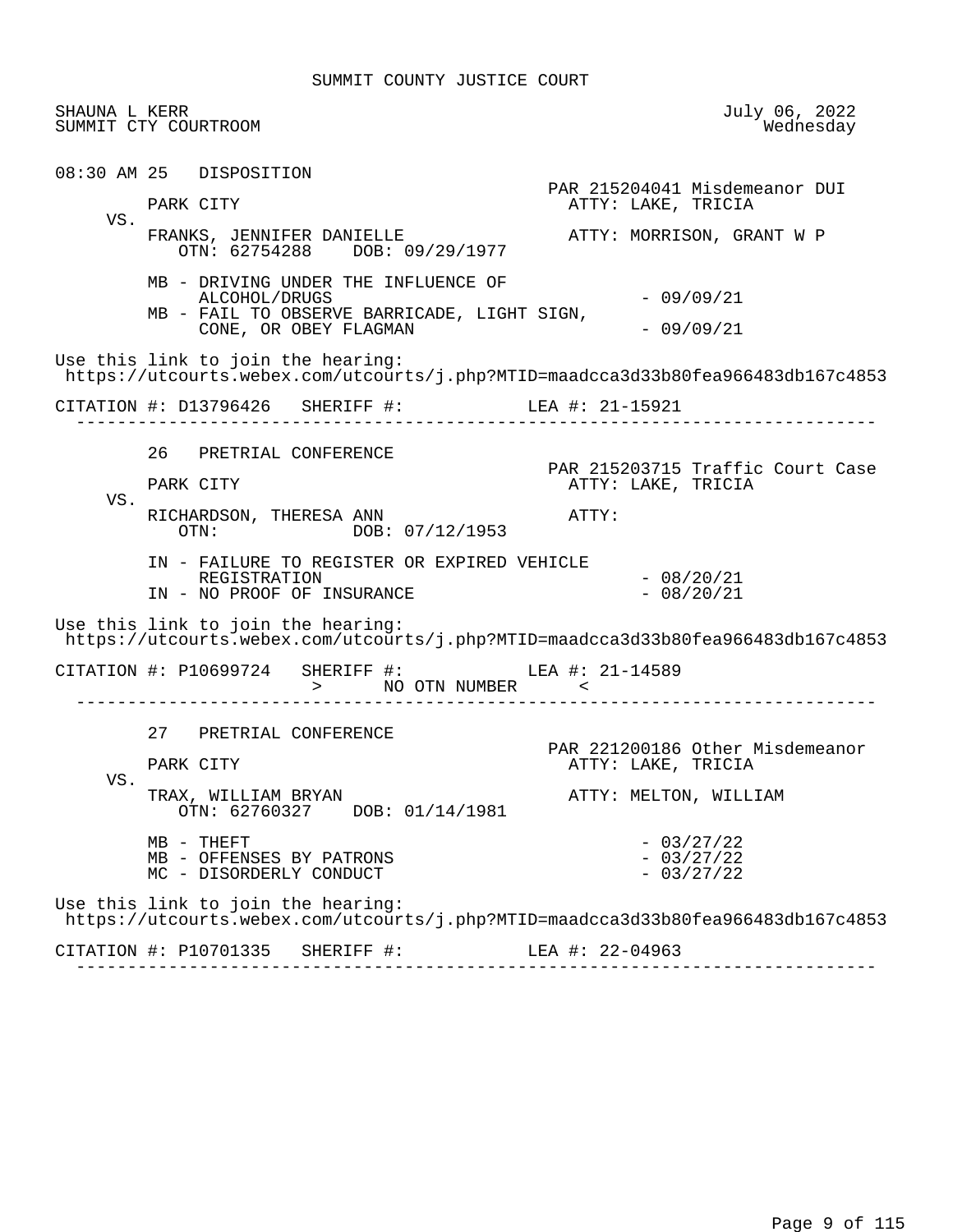SUMMIT COUNTY JUSTICE COURT

SHAUNA L KERR
SUMMIT CTY COURTROOM

July 06, 2022
Wednesday

08:30 AM 25 DISPOSITION

PAR 215204041 Misdemeanor DUI

PARK CITY — ATTY: LAKE, TRICIA

VS.

FRANKS, JENNIFER DANIELLE — ATTY: MORRISON, GRANT W P

OTN: 62754288 DOB: 09/29/1977

- MB - DRIVING UNDER THE INFLUENCE OF ALCOHOL/DRUGS - 09/09/21
- MB - FAIL TO OBSERVE BARRICADE, LIGHT SIGN, CONE, OR OBEY FLAGMAN - 09/09/21

Use this link to join the hearing:
https://utcourts.webex.com/utcourts/j.php?MTID=maadcca3d33b80fea966483db167c4853

CITATION #: D13796426 SHERIFF #: LEA #: 21-15921

---

26 PRETRIAL CONFERENCE

PAR 215203715 Traffic Court Case

PARK CITY — ATTY: LAKE, TRICIA

VS.

RICHARDSON, THERESA ANN — ATTY:

OTN: DOB: 07/12/1953

- IN - FAILURE TO REGISTER OR EXPIRED VEHICLE REGISTRATION - 08/20/21
- IN - NO PROOF OF INSURANCE - 08/20/21

Use this link to join the hearing:
https://utcourts.webex.com/utcourts/j.php?MTID=maadcca3d33b80fea966483db167c4853

CITATION #: P10699724 SHERIFF #: LEA #: 21-14589
> NO OTN NUMBER <

---

27 PRETRIAL CONFERENCE

PAR 221200186 Other Misdemeanor

PARK CITY — ATTY: LAKE, TRICIA

VS.

TRAX, WILLIAM BRYAN — ATTY: MELTON, WILLIAM

OTN: 62760327 DOB: 01/14/1981

- MB - THEFT - 03/27/22
- MB - OFFENSES BY PATRONS - 03/27/22
- MC - DISORDERLY CONDUCT - 03/27/22

Use this link to join the hearing:
https://utcourts.webex.com/utcourts/j.php?MTID=maadcca3d33b80fea966483db167c4853

CITATION #: P10701335 SHERIFF #: LEA #: 22-04963

---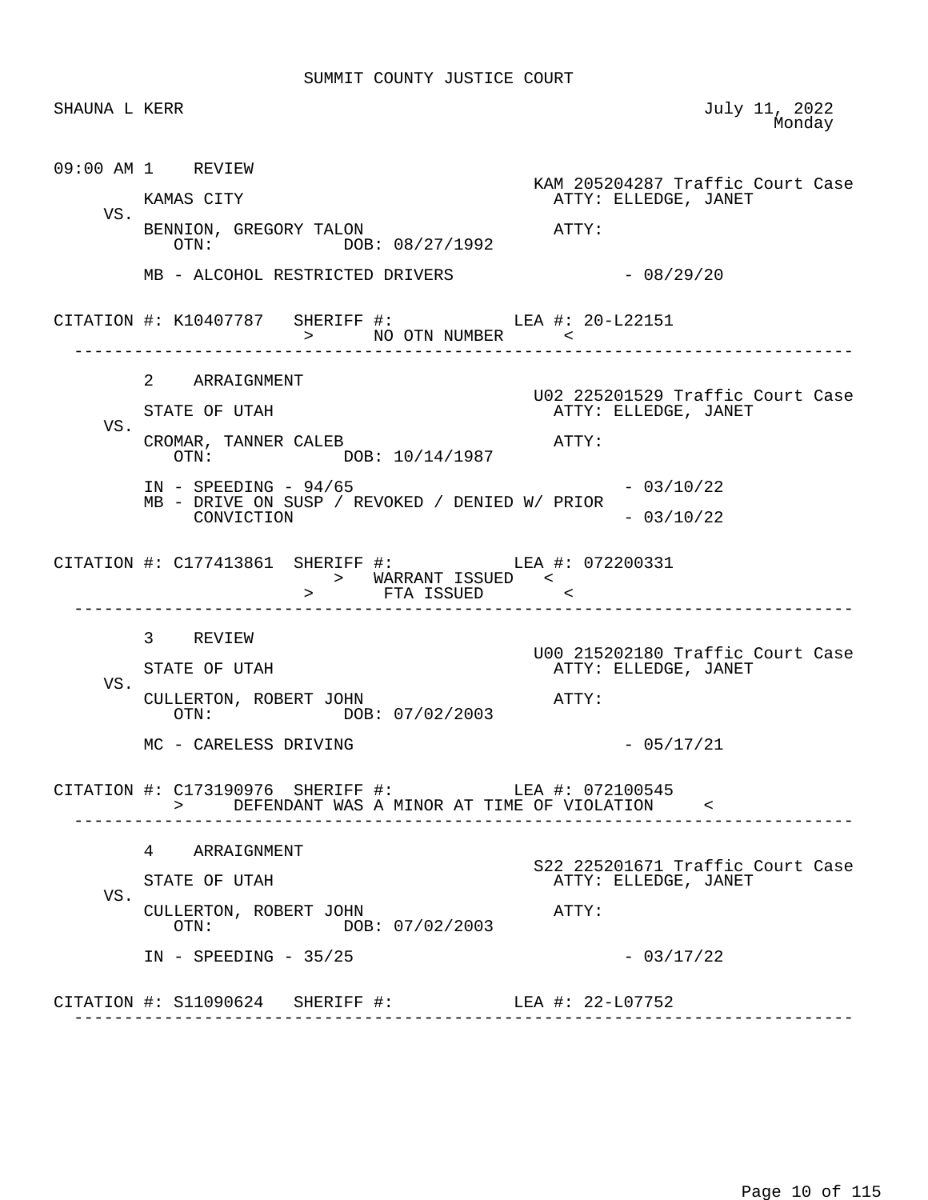SUMMIT COUNTY JUSTICE COURT

SHAUNA L KERR — July 11, 2022, Monday

```
09:00 AM 1    REVIEW
                                                  KAM 205204287 Traffic Court Case
        KAMAS CITY                                  ATTY: ELLEDGE, JANET
    VS.
        BENNION, GREGORY TALON                      ATTY:
           OTN:              DOB: 08/27/1992

        MB - ALCOHOL RESTRICTED DRIVERS                       - 08/29/20

CITATION #: K10407787   SHERIFF #:            LEA #: 20-L22151
                        >      NO OTN NUMBER      <
  ------------------------------------------------------------------------------

        2    ARRAIGNMENT
                                                  U02 225201529 Traffic Court Case
        STATE OF UTAH                               ATTY: ELLEDGE, JANET
    VS.
        CROMAR, TANNER CALEB                        ATTY:
           OTN:              DOB: 10/14/1987

        IN - SPEEDING - 94/65                                 - 03/10/22
        MB - DRIVE ON SUSP / REVOKED / DENIED W/ PRIOR
             CONVICTION                                       - 03/10/22

CITATION #: C177413861  SHERIFF #:            LEA #: 072200331
                           >   WARRANT ISSUED   <
                        >       FTA ISSUED       <
  ------------------------------------------------------------------------------

        3    REVIEW
                                                  U00 215202180 Traffic Court Case
        STATE OF UTAH                               ATTY: ELLEDGE, JANET
    VS.
        CULLERTON, ROBERT JOHN                      ATTY:
           OTN:              DOB: 07/02/2003

        MC - CARELESS DRIVING                                 - 05/17/21

CITATION #: C173190976  SHERIFF #:            LEA #: 072100545
            >     DEFENDANT WAS A MINOR AT TIME OF VIOLATION     <
  ------------------------------------------------------------------------------

        4    ARRAIGNMENT
                                                  S22 225201671 Traffic Court Case
        STATE OF UTAH                               ATTY: ELLEDGE, JANET
    VS.
        CULLERTON, ROBERT JOHN                      ATTY:
           OTN:              DOB: 07/02/2003

        IN - SPEEDING - 35/25                                 - 03/17/22

CITATION #: S11090624   SHERIFF #:            LEA #: 22-L07752
  ------------------------------------------------------------------------------
```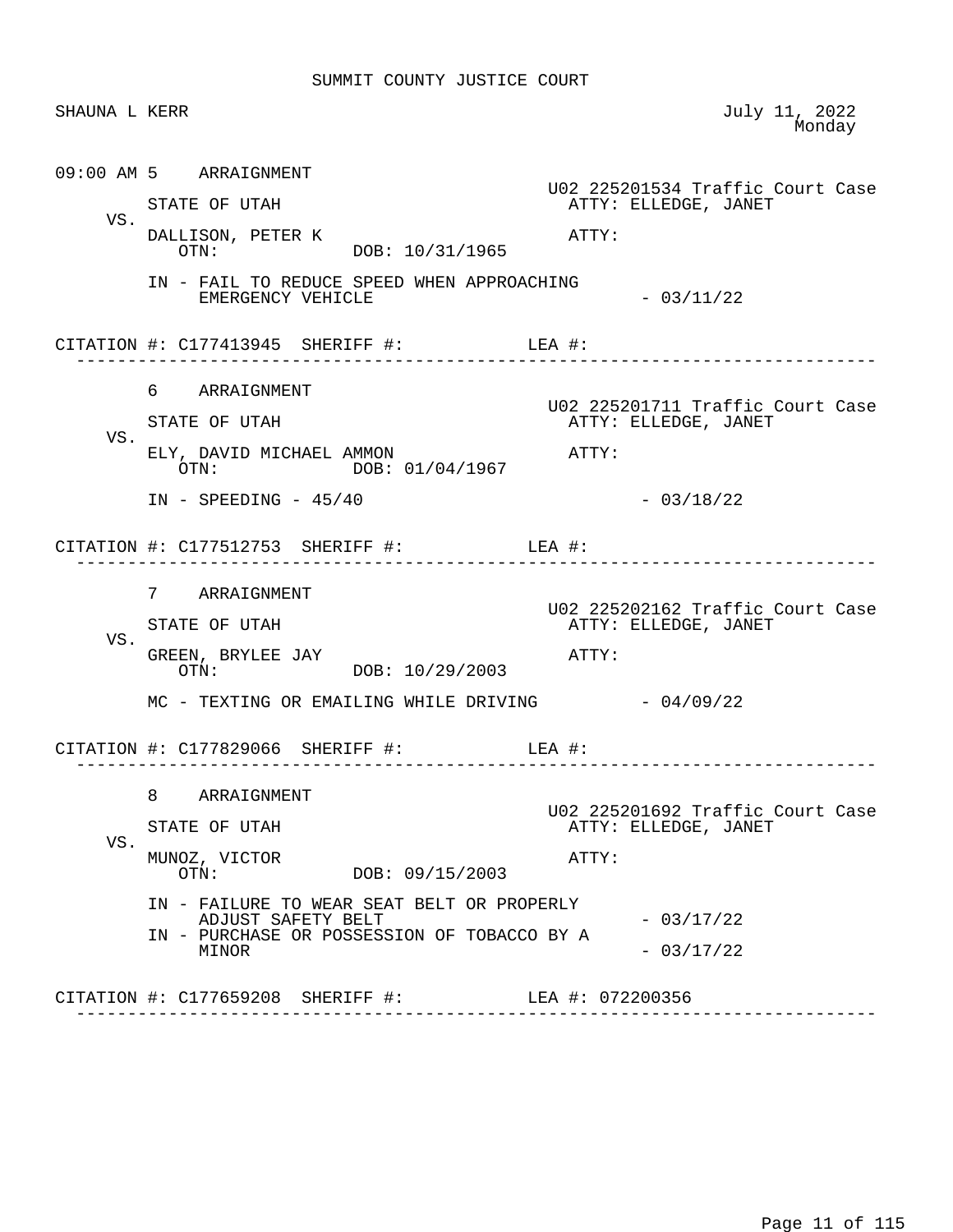SUMMIT COUNTY JUSTICE COURT

SHAUNA L KERR

July 11, 2022
Monday

09:00 AM 5 ARRAIGNMENT

U02 225201534 Traffic Court Case

STATE OF UTAH ATTY: ELLEDGE, JANET

VS.

DALLISON, PETER K ATTY:
OTN: DOB: 10/31/1965

IN - FAIL TO REDUCE SPEED WHEN APPROACHING EMERGENCY VEHICLE - 03/11/22

CITATION #: C177413945 SHERIFF #: LEA #:

---

6 ARRAIGNMENT

U02 225201711 Traffic Court Case

STATE OF UTAH ATTY: ELLEDGE, JANET

VS.

ELY, DAVID MICHAEL AMMON ATTY:
OTN: DOB: 01/04/1967

IN - SPEEDING - 45/40 - 03/18/22

CITATION #: C177512753 SHERIFF #: LEA #:

---

7 ARRAIGNMENT

U02 225202162 Traffic Court Case

STATE OF UTAH ATTY: ELLEDGE, JANET

VS.

GREEN, BRYLEE JAY ATTY:
OTN: DOB: 10/29/2003

MC - TEXTING OR EMAILING WHILE DRIVING - 04/09/22

CITATION #: C177829066 SHERIFF #: LEA #:

---

8 ARRAIGNMENT

U02 225201692 Traffic Court Case

STATE OF UTAH ATTY: ELLEDGE, JANET

VS.

MUNOZ, VICTOR ATTY:
OTN: DOB: 09/15/2003

IN - FAILURE TO WEAR SEAT BELT OR PROPERLY ADJUST SAFETY BELT - 03/17/22
IN - PURCHASE OR POSSESSION OF TOBACCO BY A MINOR - 03/17/22

CITATION #: C177659208 SHERIFF #: LEA #: 072200356

---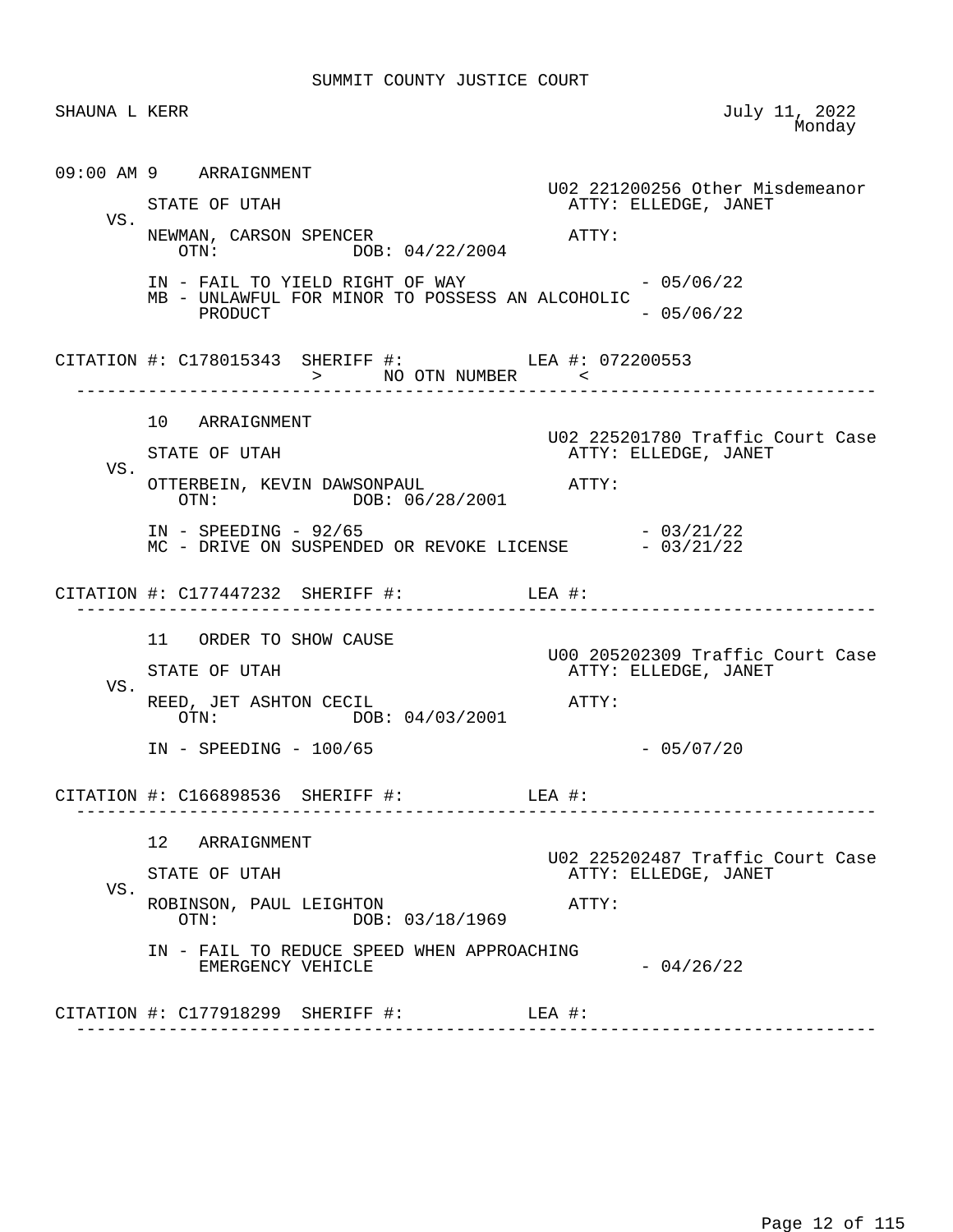SUMMIT COUNTY JUSTICE COURT

SHAUNA L KERR — July 11, 2022, Monday

09:00 AM 9 ARRAIGNMENT

U02 221200256 Other Misdemeanor

STATE OF UTAH — ATTY: ELLEDGE, JANET

VS.

NEWMAN, CARSON SPENCER — ATTY:

OTN: DOB: 04/22/2004

IN - FAIL TO YIELD RIGHT OF WAY - 05/06/22

MB - UNLAWFUL FOR MINOR TO POSSESS AN ALCOHOLIC PRODUCT - 05/06/22

CITATION #: C178015343 SHERIFF #: LEA #: 072200553

> NO OTN NUMBER <

---

10 ARRAIGNMENT

U02 225201780 Traffic Court Case

STATE OF UTAH — ATTY: ELLEDGE, JANET

VS.

OTTERBEIN, KEVIN DAWSONPAUL — ATTY:

OTN: DOB: 06/28/2001

IN - SPEEDING - 92/65 - 03/21/22

MC - DRIVE ON SUSPENDED OR REVOKE LICENSE - 03/21/22

CITATION #: C177447232 SHERIFF #: LEA #:

---

11 ORDER TO SHOW CAUSE

U00 205202309 Traffic Court Case

STATE OF UTAH — ATTY: ELLEDGE, JANET

VS.

REED, JET ASHTON CECIL — ATTY:

OTN: DOB: 04/03/2001

IN - SPEEDING - 100/65 - 05/07/20

CITATION #: C166898536 SHERIFF #: LEA #:

---

12 ARRAIGNMENT

U02 225202487 Traffic Court Case

STATE OF UTAH — ATTY: ELLEDGE, JANET

VS.

ROBINSON, PAUL LEIGHTON — ATTY:

OTN: DOB: 03/18/1969

IN - FAIL TO REDUCE SPEED WHEN APPROACHING EMERGENCY VEHICLE - 04/26/22

CITATION #: C177918299 SHERIFF #: LEA #:

---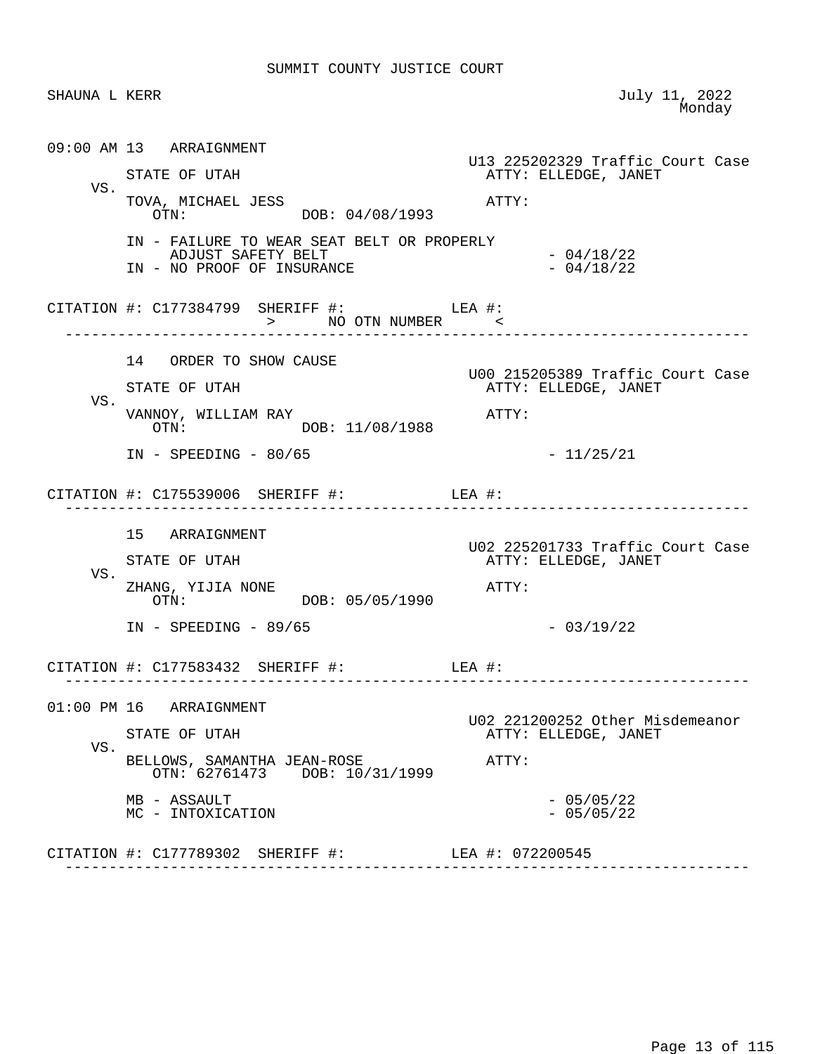SUMMIT COUNTY JUSTICE COURT

SHAUNA L KERR

July 11, 2022
Monday

```
09:00 AM 13   ARRAIGNMENT
                                                     U13 225202329 Traffic Court Case
         STATE OF UTAH                                 ATTY: ELLEDGE, JANET
    VS.
         TOVA, MICHAEL JESS                            ATTY:
            OTN:             DOB: 04/08/1993

         IN - FAILURE TO WEAR SEAT BELT OR PROPERLY
              ADJUST SAFETY BELT                                - 04/18/22
         IN - NO PROOF OF INSURANCE                             - 04/18/22

CITATION #: C177384799  SHERIFF #:            LEA #:
                        >      NO OTN NUMBER      <
--------------------------------------------------------------------------------

         14   ORDER TO SHOW CAUSE
                                                     U00 215205389 Traffic Court Case
         STATE OF UTAH                                 ATTY: ELLEDGE, JANET
    VS.
         VANNOY, WILLIAM RAY                           ATTY:
            OTN:             DOB: 11/08/1988

         IN - SPEEDING - 80/65                                  - 11/25/21

CITATION #: C175539006  SHERIFF #:            LEA #:
--------------------------------------------------------------------------------

         15   ARRAIGNMENT
                                                     U02 225201733 Traffic Court Case
         STATE OF UTAH                                 ATTY: ELLEDGE, JANET
    VS.
         ZHANG, YIJIA NONE                             ATTY:
            OTN:             DOB: 05/05/1990

         IN - SPEEDING - 89/65                                  - 03/19/22

CITATION #: C177583432  SHERIFF #:            LEA #:
--------------------------------------------------------------------------------

01:00 PM 16   ARRAIGNMENT
                                                     U02 221200252 Other Misdemeanor
         STATE OF UTAH                                 ATTY: ELLEDGE, JANET
    VS.
         BELLOWS, SAMANTHA JEAN-ROSE                   ATTY:
            OTN: 62761473    DOB: 10/31/1999

         MB - ASSAULT                                           - 05/05/22
         MC - INTOXICATION                                      - 05/05/22

CITATION #: C177789302  SHERIFF #:            LEA #: 072200545
--------------------------------------------------------------------------------
```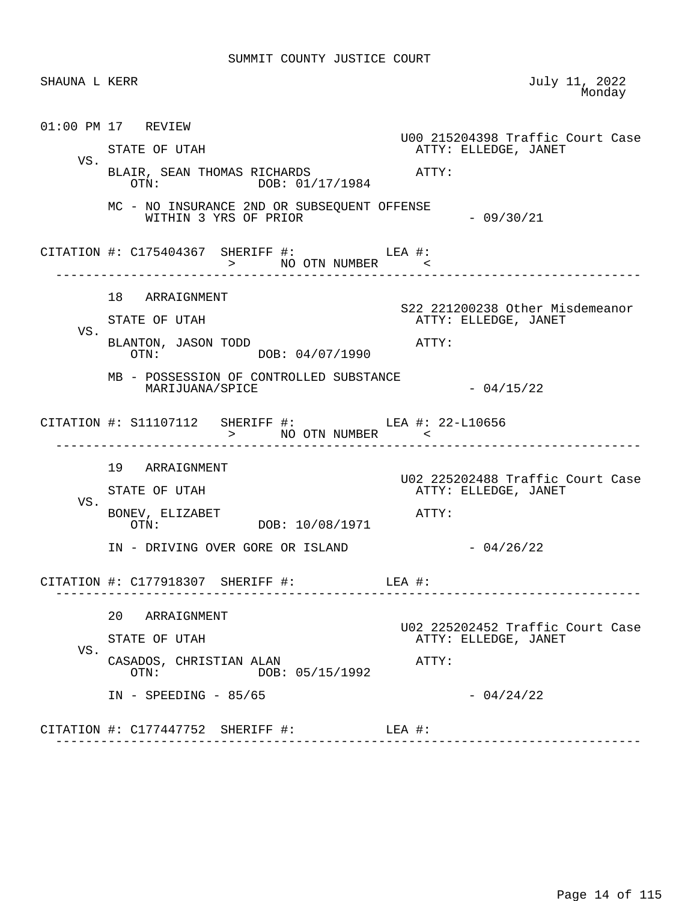SUMMIT COUNTY JUSTICE COURT

SHAUNA L KERR — July 11, 2022, Monday

---

**01:00 PM 17 REVIEW**

U00 215204398 Traffic Court Case

STATE OF UTAH — ATTY: ELLEDGE, JANET

VS.

BLAIR, SEAN THOMAS RICHARDS — ATTY:

OTN: DOB: 01/17/1984

MC - NO INSURANCE 2ND OR SUBSEQUENT OFFENSE WITHIN 3 YRS OF PRIOR - 09/30/21

CITATION #: C175404367 SHERIFF #: LEA #:
> NO OTN NUMBER <

---

**18 ARRAIGNMENT**

S22 221200238 Other Misdemeanor

STATE OF UTAH — ATTY: ELLEDGE, JANET

VS.

BLANTON, JASON TODD — ATTY:

OTN: DOB: 04/07/1990

MB - POSSESSION OF CONTROLLED SUBSTANCE MARIJUANA/SPICE - 04/15/22

CITATION #: S11107112 SHERIFF #: LEA #: 22-L10656
> NO OTN NUMBER <

---

**19 ARRAIGNMENT**

U02 225202488 Traffic Court Case

STATE OF UTAH — ATTY: ELLEDGE, JANET

VS.

BONEV, ELIZABET — ATTY:

OTN: DOB: 10/08/1971

IN - DRIVING OVER GORE OR ISLAND - 04/26/22

CITATION #: C177918307 SHERIFF #: LEA #:

---

**20 ARRAIGNMENT**

U02 225202452 Traffic Court Case

STATE OF UTAH — ATTY: ELLEDGE, JANET

VS.

CASADOS, CHRISTIAN ALAN — ATTY:

OTN: DOB: 05/15/1992

IN - SPEEDING - 85/65 - 04/24/22

CITATION #: C177447752 SHERIFF #: LEA #:

---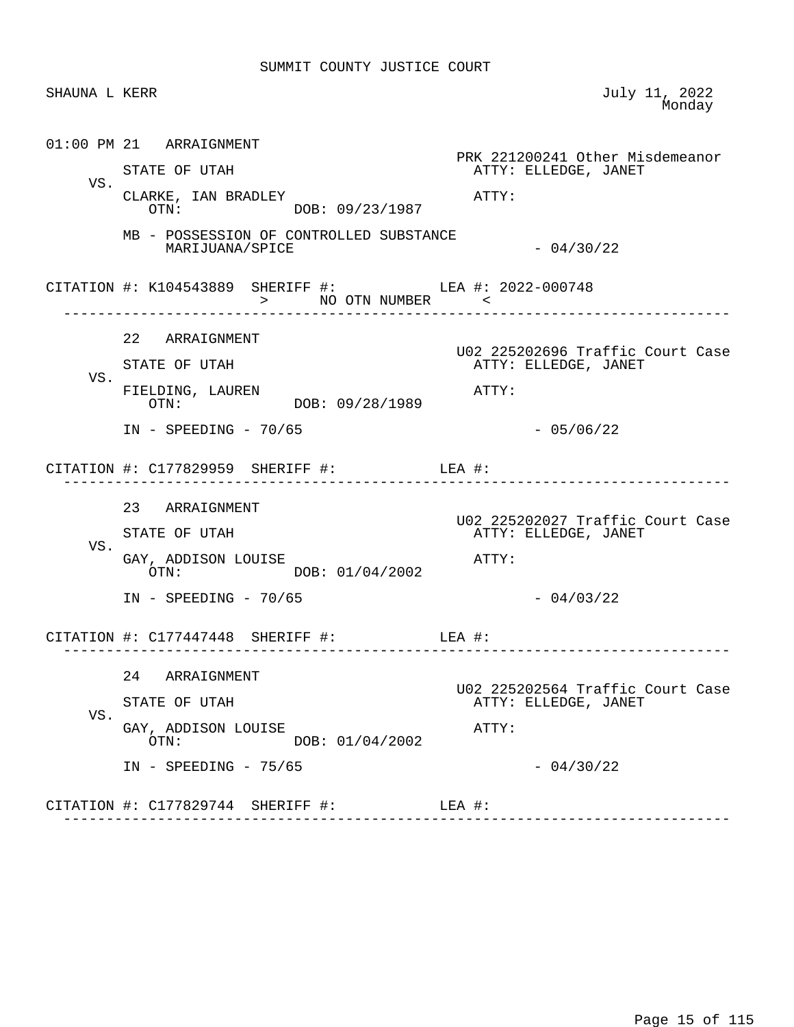SUMMIT COUNTY JUSTICE COURT

SHAUNA L KERR

July 11, 2022
Monday

---

01:00 PM 21 ARRAIGNMENT

PRK 221200241 Other Misdemeanor

STATE OF UTAH — ATTY: ELLEDGE, JANET

VS.

CLARKE, IAN BRADLEY — ATTY:
OTN: DOB: 09/23/1987

MB - POSSESSION OF CONTROLLED SUBSTANCE MARIJUANA/SPICE - 04/30/22

CITATION #: K104543889 SHERIFF #: LEA #: 2022-000748
> NO OTN NUMBER <

---

22 ARRAIGNMENT

U02 225202696 Traffic Court Case

STATE OF UTAH — ATTY: ELLEDGE, JANET

VS.

FIELDING, LAUREN — ATTY:
OTN: DOB: 09/28/1989

IN - SPEEDING - 70/65 - 05/06/22

CITATION #: C177829959 SHERIFF #: LEA #:

---

23 ARRAIGNMENT

U02 225202027 Traffic Court Case

STATE OF UTAH — ATTY: ELLEDGE, JANET

VS.

GAY, ADDISON LOUISE — ATTY:
OTN: DOB: 01/04/2002

IN - SPEEDING - 70/65 - 04/03/22

CITATION #: C177447448 SHERIFF #: LEA #:

---

24 ARRAIGNMENT

U02 225202564 Traffic Court Case

STATE OF UTAH — ATTY: ELLEDGE, JANET

VS.

GAY, ADDISON LOUISE — ATTY:
OTN: DOB: 01/04/2002

IN - SPEEDING - 75/65 - 04/30/22

CITATION #: C177829744 SHERIFF #: LEA #:

---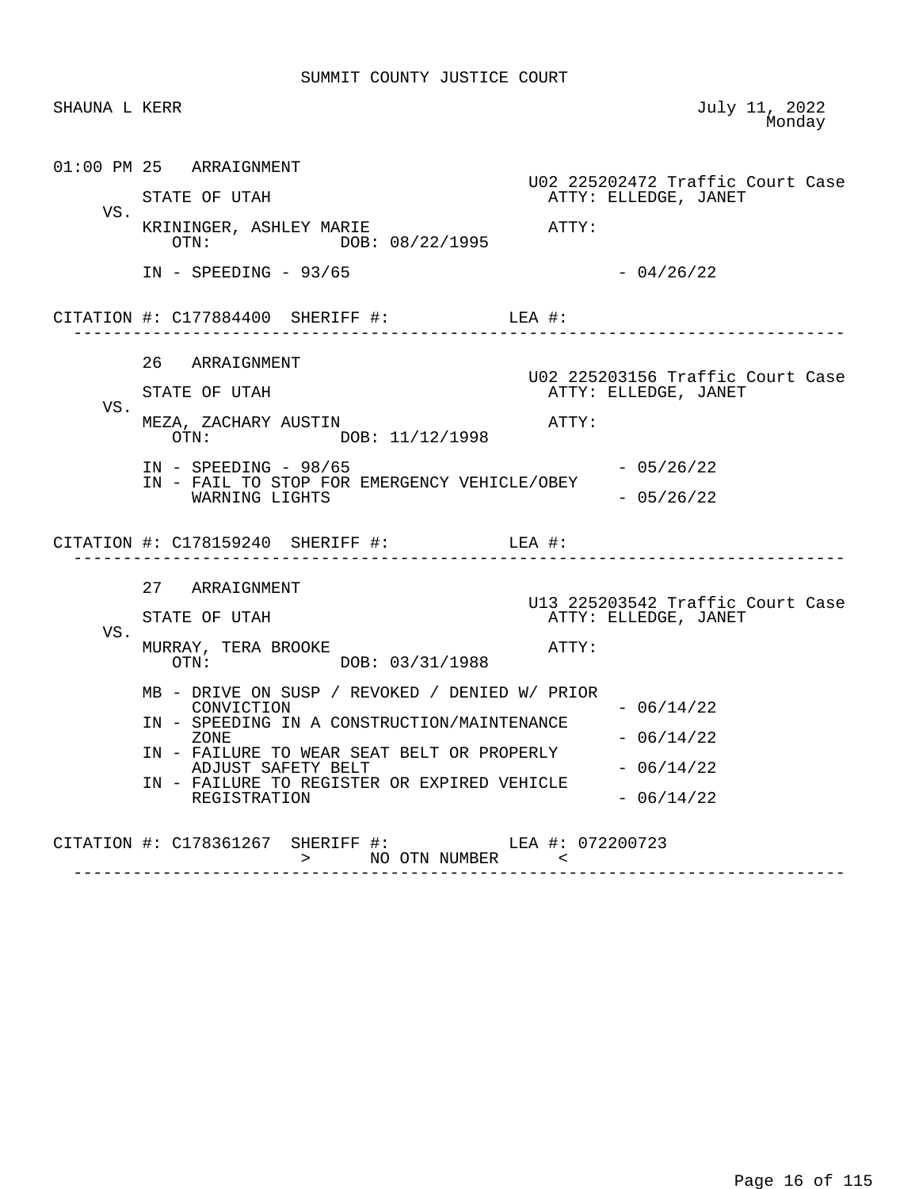SUMMIT COUNTY JUSTICE COURT

SHAUNA L KERR

July 11, 2022
Monday

01:00 PM 25 ARRAIGNMENT

U02 225202472 Traffic Court Case

STATE OF UTAH — ATTY: ELLEDGE, JANET

VS.

KRININGER, ASHLEY MARIE — ATTY:

OTN: DOB: 08/22/1995

IN - SPEEDING - 93/65 - 04/26/22

CITATION #: C177884400 SHERIFF #: LEA #:

---

26 ARRAIGNMENT

U02 225203156 Traffic Court Case

STATE OF UTAH — ATTY: ELLEDGE, JANET

VS.

MEZA, ZACHARY AUSTIN — ATTY:

OTN: DOB: 11/12/1998

IN - SPEEDING - 98/65 - 05/26/22

IN - FAIL TO STOP FOR EMERGENCY VEHICLE/OBEY WARNING LIGHTS - 05/26/22

CITATION #: C178159240 SHERIFF #: LEA #:

---

27 ARRAIGNMENT

U13 225203542 Traffic Court Case

STATE OF UTAH — ATTY: ELLEDGE, JANET

VS.

MURRAY, TERA BROOKE — ATTY:

OTN: DOB: 03/31/1988

MB - DRIVE ON SUSP / REVOKED / DENIED W/ PRIOR CONVICTION - 06/14/22

IN - SPEEDING IN A CONSTRUCTION/MAINTENANCE ZONE - 06/14/22

IN - FAILURE TO WEAR SEAT BELT OR PROPERLY ADJUST SAFETY BELT - 06/14/22

IN - FAILURE TO REGISTER OR EXPIRED VEHICLE REGISTRATION - 06/14/22

CITATION #: C178361267 SHERIFF #: LEA #: 072200723

> NO OTN NUMBER <

---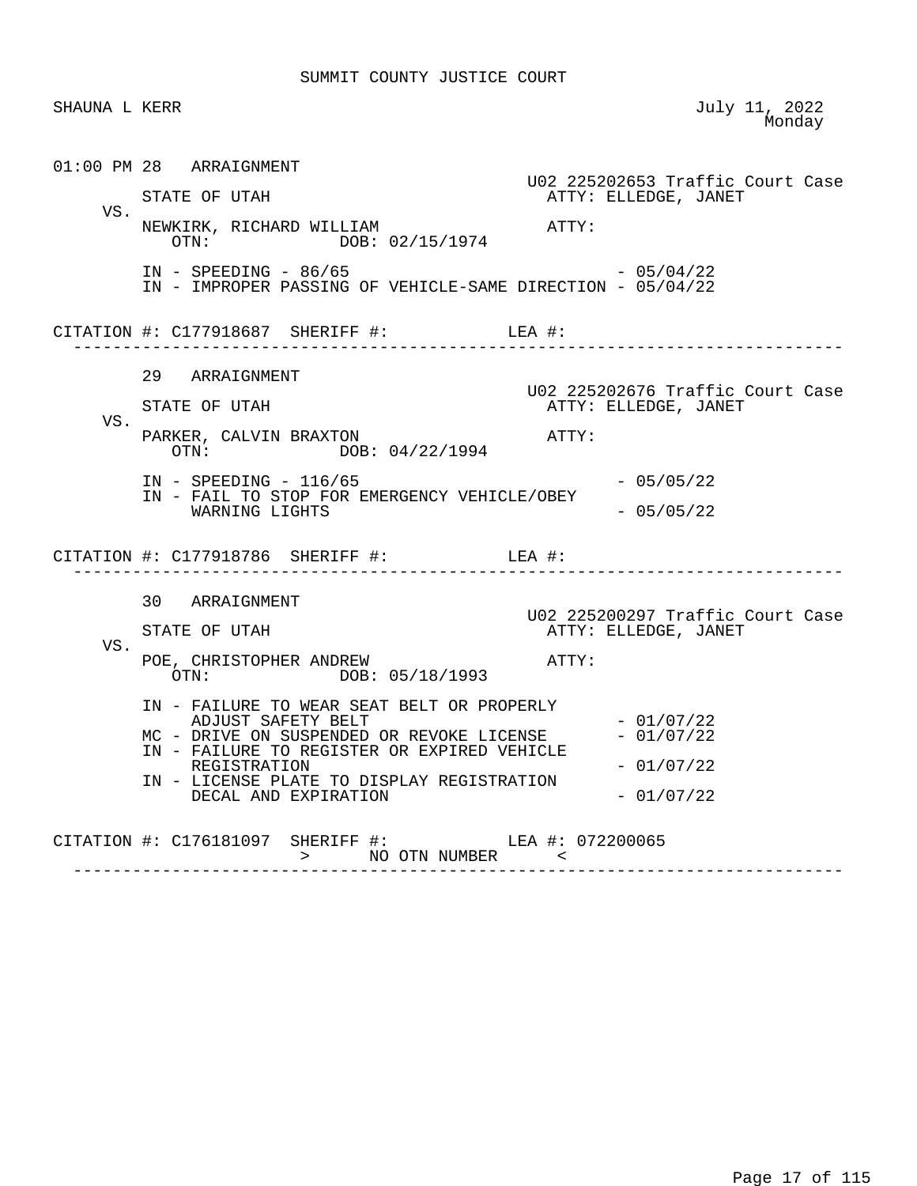SUMMIT COUNTY JUSTICE COURT

SHAUNA L KERR July 11, 2022 Monday

```
01:00 PM 28   ARRAIGNMENT
                                                  U02 225202653 Traffic Court Case
         STATE OF UTAH                              ATTY: ELLEDGE, JANET
    VS.
         NEWKIRK, RICHARD WILLIAM                   ATTY:
            OTN:            DOB: 02/15/1974

         IN - SPEEDING - 86/65                                  - 05/04/22
         IN - IMPROPER PASSING OF VEHICLE-SAME DIRECTION - 05/04/22

CITATION #: C177918687  SHERIFF #:            LEA #:
 ------------------------------------------------------------------------------

         29   ARRAIGNMENT
                                                  U02 225202676 Traffic Court Case
         STATE OF UTAH                              ATTY: ELLEDGE, JANET
    VS.
         PARKER, CALVIN BRAXTON                     ATTY:
            OTN:            DOB: 04/22/1994

         IN - SPEEDING - 116/65                                 - 05/05/22
         IN - FAIL TO STOP FOR EMERGENCY VEHICLE/OBEY
              WARNING LIGHTS                                    - 05/05/22

CITATION #: C177918786  SHERIFF #:            LEA #:
 ------------------------------------------------------------------------------

         30   ARRAIGNMENT
                                                  U02 225200297 Traffic Court Case
         STATE OF UTAH                              ATTY: ELLEDGE, JANET
    VS.
         POE, CHRISTOPHER ANDREW                    ATTY:
            OTN:            DOB: 05/18/1993

         IN - FAILURE TO WEAR SEAT BELT OR PROPERLY
              ADJUST SAFETY BELT                                - 01/07/22
         MC - DRIVE ON SUSPENDED OR REVOKE LICENSE              - 01/07/22
         IN - FAILURE TO REGISTER OR EXPIRED VEHICLE
              REGISTRATION                                      - 01/07/22
         IN - LICENSE PLATE TO DISPLAY REGISTRATION
              DECAL AND EXPIRATION                              - 01/07/22

CITATION #: C176181097  SHERIFF #:            LEA #: 072200065
                        >      NO OTN NUMBER      <
 ------------------------------------------------------------------------------
```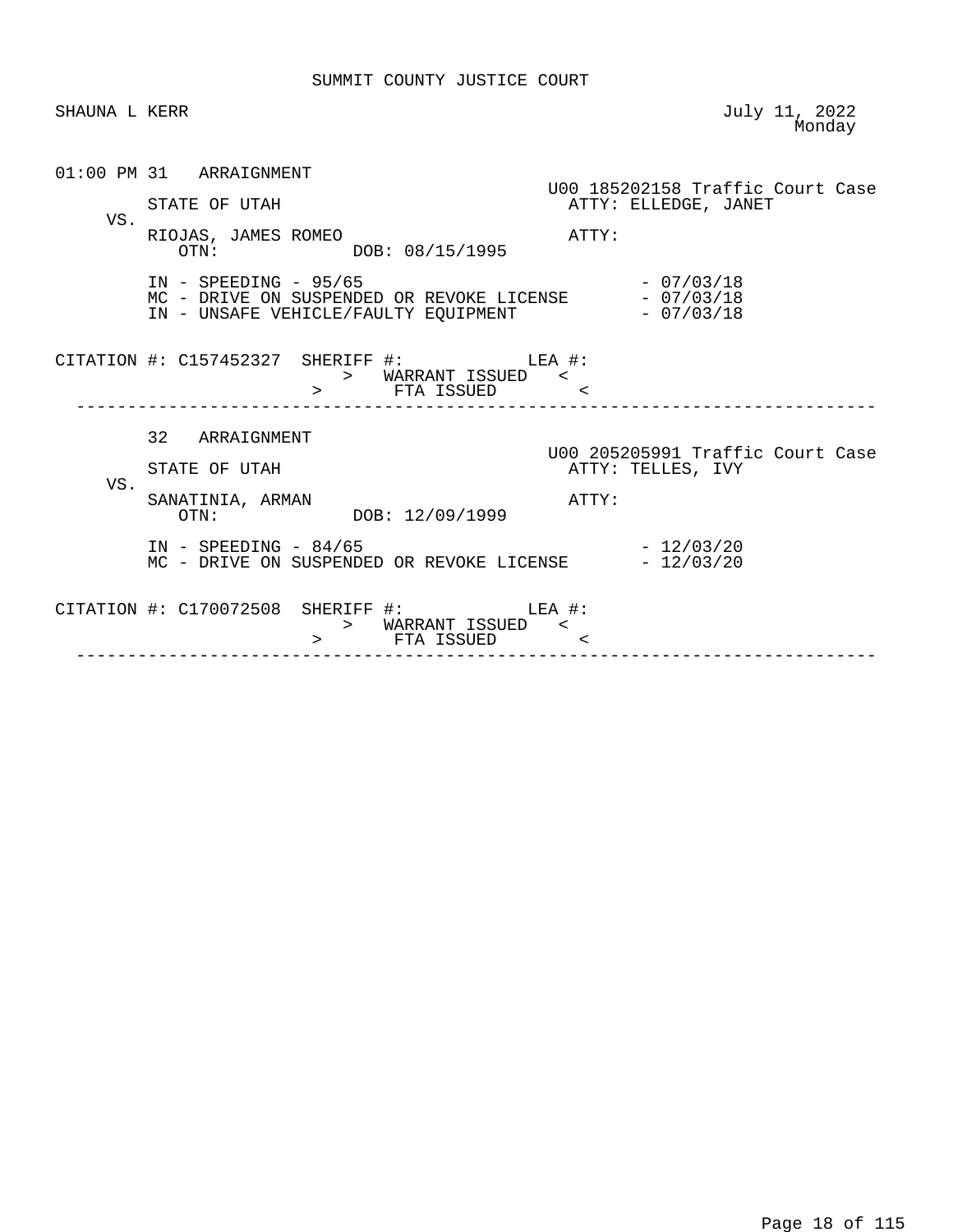SUMMIT COUNTY JUSTICE COURT

SHAUNA L KERR

July 11, 2022
Monday

```
01:00 PM 31   ARRAIGNMENT
                                                 U00 185202158 Traffic Court Case
         STATE OF UTAH                             ATTY: ELLEDGE, JANET
    VS.
         RIOJAS, JAMES ROMEO                       ATTY:
            OTN:             DOB: 08/15/1995

         IN - SPEEDING - 95/65                               - 07/03/18
         MC - DRIVE ON SUSPENDED OR REVOKE LICENSE           - 07/03/18
         IN - UNSAFE VEHICLE/FAULTY EQUIPMENT                - 07/03/18


CITATION #: C157452327  SHERIFF #:           LEA #:
                            >   WARRANT ISSUED   <
                        >       FTA ISSUED       <
-----------------------------------------------------------------------------

         32   ARRAIGNMENT
                                                 U00 205205991 Traffic Court Case
         STATE OF UTAH                             ATTY: TELLES, IVY
    VS.
         SANATINIA, ARMAN                          ATTY:
            OTN:             DOB: 12/09/1999

         IN - SPEEDING - 84/65                               - 12/03/20
         MC - DRIVE ON SUSPENDED OR REVOKE LICENSE           - 12/03/20


CITATION #: C170072508  SHERIFF #:           LEA #:
                            >   WARRANT ISSUED   <
                        >       FTA ISSUED       <
-----------------------------------------------------------------------------
```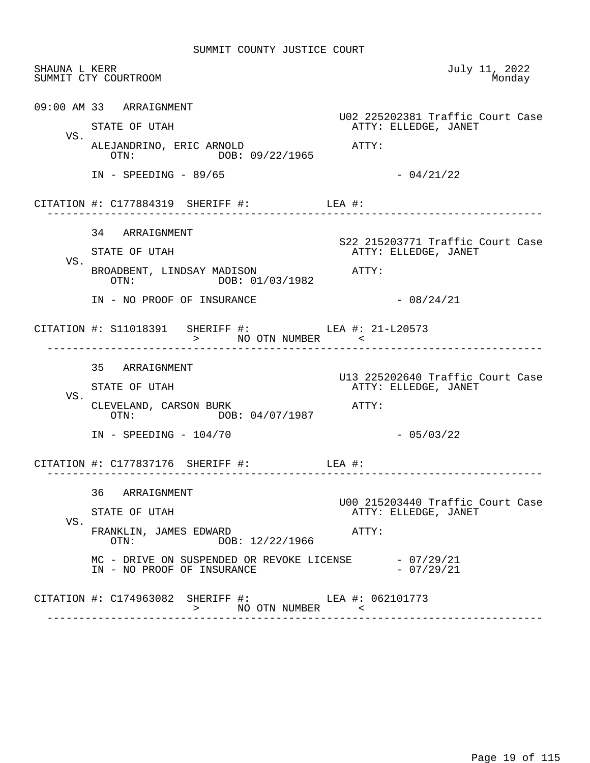# SUMMIT COUNTY JUSTICE COURT

SHAUNA L KERR
SUMMIT CTY COURTROOM

July 11, 2022
Monday

---

09:00 AM 33 ARRAIGNMENT

U02 225202381 Traffic Court Case

STATE OF UTAH — ATTY: ELLEDGE, JANET

VS.

ALEJANDRINO, ERIC ARNOLD — ATTY:
OTN: DOB: 09/22/1965

IN - SPEEDING - 89/65 - 04/21/22

CITATION #: C177884319 SHERIFF #: LEA #:

---

34 ARRAIGNMENT

S22 215203771 Traffic Court Case

STATE OF UTAH — ATTY: ELLEDGE, JANET

VS.

BROADBENT, LINDSAY MADISON — ATTY:
OTN: DOB: 01/03/1982

IN - NO PROOF OF INSURANCE - 08/24/21

CITATION #: S11018391 SHERIFF #: LEA #: 21-L20573
> NO OTN NUMBER <

---

35 ARRAIGNMENT

U13 225202640 Traffic Court Case

STATE OF UTAH — ATTY: ELLEDGE, JANET

VS.

CLEVELAND, CARSON BURK — ATTY:
OTN: DOB: 04/07/1987

IN - SPEEDING - 104/70 - 05/03/22

CITATION #: C177837176 SHERIFF #: LEA #:

---

36 ARRAIGNMENT

U00 215203440 Traffic Court Case

STATE OF UTAH — ATTY: ELLEDGE, JANET

VS.

FRANKLIN, JAMES EDWARD — ATTY:
OTN: DOB: 12/22/1966

MC - DRIVE ON SUSPENDED OR REVOKE LICENSE - 07/29/21
IN - NO PROOF OF INSURANCE - 07/29/21

CITATION #: C174963082 SHERIFF #: LEA #: 062101773
> NO OTN NUMBER <

---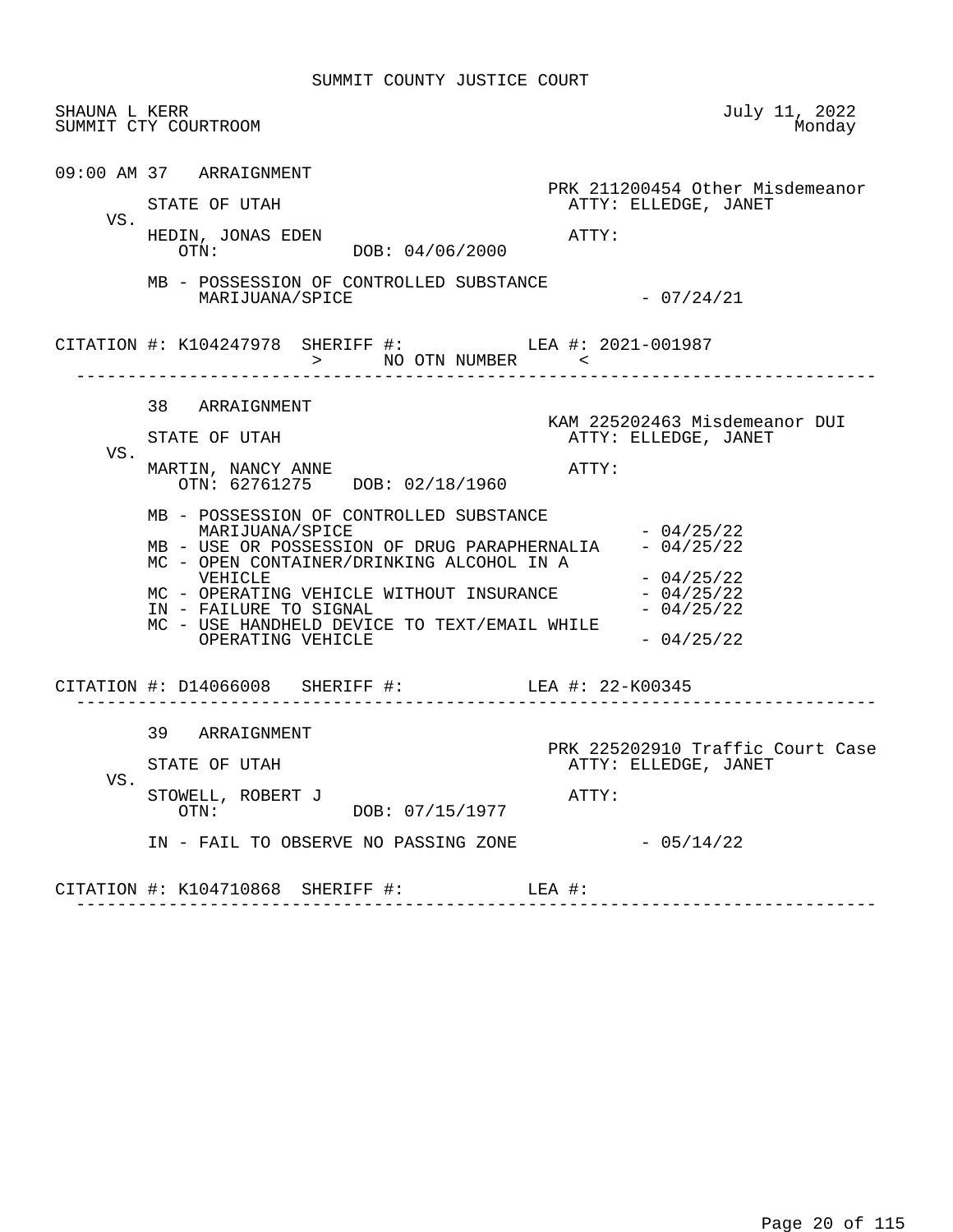SUMMIT COUNTY JUSTICE COURT

SHAUNA L KERR
SUMMIT CTY COURTROOM

July 11, 2022
Monday

09:00 AM 37 ARRAIGNMENT

PRK 211200454 Other Misdemeanor

STATE OF UTAH
ATTY: ELLEDGE, JANET

VS.

HEDIN, JONAS EDEN
ATTY:
OTN: DOB: 04/06/2000

MB - POSSESSION OF CONTROLLED SUBSTANCE MARIJUANA/SPICE - 07/24/21

CITATION #: K104247978 SHERIFF #: LEA #: 2021-001987
> NO OTN NUMBER <

---

38 ARRAIGNMENT

KAM 225202463 Misdemeanor DUI

STATE OF UTAH
ATTY: ELLEDGE, JANET

VS.

MARTIN, NANCY ANNE
ATTY:
OTN: 62761275 DOB: 02/18/1960

MB - POSSESSION OF CONTROLLED SUBSTANCE MARIJUANA/SPICE - 04/25/22
MB - USE OR POSSESSION OF DRUG PARAPHERNALIA - 04/25/22
MC - OPEN CONTAINER/DRINKING ALCOHOL IN A VEHICLE - 04/25/22
MC - OPERATING VEHICLE WITHOUT INSURANCE - 04/25/22
IN - FAILURE TO SIGNAL - 04/25/22
MC - USE HANDHELD DEVICE TO TEXT/EMAIL WHILE OPERATING VEHICLE - 04/25/22

CITATION #: D14066008 SHERIFF #: LEA #: 22-K00345

---

39 ARRAIGNMENT

PRK 225202910 Traffic Court Case

STATE OF UTAH
ATTY: ELLEDGE, JANET

VS.

STOWELL, ROBERT J
ATTY:
OTN: DOB: 07/15/1977

IN - FAIL TO OBSERVE NO PASSING ZONE - 05/14/22

CITATION #: K104710868 SHERIFF #: LEA #:

---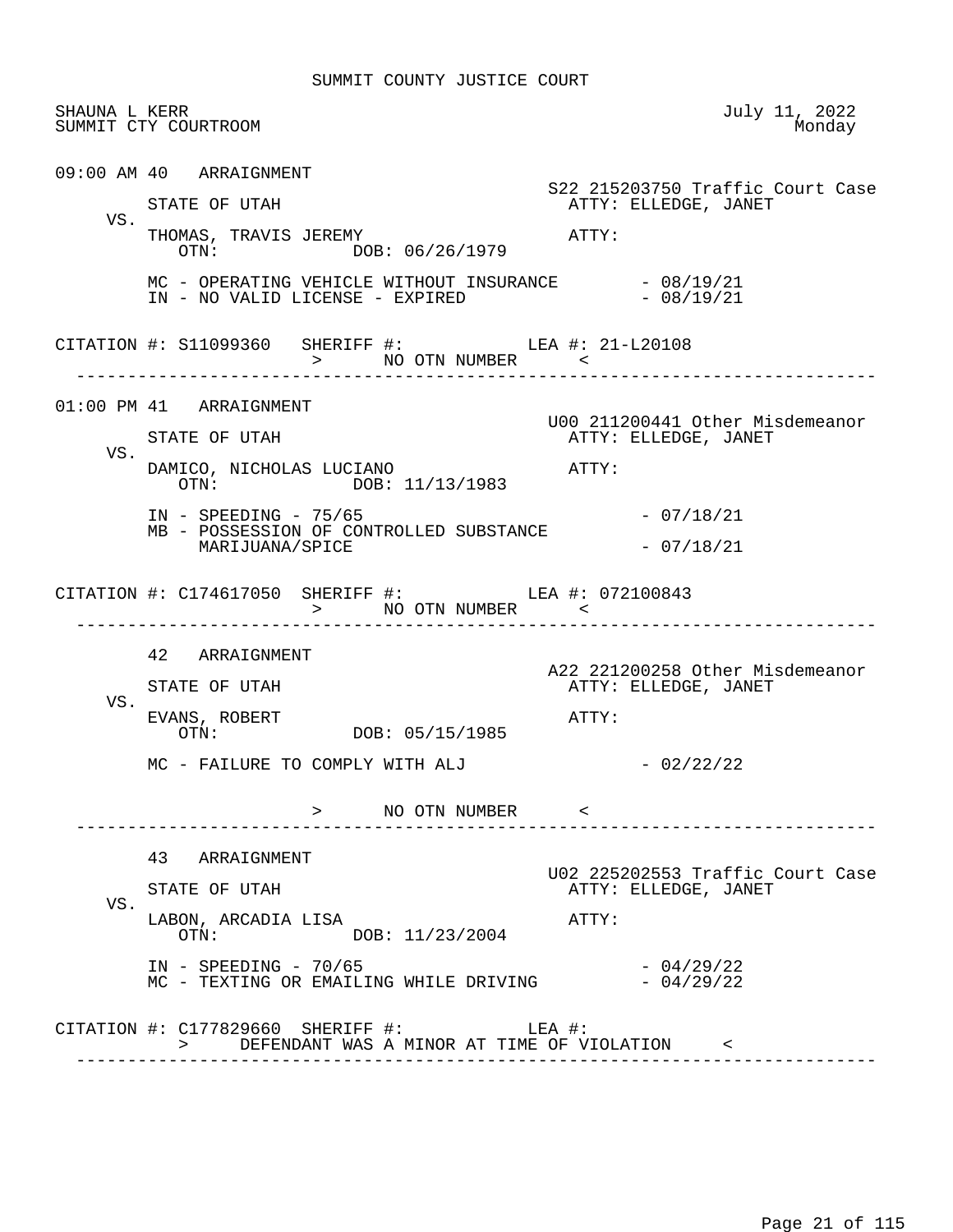SUMMIT COUNTY JUSTICE COURT

SHAUNA L KERR
SUMMIT CTY COURTROOM

July 11, 2022
Monday

---

09:00 AM 40 ARRAIGNMENT

S22 215203750 Traffic Court Case

STATE OF UTAH — ATTY: ELLEDGE, JANET

VS.

THOMAS, TRAVIS JEREMY — ATTY:
OTN: DOB: 06/26/1979

MC - OPERATING VEHICLE WITHOUT INSURANCE - 08/19/21
IN - NO VALID LICENSE - EXPIRED - 08/19/21

CITATION #: S11099360 SHERIFF #: LEA #: 21-L20108
> NO OTN NUMBER <

---

01:00 PM 41 ARRAIGNMENT

U00 211200441 Other Misdemeanor

STATE OF UTAH — ATTY: ELLEDGE, JANET

VS.

DAMICO, NICHOLAS LUCIANO — ATTY:
OTN: DOB: 11/13/1983

IN - SPEEDING - 75/65 - 07/18/21
MB - POSSESSION OF CONTROLLED SUBSTANCE MARIJUANA/SPICE - 07/18/21

CITATION #: C174617050 SHERIFF #: LEA #: 072100843
> NO OTN NUMBER <

---

42 ARRAIGNMENT

A22 221200258 Other Misdemeanor

STATE OF UTAH — ATTY: ELLEDGE, JANET

VS.

EVANS, ROBERT — ATTY:
OTN: DOB: 05/15/1985

MC - FAILURE TO COMPLY WITH ALJ - 02/22/22

> NO OTN NUMBER <

---

43 ARRAIGNMENT

U02 225202553 Traffic Court Case

STATE OF UTAH — ATTY: ELLEDGE, JANET

VS.

LABON, ARCADIA LISA — ATTY:
OTN: DOB: 11/23/2004

IN - SPEEDING - 70/65 - 04/29/22
MC - TEXTING OR EMAILING WHILE DRIVING - 04/29/22

CITATION #: C177829660 SHERIFF #: LEA #:
> DEFENDANT WAS A MINOR AT TIME OF VIOLATION <

---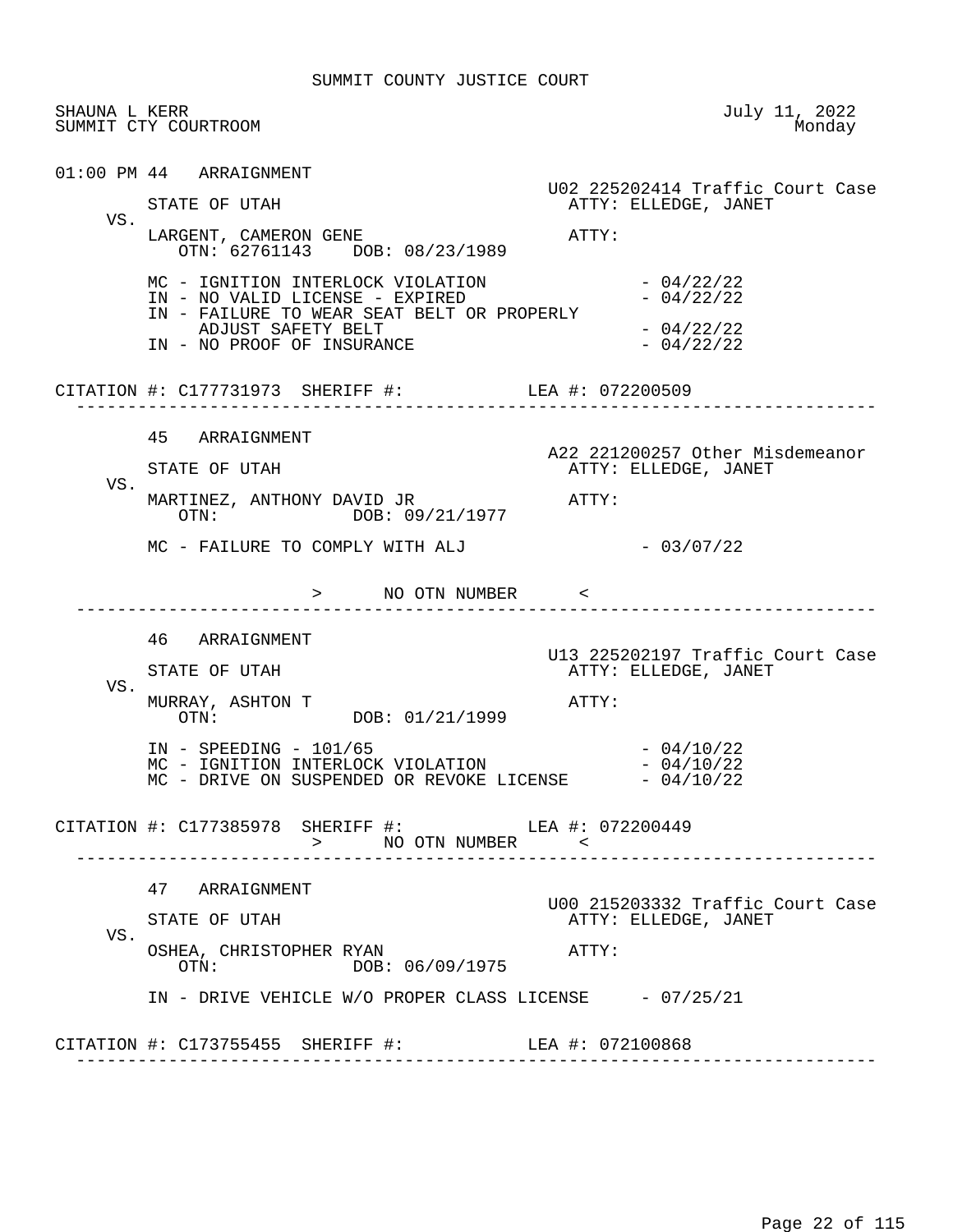SUMMIT COUNTY JUSTICE COURT

SHAUNA L KERR
SUMMIT CTY COURTROOM

July 11, 2022
Monday

```
01:00 PM 44   ARRAIGNMENT
                                                U02 225202414 Traffic Court Case
         STATE OF UTAH                            ATTY: ELLEDGE, JANET
    VS.
         LARGENT, CAMERON GENE                    ATTY:
            OTN: 62761143    DOB: 08/23/1989

         MC - IGNITION INTERLOCK VIOLATION                - 04/22/22
         IN - NO VALID LICENSE - EXPIRED                  - 04/22/22
         IN - FAILURE TO WEAR SEAT BELT OR PROPERLY
              ADJUST SAFETY BELT                          - 04/22/22
         IN - NO PROOF OF INSURANCE                       - 04/22/22

CITATION #: C177731973  SHERIFF #:           LEA #: 072200509
--------------------------------------------------------------------------------

         45   ARRAIGNMENT
                                                A22 221200257 Other Misdemeanor
         STATE OF UTAH                            ATTY: ELLEDGE, JANET
    VS.
         MARTINEZ, ANTHONY DAVID JR               ATTY:
            OTN:             DOB: 09/21/1977

         MC - FAILURE TO COMPLY WITH ALJ                  - 03/07/22

                         >      NO OTN NUMBER      <
--------------------------------------------------------------------------------

         46   ARRAIGNMENT
                                                U13 225202197 Traffic Court Case
         STATE OF UTAH                            ATTY: ELLEDGE, JANET
    VS.
         MURRAY, ASHTON T                         ATTY:
            OTN:             DOB: 01/21/1999

         IN - SPEEDING - 101/65                           - 04/10/22
         MC - IGNITION INTERLOCK VIOLATION                - 04/10/22
         MC - DRIVE ON SUSPENDED OR REVOKE LICENSE        - 04/10/22

CITATION #: C177385978  SHERIFF #:           LEA #: 072200449
                         >      NO OTN NUMBER      <
--------------------------------------------------------------------------------

         47   ARRAIGNMENT
                                                U00 215203332 Traffic Court Case
         STATE OF UTAH                            ATTY: ELLEDGE, JANET
    VS.
         OSHEA, CHRISTOPHER RYAN                  ATTY:
            OTN:             DOB: 06/09/1975

         IN - DRIVE VEHICLE W/O PROPER CLASS LICENSE      - 07/25/21

CITATION #: C173755455  SHERIFF #:           LEA #: 072100868
--------------------------------------------------------------------------------
```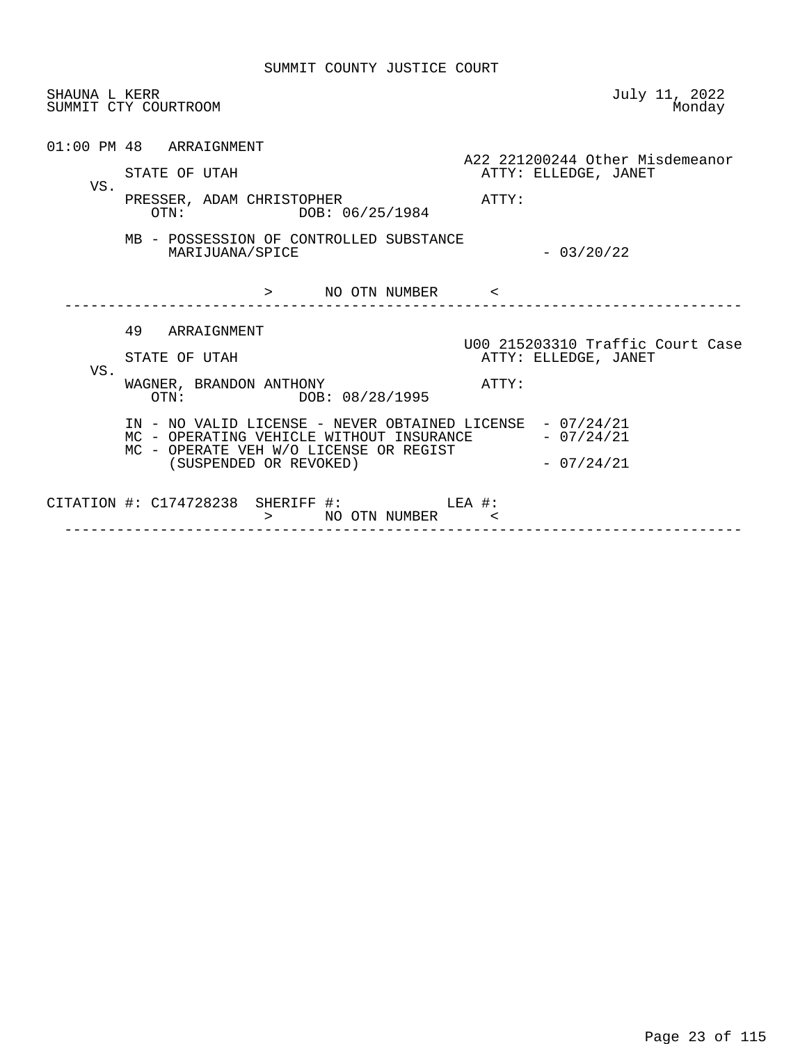SUMMIT COUNTY JUSTICE COURT

SHAUNA L KERR
SUMMIT CTY COURTROOM

July 11, 2022
Monday

01:00 PM 48 ARRAIGNMENT

A22 221200244 Other Misdemeanor

STATE OF UTAH
ATTY: ELLEDGE, JANET

VS.

PRESSER, ADAM CHRISTOPHER
ATTY:

OTN: DOB: 06/25/1984

MB - POSSESSION OF CONTROLLED SUBSTANCE MARIJUANA/SPICE - 03/20/22

> NO OTN NUMBER <

---

49 ARRAIGNMENT

U00 215203310 Traffic Court Case

STATE OF UTAH
ATTY: ELLEDGE, JANET

VS.

WAGNER, BRANDON ANTHONY
ATTY:

OTN: DOB: 08/28/1995

IN - NO VALID LICENSE - NEVER OBTAINED LICENSE - 07/24/21
MC - OPERATING VEHICLE WITHOUT INSURANCE - 07/24/21
MC - OPERATE VEH W/O LICENSE OR REGIST (SUSPENDED OR REVOKED) - 07/24/21

CITATION #: C174728238 SHERIFF #: LEA #:

> NO OTN NUMBER <

---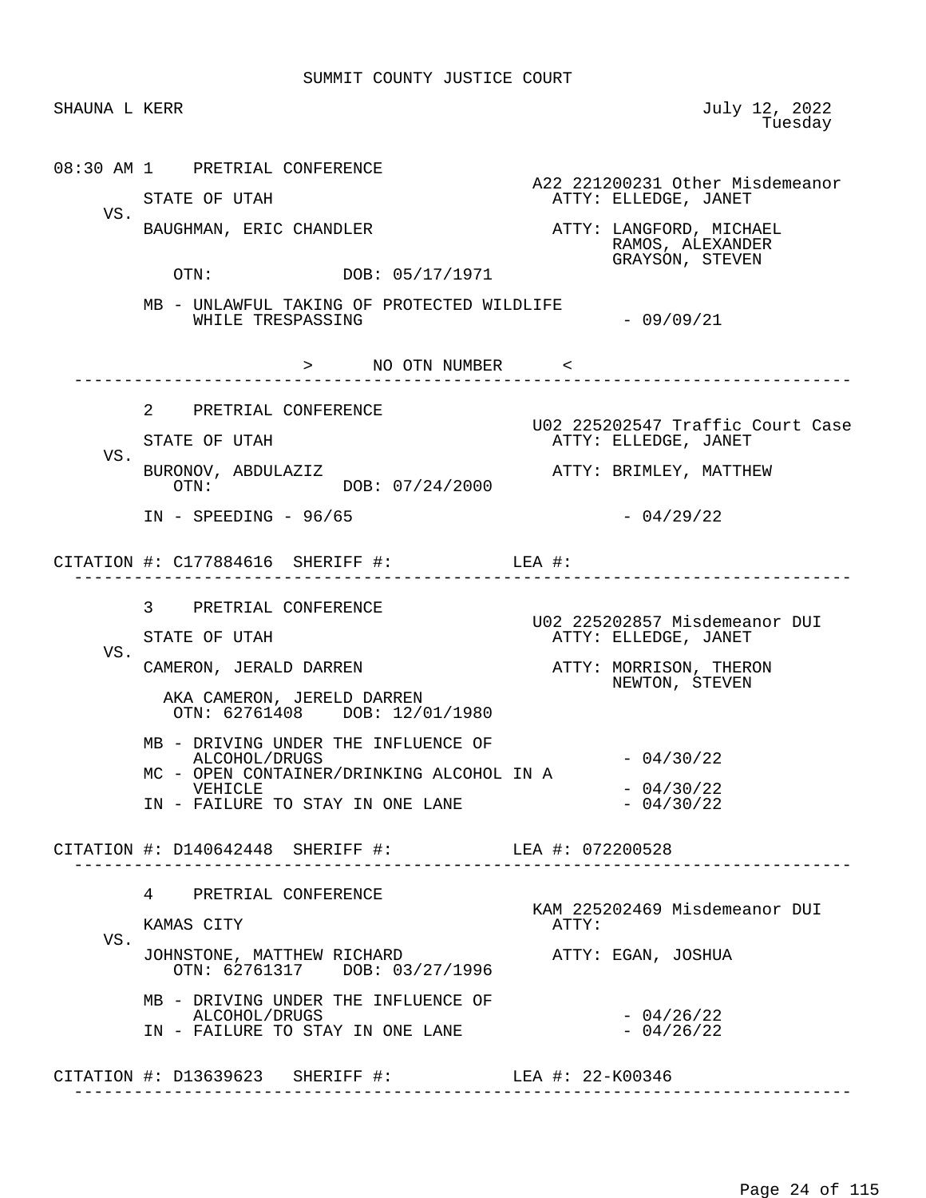SUMMIT COUNTY JUSTICE COURT

SHAUNA L KERR — July 12, 2022, Tuesday

---

**08:30 AM 1 PRETRIAL CONFERENCE**

A22 221200231 Other Misdemeanor

STATE OF UTAH — ATTY: ELLEDGE, JANET

VS.

BAUGHMAN, ERIC CHANDLER — ATTY: LANGFORD, MICHAEL; RAMOS, ALEXANDER; GRAYSON, STEVEN

OTN: DOB: 05/17/1971

MB - UNLAWFUL TAKING OF PROTECTED WILDLIFE WHILE TRESPASSING - 09/09/21

> NO OTN NUMBER <

---

**2 PRETRIAL CONFERENCE**

U02 225202547 Traffic Court Case

STATE OF UTAH — ATTY: ELLEDGE, JANET

VS.

BURONOV, ABDULAZIZ — ATTY: BRIMLEY, MATTHEW

OTN: DOB: 07/24/2000

IN - SPEEDING - 96/65 - 04/29/22

CITATION #: C177884616 SHERIFF #: LEA #:

---

**3 PRETRIAL CONFERENCE**

U02 225202857 Misdemeanor DUI

STATE OF UTAH — ATTY: ELLEDGE, JANET

VS.

CAMERON, JERALD DARREN — ATTY: MORRISON, THERON; NEWTON, STEVEN

AKA CAMERON, JERELD DARREN

OTN: 62761408 DOB: 12/01/1980

MB - DRIVING UNDER THE INFLUENCE OF ALCOHOL/DRUGS - 04/30/22

MC - OPEN CONTAINER/DRINKING ALCOHOL IN A VEHICLE - 04/30/22

IN - FAILURE TO STAY IN ONE LANE - 04/30/22

CITATION #: D140642448 SHERIFF #: LEA #: 072200528

---

**4 PRETRIAL CONFERENCE**

KAM 225202469 Misdemeanor DUI

KAMAS CITY — ATTY:

VS.

JOHNSTONE, MATTHEW RICHARD — ATTY: EGAN, JOSHUA

OTN: 62761317 DOB: 03/27/1996

MB - DRIVING UNDER THE INFLUENCE OF ALCOHOL/DRUGS - 04/26/22

IN - FAILURE TO STAY IN ONE LANE - 04/26/22

CITATION #: D13639623 SHERIFF #: LEA #: 22-K00346

---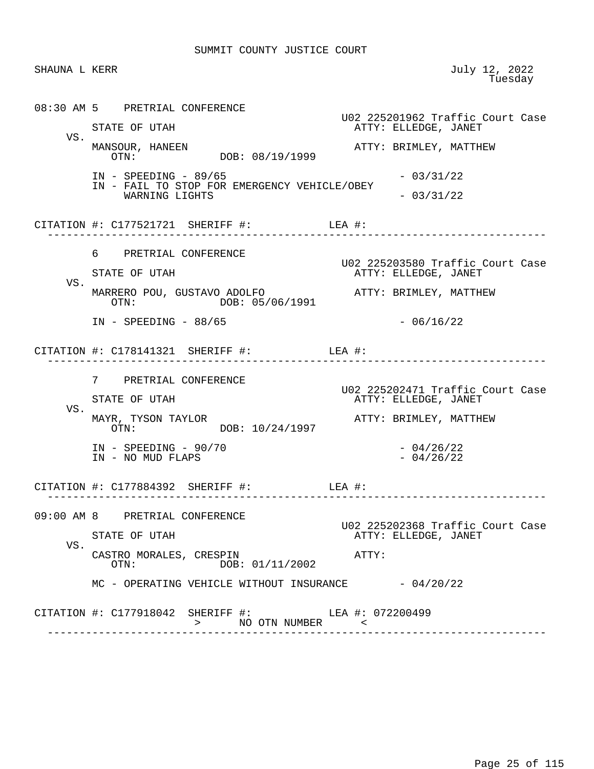SUMMIT COUNTY JUSTICE COURT

SHAUNA L KERR

July 12, 2022
Tuesday

---

**08:30 AM 5 PRETRIAL CONFERENCE**

U02 225201962 Traffic Court Case

STATE OF UTAH — ATTY: ELLEDGE, JANET

VS.

MANSOUR, HANEEN — ATTY: BRIMLEY, MATTHEW
OTN: DOB: 08/19/1999

IN - SPEEDING - 89/65 - 03/31/22
IN - FAIL TO STOP FOR EMERGENCY VEHICLE/OBEY WARNING LIGHTS - 03/31/22

CITATION #: C177521721 SHERIFF #: LEA #:

---

**6 PRETRIAL CONFERENCE**

U02 225203580 Traffic Court Case

STATE OF UTAH — ATTY: ELLEDGE, JANET

VS.

MARRERO POU, GUSTAVO ADOLFO — ATTY: BRIMLEY, MATTHEW
OTN: DOB: 05/06/1991

IN - SPEEDING - 88/65 - 06/16/22

CITATION #: C178141321 SHERIFF #: LEA #:

---

**7 PRETRIAL CONFERENCE**

U02 225202471 Traffic Court Case

STATE OF UTAH — ATTY: ELLEDGE, JANET

VS.

MAYR, TYSON TAYLOR — ATTY: BRIMLEY, MATTHEW
OTN: DOB: 10/24/1997

IN - SPEEDING - 90/70 - 04/26/22
IN - NO MUD FLAPS - 04/26/22

CITATION #: C177884392 SHERIFF #: LEA #:

---

**09:00 AM 8 PRETRIAL CONFERENCE**

U02 225202368 Traffic Court Case

STATE OF UTAH — ATTY: ELLEDGE, JANET

VS.

CASTRO MORALES, CRESPIN — ATTY:
OTN: DOB: 01/11/2002

MC - OPERATING VEHICLE WITHOUT INSURANCE - 04/20/22

CITATION #: C177918042 SHERIFF #: LEA #: 072200499
> NO OTN NUMBER <

---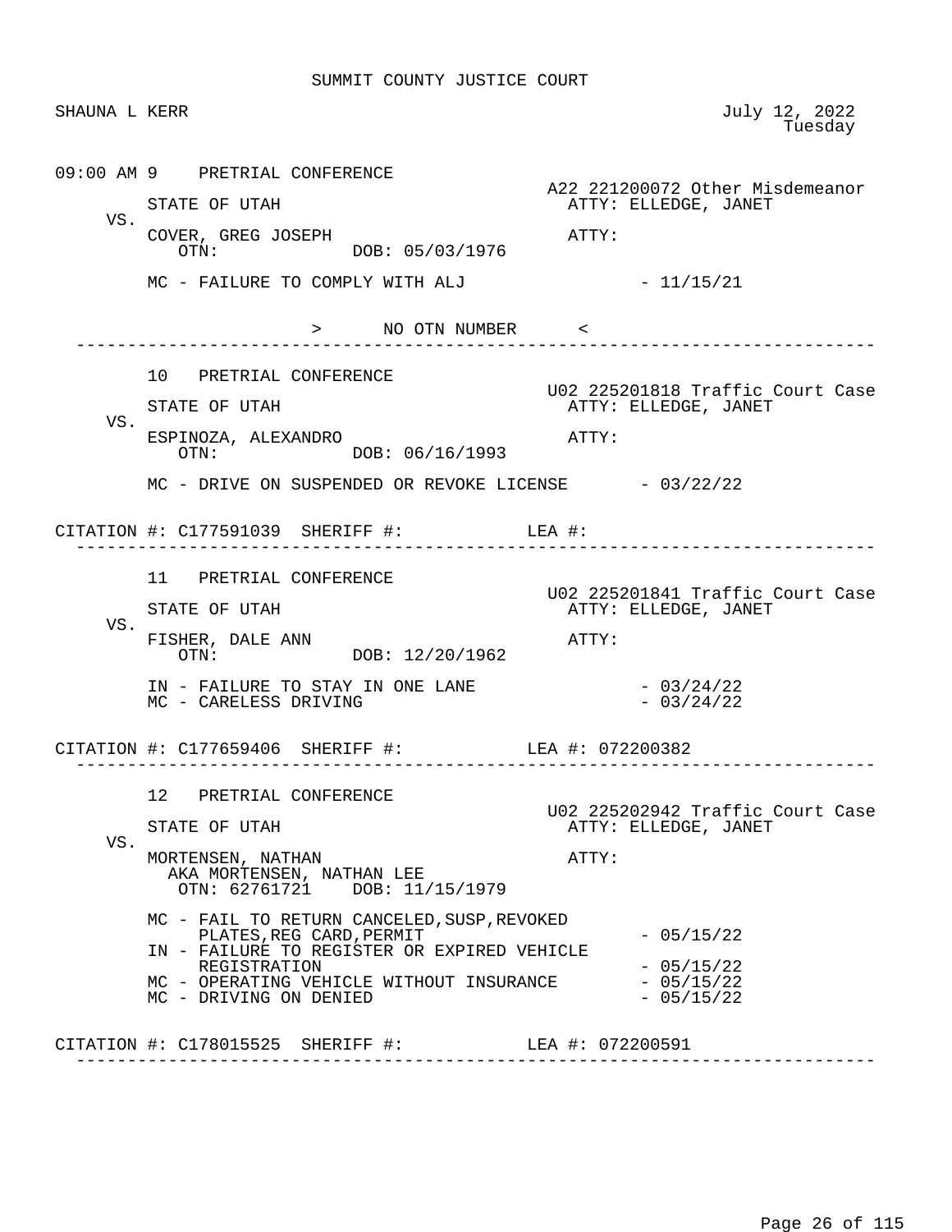SUMMIT COUNTY JUSTICE COURT

SHAUNA L KERR — July 12, 2022, Tuesday

---

09:00 AM 9 PRETRIAL CONFERENCE

A22 221200072 Other Misdemeanor

STATE OF UTAH — ATTY: ELLEDGE, JANET

VS.

COVER, GREG JOSEPH — ATTY:
OTN: DOB: 05/03/1976

MC - FAILURE TO COMPLY WITH ALJ - 11/15/21

> NO OTN NUMBER <

---

10 PRETRIAL CONFERENCE

U02 225201818 Traffic Court Case

STATE OF UTAH — ATTY: ELLEDGE, JANET

VS.

ESPINOZA, ALEXANDRO — ATTY:
OTN: DOB: 06/16/1993

MC - DRIVE ON SUSPENDED OR REVOKE LICENSE - 03/22/22

CITATION #: C177591039 SHERIFF #: LEA #:

---

11 PRETRIAL CONFERENCE

U02 225201841 Traffic Court Case

STATE OF UTAH — ATTY: ELLEDGE, JANET

VS.

FISHER, DALE ANN — ATTY:
OTN: DOB: 12/20/1962

IN - FAILURE TO STAY IN ONE LANE - 03/24/22
MC - CARELESS DRIVING - 03/24/22

CITATION #: C177659406 SHERIFF #: LEA #: 072200382

---

12 PRETRIAL CONFERENCE

U02 225202942 Traffic Court Case

STATE OF UTAH — ATTY: ELLEDGE, JANET

VS.

MORTENSEN, NATHAN — ATTY:
AKA MORTENSEN, NATHAN LEE
OTN: 62761721 DOB: 11/15/1979

MC - FAIL TO RETURN CANCELED,SUSP,REVOKED PLATES,REG CARD,PERMIT - 05/15/22
IN - FAILURE TO REGISTER OR EXPIRED VEHICLE REGISTRATION - 05/15/22
MC - OPERATING VEHICLE WITHOUT INSURANCE - 05/15/22
MC - DRIVING ON DENIED - 05/15/22

CITATION #: C178015525 SHERIFF #: LEA #: 072200591

---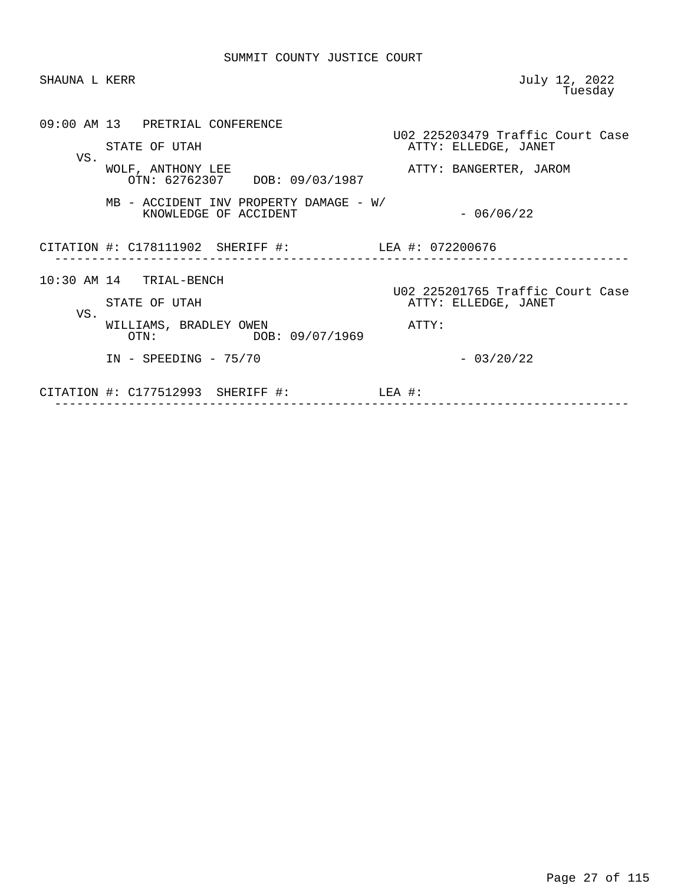SUMMIT COUNTY JUSTICE COURT

SHAUNA L KERR

July 12, 2022
Tuesday

```
09:00 AM 13   PRETRIAL CONFERENCE
                                                  U02 225203479 Traffic Court Case
        STATE OF UTAH                               ATTY: ELLEDGE, JANET
    VS.
        WOLF, ANTHONY LEE                           ATTY: BANGERTER, JAROM
           OTN: 62762307    DOB: 09/03/1987

        MB - ACCIDENT INV PROPERTY DAMAGE - W/
             KNOWLEDGE OF ACCIDENT                            - 06/06/22

CITATION #: C178111902  SHERIFF #:            LEA #: 072200676
--------------------------------------------------------------------------------

10:30 AM 14   TRIAL-BENCH
                                                  U02 225201765 Traffic Court Case
        STATE OF UTAH                               ATTY: ELLEDGE, JANET
    VS.
        WILLIAMS, BRADLEY OWEN                      ATTY:
           OTN:              DOB: 09/07/1969

        IN - SPEEDING - 75/70                                 - 03/20/22

CITATION #: C177512993  SHERIFF #:            LEA #:
--------------------------------------------------------------------------------
```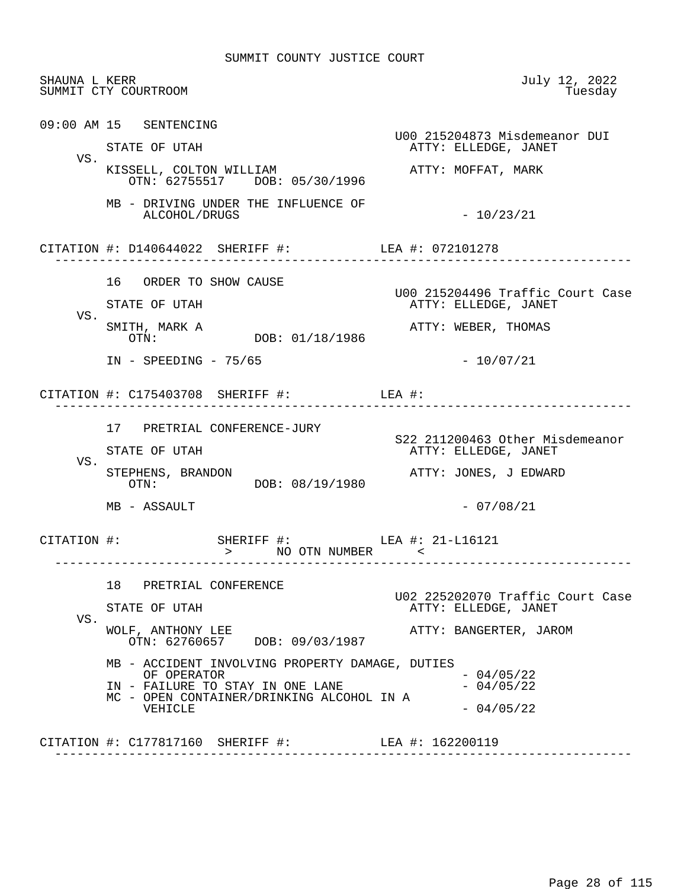SUMMIT COUNTY JUSTICE COURT

SHAUNA L KERR — July 12, 2022
SUMMIT CTY COURTROOM — Tuesday

---

09:00 AM 15 SENTENCING

U00 215204873 Misdemeanor DUI

STATE OF UTAH — ATTY: ELLEDGE, JANET

VS.

KISSELL, COLTON WILLIAM — ATTY: MOFFAT, MARK
OTN: 62755517 DOB: 05/30/1996

MB - DRIVING UNDER THE INFLUENCE OF ALCOHOL/DRUGS - 10/23/21

CITATION #: D140644022 SHERIFF #: LEA #: 072101278

---

16 ORDER TO SHOW CAUSE

U00 215204496 Traffic Court Case

STATE OF UTAH — ATTY: ELLEDGE, JANET

VS.

SMITH, MARK A — ATTY: WEBER, THOMAS
OTN: DOB: 01/18/1986

IN - SPEEDING - 75/65 - 10/07/21

CITATION #: C175403708 SHERIFF #: LEA #:

---

17 PRETRIAL CONFERENCE-JURY

S22 211200463 Other Misdemeanor

STATE OF UTAH — ATTY: ELLEDGE, JANET

VS.

STEPHENS, BRANDON — ATTY: JONES, J EDWARD
OTN: DOB: 08/19/1980

MB - ASSAULT - 07/08/21

CITATION #: SHERIFF #: LEA #: 21-L16121
> NO OTN NUMBER <

---

18 PRETRIAL CONFERENCE

U02 225202070 Traffic Court Case

STATE OF UTAH — ATTY: ELLEDGE, JANET

VS.

WOLF, ANTHONY LEE — ATTY: BANGERTER, JAROM
OTN: 62760657 DOB: 09/03/1987

MB - ACCIDENT INVOLVING PROPERTY DAMAGE, DUTIES OF OPERATOR - 04/05/22
IN - FAILURE TO STAY IN ONE LANE - 04/05/22
MC - OPEN CONTAINER/DRINKING ALCOHOL IN A VEHICLE - 04/05/22

CITATION #: C177817160 SHERIFF #: LEA #: 162200119

---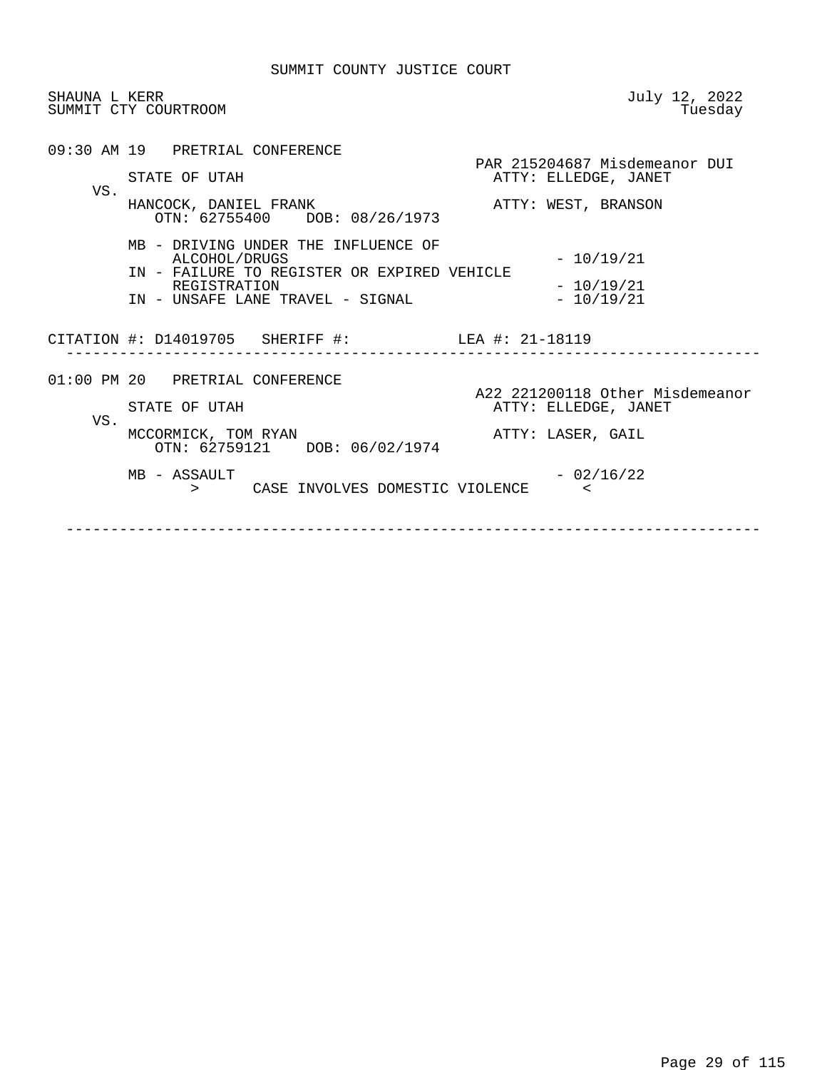SUMMIT COUNTY JUSTICE COURT

SHAUNA L KERR
SUMMIT CTY COURTROOM

July 12, 2022
Tuesday

09:30 AM 19 PRETRIAL CONFERENCE

PAR 215204687 Misdemeanor DUI

STATE OF UTAH — ATTY: ELLEDGE, JANET

VS.

HANCOCK, DANIEL FRANK — ATTY: WEST, BRANSON
OTN: 62755400 DOB: 08/26/1973

MB - DRIVING UNDER THE INFLUENCE OF ALCOHOL/DRUGS - 10/19/21
IN - FAILURE TO REGISTER OR EXPIRED VEHICLE REGISTRATION - 10/19/21
IN - UNSAFE LANE TRAVEL - SIGNAL - 10/19/21

CITATION #: D14019705 SHERIFF #: LEA #: 21-18119

---

01:00 PM 20 PRETRIAL CONFERENCE

A22 221200118 Other Misdemeanor

STATE OF UTAH — ATTY: ELLEDGE, JANET

VS.

MCCORMICK, TOM RYAN — ATTY: LASER, GAIL
OTN: 62759121 DOB: 06/02/1974

MB - ASSAULT - 02/16/22
> CASE INVOLVES DOMESTIC VIOLENCE <

---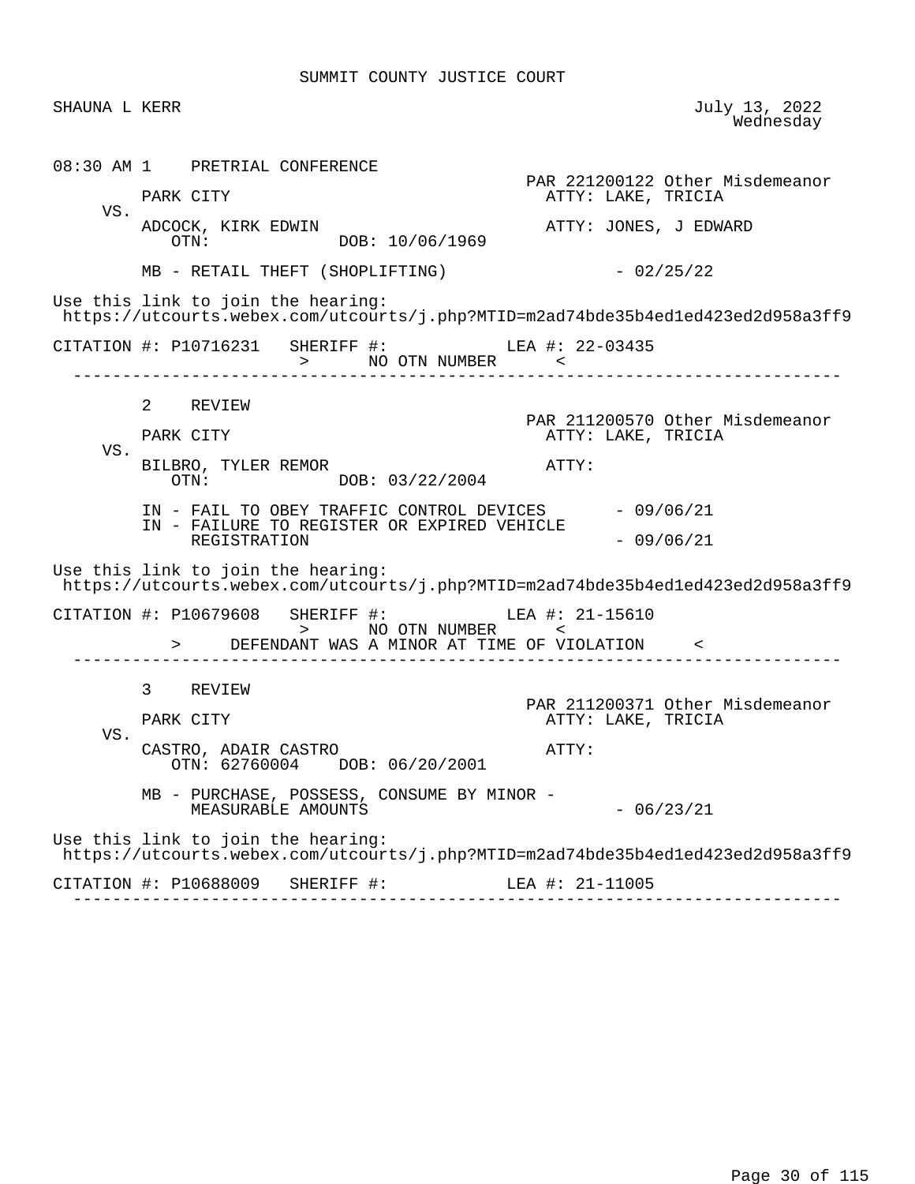SUMMIT COUNTY JUSTICE COURT

SHAUNA L KERR July 13, 2022
Wednesday

08:30 AM 1 PRETRIAL CONFERENCE

PAR 221200122 Other Misdemeanor

PARK CITY ATTY: LAKE, TRICIA

VS.

ADCOCK, KIRK EDWIN ATTY: JONES, J EDWARD
OTN: DOB: 10/06/1969

MB - RETAIL THEFT (SHOPLIFTING) - 02/25/22

Use this link to join the hearing:
https://utcourts.webex.com/utcourts/j.php?MTID=m2ad74bde35b4ed1ed423ed2d958a3ff9

CITATION #: P10716231 SHERIFF #: LEA #: 22-03435
> NO OTN NUMBER <

---

2 REVIEW

PAR 211200570 Other Misdemeanor

PARK CITY ATTY: LAKE, TRICIA

VS.

BILBRO, TYLER REMOR ATTY:
OTN: DOB: 03/22/2004

IN - FAIL TO OBEY TRAFFIC CONTROL DEVICES - 09/06/21
IN - FAILURE TO REGISTER OR EXPIRED VEHICLE REGISTRATION - 09/06/21

Use this link to join the hearing:
https://utcourts.webex.com/utcourts/j.php?MTID=m2ad74bde35b4ed1ed423ed2d958a3ff9

CITATION #: P10679608 SHERIFF #: LEA #: 21-15610
> NO OTN NUMBER <
> DEFENDANT WAS A MINOR AT TIME OF VIOLATION <

---

3 REVIEW

PAR 211200371 Other Misdemeanor

PARK CITY ATTY: LAKE, TRICIA

VS.

CASTRO, ADAIR CASTRO ATTY:
OTN: 62760004 DOB: 06/20/2001

MB - PURCHASE, POSSESS, CONSUME BY MINOR - MEASURABLE AMOUNTS - 06/23/21

Use this link to join the hearing:
https://utcourts.webex.com/utcourts/j.php?MTID=m2ad74bde35b4ed1ed423ed2d958a3ff9

CITATION #: P10688009 SHERIFF #: LEA #: 21-11005

---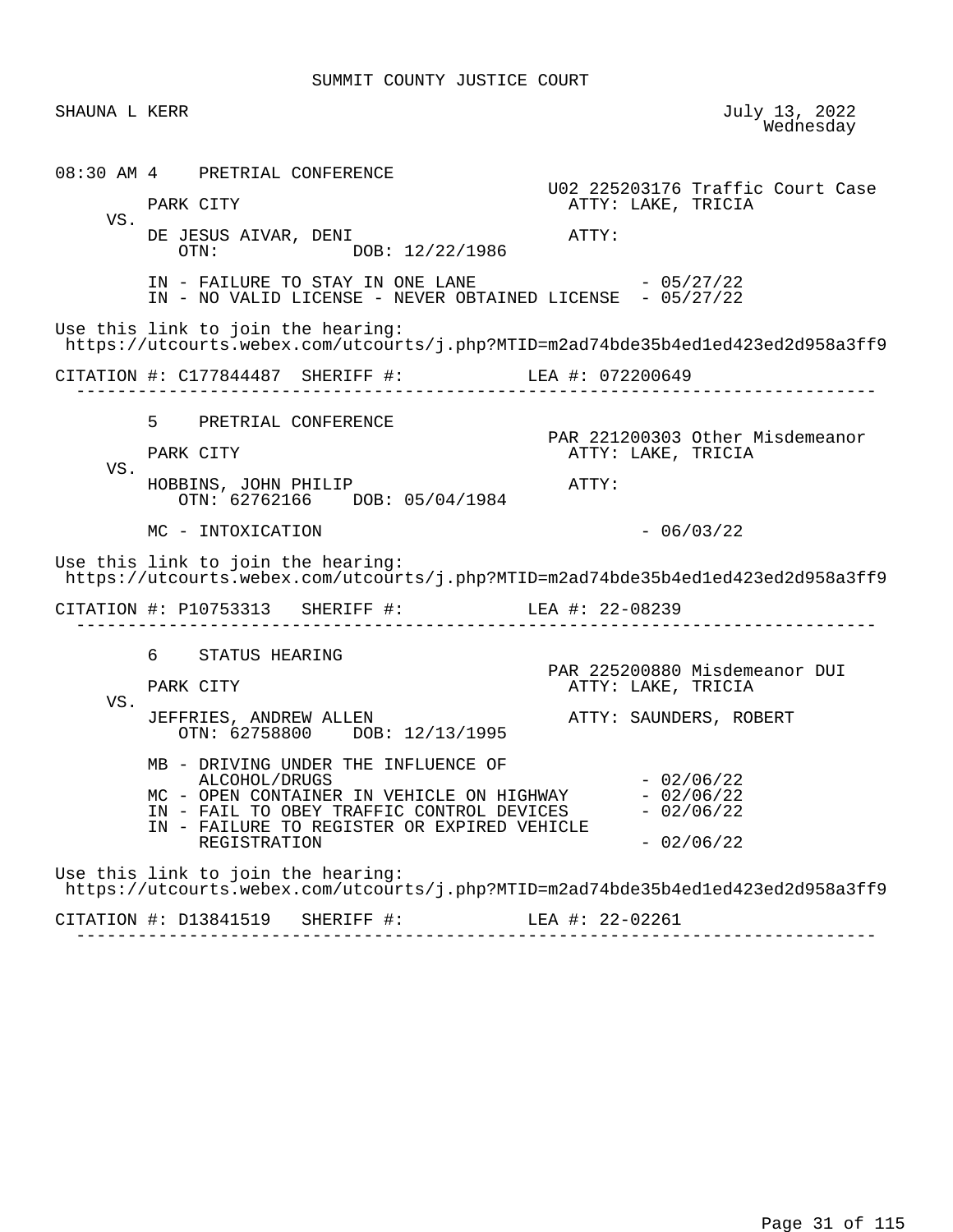SUMMIT COUNTY JUSTICE COURT

SHAUNA L KERR — July 13, 2022, Wednesday

---

**08:30 AM 4 PRETRIAL CONFERENCE**

U02 225203176 Traffic Court Case

PARK CITY — ATTY: LAKE, TRICIA

VS.

DE JESUS AIVAR, DENI — ATTY:

OTN: DOB: 12/22/1986

IN - FAILURE TO STAY IN ONE LANE - 05/27/22
IN - NO VALID LICENSE - NEVER OBTAINED LICENSE - 05/27/22

Use this link to join the hearing:
https://utcourts.webex.com/utcourts/j.php?MTID=m2ad74bde35b4ed1ed423ed2d958a3ff9

CITATION #: C177844487 SHERIFF #: LEA #: 072200649

---

**5 PRETRIAL CONFERENCE**

PAR 221200303 Other Misdemeanor

PARK CITY — ATTY: LAKE, TRICIA

VS.

HOBBINS, JOHN PHILIP — ATTY:

OTN: 62762166 DOB: 05/04/1984

MC - INTOXICATION - 06/03/22

Use this link to join the hearing:
https://utcourts.webex.com/utcourts/j.php?MTID=m2ad74bde35b4ed1ed423ed2d958a3ff9

CITATION #: P10753313 SHERIFF #: LEA #: 22-08239

---

**6 STATUS HEARING**

PAR 225200880 Misdemeanor DUI

PARK CITY — ATTY: LAKE, TRICIA

VS.

JEFFRIES, ANDREW ALLEN — ATTY: SAUNDERS, ROBERT

OTN: 62758800 DOB: 12/13/1995

MB - DRIVING UNDER THE INFLUENCE OF ALCOHOL/DRUGS - 02/06/22
MC - OPEN CONTAINER IN VEHICLE ON HIGHWAY - 02/06/22
IN - FAIL TO OBEY TRAFFIC CONTROL DEVICES - 02/06/22
IN - FAILURE TO REGISTER OR EXPIRED VEHICLE REGISTRATION - 02/06/22

Use this link to join the hearing:
https://utcourts.webex.com/utcourts/j.php?MTID=m2ad74bde35b4ed1ed423ed2d958a3ff9

CITATION #: D13841519 SHERIFF #: LEA #: 22-02261

---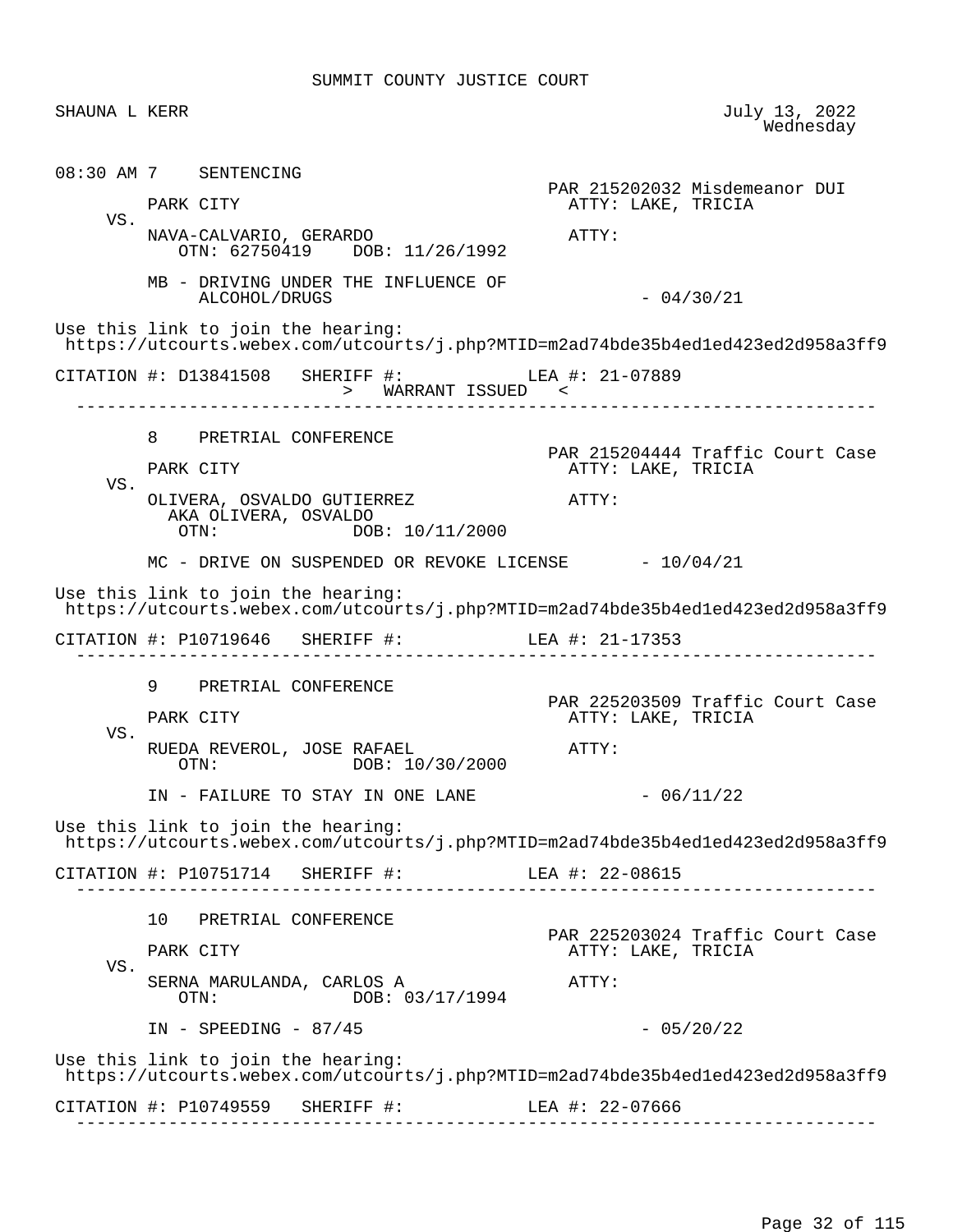SUMMIT COUNTY JUSTICE COURT

SHAUNA L KERR — July 13, 2022, Wednesday

---

**08:30 AM 7 SENTENCING**

PARK CITY VS. NAVA-CALVARIO, GERARDO

PAR 215202032 Misdemeanor DUI
ATTY: LAKE, TRICIA
ATTY:

OTN: 62750419 DOB: 11/26/1992

MB - DRIVING UNDER THE INFLUENCE OF ALCOHOL/DRUGS - 04/30/21

Use this link to join the hearing:
https://utcourts.webex.com/utcourts/j.php?MTID=m2ad74bde35b4ed1ed423ed2d958a3ff9

CITATION #: D13841508 SHERIFF #: LEA #: 21-07889

> WARRANT ISSUED <

---

**8 PRETRIAL CONFERENCE**

PARK CITY VS. OLIVERA, OSVALDO GUTIERREZ
AKA OLIVERA, OSVALDO

PAR 215204444 Traffic Court Case
ATTY: LAKE, TRICIA
ATTY:

OTN: DOB: 10/11/2000

MC - DRIVE ON SUSPENDED OR REVOKE LICENSE - 10/04/21

Use this link to join the hearing:
https://utcourts.webex.com/utcourts/j.php?MTID=m2ad74bde35b4ed1ed423ed2d958a3ff9

CITATION #: P10719646 SHERIFF #: LEA #: 21-17353

---

**9 PRETRIAL CONFERENCE**

PARK CITY VS. RUEDA REVEROL, JOSE RAFAEL

PAR 225203509 Traffic Court Case
ATTY: LAKE, TRICIA
ATTY:

OTN: DOB: 10/30/2000

IN - FAILURE TO STAY IN ONE LANE - 06/11/22

Use this link to join the hearing:
https://utcourts.webex.com/utcourts/j.php?MTID=m2ad74bde35b4ed1ed423ed2d958a3ff9

CITATION #: P10751714 SHERIFF #: LEA #: 22-08615

---

**10 PRETRIAL CONFERENCE**

PARK CITY VS. SERNA MARULANDA, CARLOS A

PAR 225203024 Traffic Court Case
ATTY: LAKE, TRICIA
ATTY:

OTN: DOB: 03/17/1994

IN - SPEEDING - 87/45 - 05/20/22

Use this link to join the hearing:
https://utcourts.webex.com/utcourts/j.php?MTID=m2ad74bde35b4ed1ed423ed2d958a3ff9

CITATION #: P10749559 SHERIFF #: LEA #: 22-07666

---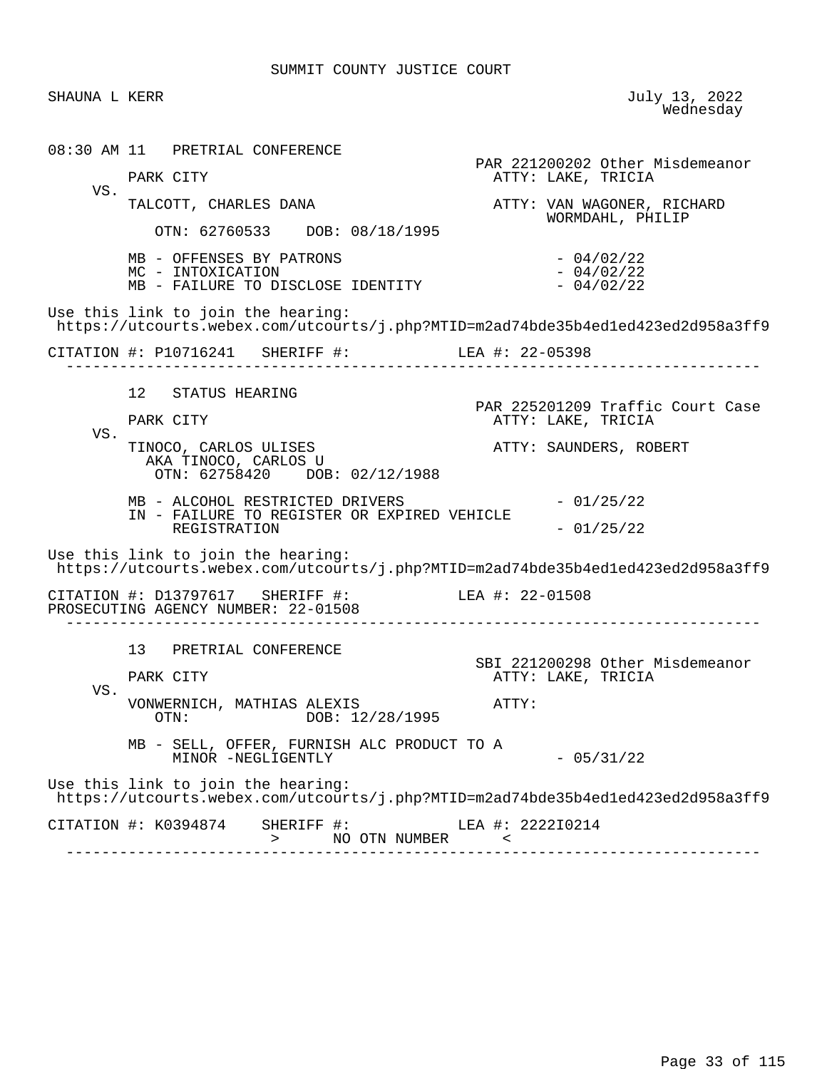SUMMIT COUNTY JUSTICE COURT

SHAUNA L KERR

July 13, 2022
Wednesday

---

**08:30 AM 11 PRETRIAL CONFERENCE**

PAR 221200202 Other Misdemeanor

PARK CITY — ATTY: LAKE, TRICIA

VS.

TALCOTT, CHARLES DANA — ATTY: VAN WAGONER, RICHARD; WORMDAHL, PHILIP

OTN: 62760533 DOB: 08/18/1995

- MB - OFFENSES BY PATRONS - 04/02/22
- MC - INTOXICATION - 04/02/22
- MB - FAILURE TO DISCLOSE IDENTITY - 04/02/22

Use this link to join the hearing:
https://utcourts.webex.com/utcourts/j.php?MTID=m2ad74bde35b4ed1ed423ed2d958a3ff9

CITATION #: P10716241 SHERIFF #: LEA #: 22-05398

---

**12 STATUS HEARING**

PAR 225201209 Traffic Court Case

PARK CITY — ATTY: LAKE, TRICIA

VS.

TINOCO, CARLOS ULISES — ATTY: SAUNDERS, ROBERT
AKA TINOCO, CARLOS U
OTN: 62758420 DOB: 02/12/1988

- MB - ALCOHOL RESTRICTED DRIVERS - 01/25/22
- IN - FAILURE TO REGISTER OR EXPIRED VEHICLE REGISTRATION - 01/25/22

Use this link to join the hearing:
https://utcourts.webex.com/utcourts/j.php?MTID=m2ad74bde35b4ed1ed423ed2d958a3ff9

CITATION #: D13797617 SHERIFF #: LEA #: 22-01508
PROSECUTING AGENCY NUMBER: 22-01508

---

**13 PRETRIAL CONFERENCE**

SBI 221200298 Other Misdemeanor

PARK CITY — ATTY: LAKE, TRICIA

VS.

VONWERNICH, MATHIAS ALEXIS — ATTY:
OTN: DOB: 12/28/1995

- MB - SELL, OFFER, FURNISH ALC PRODUCT TO A MINOR -NEGLIGENTLY - 05/31/22

Use this link to join the hearing:
https://utcourts.webex.com/utcourts/j.php?MTID=m2ad74bde35b4ed1ed423ed2d958a3ff9

CITATION #: K0394874 SHERIFF #: LEA #: 2222I0214
> NO OTN NUMBER <

---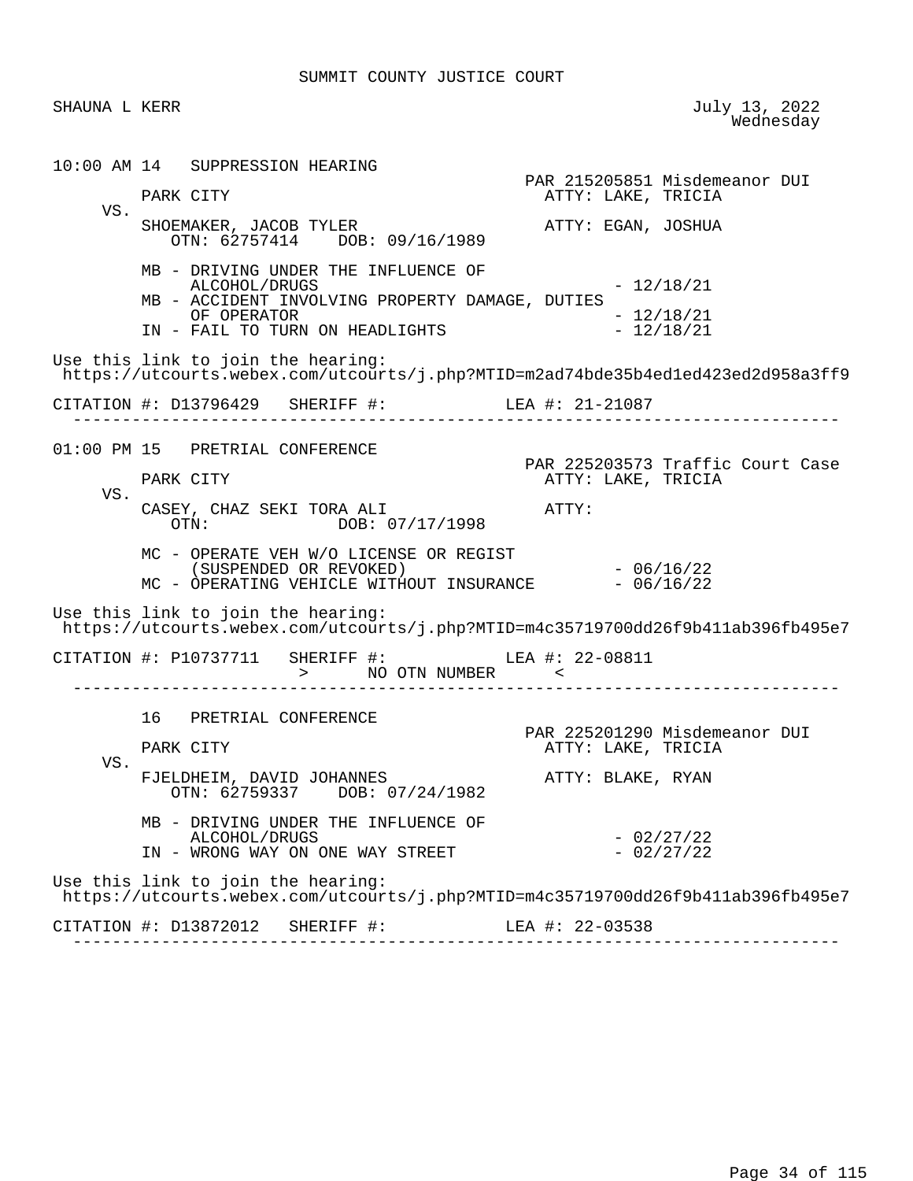SUMMIT COUNTY JUSTICE COURT

SHAUNA L KERR

July 13, 2022
Wednesday

```
10:00 AM 14   SUPPRESSION HEARING
                                                  PAR 215205851 Misdemeanor DUI
         PARK CITY                                  ATTY: LAKE, TRICIA
     VS.
         SHOEMAKER, JACOB TYLER                     ATTY: EGAN, JOSHUA
            OTN: 62757414    DOB: 09/16/1989

         MB - DRIVING UNDER THE INFLUENCE OF
              ALCOHOL/DRUGS                                  - 12/18/21
         MB - ACCIDENT INVOLVING PROPERTY DAMAGE, DUTIES
              OF OPERATOR                                    - 12/18/21
         IN - FAIL TO TURN ON HEADLIGHTS                     - 12/18/21

Use this link to join the hearing:
 https://utcourts.webex.com/utcourts/j.php?MTID=m2ad74bde35b4ed1ed423ed2d958a3ff9

CITATION #: D13796429   SHERIFF #:            LEA #: 21-21087
  ------------------------------------------------------------------------------

01:00 PM 15   PRETRIAL CONFERENCE
                                                  PAR 225203573 Traffic Court Case
         PARK CITY                                  ATTY: LAKE, TRICIA
     VS.
         CASEY, CHAZ SEKI TORA ALI                  ATTY:
            OTN:             DOB: 07/17/1998

         MC - OPERATE VEH W/O LICENSE OR REGIST
              (SUSPENDED OR REVOKED)                         - 06/16/22
         MC - OPERATING VEHICLE WITHOUT INSURANCE            - 06/16/22

Use this link to join the hearing:
 https://utcourts.webex.com/utcourts/j.php?MTID=m4c35719700dd26f9b411ab396fb495e7

CITATION #: P10737711   SHERIFF #:            LEA #: 22-08811
                      >      NO OTN NUMBER      <
  ------------------------------------------------------------------------------

         16   PRETRIAL CONFERENCE
                                                  PAR 225201290 Misdemeanor DUI
         PARK CITY                                  ATTY: LAKE, TRICIA
     VS.
         FJELDHEIM, DAVID JOHANNES                  ATTY: BLAKE, RYAN
            OTN: 62759337    DOB: 07/24/1982

         MB - DRIVING UNDER THE INFLUENCE OF
              ALCOHOL/DRUGS                                  - 02/27/22
         IN - WRONG WAY ON ONE WAY STREET                    - 02/27/22

Use this link to join the hearing:
 https://utcourts.webex.com/utcourts/j.php?MTID=m4c35719700dd26f9b411ab396fb495e7

CITATION #: D13872012   SHERIFF #:            LEA #: 22-03538
  ------------------------------------------------------------------------------
```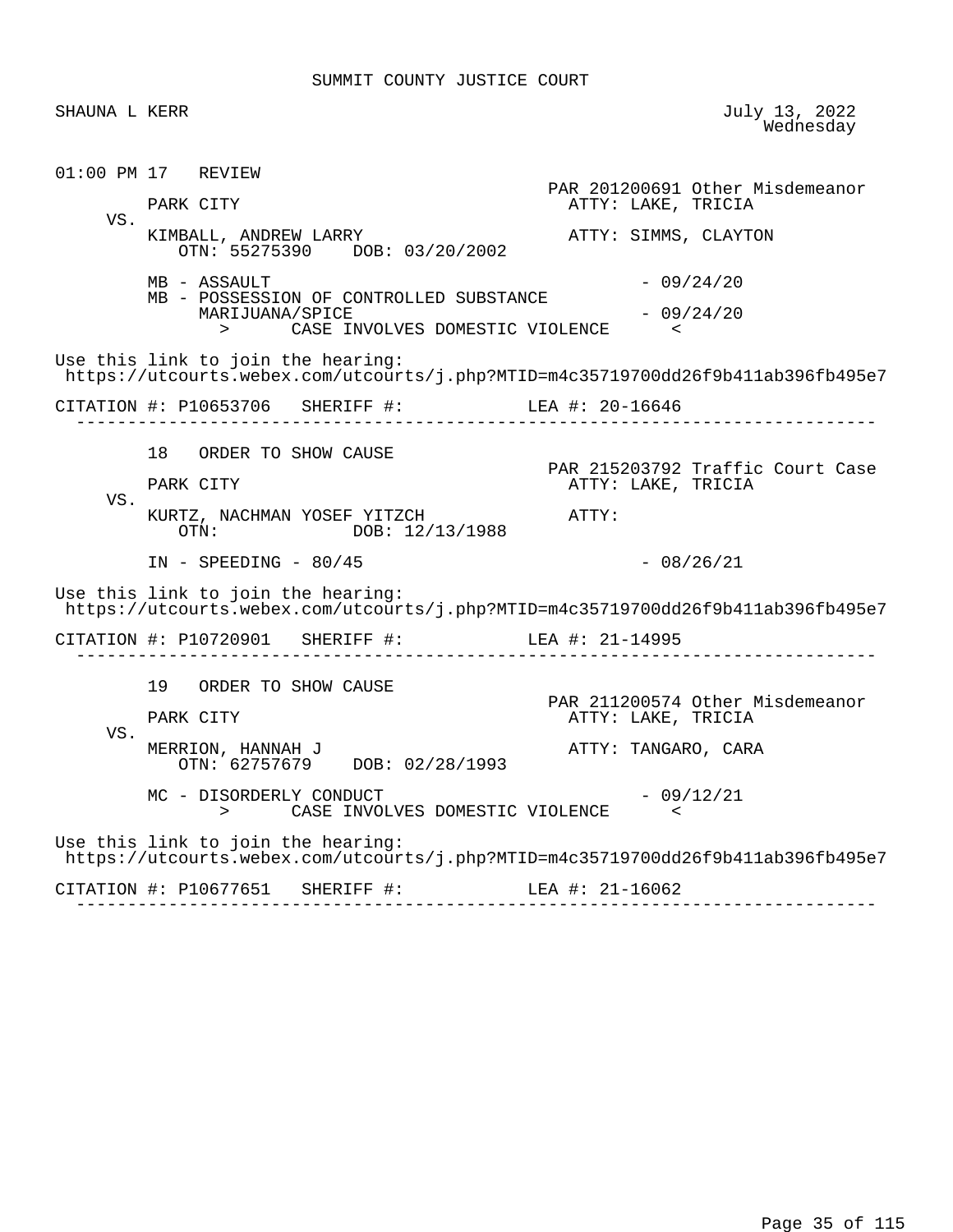SUMMIT COUNTY JUSTICE COURT

SHAUNA L KERR — July 13, 2022, Wednesday

```
01:00 PM 17   REVIEW
                                                     PAR 201200691 Other Misdemeanor
         PARK CITY                                     ATTY: LAKE, TRICIA
     VS.
         KIMBALL, ANDREW LARRY                         ATTY: SIMMS, CLAYTON
            OTN: 55275390    DOB: 03/20/2002

         MB - ASSAULT                                          - 09/24/20
         MB - POSSESSION OF CONTROLLED SUBSTANCE
              MARIJUANA/SPICE                                  - 09/24/20
                 >      CASE INVOLVES DOMESTIC VIOLENCE      <

Use this link to join the hearing:
 https://utcourts.webex.com/utcourts/j.php?MTID=m4c35719700dd26f9b411ab396fb495e7

CITATION #: P10653706   SHERIFF #:            LEA #: 20-16646
  -----------------------------------------------------------------------------

         18   ORDER TO SHOW CAUSE
                                                     PAR 215203792 Traffic Court Case
         PARK CITY                                     ATTY: LAKE, TRICIA
     VS.
         KURTZ, NACHMAN YOSEF YITZCH                   ATTY:
            OTN:             DOB: 12/13/1988

         IN - SPEEDING - 80/45                                 - 08/26/21

Use this link to join the hearing:
 https://utcourts.webex.com/utcourts/j.php?MTID=m4c35719700dd26f9b411ab396fb495e7

CITATION #: P10720901   SHERIFF #:            LEA #: 21-14995
  -----------------------------------------------------------------------------

         19   ORDER TO SHOW CAUSE
                                                     PAR 211200574 Other Misdemeanor
         PARK CITY                                     ATTY: LAKE, TRICIA
     VS.
         MERRION, HANNAH J                             ATTY: TANGARO, CARA
            OTN: 62757679    DOB: 02/28/1993

         MC - DISORDERLY CONDUCT                               - 09/12/21
                 >      CASE INVOLVES DOMESTIC VIOLENCE      <

Use this link to join the hearing:
 https://utcourts.webex.com/utcourts/j.php?MTID=m4c35719700dd26f9b411ab396fb495e7

CITATION #: P10677651   SHERIFF #:            LEA #: 21-16062
  -----------------------------------------------------------------------------
```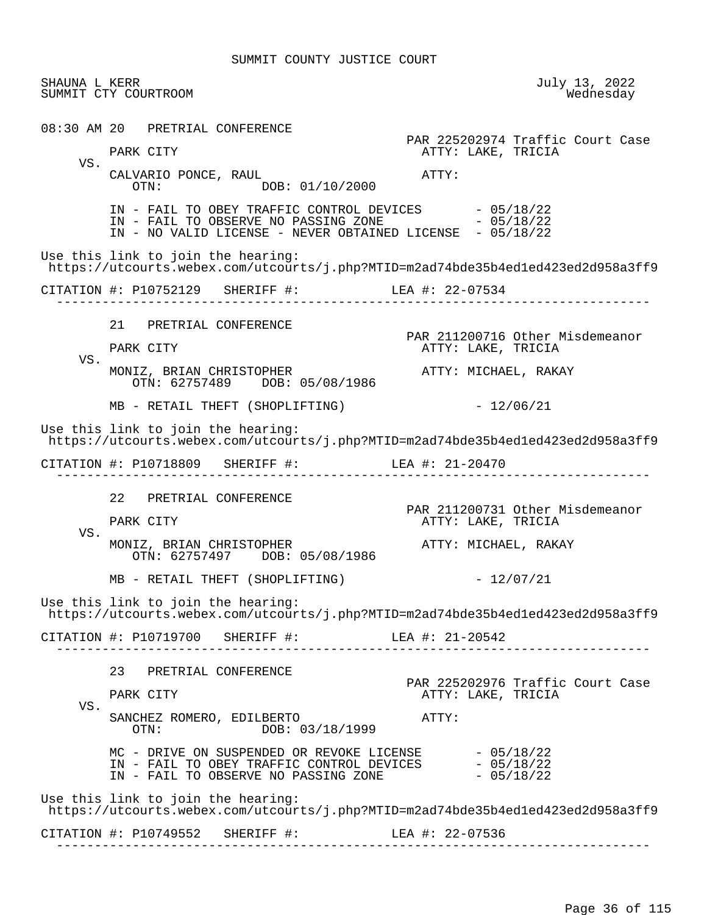SUMMIT COUNTY JUSTICE COURT

SHAUNA L KERR                                                    July 13, 2022
SUMMIT CTY COURTROOM                                             Wednesday

08:30 AM 20   PRETRIAL CONFERENCE

PAR 225202974 Traffic Court Case

PARK CITY                                   ATTY: LAKE, TRICIA

VS.

CALVARIO PONCE, RAUL                        ATTY:
OTN:            DOB: 01/10/2000

IN - FAIL TO OBEY TRAFFIC CONTROL DEVICES       - 05/18/22
IN - FAIL TO OBSERVE NO PASSING ZONE            - 05/18/22
IN - NO VALID LICENSE - NEVER OBTAINED LICENSE  - 05/18/22

Use this link to join the hearing:
https://utcourts.webex.com/utcourts/j.php?MTID=m2ad74bde35b4ed1ed423ed2d958a3ff9

CITATION #: P10752129   SHERIFF #:            LEA #: 22-07534

---

21   PRETRIAL CONFERENCE

PAR 211200716 Other Misdemeanor

PARK CITY                                   ATTY: LAKE, TRICIA

VS.

MONIZ, BRIAN CHRISTOPHER                    ATTY: MICHAEL, RAKAY
OTN: 62757489    DOB: 05/08/1986

MB - RETAIL THEFT (SHOPLIFTING)                 - 12/06/21

Use this link to join the hearing:
https://utcourts.webex.com/utcourts/j.php?MTID=m2ad74bde35b4ed1ed423ed2d958a3ff9

CITATION #: P10718809   SHERIFF #:            LEA #: 21-20470

---

22   PRETRIAL CONFERENCE

PAR 211200731 Other Misdemeanor

PARK CITY                                   ATTY: LAKE, TRICIA

VS.

MONIZ, BRIAN CHRISTOPHER                    ATTY: MICHAEL, RAKAY
OTN: 62757497    DOB: 05/08/1986

MB - RETAIL THEFT (SHOPLIFTING)                 - 12/07/21

Use this link to join the hearing:
https://utcourts.webex.com/utcourts/j.php?MTID=m2ad74bde35b4ed1ed423ed2d958a3ff9

CITATION #: P10719700   SHERIFF #:            LEA #: 21-20542

---

23   PRETRIAL CONFERENCE

PAR 225202976 Traffic Court Case

PARK CITY                                   ATTY: LAKE, TRICIA

VS.

SANCHEZ ROMERO, EDILBERTO                   ATTY:
OTN:            DOB: 03/18/1999

MC - DRIVE ON SUSPENDED OR REVOKE LICENSE       - 05/18/22
IN - FAIL TO OBEY TRAFFIC CONTROL DEVICES       - 05/18/22
IN - FAIL TO OBSERVE NO PASSING ZONE            - 05/18/22

Use this link to join the hearing:
https://utcourts.webex.com/utcourts/j.php?MTID=m2ad74bde35b4ed1ed423ed2d958a3ff9

CITATION #: P10749552   SHERIFF #:            LEA #: 22-07536

---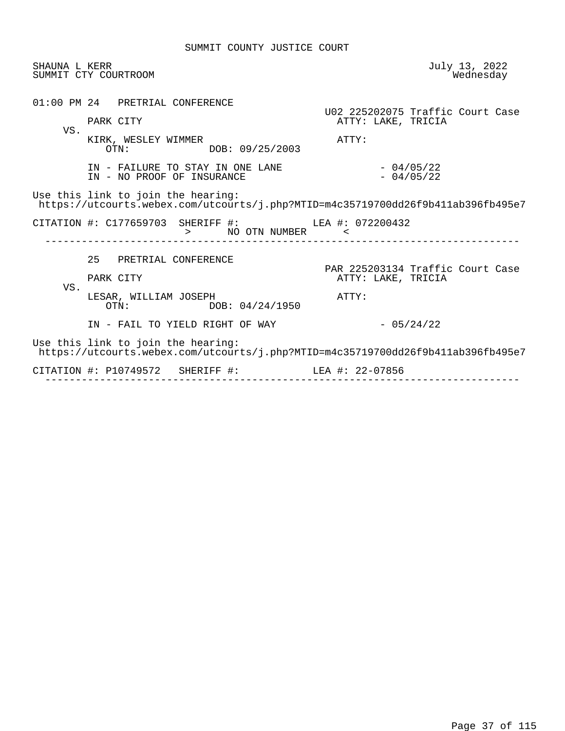SUMMIT COUNTY JUSTICE COURT

SHAUNA L KERR
SUMMIT CTY COURTROOM

July 13, 2022
Wednesday

```
01:00 PM 24   PRETRIAL CONFERENCE
                                                 U02 225202075 Traffic Court Case
         PARK CITY                                 ATTY: LAKE, TRICIA
     VS.
         KIRK, WESLEY WIMMER                       ATTY:
            OTN:             DOB: 09/25/2003

         IN - FAILURE TO STAY IN ONE LANE                 - 04/05/22
         IN - NO PROOF OF INSURANCE                       - 04/05/22

Use this link to join the hearing:
 https://utcourts.webex.com/utcourts/j.php?MTID=m4c35719700dd26f9b411ab396fb495e7

CITATION #: C177659703  SHERIFF #:          LEA #: 072200432
                        >      NO OTN NUMBER      <
 --------------------------------------------------------------------------------

         25   PRETRIAL CONFERENCE
                                                 PAR 225203134 Traffic Court Case
         PARK CITY                                 ATTY: LAKE, TRICIA
     VS.
         LESAR, WILLIAM JOSEPH                     ATTY:
            OTN:             DOB: 04/24/1950

         IN - FAIL TO YIELD RIGHT OF WAY                  - 05/24/22

Use this link to join the hearing:
 https://utcourts.webex.com/utcourts/j.php?MTID=m4c35719700dd26f9b411ab396fb495e7

CITATION #: P10749572   SHERIFF #:          LEA #: 22-07856
 --------------------------------------------------------------------------------
```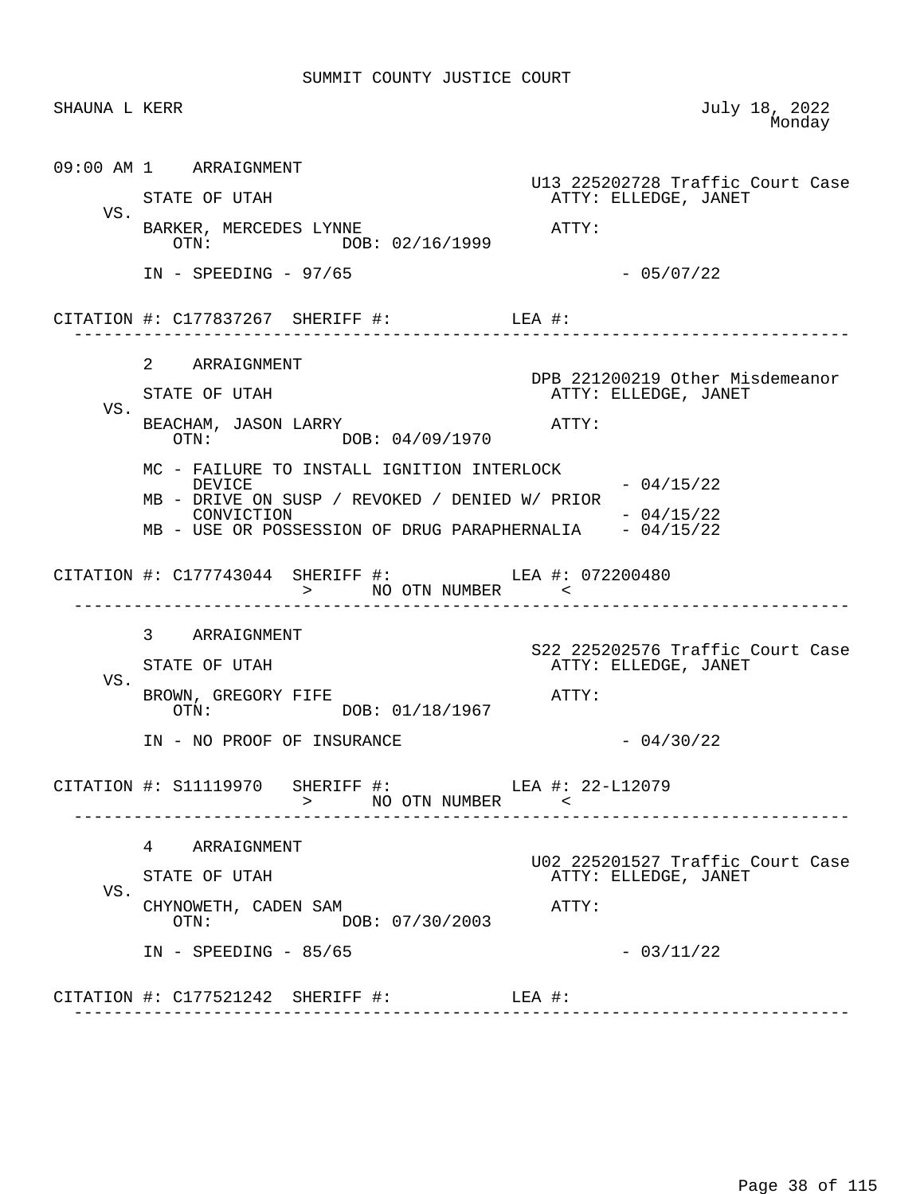SUMMIT COUNTY JUSTICE COURT

SHAUNA L KERR

July 18, 2022
Monday

```
09:00 AM 1    ARRAIGNMENT
                                                     U13 225202728 Traffic Court Case
         STATE OF UTAH                                 ATTY: ELLEDGE, JANET
    VS.
         BARKER, MERCEDES LYNNE                        ATTY:
            OTN:            DOB: 02/16/1999

         IN - SPEEDING - 97/65                                   - 05/07/22

CITATION #: C177837267  SHERIFF #:            LEA #:
  ------------------------------------------------------------------------------

         2    ARRAIGNMENT
                                                     DPB 221200219 Other Misdemeanor
         STATE OF UTAH                                 ATTY: ELLEDGE, JANET
    VS.
         BEACHAM, JASON LARRY                          ATTY:
            OTN:            DOB: 04/09/1970

         MC - FAILURE TO INSTALL IGNITION INTERLOCK
              DEVICE                                             - 04/15/22
         MB - DRIVE ON SUSP / REVOKED / DENIED W/ PRIOR
              CONVICTION                                         - 04/15/22
         MB - USE OR POSSESSION OF DRUG PARAPHERNALIA    - 04/15/22

CITATION #: C177743044  SHERIFF #:            LEA #: 072200480
                        >      NO OTN NUMBER      <
  ------------------------------------------------------------------------------

         3    ARRAIGNMENT
                                                     S22 225202576 Traffic Court Case
         STATE OF UTAH                                 ATTY: ELLEDGE, JANET
    VS.
         BROWN, GREGORY FIFE                           ATTY:
            OTN:            DOB: 01/18/1967

         IN - NO PROOF OF INSURANCE                              - 04/30/22

CITATION #: S11119970   SHERIFF #:            LEA #: 22-L12079
                        >      NO OTN NUMBER      <
  ------------------------------------------------------------------------------

         4    ARRAIGNMENT
                                                     U02 225201527 Traffic Court Case
         STATE OF UTAH                                 ATTY: ELLEDGE, JANET
    VS.
         CHYNOWETH, CADEN SAM                          ATTY:
            OTN:            DOB: 07/30/2003

         IN - SPEEDING - 85/65                                   - 03/11/22

CITATION #: C177521242  SHERIFF #:            LEA #:
  ------------------------------------------------------------------------------
```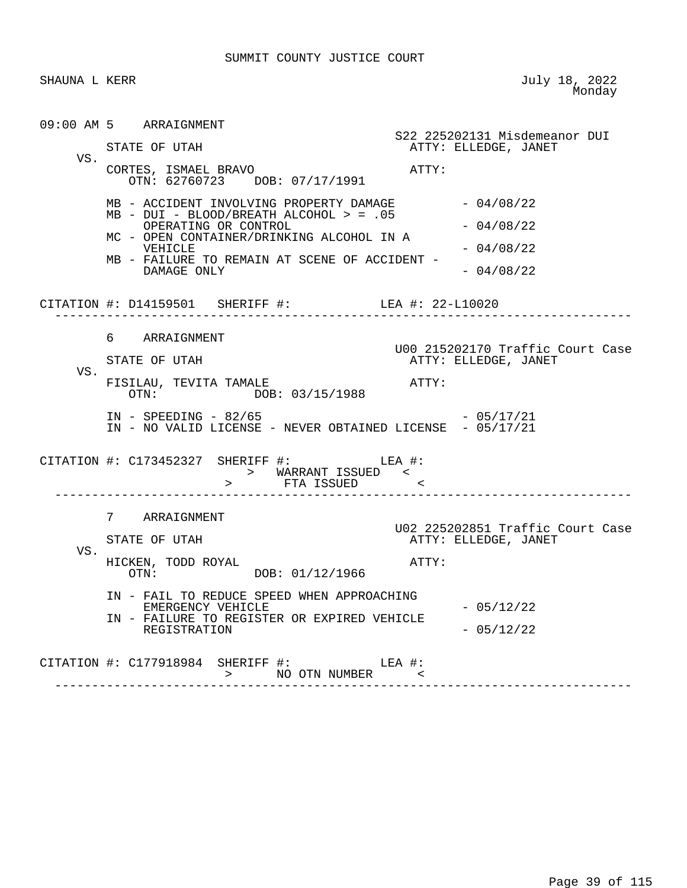SUMMIT COUNTY JUSTICE COURT

SHAUNA L KERR

July 18, 2022
Monday

---

**09:00 AM 5 ARRAIGNMENT**

S22 225202131 Misdemeanor DUI

STATE OF UTAH — ATTY: ELLEDGE, JANET

VS.

CORTES, ISMAEL BRAVO — ATTY:
OTN: 62760723 DOB: 07/17/1991

- MB - ACCIDENT INVOLVING PROPERTY DAMAGE - 04/08/22
- MB - DUI - BLOOD/BREATH ALCOHOL > = .05 OPERATING OR CONTROL - 04/08/22
- MC - OPEN CONTAINER/DRINKING ALCOHOL IN A VEHICLE - 04/08/22
- MB - FAILURE TO REMAIN AT SCENE OF ACCIDENT - DAMAGE ONLY - 04/08/22

CITATION #: D14159501 SHERIFF #: LEA #: 22-L10020

---

**6 ARRAIGNMENT**

U00 215202170 Traffic Court Case

STATE OF UTAH — ATTY: ELLEDGE, JANET

VS.

FISILAU, TEVITA TAMALE — ATTY:
OTN: DOB: 03/15/1988

- IN - SPEEDING - 82/65 - 05/17/21
- IN - NO VALID LICENSE - NEVER OBTAINED LICENSE - 05/17/21

CITATION #: C173452327 SHERIFF #: LEA #:

> WARRANT ISSUED <
> FTA ISSUED <

---

**7 ARRAIGNMENT**

U02 225202851 Traffic Court Case

STATE OF UTAH — ATTY: ELLEDGE, JANET

VS.

HICKEN, TODD ROYAL — ATTY:
OTN: DOB: 01/12/1966

- IN - FAIL TO REDUCE SPEED WHEN APPROACHING EMERGENCY VEHICLE - 05/12/22
- IN - FAILURE TO REGISTER OR EXPIRED VEHICLE REGISTRATION - 05/12/22

CITATION #: C177918984 SHERIFF #: LEA #:

> NO OTN NUMBER <

---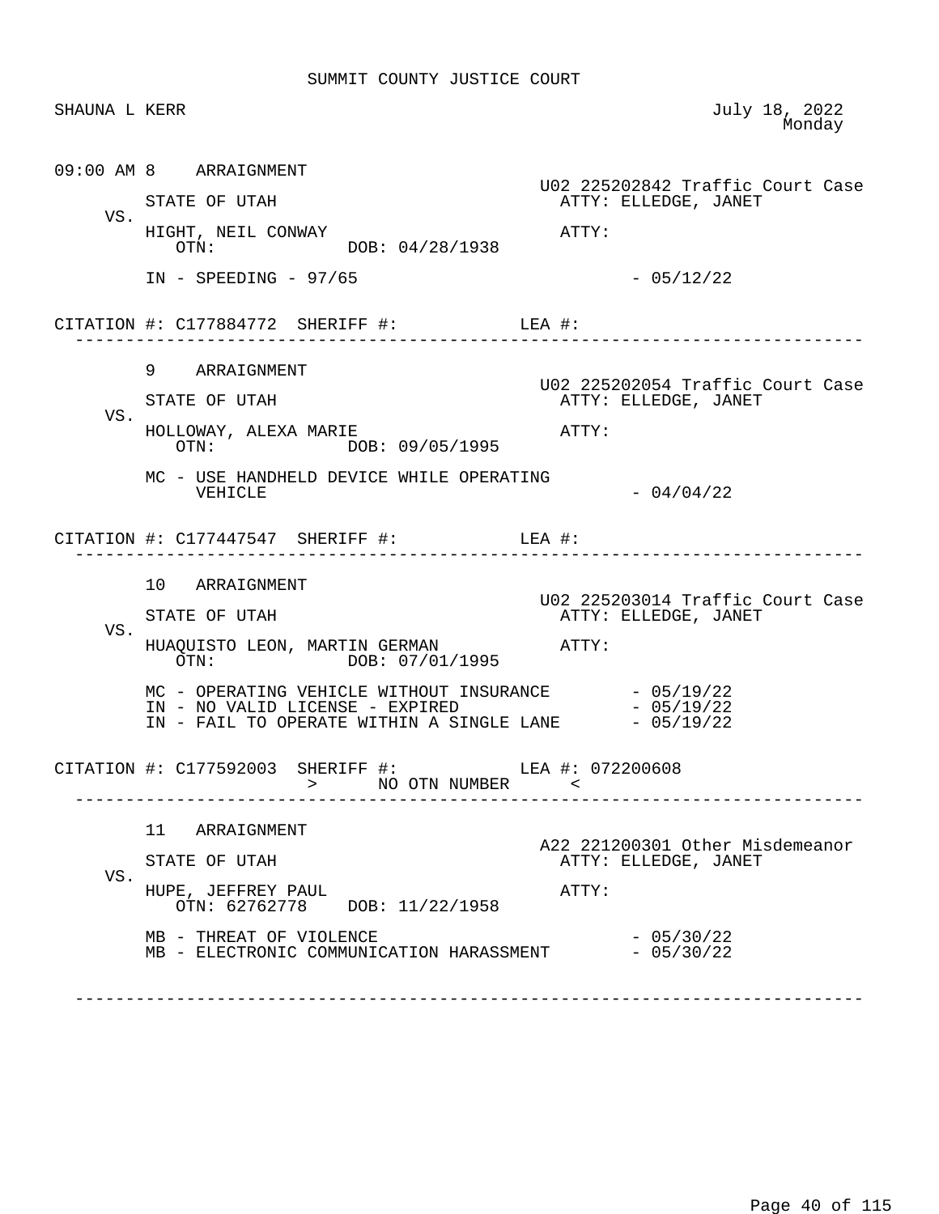SUMMIT COUNTY JUSTICE COURT

SHAUNA L KERR

July 18, 2022
Monday

---

**09:00 AM 8 ARRAIGNMENT**

U02 225202842 Traffic Court Case

STATE OF UTAH — ATTY: ELLEDGE, JANET

VS.

HIGHT, NEIL CONWAY — ATTY:
OTN: DOB: 04/28/1938

IN - SPEEDING - 97/65 - 05/12/22

CITATION #: C177884772 SHERIFF #: LEA #:

---

**9 ARRAIGNMENT**

U02 225202054 Traffic Court Case

STATE OF UTAH — ATTY: ELLEDGE, JANET

VS.

HOLLOWAY, ALEXA MARIE — ATTY:
OTN: DOB: 09/05/1995

MC - USE HANDHELD DEVICE WHILE OPERATING VEHICLE - 04/04/22

CITATION #: C177447547 SHERIFF #: LEA #:

---

**10 ARRAIGNMENT**

U02 225203014 Traffic Court Case

STATE OF UTAH — ATTY: ELLEDGE, JANET

VS.

HUAQUISTO LEON, MARTIN GERMAN — ATTY:
OTN: DOB: 07/01/1995

MC - OPERATING VEHICLE WITHOUT INSURANCE - 05/19/22
IN - NO VALID LICENSE - EXPIRED - 05/19/22
IN - FAIL TO OPERATE WITHIN A SINGLE LANE - 05/19/22

CITATION #: C177592003 SHERIFF #: LEA #: 072200608
> NO OTN NUMBER <

---

**11 ARRAIGNMENT**

A22 221200301 Other Misdemeanor

STATE OF UTAH — ATTY: ELLEDGE, JANET

VS.

HUPE, JEFFREY PAUL — ATTY:
OTN: 62762778 DOB: 11/22/1958

MB - THREAT OF VIOLENCE - 05/30/22
MB - ELECTRONIC COMMUNICATION HARASSMENT - 05/30/22

---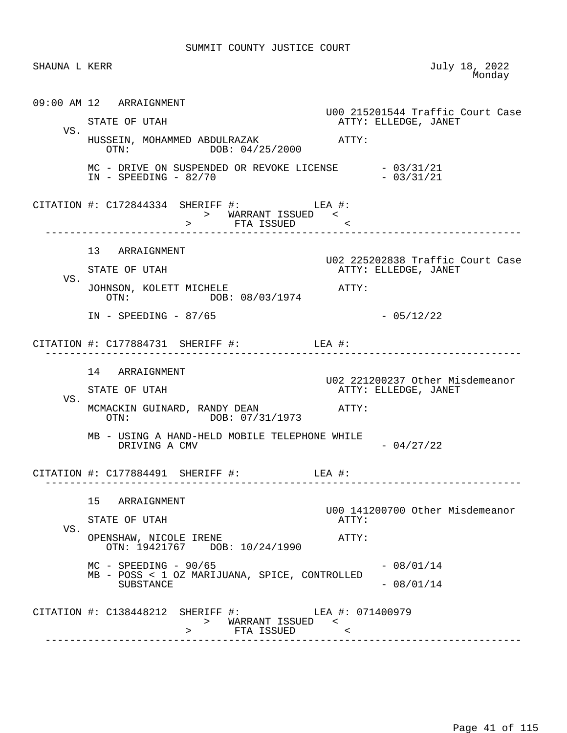SUMMIT COUNTY JUSTICE COURT

SHAUNA L KERR

July 18, 2022
Monday

```
09:00 AM 12   ARRAIGNMENT
                                                   U00 215201544 Traffic Court Case
         STATE OF UTAH                               ATTY: ELLEDGE, JANET
    VS.
         HUSSEIN, MOHAMMED ABDULRAZAK                ATTY:
            OTN:             DOB: 04/25/2000

         MC - DRIVE ON SUSPENDED OR REVOKE LICENSE       - 03/31/21
         IN - SPEEDING - 82/70                           - 03/31/21

CITATION #: C172844334  SHERIFF #:            LEA #:
                            >   WARRANT ISSUED   <
                        >      FTA ISSUED       <
--------------------------------------------------------------------------------

         13   ARRAIGNMENT
                                                   U02 225202838 Traffic Court Case
         STATE OF UTAH                               ATTY: ELLEDGE, JANET
    VS.
         JOHNSON, KOLETT MICHELE                     ATTY:
            OTN:             DOB: 08/03/1974

         IN - SPEEDING - 87/65                           - 05/12/22

CITATION #: C177884731  SHERIFF #:            LEA #:
--------------------------------------------------------------------------------

         14   ARRAIGNMENT
                                                   U02 221200237 Other Misdemeanor
         STATE OF UTAH                               ATTY: ELLEDGE, JANET
    VS.
         MCMACKIN GUINARD, RANDY DEAN                ATTY:
            OTN:             DOB: 07/31/1973

         MB - USING A HAND-HELD MOBILE TELEPHONE WHILE
              DRIVING A CMV                              - 04/27/22

CITATION #: C177884491  SHERIFF #:            LEA #:
--------------------------------------------------------------------------------

         15   ARRAIGNMENT
                                                   U00 141200700 Other Misdemeanor
         STATE OF UTAH                               ATTY:
    VS.
         OPENSHAW, NICOLE IRENE                      ATTY:
            OTN: 19421767    DOB: 10/24/1990

         MC - SPEEDING - 90/65                           - 08/01/14
         MB - POSS < 1 OZ MARIJUANA, SPICE, CONTROLLED
              SUBSTANCE                                  - 08/01/14

CITATION #: C138448212  SHERIFF #:            LEA #: 071400979
                            >   WARRANT ISSUED   <
                        >      FTA ISSUED       <
--------------------------------------------------------------------------------
```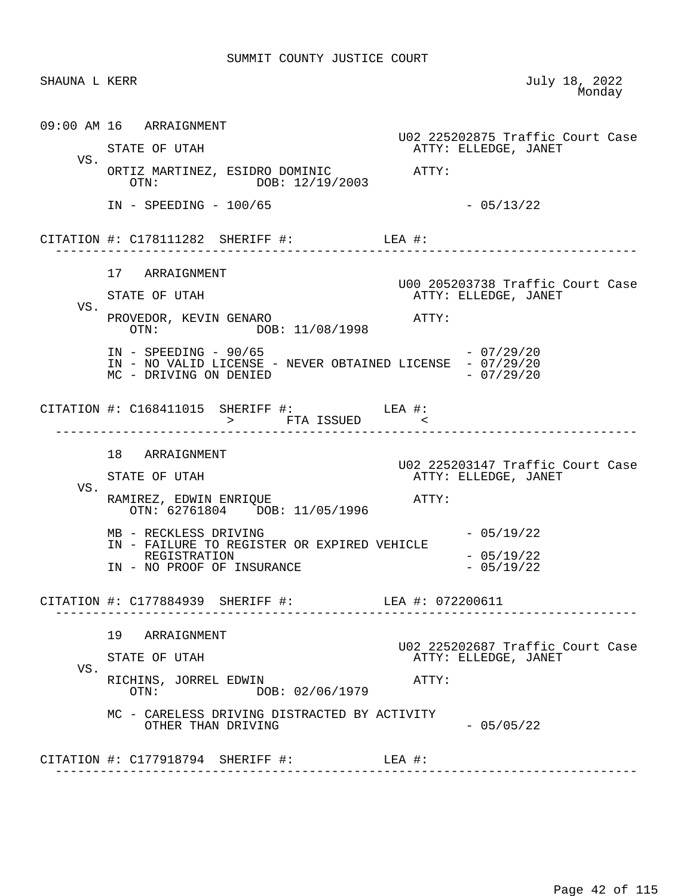SUMMIT COUNTY JUSTICE COURT

SHAUNA L KERR — July 18, 2022, Monday

**09:00 AM 16 ARRAIGNMENT**

U02 225202875 Traffic Court Case

STATE OF UTAH — ATTY: ELLEDGE, JANET

VS.

ORTIZ MARTINEZ, ESIDRO DOMINIC — ATTY:

OTN: DOB: 12/19/2003

IN - SPEEDING - 100/65 - 05/13/22

CITATION #: C178111282 SHERIFF #: LEA #:

---

**17 ARRAIGNMENT**

U00 205203738 Traffic Court Case

STATE OF UTAH — ATTY: ELLEDGE, JANET

VS.

PROVEDOR, KEVIN GENARO — ATTY:

OTN: DOB: 11/08/1998

IN - SPEEDING - 90/65 - 07/29/20
IN - NO VALID LICENSE - NEVER OBTAINED LICENSE - 07/29/20
MC - DRIVING ON DENIED - 07/29/20

CITATION #: C168411015 SHERIFF #: LEA #:
> FTA ISSUED <

---

**18 ARRAIGNMENT**

U02 225203147 Traffic Court Case

STATE OF UTAH — ATTY: ELLEDGE, JANET

VS.

RAMIREZ, EDWIN ENRIQUE — ATTY:

OTN: 62761804 DOB: 11/05/1996

MB - RECKLESS DRIVING - 05/19/22
IN - FAILURE TO REGISTER OR EXPIRED VEHICLE REGISTRATION - 05/19/22
IN - NO PROOF OF INSURANCE - 05/19/22

CITATION #: C177884939 SHERIFF #: LEA #: 072200611

---

**19 ARRAIGNMENT**

U02 225202687 Traffic Court Case

STATE OF UTAH — ATTY: ELLEDGE, JANET

VS.

RICHINS, JORREL EDWIN — ATTY:

OTN: DOB: 02/06/1979

MC - CARELESS DRIVING DISTRACTED BY ACTIVITY OTHER THAN DRIVING - 05/05/22

CITATION #: C177918794 SHERIFF #: LEA #:

---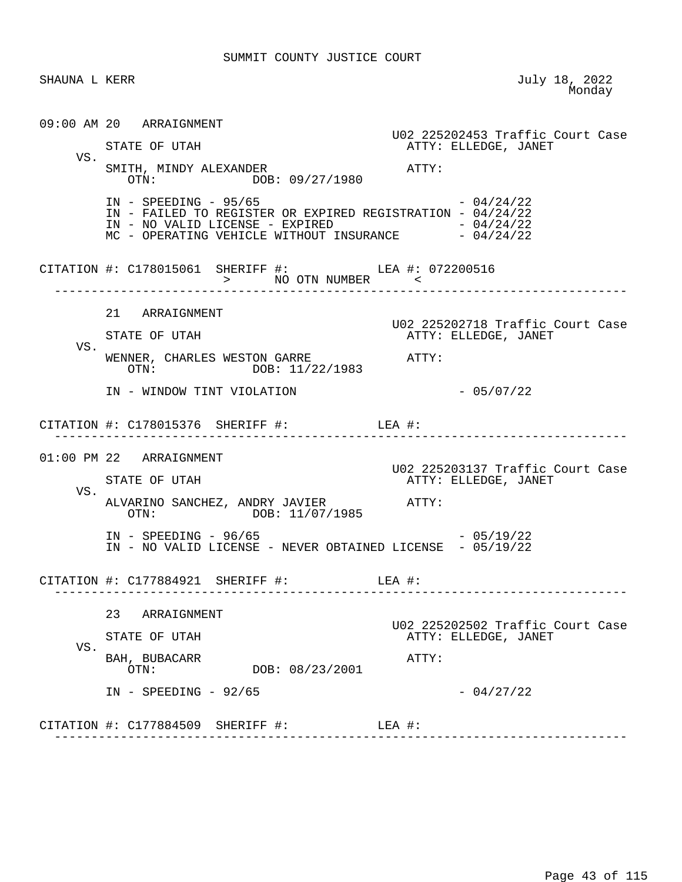SUMMIT COUNTY JUSTICE COURT

SHAUNA L KERR — July 18, 2022, Monday

---

**09:00 AM 20 ARRAIGNMENT**

U02 225202453 Traffic Court Case

STATE OF UTAH — ATTY: ELLEDGE, JANET

VS.

SMITH, MINDY ALEXANDER — ATTY:

OTN: DOB: 09/27/1980

- IN - SPEEDING - 95/65 - 04/24/22
- IN - FAILED TO REGISTER OR EXPIRED REGISTRATION - 04/24/22
- IN - NO VALID LICENSE - EXPIRED - 04/24/22
- MC - OPERATING VEHICLE WITHOUT INSURANCE - 04/24/22

CITATION #: C178015061 SHERIFF #: LEA #: 072200516

> NO OTN NUMBER <

---

**21 ARRAIGNMENT**

U02 225202718 Traffic Court Case

STATE OF UTAH — ATTY: ELLEDGE, JANET

VS.

WENNER, CHARLES WESTON GARRE — ATTY:

OTN: DOB: 11/22/1983

- IN - WINDOW TINT VIOLATION - 05/07/22

CITATION #: C178015376 SHERIFF #: LEA #:

---

**01:00 PM 22 ARRAIGNMENT**

U02 225203137 Traffic Court Case

STATE OF UTAH — ATTY: ELLEDGE, JANET

VS.

ALVARINO SANCHEZ, ANDRY JAVIER — ATTY:

OTN: DOB: 11/07/1985

- IN - SPEEDING - 96/65 - 05/19/22
- IN - NO VALID LICENSE - NEVER OBTAINED LICENSE - 05/19/22

CITATION #: C177884921 SHERIFF #: LEA #:

---

**23 ARRAIGNMENT**

U02 225202502 Traffic Court Case

STATE OF UTAH — ATTY: ELLEDGE, JANET

VS.

BAH, BUBACARR — ATTY:

OTN: DOB: 08/23/2001

- IN - SPEEDING - 92/65 - 04/27/22

CITATION #: C177884509 SHERIFF #: LEA #:

---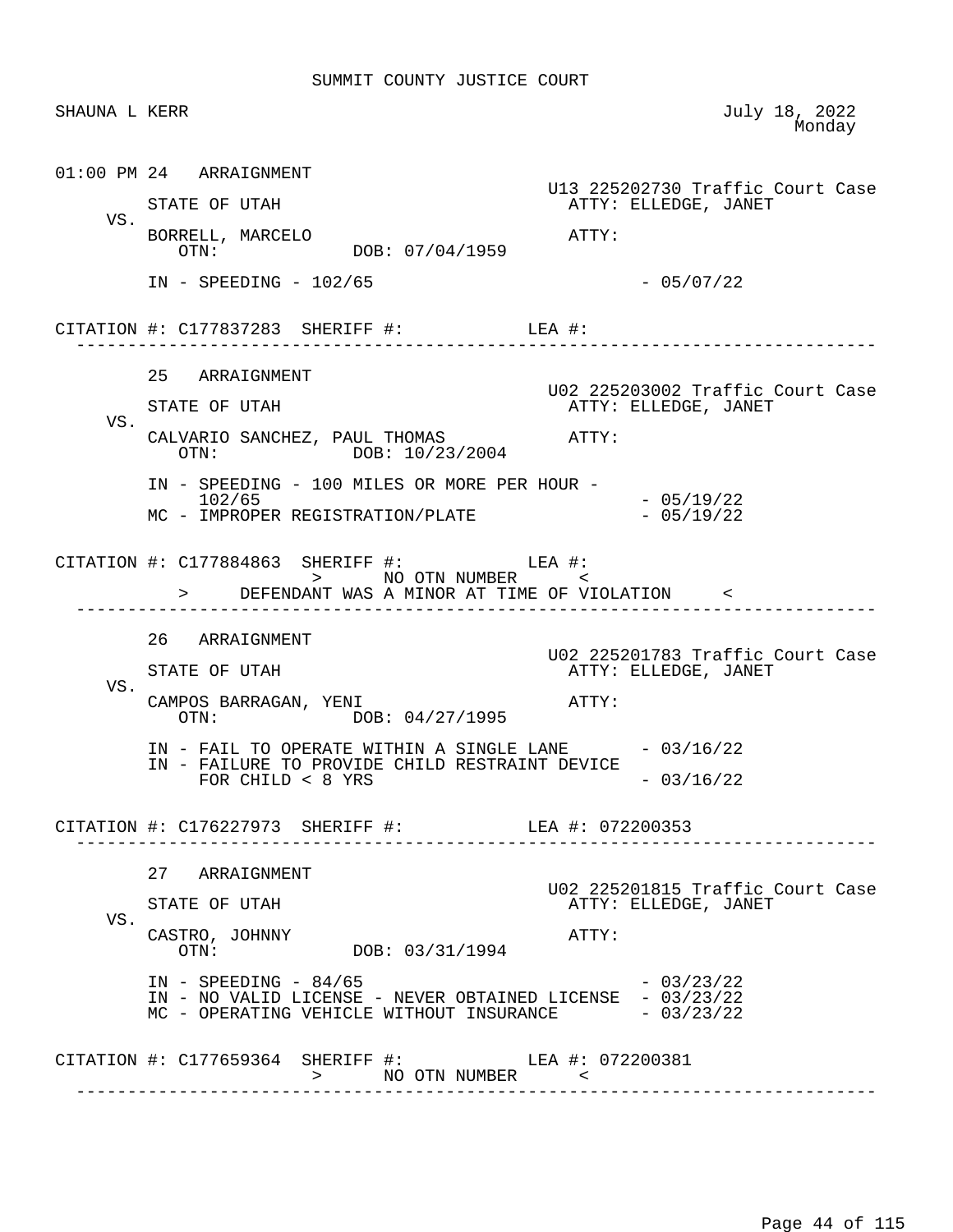SUMMIT COUNTY JUSTICE COURT

SHAUNA L KERR — July 18, 2022, Monday

```
01:00 PM 24   ARRAIGNMENT
                                                    U13 225202730 Traffic Court Case
         STATE OF UTAH                                ATTY: ELLEDGE, JANET
    VS.
         BORRELL, MARCELO                             ATTY:
            OTN:              DOB: 07/04/1959

         IN - SPEEDING - 102/65                                 - 05/07/22


CITATION #: C177837283  SHERIFF #:            LEA #:
  ------------------------------------------------------------------------------

         25   ARRAIGNMENT
                                                    U02 225203002 Traffic Court Case
         STATE OF UTAH                                ATTY: ELLEDGE, JANET
    VS.
         CALVARIO SANCHEZ, PAUL THOMAS                ATTY:
            OTN:              DOB: 10/23/2004

         IN - SPEEDING - 100 MILES OR MORE PER HOUR -
              102/65                                            - 05/19/22
         MC - IMPROPER REGISTRATION/PLATE                       - 05/19/22


CITATION #: C177884863  SHERIFF #:            LEA #:
                          >      NO OTN NUMBER      <
           >     DEFENDANT WAS A MINOR AT TIME OF VIOLATION     <
  ------------------------------------------------------------------------------

         26   ARRAIGNMENT
                                                    U02 225201783 Traffic Court Case
         STATE OF UTAH                                ATTY: ELLEDGE, JANET
    VS.
         CAMPOS BARRAGAN, YENI                        ATTY:
            OTN:              DOB: 04/27/1995

         IN - FAIL TO OPERATE WITHIN A SINGLE LANE       - 03/16/22
         IN - FAILURE TO PROVIDE CHILD RESTRAINT DEVICE
              FOR CHILD < 8 YRS                                 - 03/16/22


CITATION #: C176227973  SHERIFF #:            LEA #: 072200353
  ------------------------------------------------------------------------------

         27   ARRAIGNMENT
                                                    U02 225201815 Traffic Court Case
         STATE OF UTAH                                ATTY: ELLEDGE, JANET
    VS.
         CASTRO, JOHNNY                               ATTY:
            OTN:              DOB: 03/31/1994

         IN - SPEEDING - 84/65                                  - 03/23/22
         IN - NO VALID LICENSE - NEVER OBTAINED LICENSE  - 03/23/22
         MC - OPERATING VEHICLE WITHOUT INSURANCE        - 03/23/22


CITATION #: C177659364  SHERIFF #:            LEA #: 072200381
                          >      NO OTN NUMBER      <
  ------------------------------------------------------------------------------
```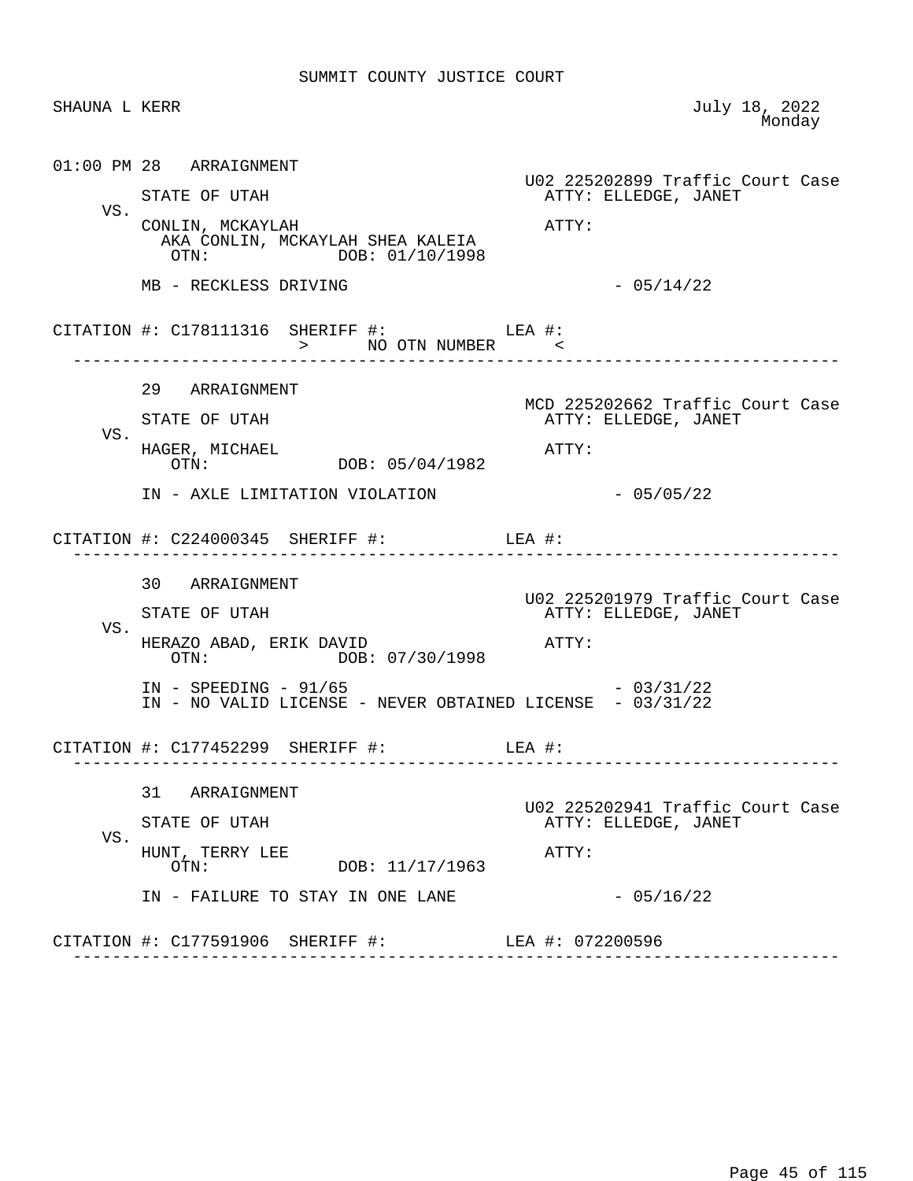SUMMIT COUNTY JUSTICE COURT

SHAUNA L KERR — July 18, 2022, Monday

---

**01:00 PM 28 ARRAIGNMENT**

U02 225202899 Traffic Court Case

STATE OF UTAH — ATTY: ELLEDGE, JANET

VS.

CONLIN, MCKAYLAH — ATTY:
AKA CONLIN, MCKAYLAH SHEA KALEIA
OTN: DOB: 01/10/1998

MB - RECKLESS DRIVING - 05/14/22

CITATION #: C178111316 SHERIFF #: LEA #:
\> NO OTN NUMBER <

---

**29 ARRAIGNMENT**

MCD 225202662 Traffic Court Case

STATE OF UTAH — ATTY: ELLEDGE, JANET

VS.

HAGER, MICHAEL — ATTY:
OTN: DOB: 05/04/1982

IN - AXLE LIMITATION VIOLATION - 05/05/22

CITATION #: C224000345 SHERIFF #: LEA #:

---

**30 ARRAIGNMENT**

U02 225201979 Traffic Court Case

STATE OF UTAH — ATTY: ELLEDGE, JANET

VS.

HERAZO ABAD, ERIK DAVID — ATTY:
OTN: DOB: 07/30/1998

IN - SPEEDING - 91/65 - 03/31/22
IN - NO VALID LICENSE - NEVER OBTAINED LICENSE - 03/31/22

CITATION #: C177452299 SHERIFF #: LEA #:

---

**31 ARRAIGNMENT**

U02 225202941 Traffic Court Case

STATE OF UTAH — ATTY: ELLEDGE, JANET

VS.

HUNT, TERRY LEE — ATTY:
OTN: DOB: 11/17/1963

IN - FAILURE TO STAY IN ONE LANE - 05/16/22

CITATION #: C177591906 SHERIFF #: LEA #: 072200596

---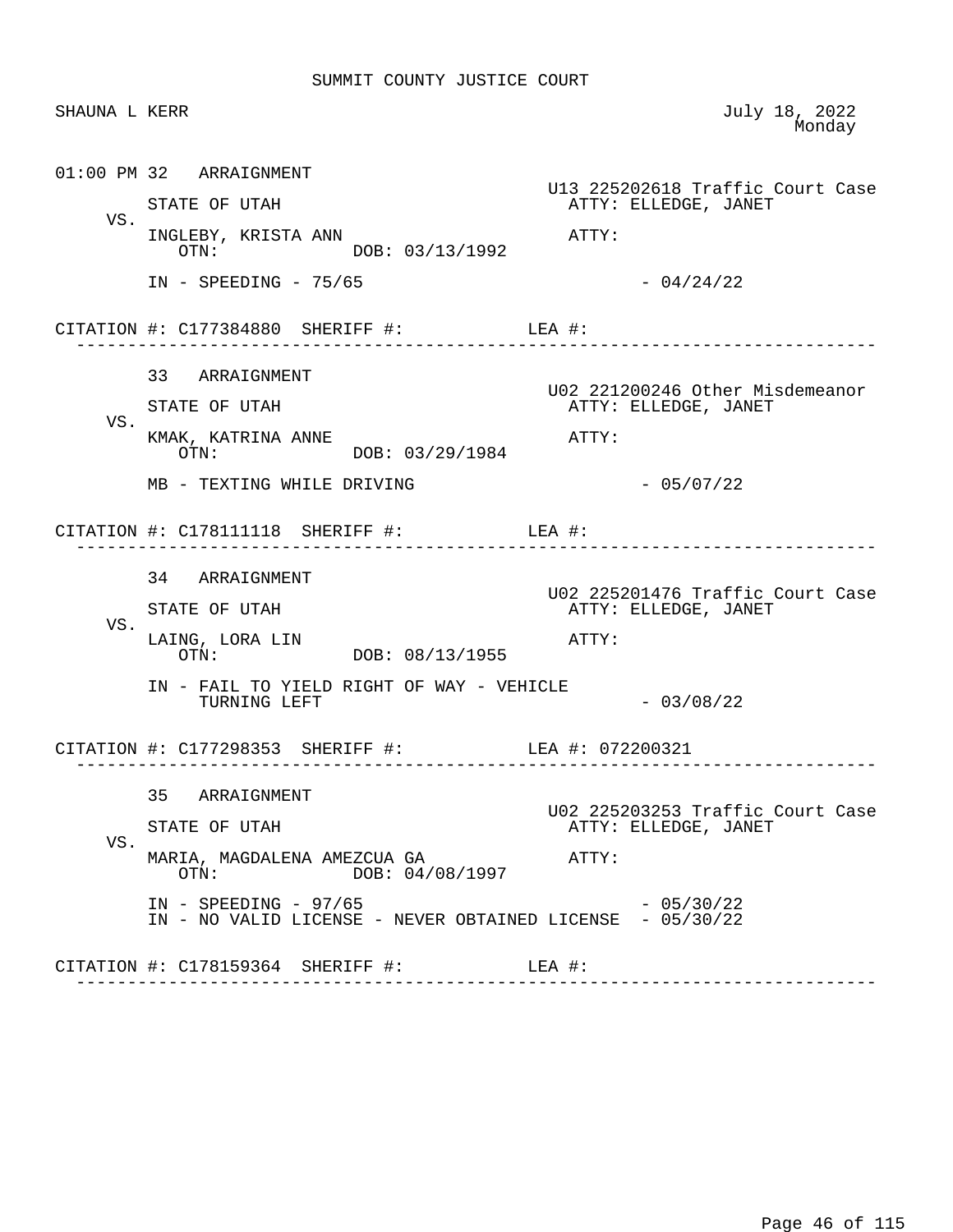SUMMIT COUNTY JUSTICE COURT

SHAUNA L KERR

July 18, 2022
Monday

01:00 PM 32 ARRAIGNMENT

U13 225202618 Traffic Court Case

STATE OF UTAH
ATTY: ELLEDGE, JANET

VS.

INGLEBY, KRISTA ANN
ATTY:
OTN: DOB: 03/13/1992

IN - SPEEDING - 75/65 - 04/24/22

CITATION #: C177384880 SHERIFF #: LEA #:

---

33 ARRAIGNMENT

U02 221200246 Other Misdemeanor

STATE OF UTAH
ATTY: ELLEDGE, JANET

VS.

KMAK, KATRINA ANNE
ATTY:
OTN: DOB: 03/29/1984

MB - TEXTING WHILE DRIVING - 05/07/22

CITATION #: C178111118 SHERIFF #: LEA #:

---

34 ARRAIGNMENT

U02 225201476 Traffic Court Case

STATE OF UTAH
ATTY: ELLEDGE, JANET

VS.

LAING, LORA LIN
ATTY:
OTN: DOB: 08/13/1955

IN - FAIL TO YIELD RIGHT OF WAY - VEHICLE TURNING LEFT - 03/08/22

CITATION #: C177298353 SHERIFF #: LEA #: 072200321

---

35 ARRAIGNMENT

U02 225203253 Traffic Court Case

STATE OF UTAH
ATTY: ELLEDGE, JANET

VS.

MARIA, MAGDALENA AMEZCUA GA
ATTY:
OTN: DOB: 04/08/1997

IN - SPEEDING - 97/65 - 05/30/22
IN - NO VALID LICENSE - NEVER OBTAINED LICENSE - 05/30/22

CITATION #: C178159364 SHERIFF #: LEA #:

---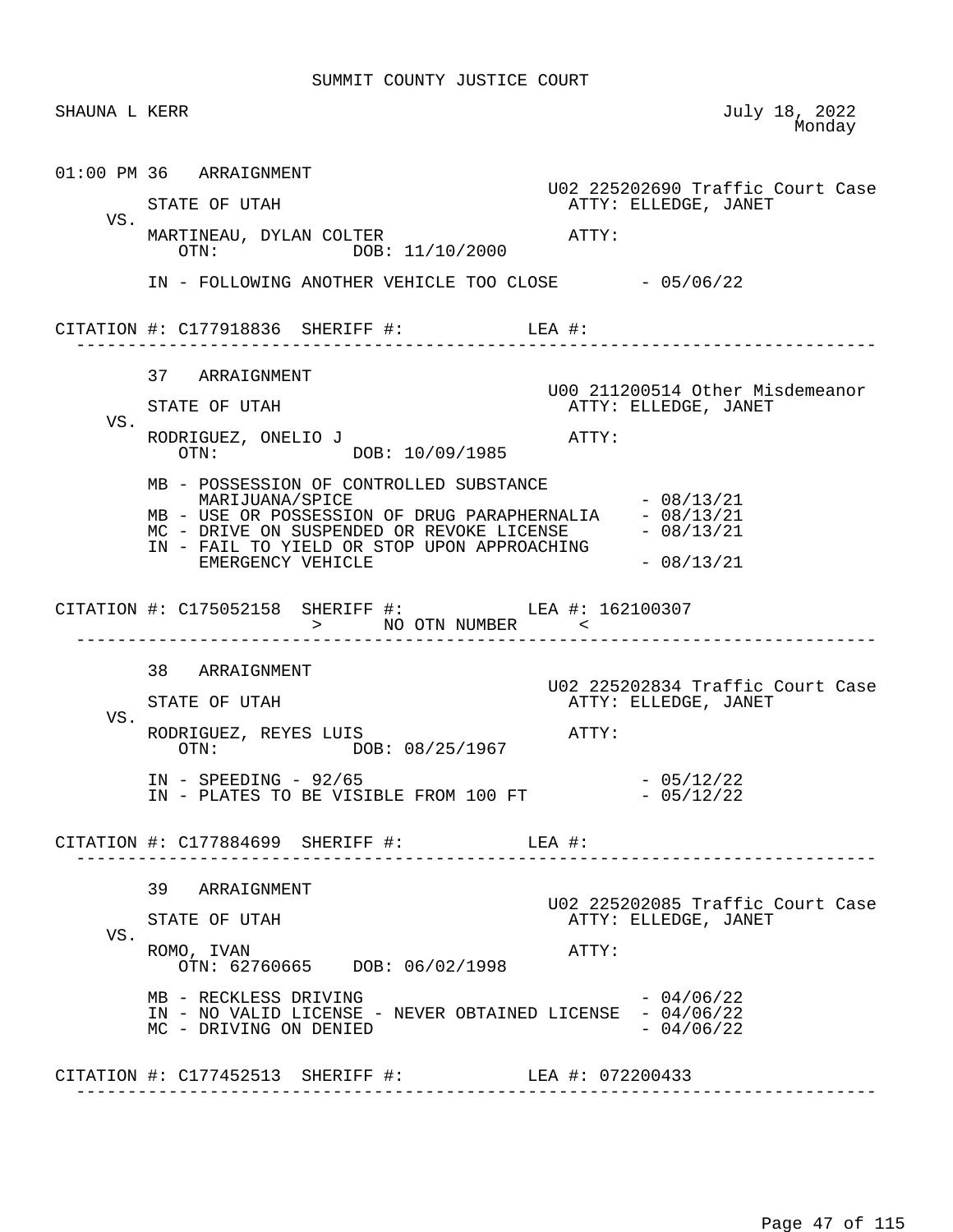SUMMIT COUNTY JUSTICE COURT

SHAUNA L KERR                                                                                    July 18, 2022
Monday

01:00 PM 36   ARRAIGNMENT

U02 225202690 Traffic Court Case

STATE OF UTAH                                                    ATTY: ELLEDGE, JANET

VS.

MARTINEAU, DYLAN COLTER                                 ATTY:
OTN:                    DOB: 11/10/2000

IN - FOLLOWING ANOTHER VEHICLE TOO CLOSE        - 05/06/22

CITATION #: C177918836   SHERIFF #:             LEA #:

---

37   ARRAIGNMENT

U00 211200514 Other Misdemeanor

STATE OF UTAH                                                    ATTY: ELLEDGE, JANET

VS.

RODRIGUEZ, ONELIO J                                         ATTY:
OTN:                    DOB: 10/09/1985

MB - POSSESSION OF CONTROLLED SUBSTANCE
MARIJUANA/SPICE                                                     - 08/13/21
MB - USE OR POSSESSION OF DRUG PARAPHERNALIA    - 08/13/21
MC - DRIVE ON SUSPENDED OR REVOKE LICENSE       - 08/13/21
IN - FAIL TO YIELD OR STOP UPON APPROACHING
EMERGENCY VEHICLE                                                  - 08/13/21

CITATION #: C175052158   SHERIFF #:             LEA #: 162100307
>       NO OTN NUMBER       <

---

38   ARRAIGNMENT

U02 225202834 Traffic Court Case

STATE OF UTAH                                                    ATTY: ELLEDGE, JANET

VS.

RODRIGUEZ, REYES LUIS                                     ATTY:
OTN:                    DOB: 08/25/1967

IN - SPEEDING - 92/65                                              - 05/12/22
IN - PLATES TO BE VISIBLE FROM 100 FT           - 05/12/22

CITATION #: C177884699   SHERIFF #:             LEA #:

---

39   ARRAIGNMENT

U02 225202085 Traffic Court Case

STATE OF UTAH                                                    ATTY: ELLEDGE, JANET

VS.

ROMO, IVAN                                                          ATTY:
OTN: 62760665    DOB: 06/02/1998

MB - RECKLESS DRIVING                                          - 04/06/22
IN - NO VALID LICENSE - NEVER OBTAINED LICENSE  - 04/06/22
MC - DRIVING ON DENIED                                         - 04/06/22

CITATION #: C177452513   SHERIFF #:             LEA #: 072200433

---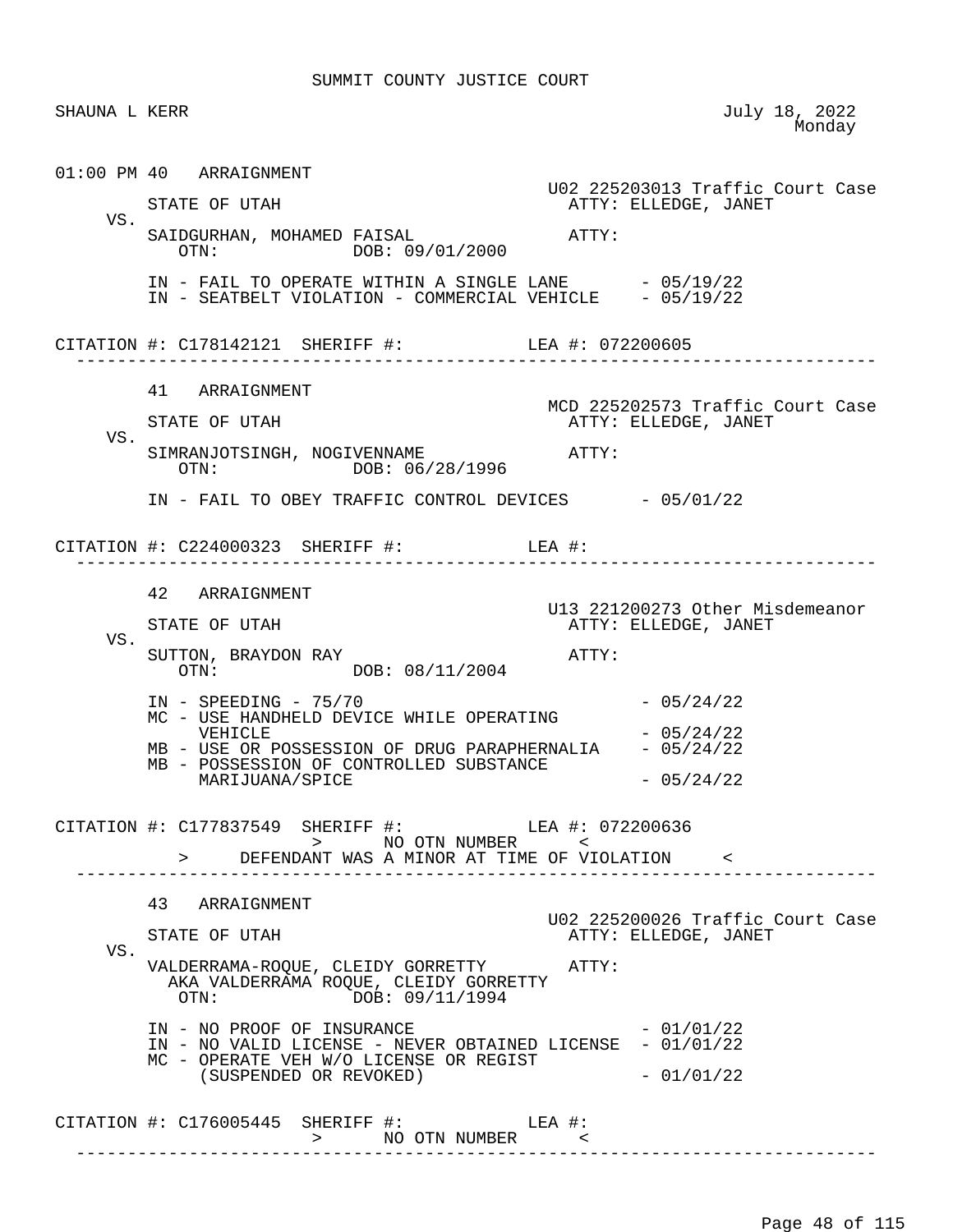SUMMIT COUNTY JUSTICE COURT

SHAUNA L KERR — July 18, 2022, Monday

01:00 PM 40 ARRAIGNMENT

U02 225203013 Traffic Court Case
STATE OF UTAH — ATTY: ELLEDGE, JANET
VS.
SAIDGURHAN, MOHAMED FAISAL — ATTY:
OTN: DOB: 09/01/2000

IN - FAIL TO OPERATE WITHIN A SINGLE LANE - 05/19/22
IN - SEATBELT VIOLATION - COMMERCIAL VEHICLE - 05/19/22

CITATION #: C178142121 SHERIFF #: LEA #: 072200605

---

41 ARRAIGNMENT

MCD 225202573 Traffic Court Case
STATE OF UTAH — ATTY: ELLEDGE, JANET
VS.
SIMRANJOTSINGH, NOGIVENNAME — ATTY:
OTN: DOB: 06/28/1996

IN - FAIL TO OBEY TRAFFIC CONTROL DEVICES - 05/01/22

CITATION #: C224000323 SHERIFF #: LEA #:

---

42 ARRAIGNMENT

U13 221200273 Other Misdemeanor
STATE OF UTAH — ATTY: ELLEDGE, JANET
VS.
SUTTON, BRAYDON RAY — ATTY:
OTN: DOB: 08/11/2004

IN - SPEEDING - 75/70 - 05/24/22
MC - USE HANDHELD DEVICE WHILE OPERATING VEHICLE - 05/24/22
MB - USE OR POSSESSION OF DRUG PARAPHERNALIA - 05/24/22
MB - POSSESSION OF CONTROLLED SUBSTANCE MARIJUANA/SPICE - 05/24/22

CITATION #: C177837549 SHERIFF #: LEA #: 072200636
> NO OTN NUMBER <
> DEFENDANT WAS A MINOR AT TIME OF VIOLATION <

---

43 ARRAIGNMENT

U02 225200026 Traffic Court Case
STATE OF UTAH — ATTY: ELLEDGE, JANET
VS.
VALDERRAMA-ROQUE, CLEIDY GORRETTY — ATTY:
AKA VALDERRAMA ROQUE, CLEIDY GORRETTY
OTN: DOB: 09/11/1994

IN - NO PROOF OF INSURANCE - 01/01/22
IN - NO VALID LICENSE - NEVER OBTAINED LICENSE - 01/01/22
MC - OPERATE VEH W/O LICENSE OR REGIST (SUSPENDED OR REVOKED) - 01/01/22

CITATION #: C176005445 SHERIFF #: LEA #:
> NO OTN NUMBER <

---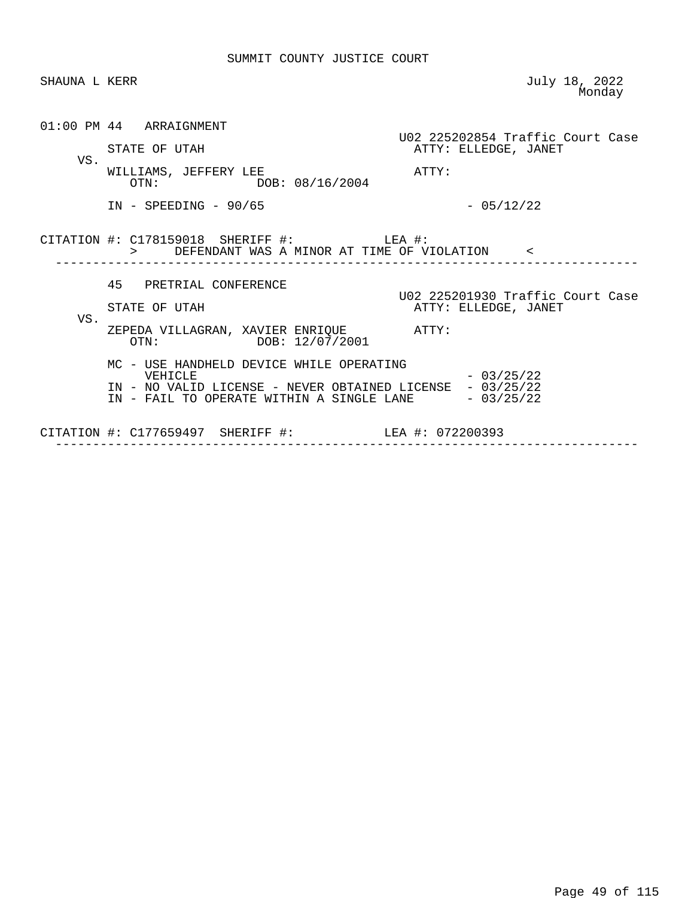SUMMIT COUNTY JUSTICE COURT

SHAUNA L KERR

July 18, 2022
Monday

```
01:00 PM 44   ARRAIGNMENT
                                                  U02 225202854 Traffic Court Case
         STATE OF UTAH                              ATTY: ELLEDGE, JANET
    VS.
         WILLIAMS, JEFFERY LEE                      ATTY:
            OTN:              DOB: 08/16/2004

         IN - SPEEDING - 90/65                                    - 05/12/22


CITATION #: C178159018  SHERIFF #:             LEA #:
            >     DEFENDANT WAS A MINOR AT TIME OF VIOLATION     <
 ------------------------------------------------------------------------------

         45   PRETRIAL CONFERENCE
                                                  U02 225201930 Traffic Court Case
         STATE OF UTAH                              ATTY: ELLEDGE, JANET
    VS.
         ZEPEDA VILLAGRAN, XAVIER ENRIQUE           ATTY:
            OTN:              DOB: 12/07/2001

         MC - USE HANDHELD DEVICE WHILE OPERATING
              VEHICLE                                             - 03/25/22
         IN - NO VALID LICENSE - NEVER OBTAINED LICENSE  - 03/25/22
         IN - FAIL TO OPERATE WITHIN A SINGLE LANE       - 03/25/22


CITATION #: C177659497  SHERIFF #:             LEA #: 072200393
 ------------------------------------------------------------------------------
```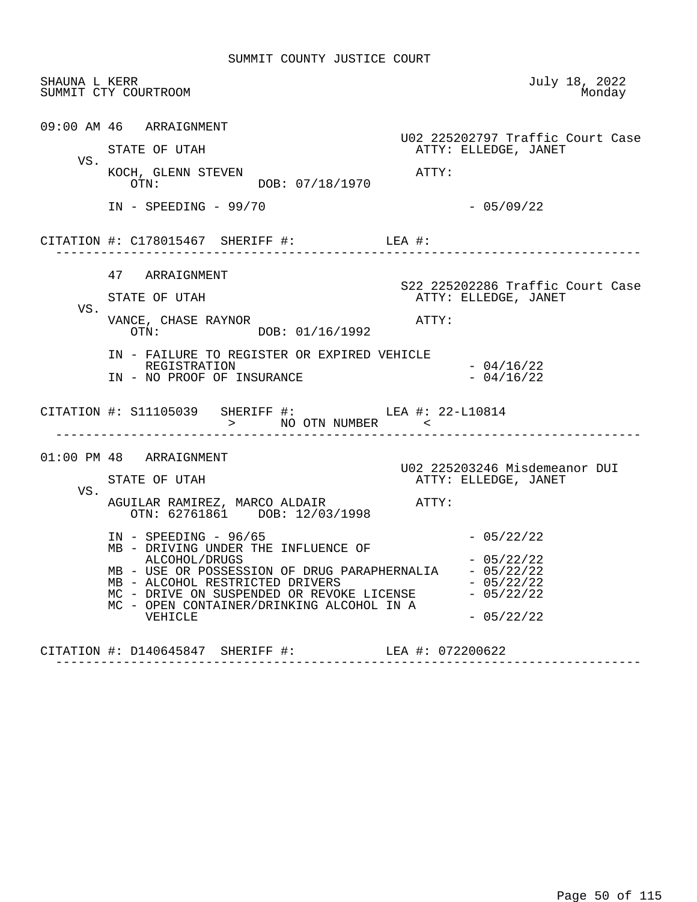SUMMIT COUNTY JUSTICE COURT

SHAUNA L KERR — July 18, 2022
SUMMIT CTY COURTROOM — Monday

---

**09:00 AM 46 ARRAIGNMENT**

U02 225202797 Traffic Court Case

STATE OF UTAH — ATTY: ELLEDGE, JANET

VS.

KOCH, GLENN STEVEN — ATTY:
OTN: DOB: 07/18/1970

IN - SPEEDING - 99/70 - 05/09/22

CITATION #: C178015467 SHERIFF #: LEA #:

---

**47 ARRAIGNMENT**

S22 225202286 Traffic Court Case

STATE OF UTAH — ATTY: ELLEDGE, JANET

VS.

VANCE, CHASE RAYNOR — ATTY:
OTN: DOB: 01/16/1992

IN - FAILURE TO REGISTER OR EXPIRED VEHICLE REGISTRATION - 04/16/22
IN - NO PROOF OF INSURANCE - 04/16/22

CITATION #: S11105039 SHERIFF #: LEA #: 22-L10814
> NO OTN NUMBER <

---

**01:00 PM 48 ARRAIGNMENT**

U02 225203246 Misdemeanor DUI

STATE OF UTAH — ATTY: ELLEDGE, JANET

VS.

AGUILAR RAMIREZ, MARCO ALDAIR — ATTY:
OTN: 62761861 DOB: 12/03/1998

IN - SPEEDING - 96/65 - 05/22/22
MB - DRIVING UNDER THE INFLUENCE OF ALCOHOL/DRUGS - 05/22/22
MB - USE OR POSSESSION OF DRUG PARAPHERNALIA - 05/22/22
MB - ALCOHOL RESTRICTED DRIVERS - 05/22/22
MC - DRIVE ON SUSPENDED OR REVOKE LICENSE - 05/22/22
MC - OPEN CONTAINER/DRINKING ALCOHOL IN A VEHICLE - 05/22/22

CITATION #: D140645847 SHERIFF #: LEA #: 072200622

---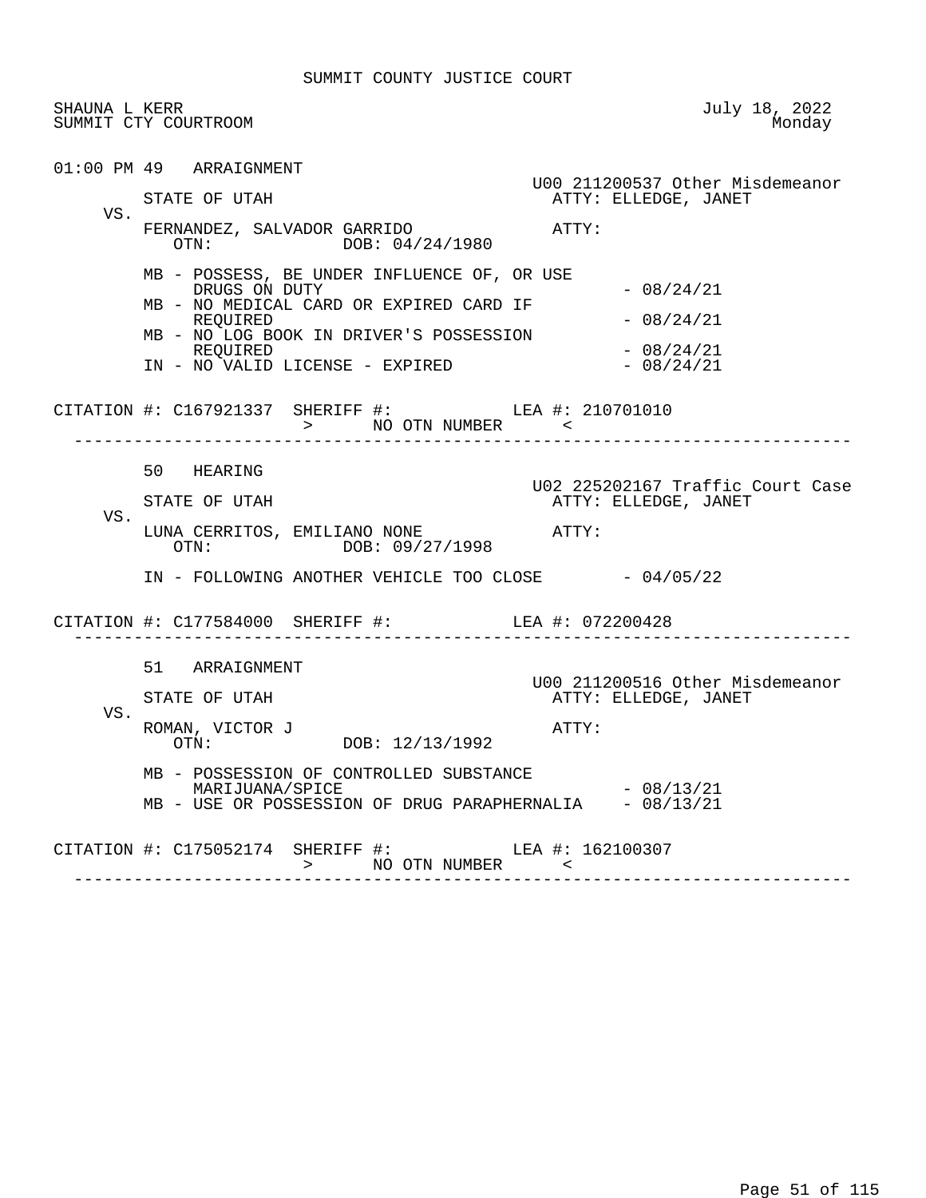SUMMIT COUNTY JUSTICE COURT

SHAUNA L KERR
SUMMIT CTY COURTROOM

July 18, 2022
Monday

01:00 PM 49 ARRAIGNMENT

U00 211200537 Other Misdemeanor

STATE OF UTAH — ATTY: ELLEDGE, JANET

VS.

FERNANDEZ, SALVADOR GARRIDO — ATTY:
OTN: DOB: 04/24/1980

- MB - POSSESS, BE UNDER INFLUENCE OF, OR USE DRUGS ON DUTY - 08/24/21
- MB - NO MEDICAL CARD OR EXPIRED CARD IF REQUIRED - 08/24/21
- MB - NO LOG BOOK IN DRIVER'S POSSESSION REQUIRED - 08/24/21
- IN - NO VALID LICENSE - EXPIRED - 08/24/21

CITATION #: C167921337 SHERIFF #: LEA #: 210701010
> NO OTN NUMBER <

---

50 HEARING

U02 225202167 Traffic Court Case

STATE OF UTAH — ATTY: ELLEDGE, JANET

VS.

LUNA CERRITOS, EMILIANO NONE — ATTY:
OTN: DOB: 09/27/1998

- IN - FOLLOWING ANOTHER VEHICLE TOO CLOSE - 04/05/22

CITATION #: C177584000 SHERIFF #: LEA #: 072200428

---

51 ARRAIGNMENT

U00 211200516 Other Misdemeanor

STATE OF UTAH — ATTY: ELLEDGE, JANET

VS.

ROMAN, VICTOR J — ATTY:
OTN: DOB: 12/13/1992

- MB - POSSESSION OF CONTROLLED SUBSTANCE MARIJUANA/SPICE - 08/13/21
- MB - USE OR POSSESSION OF DRUG PARAPHERNALIA - 08/13/21

CITATION #: C175052174 SHERIFF #: LEA #: 162100307
> NO OTN NUMBER <

---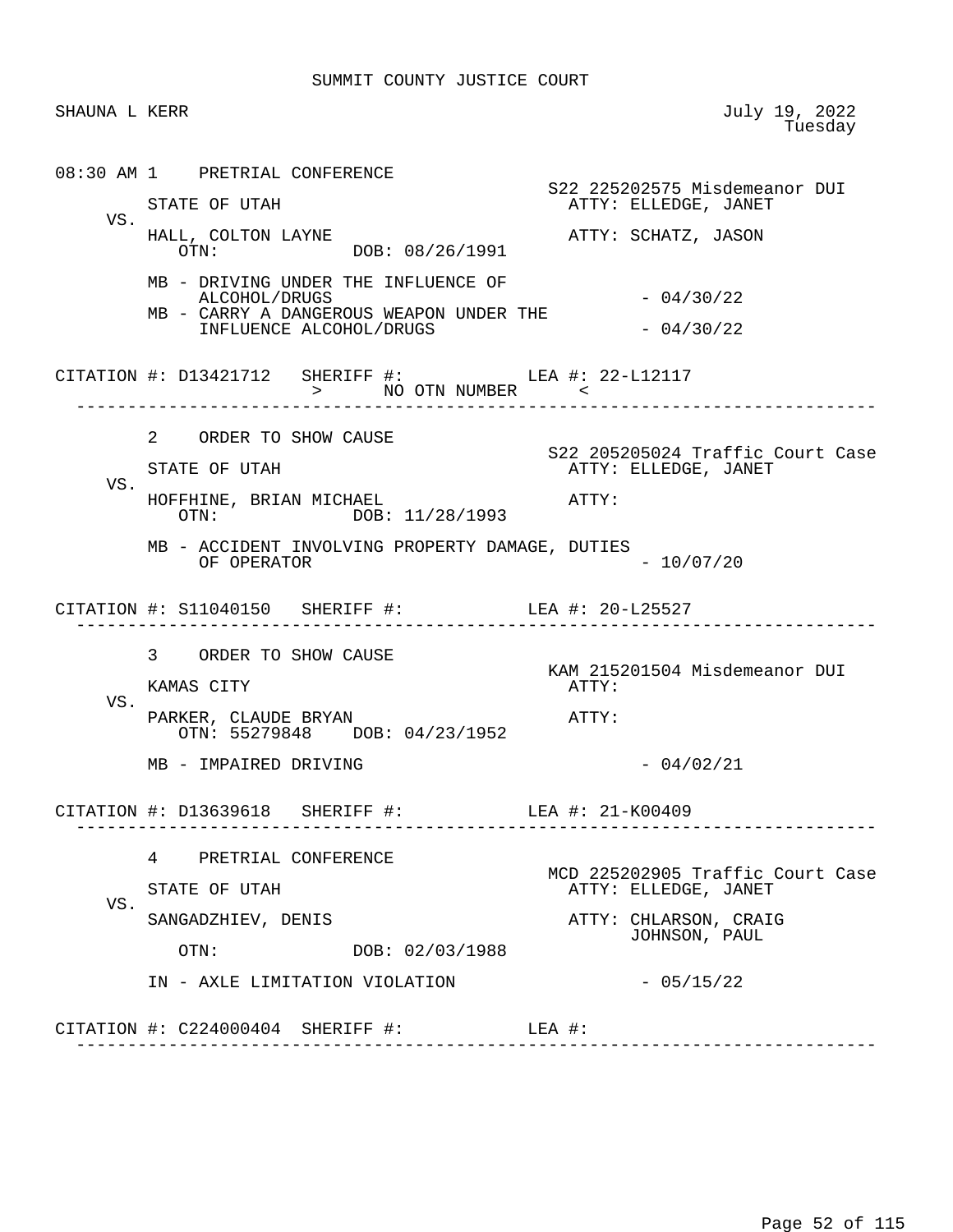SUMMIT COUNTY JUSTICE COURT

SHAUNA L KERR

July 19, 2022
Tuesday

---

**08:30 AM 1 PRETRIAL CONFERENCE**

S22 225202575 Misdemeanor DUI

STATE OF UTAH — ATTY: ELLEDGE, JANET

VS.

HALL, COLTON LAYNE — ATTY: SCHATZ, JASON
OTN: DOB: 08/26/1991

MB - DRIVING UNDER THE INFLUENCE OF ALCOHOL/DRUGS - 04/30/22
MB - CARRY A DANGEROUS WEAPON UNDER THE INFLUENCE ALCOHOL/DRUGS - 04/30/22

CITATION #: D13421712 SHERIFF #: LEA #: 22-L12117
> NO OTN NUMBER <

---

**2 ORDER TO SHOW CAUSE**

S22 205205024 Traffic Court Case

STATE OF UTAH — ATTY: ELLEDGE, JANET

VS.

HOFFHINE, BRIAN MICHAEL — ATTY:
OTN: DOB: 11/28/1993

MB - ACCIDENT INVOLVING PROPERTY DAMAGE, DUTIES OF OPERATOR - 10/07/20

CITATION #: S11040150 SHERIFF #: LEA #: 20-L25527

---

**3 ORDER TO SHOW CAUSE**

KAM 215201504 Misdemeanor DUI

KAMAS CITY — ATTY:

VS.

PARKER, CLAUDE BRYAN — ATTY:
OTN: 55279848 DOB: 04/23/1952

MB - IMPAIRED DRIVING - 04/02/21

CITATION #: D13639618 SHERIFF #: LEA #: 21-K00409

---

**4 PRETRIAL CONFERENCE**

MCD 225202905 Traffic Court Case

STATE OF UTAH — ATTY: ELLEDGE, JANET

VS.

SANGADZHIEV, DENIS — ATTY: CHLARSON, CRAIG; JOHNSON, PAUL
OTN: DOB: 02/03/1988

IN - AXLE LIMITATION VIOLATION - 05/15/22

CITATION #: C224000404 SHERIFF #: LEA #:

---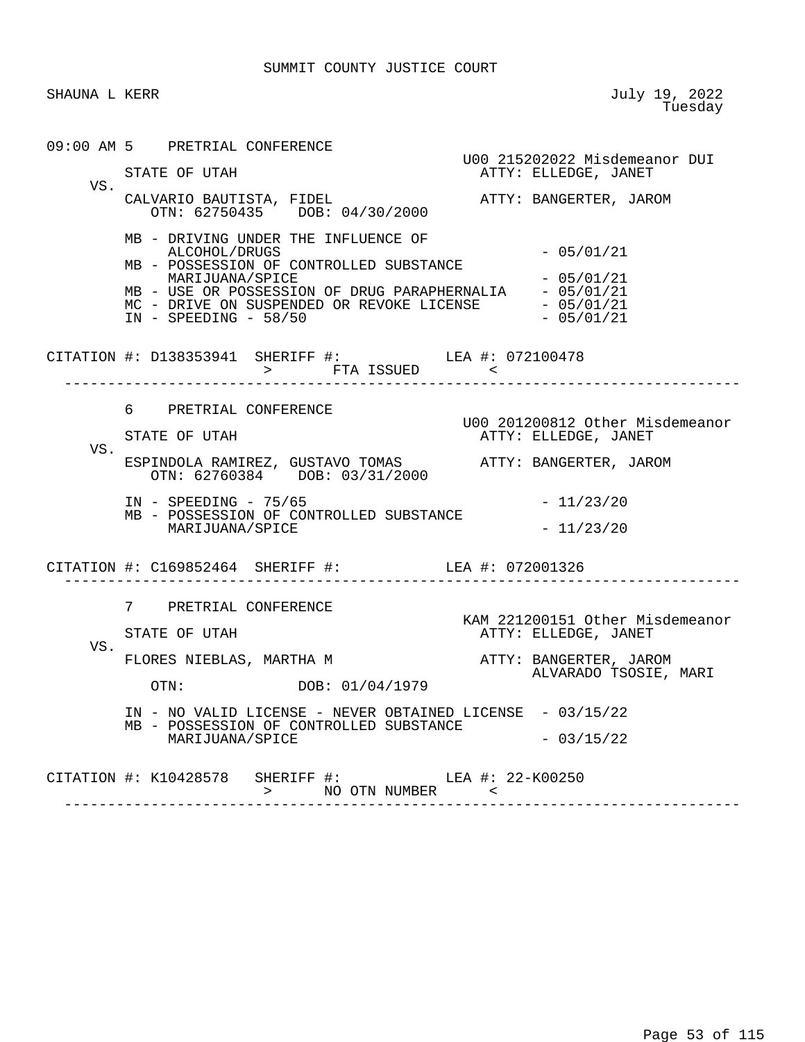SUMMIT COUNTY JUSTICE COURT

SHAUNA L KERR

July 19, 2022
Tuesday

```
09:00 AM 5    PRETRIAL CONFERENCE
                                                   U00 215202022 Misdemeanor DUI
       STATE OF UTAH                                 ATTY: ELLEDGE, JANET
  VS.
       CALVARIO BAUTISTA, FIDEL                      ATTY: BANGERTER, JAROM
          OTN: 62750435    DOB: 04/30/2000

       MB - DRIVING UNDER THE INFLUENCE OF
            ALCOHOL/DRUGS                                     - 05/01/21
       MB - POSSESSION OF CONTROLLED SUBSTANCE
            MARIJUANA/SPICE                                   - 05/01/21
       MB - USE OR POSSESSION OF DRUG PARAPHERNALIA    - 05/01/21
       MC - DRIVE ON SUSPENDED OR REVOKE LICENSE       - 05/01/21
       IN - SPEEDING - 58/50                                  - 05/01/21

CITATION #: D138353941  SHERIFF #:            LEA #: 072100478
                        >       FTA ISSUED       <
------------------------------------------------------------------------------

       6    PRETRIAL CONFERENCE
                                                   U00 201200812 Other Misdemeanor
       STATE OF UTAH                                 ATTY: ELLEDGE, JANET
  VS.
       ESPINDOLA RAMIREZ, GUSTAVO TOMAS         ATTY: BANGERTER, JAROM
          OTN: 62760384    DOB: 03/31/2000

       IN - SPEEDING - 75/65                                  - 11/23/20
       MB - POSSESSION OF CONTROLLED SUBSTANCE
            MARIJUANA/SPICE                                   - 11/23/20

CITATION #: C169852464  SHERIFF #:            LEA #: 072001326
------------------------------------------------------------------------------

       7    PRETRIAL CONFERENCE
                                                   KAM 221200151 Other Misdemeanor
       STATE OF UTAH                                 ATTY: ELLEDGE, JANET
  VS.
       FLORES NIEBLAS, MARTHA M                      ATTY: BANGERTER, JAROM
                                                          ALVARADO TSOSIE, MARI
          OTN:             DOB: 01/04/1979

       IN - NO VALID LICENSE - NEVER OBTAINED LICENSE  - 03/15/22
       MB - POSSESSION OF CONTROLLED SUBSTANCE
            MARIJUANA/SPICE                                   - 03/15/22

CITATION #: K10428578   SHERIFF #:            LEA #: 22-K00250
                        >      NO OTN NUMBER      <
------------------------------------------------------------------------------
```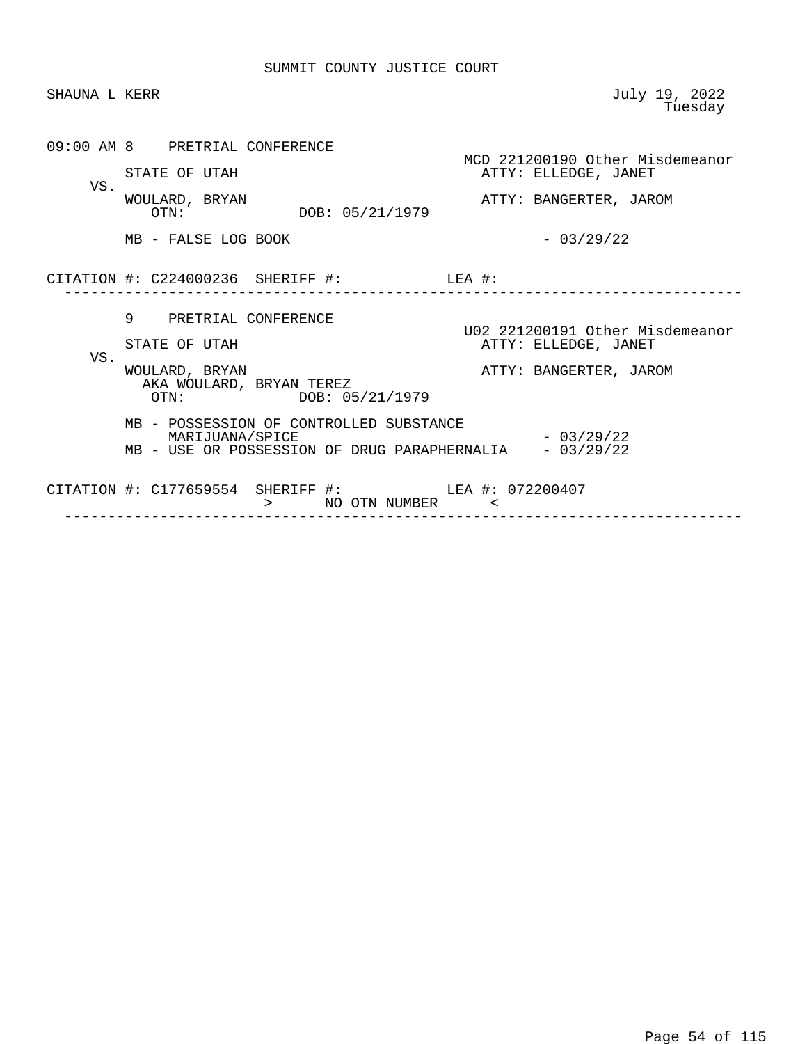SUMMIT COUNTY JUSTICE COURT

SHAUNA L KERR

July 19, 2022
Tuesday

```
09:00 AM 8    PRETRIAL CONFERENCE
                                                      MCD 221200190 Other Misdemeanor
         STATE OF UTAH                                  ATTY: ELLEDGE, JANET
    VS.
         WOULARD, BRYAN                                 ATTY: BANGERTER, JAROM
            OTN:             DOB: 05/21/1979

         MB - FALSE LOG BOOK                                   - 03/29/22


CITATION #: C224000236  SHERIFF #:            LEA #:
  -------------------------------------------------------------------------------

         9    PRETRIAL CONFERENCE
                                                      U02 221200191 Other Misdemeanor
         STATE OF UTAH                                  ATTY: ELLEDGE, JANET
    VS.
         WOULARD, BRYAN                                 ATTY: BANGERTER, JAROM
           AKA WOULARD, BRYAN TEREZ
            OTN:             DOB: 05/21/1979

         MB - POSSESSION OF CONTROLLED SUBSTANCE
              MARIJUANA/SPICE                                  - 03/29/22
         MB - USE OR POSSESSION OF DRUG PARAPHERNALIA    - 03/29/22


CITATION #: C177659554  SHERIFF #:            LEA #: 072200407
                          >      NO OTN NUMBER      <
  -------------------------------------------------------------------------------
```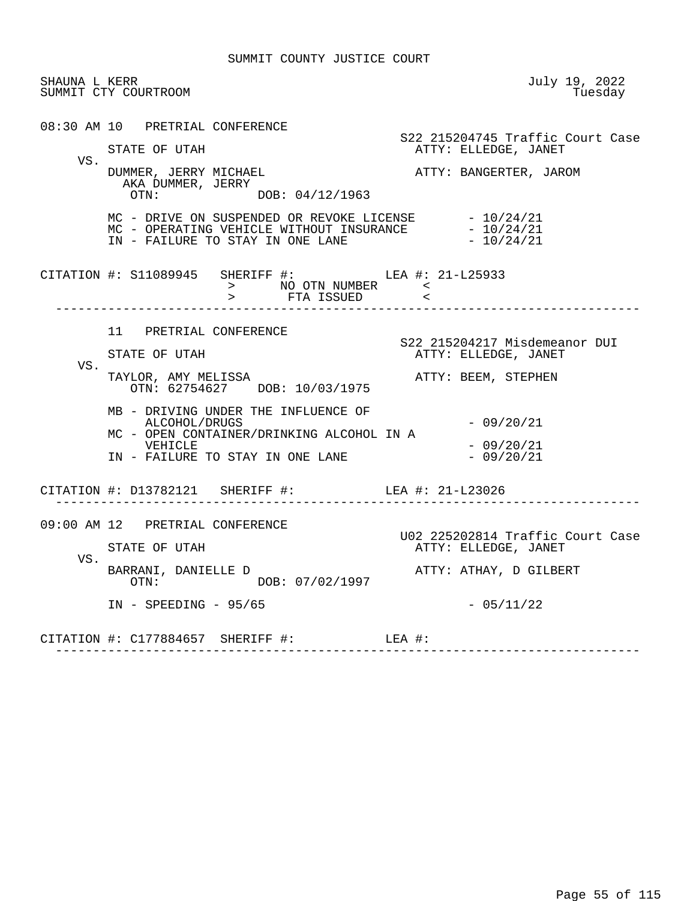SUMMIT COUNTY JUSTICE COURT

SHAUNA L KERR
SUMMIT CTY COURTROOM

July 19, 2022
Tuesday

```
08:30 AM 10   PRETRIAL CONFERENCE
                                                   S22 215204745 Traffic Court Case
         STATE OF UTAH                               ATTY: ELLEDGE, JANET
    VS.
         DUMMER, JERRY MICHAEL                       ATTY: BANGERTER, JAROM
           AKA DUMMER, JERRY
            OTN:              DOB: 04/12/1963

         MC - DRIVE ON SUSPENDED OR REVOKE LICENSE       - 10/24/21
         MC - OPERATING VEHICLE WITHOUT INSURANCE        - 10/24/21
         IN - FAILURE TO STAY IN ONE LANE                - 10/24/21

CITATION #: S11089945   SHERIFF #:            LEA #: 21-L25933
                        >      NO OTN NUMBER      <
                        >       FTA ISSUED        <
-------------------------------------------------------------------------------

         11   PRETRIAL CONFERENCE
                                                   S22 215204217 Misdemeanor DUI
         STATE OF UTAH                               ATTY: ELLEDGE, JANET
    VS.
         TAYLOR, AMY MELISSA                         ATTY: BEEM, STEPHEN
            OTN: 62754627    DOB: 10/03/1975

         MB - DRIVING UNDER THE INFLUENCE OF
              ALCOHOL/DRUGS                              - 09/20/21
         MC - OPEN CONTAINER/DRINKING ALCOHOL IN A
              VEHICLE                                    - 09/20/21
         IN - FAILURE TO STAY IN ONE LANE                - 09/20/21

CITATION #: D13782121   SHERIFF #:            LEA #: 21-L23026
-------------------------------------------------------------------------------

09:00 AM 12   PRETRIAL CONFERENCE
                                                   U02 225202814 Traffic Court Case
         STATE OF UTAH                               ATTY: ELLEDGE, JANET
    VS.
         BARRANI, DANIELLE D                         ATTY: ATHAY, D GILBERT
            OTN:              DOB: 07/02/1997

         IN - SPEEDING - 95/65                           - 05/11/22

CITATION #: C177884657  SHERIFF #:            LEA #:
-------------------------------------------------------------------------------
```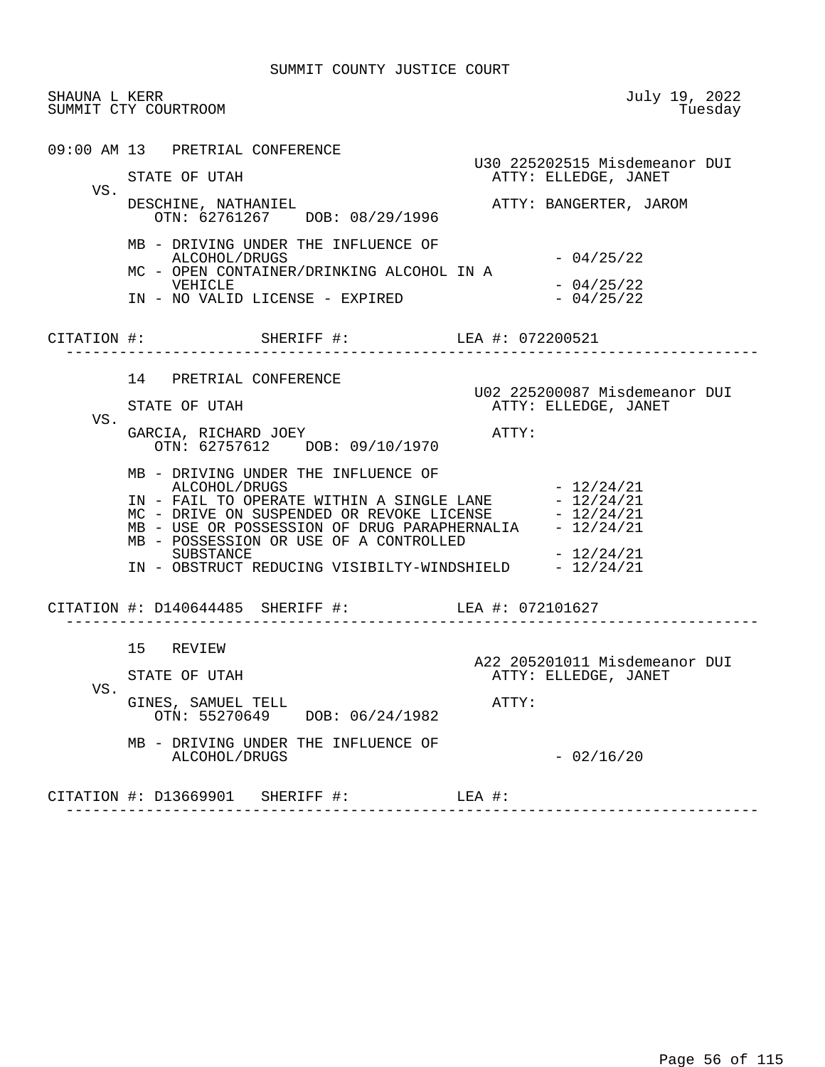SUMMIT COUNTY JUSTICE COURT

SHAUNA L KERR — July 19, 2022
SUMMIT CTY COURTROOM — Tuesday

---

09:00 AM 13 PRETRIAL CONFERENCE

U30 225202515 Misdemeanor DUI

STATE OF UTAH — ATTY: ELLEDGE, JANET

VS.

DESCHINE, NATHANIEL — ATTY: BANGERTER, JAROM
OTN: 62761267 DOB: 08/29/1996

- MB - DRIVING UNDER THE INFLUENCE OF ALCOHOL/DRUGS - 04/25/22
- MC - OPEN CONTAINER/DRINKING ALCOHOL IN A VEHICLE - 04/25/22
- IN - NO VALID LICENSE - EXPIRED - 04/25/22

CITATION #: SHERIFF #: LEA #: 072200521

---

14 PRETRIAL CONFERENCE

U02 225200087 Misdemeanor DUI

STATE OF UTAH — ATTY: ELLEDGE, JANET

VS.

GARCIA, RICHARD JOEY — ATTY:
OTN: 62757612 DOB: 09/10/1970

- MB - DRIVING UNDER THE INFLUENCE OF ALCOHOL/DRUGS - 12/24/21
- IN - FAIL TO OPERATE WITHIN A SINGLE LANE - 12/24/21
- MC - DRIVE ON SUSPENDED OR REVOKE LICENSE - 12/24/21
- MB - USE OR POSSESSION OF DRUG PARAPHERNALIA - 12/24/21
- MB - POSSESSION OR USE OF A CONTROLLED SUBSTANCE - 12/24/21
- IN - OBSTRUCT REDUCING VISIBILTY-WINDSHIELD - 12/24/21

CITATION #: D140644485 SHERIFF #: LEA #: 072101627

---

15 REVIEW

A22 205201011 Misdemeanor DUI

STATE OF UTAH — ATTY: ELLEDGE, JANET

VS.

GINES, SAMUEL TELL — ATTY:
OTN: 55270649 DOB: 06/24/1982

- MB - DRIVING UNDER THE INFLUENCE OF ALCOHOL/DRUGS - 02/16/20

CITATION #: D13669901 SHERIFF #: LEA #:

---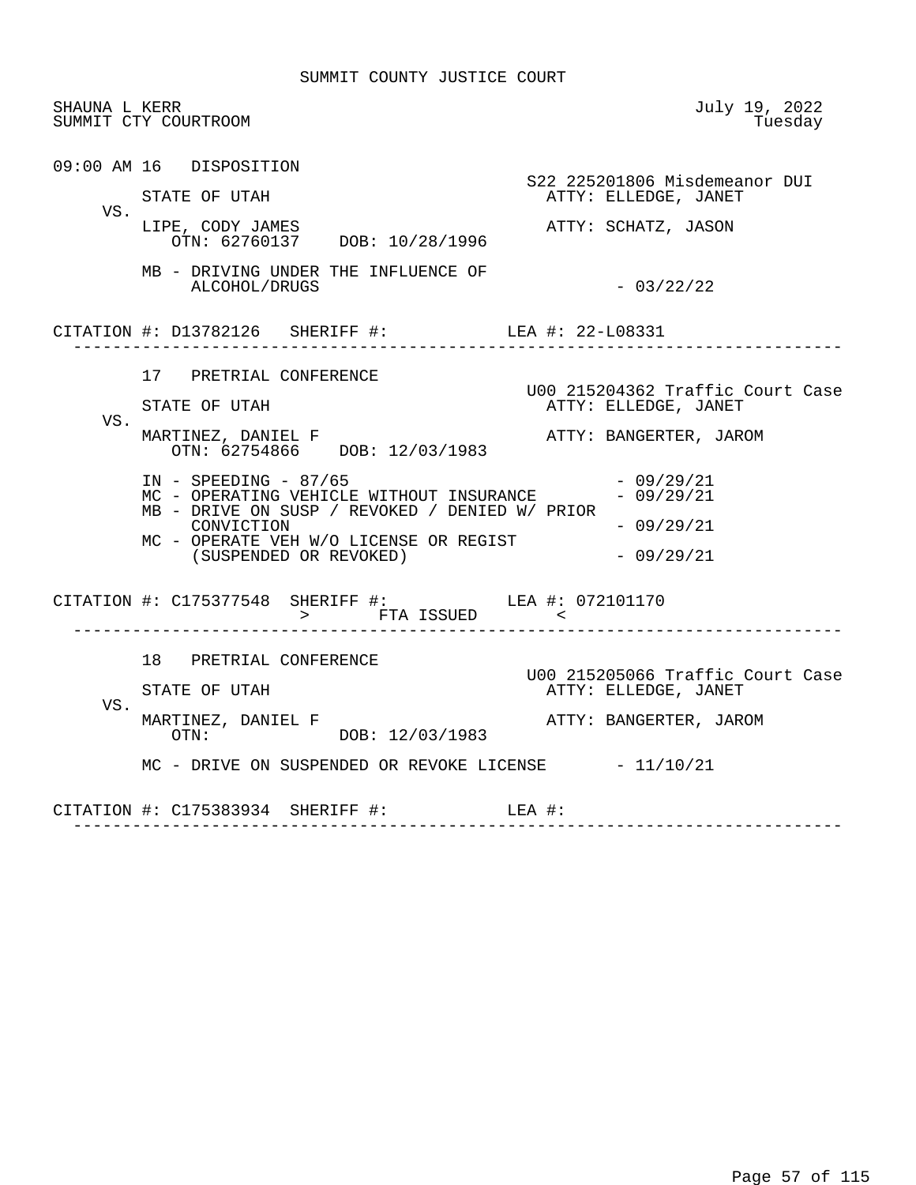SUMMIT COUNTY JUSTICE COURT

SHAUNA L KERR
SUMMIT CTY COURTROOM

July 19, 2022
Tuesday

09:00 AM 16 DISPOSITION

S22 225201806 Misdemeanor DUI

STATE OF UTAH — ATTY: ELLEDGE, JANET

VS.

LIPE, CODY JAMES — ATTY: SCHATZ, JASON
OTN: 62760137 DOB: 10/28/1996

MB - DRIVING UNDER THE INFLUENCE OF ALCOHOL/DRUGS - 03/22/22

CITATION #: D13782126 SHERIFF #: LEA #: 22-L08331

---

17 PRETRIAL CONFERENCE

U00 215204362 Traffic Court Case

STATE OF UTAH — ATTY: ELLEDGE, JANET

VS.

MARTINEZ, DANIEL F — ATTY: BANGERTER, JAROM
OTN: 62754866 DOB: 12/03/1983

IN - SPEEDING - 87/65 - 09/29/21
MC - OPERATING VEHICLE WITHOUT INSURANCE - 09/29/21
MB - DRIVE ON SUSP / REVOKED / DENIED W/ PRIOR CONVICTION - 09/29/21
MC - OPERATE VEH W/O LICENSE OR REGIST (SUSPENDED OR REVOKED) - 09/29/21

CITATION #: C175377548 SHERIFF #: LEA #: 072101170
> FTA ISSUED <

---

18 PRETRIAL CONFERENCE

U00 215205066 Traffic Court Case

STATE OF UTAH — ATTY: ELLEDGE, JANET

VS.

MARTINEZ, DANIEL F — ATTY: BANGERTER, JAROM
OTN: DOB: 12/03/1983

MC - DRIVE ON SUSPENDED OR REVOKE LICENSE - 11/10/21

CITATION #: C175383934 SHERIFF #: LEA #:

---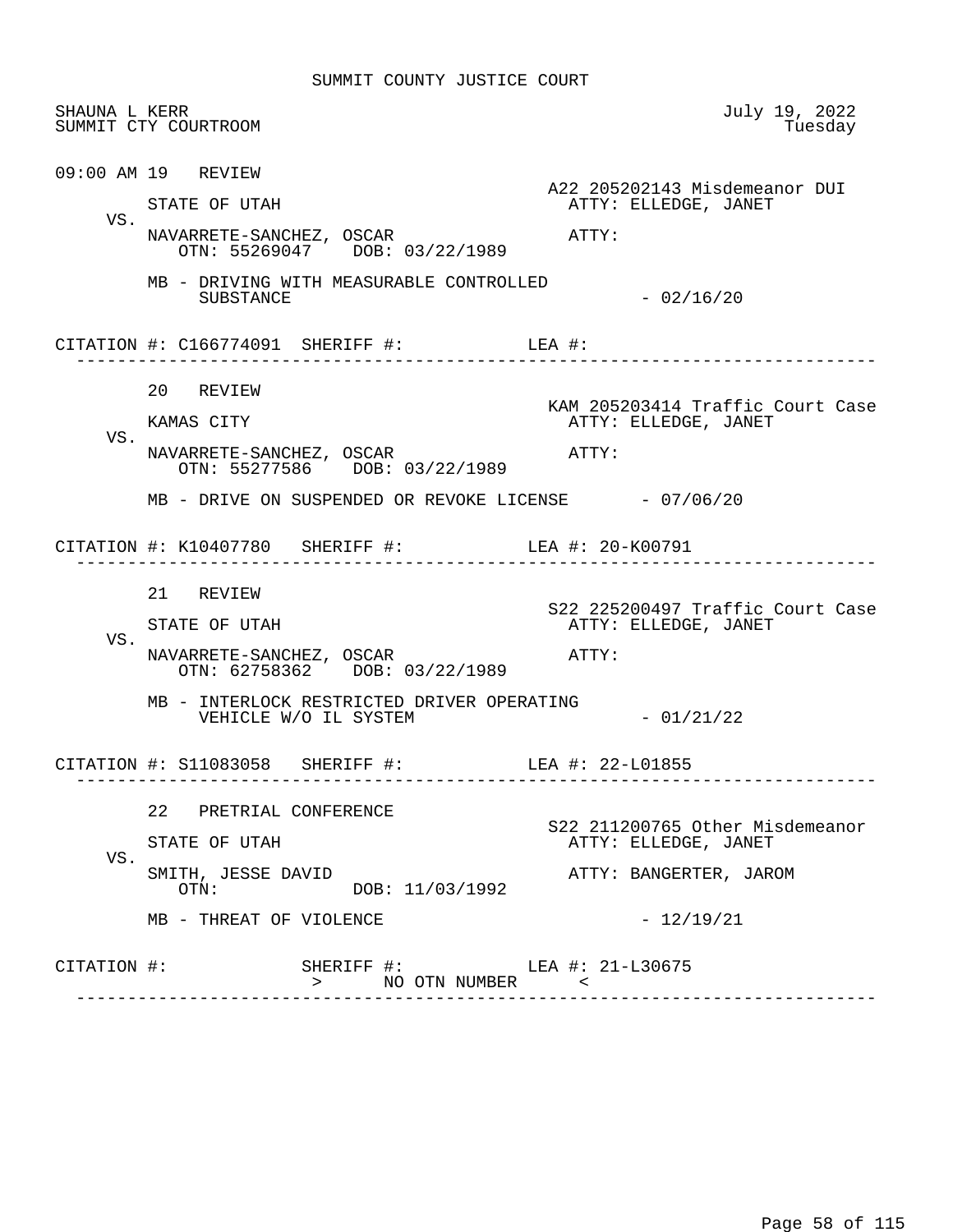# SUMMIT COUNTY JUSTICE COURT

SHAUNA L KERR — July 19, 2022
SUMMIT CTY COURTROOM — Tuesday

---

**09:00 AM 19 REVIEW**

A22 205202143 Misdemeanor DUI

STATE OF UTAH — ATTY: ELLEDGE, JANET

VS.

NAVARRETE-SANCHEZ, OSCAR — ATTY:
OTN: 55269047 DOB: 03/22/1989

MB - DRIVING WITH MEASURABLE CONTROLLED SUBSTANCE - 02/16/20

CITATION #: C166774091 SHERIFF #: LEA #:

---

**20 REVIEW**

KAM 205203414 Traffic Court Case

KAMAS CITY — ATTY: ELLEDGE, JANET

VS.

NAVARRETE-SANCHEZ, OSCAR — ATTY:
OTN: 55277586 DOB: 03/22/1989

MB - DRIVE ON SUSPENDED OR REVOKE LICENSE - 07/06/20

CITATION #: K10407780 SHERIFF #: LEA #: 20-K00791

---

**21 REVIEW**

S22 225200497 Traffic Court Case

STATE OF UTAH — ATTY: ELLEDGE, JANET

VS.

NAVARRETE-SANCHEZ, OSCAR — ATTY:
OTN: 62758362 DOB: 03/22/1989

MB - INTERLOCK RESTRICTED DRIVER OPERATING VEHICLE W/O IL SYSTEM - 01/21/22

CITATION #: S11083058 SHERIFF #: LEA #: 22-L01855

---

**22 PRETRIAL CONFERENCE**

S22 211200765 Other Misdemeanor

STATE OF UTAH — ATTY: ELLEDGE, JANET

VS.

SMITH, JESSE DAVID — ATTY: BANGERTER, JAROM
OTN: DOB: 11/03/1992

MB - THREAT OF VIOLENCE - 12/19/21

CITATION #: SHERIFF #: LEA #: 21-L30675
> NO OTN NUMBER <

---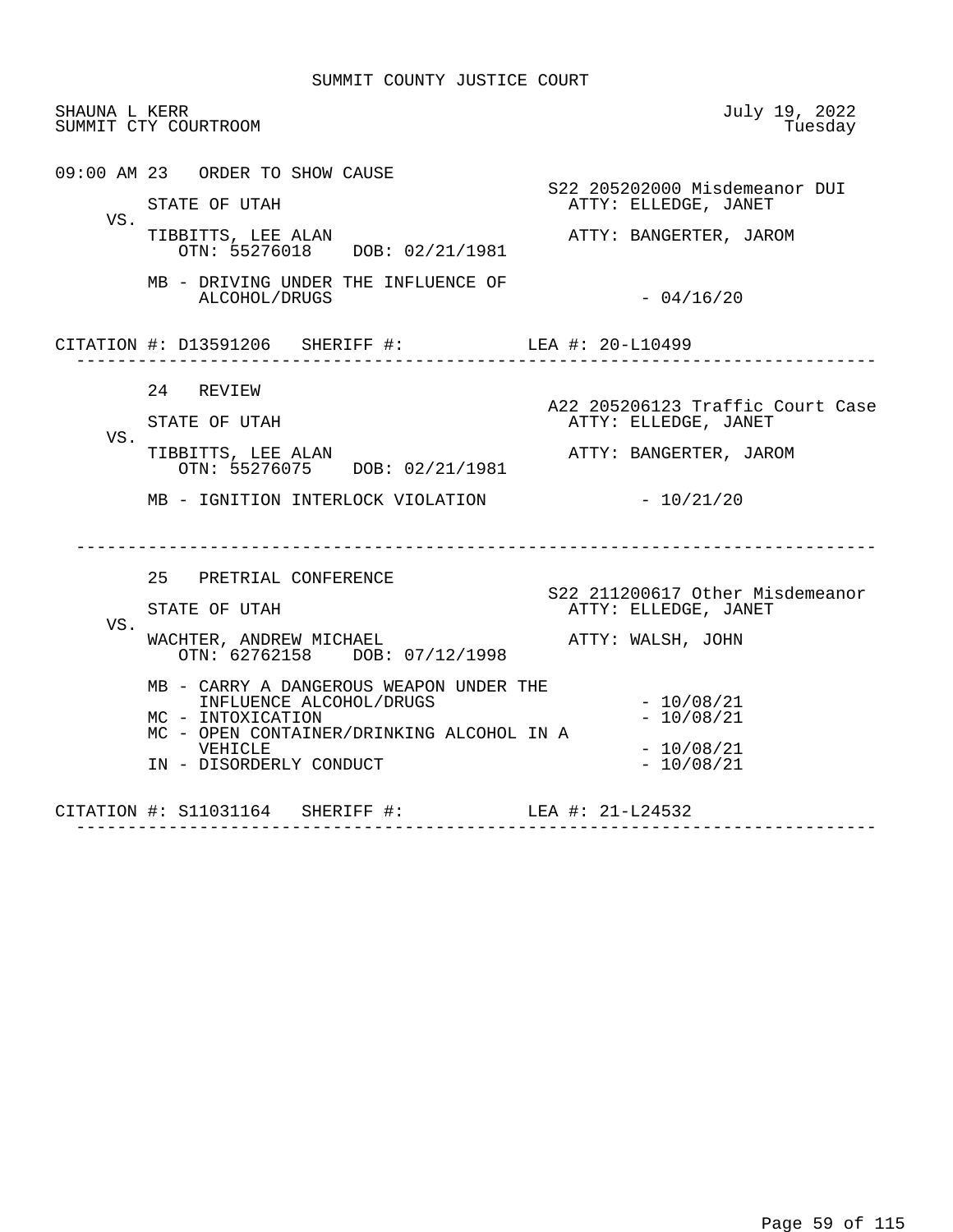SUMMIT COUNTY JUSTICE COURT

SHAUNA L KERR
SUMMIT CTY COURTROOM

July 19, 2022
Tuesday

---

**09:00 AM 23 ORDER TO SHOW CAUSE**

S22 205202000 Misdemeanor DUI

STATE OF UTAH — ATTY: ELLEDGE, JANET

VS.

TIBBITTS, LEE ALAN — ATTY: BANGERTER, JAROM
OTN: 55276018 DOB: 02/21/1981

MB - DRIVING UNDER THE INFLUENCE OF ALCOHOL/DRUGS - 04/16/20

CITATION #: D13591206 SHERIFF #: LEA #: 20-L10499

---

**24 REVIEW**

A22 205206123 Traffic Court Case

STATE OF UTAH — ATTY: ELLEDGE, JANET

VS.

TIBBITTS, LEE ALAN — ATTY: BANGERTER, JAROM
OTN: 55276075 DOB: 02/21/1981

MB - IGNITION INTERLOCK VIOLATION - 10/21/20

---

**25 PRETRIAL CONFERENCE**

S22 211200617 Other Misdemeanor

STATE OF UTAH — ATTY: ELLEDGE, JANET

VS.

WACHTER, ANDREW MICHAEL — ATTY: WALSH, JOHN
OTN: 62762158 DOB: 07/12/1998

MB - CARRY A DANGEROUS WEAPON UNDER THE INFLUENCE ALCOHOL/DRUGS - 10/08/21
MC - INTOXICATION - 10/08/21
MC - OPEN CONTAINER/DRINKING ALCOHOL IN A VEHICLE - 10/08/21
IN - DISORDERLY CONDUCT - 10/08/21

CITATION #: S11031164 SHERIFF #: LEA #: 21-L24532

---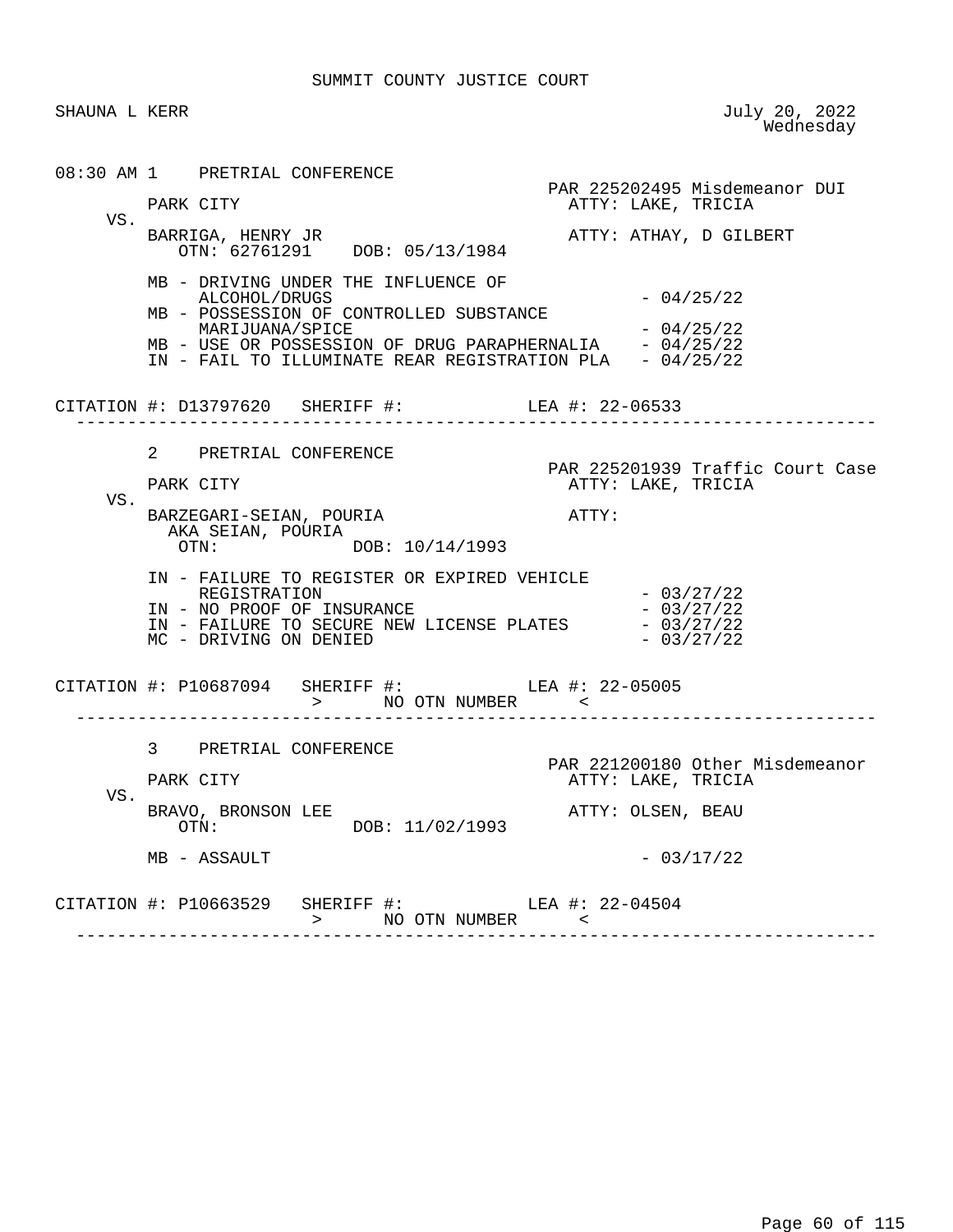SUMMIT COUNTY JUSTICE COURT

SHAUNA L KERR

July 20, 2022
Wednesday

```
08:30 AM 1    PRETRIAL CONFERENCE
                                                     PAR 225202495 Misdemeanor DUI
         PARK CITY                                     ATTY: LAKE, TRICIA
    VS.
         BARRIGA, HENRY JR                             ATTY: ATHAY, D GILBERT
            OTN: 62761291    DOB: 05/13/1984

         MB - DRIVING UNDER THE INFLUENCE OF
              ALCOHOL/DRUGS                                    - 04/25/22
         MB - POSSESSION OF CONTROLLED SUBSTANCE
              MARIJUANA/SPICE                                  - 04/25/22
         MB - USE OR POSSESSION OF DRUG PARAPHERNALIA    - 04/25/22
         IN - FAIL TO ILLUMINATE REAR REGISTRATION PLA   - 04/25/22

CITATION #: D13797620   SHERIFF #:            LEA #: 22-06533
  ------------------------------------------------------------------------------

         2    PRETRIAL CONFERENCE
                                                     PAR 225201939 Traffic Court Case
         PARK CITY                                     ATTY: LAKE, TRICIA
    VS.
         BARZEGARI-SEIAN, POURIA                       ATTY:
           AKA SEIAN, POURIA
            OTN:              DOB: 10/14/1993

         IN - FAILURE TO REGISTER OR EXPIRED VEHICLE
              REGISTRATION                                     - 03/27/22
         IN - NO PROOF OF INSURANCE                            - 03/27/22
         IN - FAILURE TO SECURE NEW LICENSE PLATES             - 03/27/22
         MC - DRIVING ON DENIED                                - 03/27/22

CITATION #: P10687094   SHERIFF #:            LEA #: 22-05005
                        >      NO OTN NUMBER      <
  ------------------------------------------------------------------------------

         3    PRETRIAL CONFERENCE
                                                     PAR 221200180 Other Misdemeanor
         PARK CITY                                     ATTY: LAKE, TRICIA
    VS.
         BRAVO, BRONSON LEE                            ATTY: OLSEN, BEAU
            OTN:              DOB: 11/02/1993

         MB - ASSAULT                                          - 03/17/22

CITATION #: P10663529   SHERIFF #:            LEA #: 22-04504
                        >      NO OTN NUMBER      <
  ------------------------------------------------------------------------------
```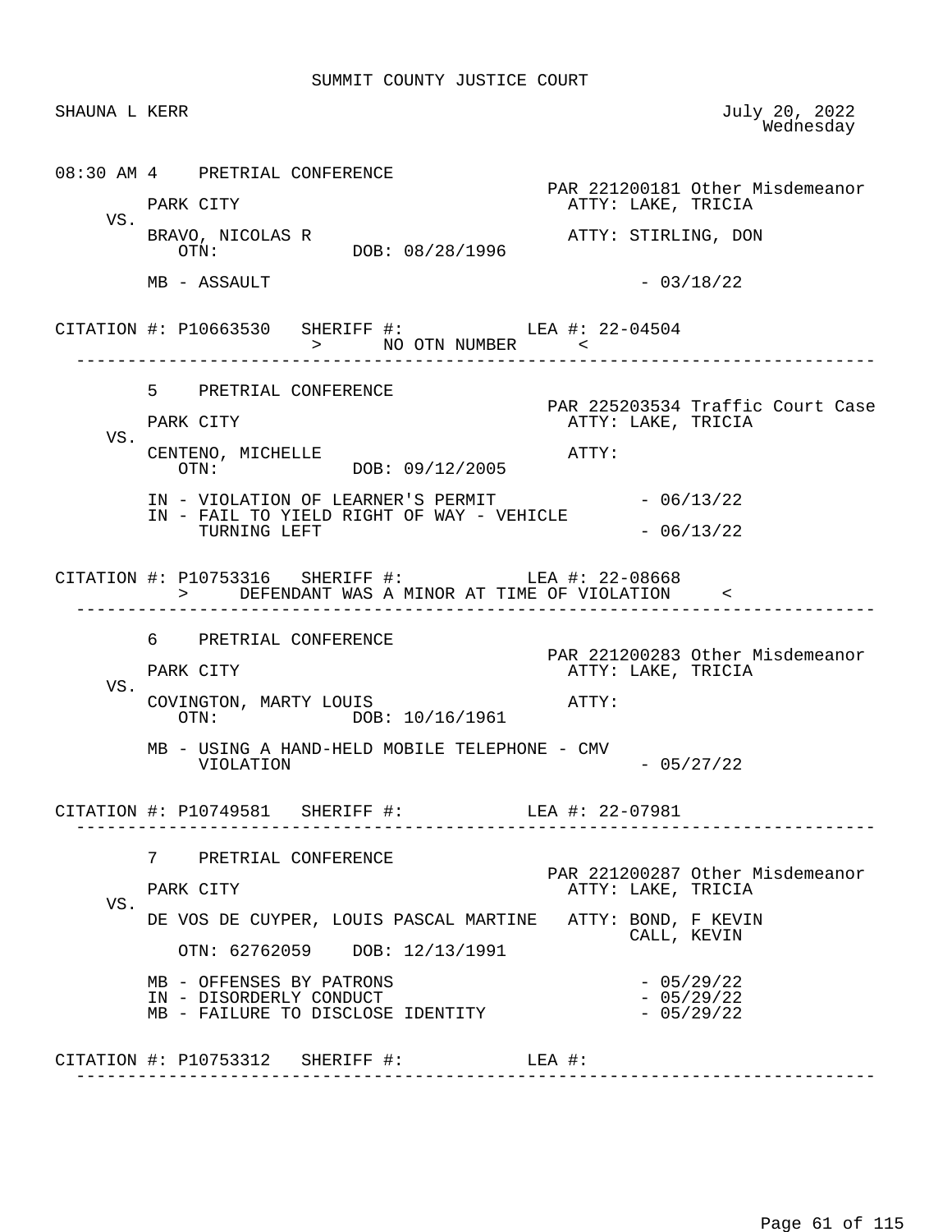SUMMIT COUNTY JUSTICE COURT

SHAUNA L KERR — July 20, 2022, Wednesday

---

**08:30 AM 4 PRETRIAL CONFERENCE**

PAR 221200181 Other Misdemeanor

PARK CITY — ATTY: LAKE, TRICIA

VS.

BRAVO, NICOLAS R — ATTY: STIRLING, DON

OTN: DOB: 08/28/1996

MB - ASSAULT - 03/18/22

CITATION #: P10663530 SHERIFF #: LEA #: 22-04504

> NO OTN NUMBER <

---

**5 PRETRIAL CONFERENCE**

PAR 225203534 Traffic Court Case

PARK CITY — ATTY: LAKE, TRICIA

VS.

CENTENO, MICHELLE — ATTY:

OTN: DOB: 09/12/2005

IN - VIOLATION OF LEARNER'S PERMIT - 06/13/22
IN - FAIL TO YIELD RIGHT OF WAY - VEHICLE TURNING LEFT - 06/13/22

CITATION #: P10753316 SHERIFF #: LEA #: 22-08668

> DEFENDANT WAS A MINOR AT TIME OF VIOLATION <

---

**6 PRETRIAL CONFERENCE**

PAR 221200283 Other Misdemeanor

PARK CITY — ATTY: LAKE, TRICIA

VS.

COVINGTON, MARTY LOUIS — ATTY:

OTN: DOB: 10/16/1961

MB - USING A HAND-HELD MOBILE TELEPHONE - CMV VIOLATION - 05/27/22

CITATION #: P10749581 SHERIFF #: LEA #: 22-07981

---

**7 PRETRIAL CONFERENCE**

PAR 221200287 Other Misdemeanor

PARK CITY — ATTY: LAKE, TRICIA

VS.

DE VOS DE CUYPER, LOUIS PASCAL MARTINE — ATTY: BOND, F KEVIN; CALL, KEVIN

OTN: 62762059 DOB: 12/13/1991

MB - OFFENSES BY PATRONS - 05/29/22
IN - DISORDERLY CONDUCT - 05/29/22
MB - FAILURE TO DISCLOSE IDENTITY - 05/29/22

CITATION #: P10753312 SHERIFF #: LEA #:

---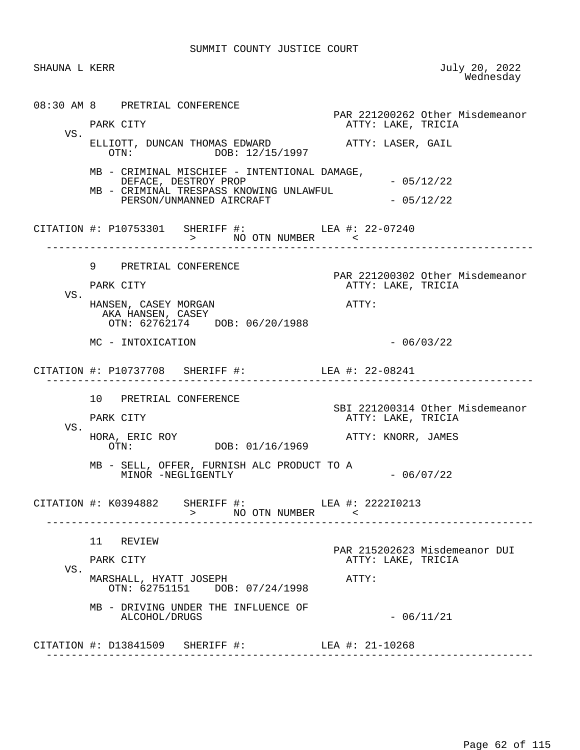SUMMIT COUNTY JUSTICE COURT

SHAUNA L KERR — July 20, 2022, Wednesday

```
08:30 AM 8    PRETRIAL CONFERENCE
                                                   PAR 221200262 Other Misdemeanor
         PARK CITY                                   ATTY: LAKE, TRICIA
     VS.
         ELLIOTT, DUNCAN THOMAS EDWARD               ATTY: LASER, GAIL
            OTN:             DOB: 12/15/1997

         MB - CRIMINAL MISCHIEF - INTENTIONAL DAMAGE,
              DEFACE, DESTROY PROP                            - 05/12/22
         MB - CRIMINAL TRESPASS KNOWING UNLAWFUL
              PERSON/UNMANNED AIRCRAFT                        - 05/12/22

CITATION #: P10753301   SHERIFF #:            LEA #: 22-07240
                        >      NO OTN NUMBER      <
-------------------------------------------------------------------------------

         9    PRETRIAL CONFERENCE
                                                   PAR 221200302 Other Misdemeanor
         PARK CITY                                   ATTY: LAKE, TRICIA
     VS.
         HANSEN, CASEY MORGAN                        ATTY:
           AKA HANSEN, CASEY
            OTN: 62762174    DOB: 06/20/1988

         MC - INTOXICATION                                    - 06/03/22

CITATION #: P10737708   SHERIFF #:            LEA #: 22-08241
-------------------------------------------------------------------------------

         10   PRETRIAL CONFERENCE
                                                   SBI 221200314 Other Misdemeanor
         PARK CITY                                   ATTY: LAKE, TRICIA
     VS.
         HORA, ERIC ROY                              ATTY: KNORR, JAMES
            OTN:             DOB: 01/16/1969

         MB - SELL, OFFER, FURNISH ALC PRODUCT TO A
              MINOR -NEGLIGENTLY                              - 06/07/22

CITATION #: K0394882    SHERIFF #:            LEA #: 2222I0213
                        >      NO OTN NUMBER      <
-------------------------------------------------------------------------------

         11   REVIEW
                                                   PAR 215202623 Misdemeanor DUI
         PARK CITY                                   ATTY: LAKE, TRICIA
     VS.
         MARSHALL, HYATT JOSEPH                      ATTY:
            OTN: 62751151    DOB: 07/24/1998

         MB - DRIVING UNDER THE INFLUENCE OF
              ALCOHOL/DRUGS                                   - 06/11/21

CITATION #: D13841509   SHERIFF #:            LEA #: 21-10268
-------------------------------------------------------------------------------
```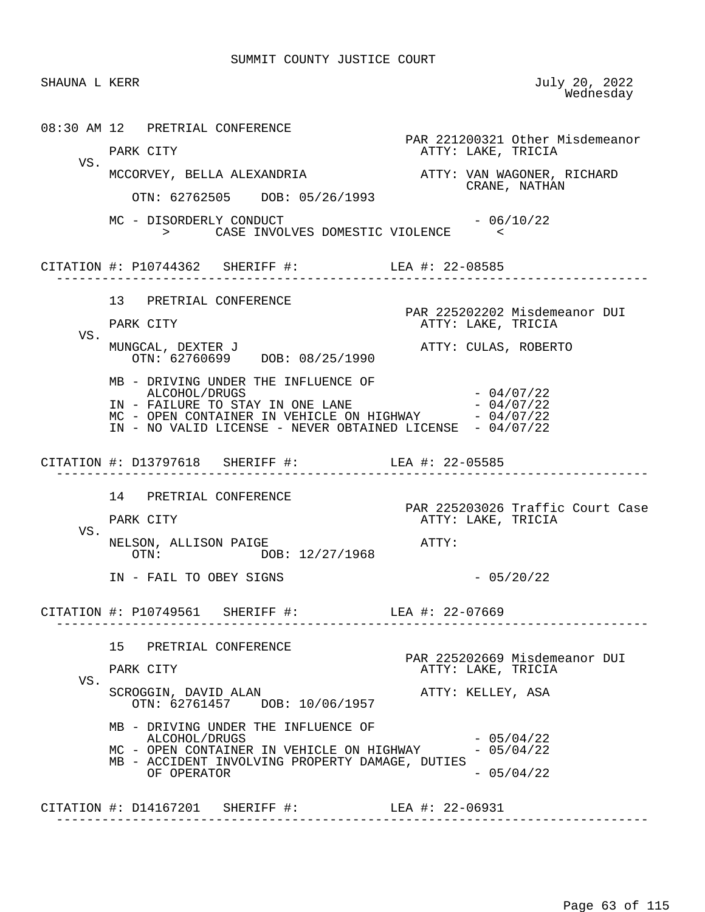SUMMIT COUNTY JUSTICE COURT

SHAUNA L KERR — July 20, 2022, Wednesday

```
08:30 AM 12   PRETRIAL CONFERENCE
                                                    PAR 221200321 Other Misdemeanor
         PARK CITY                                   ATTY: LAKE, TRICIA
    VS.
         MCCORVEY, BELLA ALEXANDRIA                  ATTY: VAN WAGONER, RICHARD
                                                           CRANE, NATHAN
            OTN: 62762505    DOB: 05/26/1993

         MC - DISORDERLY CONDUCT                              - 06/10/22
               >      CASE INVOLVES DOMESTIC VIOLENCE      <

CITATION #: P10744362   SHERIFF #:            LEA #: 22-08585
-------------------------------------------------------------------------------

         13   PRETRIAL CONFERENCE
                                                    PAR 225202202 Misdemeanor DUI
         PARK CITY                                   ATTY: LAKE, TRICIA
    VS.
         MUNGCAL, DEXTER J                           ATTY: CULAS, ROBERTO
            OTN: 62760699    DOB: 08/25/1990

         MB - DRIVING UNDER THE INFLUENCE OF
              ALCOHOL/DRUGS                                   - 04/07/22
         IN - FAILURE TO STAY IN ONE LANE                     - 04/07/22
         MC - OPEN CONTAINER IN VEHICLE ON HIGHWAY            - 04/07/22
         IN - NO VALID LICENSE - NEVER OBTAINED LICENSE       - 04/07/22

CITATION #: D13797618   SHERIFF #:            LEA #: 22-05585
-------------------------------------------------------------------------------

         14   PRETRIAL CONFERENCE
                                                    PAR 225203026 Traffic Court Case
         PARK CITY                                   ATTY: LAKE, TRICIA
    VS.
         NELSON, ALLISON PAIGE                       ATTY:
            OTN:             DOB: 12/27/1968

         IN - FAIL TO OBEY SIGNS                              - 05/20/22

CITATION #: P10749561   SHERIFF #:            LEA #: 22-07669
-------------------------------------------------------------------------------

         15   PRETRIAL CONFERENCE
                                                    PAR 225202669 Misdemeanor DUI
         PARK CITY                                   ATTY: LAKE, TRICIA
    VS.
         SCROGGIN, DAVID ALAN                        ATTY: KELLEY, ASA
            OTN: 62761457    DOB: 10/06/1957

         MB - DRIVING UNDER THE INFLUENCE OF
              ALCOHOL/DRUGS                                   - 05/04/22
         MC - OPEN CONTAINER IN VEHICLE ON HIGHWAY            - 05/04/22
         MB - ACCIDENT INVOLVING PROPERTY DAMAGE, DUTIES
              OF OPERATOR                                     - 05/04/22

CITATION #: D14167201   SHERIFF #:            LEA #: 22-06931
-------------------------------------------------------------------------------
```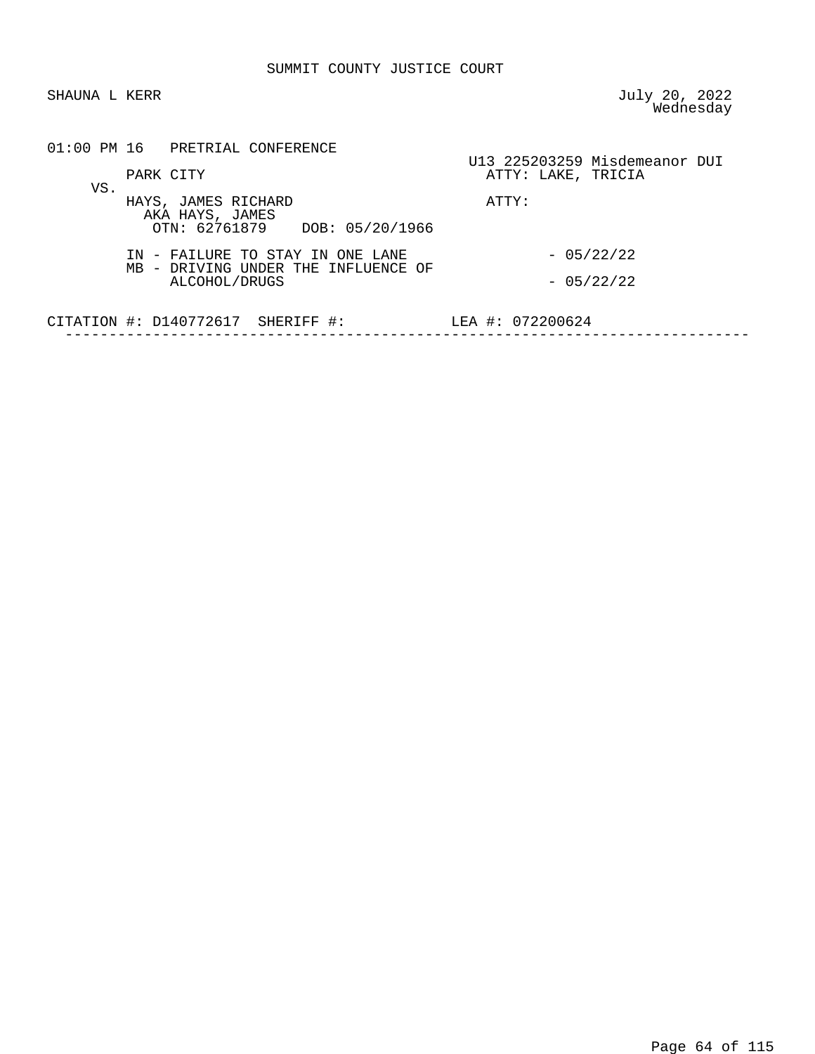SUMMIT COUNTY JUSTICE COURT

SHAUNA L KERR

July 20, 2022
Wednesday

01:00 PM 16 PRETRIAL CONFERENCE

U13 225203259 Misdemeanor DUI

PARK CITY
ATTY: LAKE, TRICIA

VS.

HAYS, JAMES RICHARD
AKA HAYS, JAMES
OTN: 62761879 DOB: 05/20/1966

ATTY:

IN - FAILURE TO STAY IN ONE LANE - 05/22/22
MB - DRIVING UNDER THE INFLUENCE OF ALCOHOL/DRUGS - 05/22/22

CITATION #: D140772617 SHERIFF #: LEA #: 072200624

---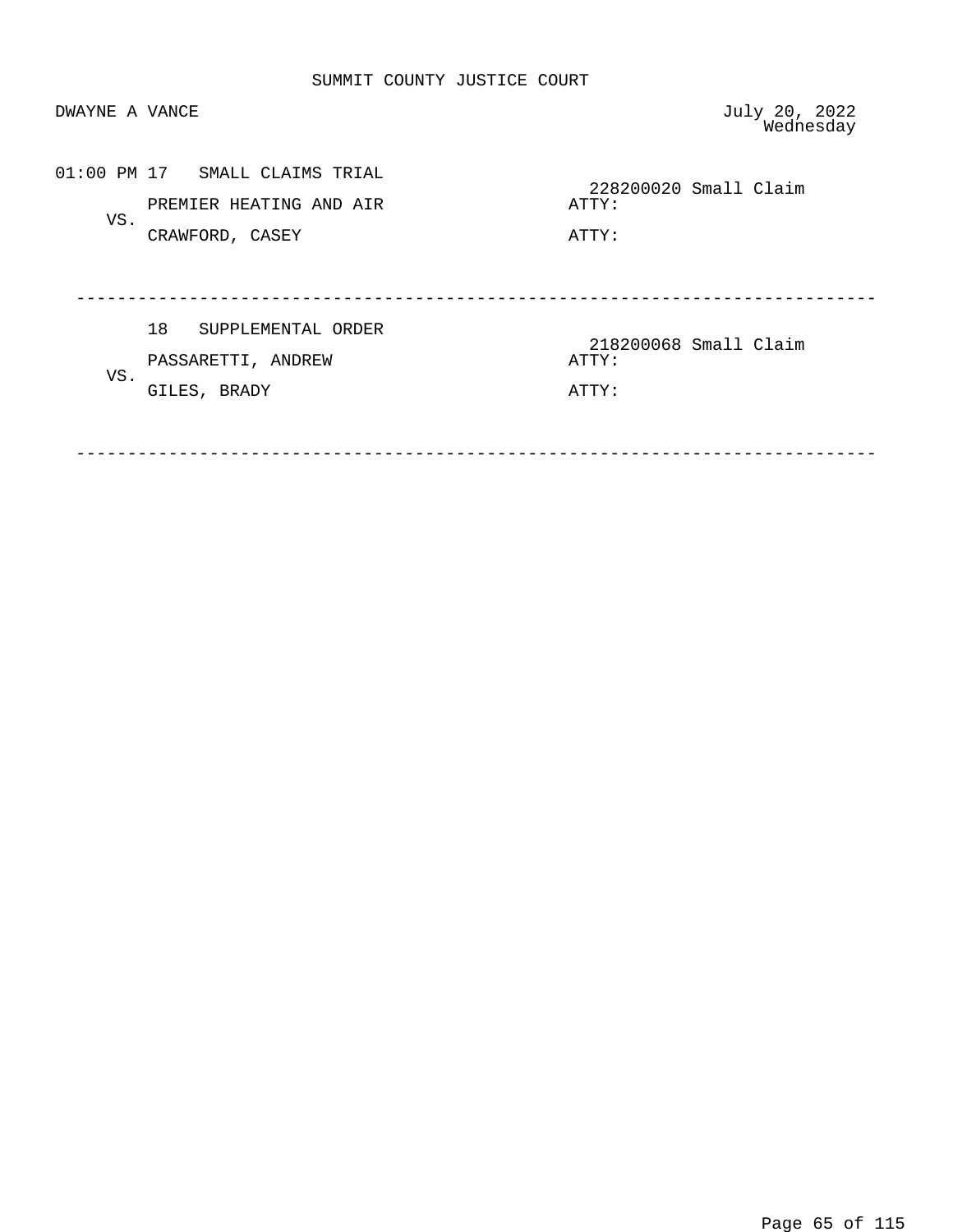SUMMIT COUNTY JUSTICE COURT

DWAYNE A VANCE

July 20, 2022
Wednesday

01:00 PM 17 SMALL CLAIMS TRIAL

228200020 Small Claim

PREMIER HEATING AND AIR ATTY:

VS.

CRAWFORD, CASEY ATTY:

---

18 SUPPLEMENTAL ORDER

218200068 Small Claim

PASSARETTI, ANDREW ATTY:

VS.

GILES, BRADY ATTY:

---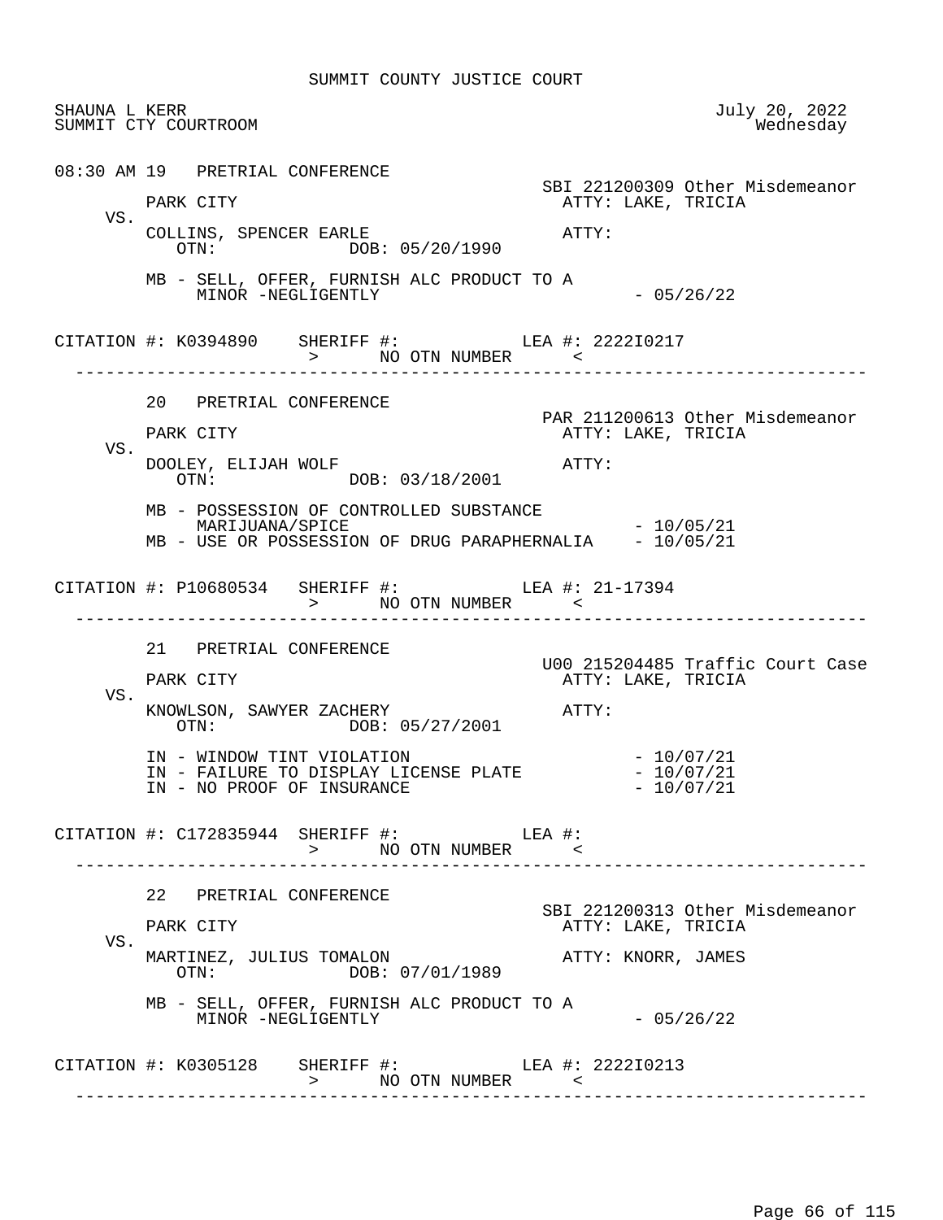SUMMIT COUNTY JUSTICE COURT

SHAUNA L KERR  
SUMMIT CTY COURTROOM

July 20, 2022  
Wednesday

---

08:30 AM 19 PRETRIAL CONFERENCE

SBI 221200309 Other Misdemeanor

PARK CITY — ATTY: LAKE, TRICIA

VS.

COLLINS, SPENCER EARLE — ATTY:  
OTN: DOB: 05/20/1990

MB - SELL, OFFER, FURNISH ALC PRODUCT TO A MINOR -NEGLIGENTLY - 05/26/22

CITATION #: K0394890 SHERIFF #: LEA #: 2222I0217  
> NO OTN NUMBER <

---

20 PRETRIAL CONFERENCE

PAR 211200613 Other Misdemeanor

PARK CITY — ATTY: LAKE, TRICIA

VS.

DOOLEY, ELIJAH WOLF — ATTY:  
OTN: DOB: 03/18/2001

MB - POSSESSION OF CONTROLLED SUBSTANCE MARIJUANA/SPICE - 10/05/21  
MB - USE OR POSSESSION OF DRUG PARAPHERNALIA - 10/05/21

CITATION #: P10680534 SHERIFF #: LEA #: 21-17394  
> NO OTN NUMBER <

---

21 PRETRIAL CONFERENCE

U00 215204485 Traffic Court Case

PARK CITY — ATTY: LAKE, TRICIA

VS.

KNOWLSON, SAWYER ZACHERY — ATTY:  
OTN: DOB: 05/27/2001

IN - WINDOW TINT VIOLATION - 10/07/21  
IN - FAILURE TO DISPLAY LICENSE PLATE - 10/07/21  
IN - NO PROOF OF INSURANCE - 10/07/21

CITATION #: C172835944 SHERIFF #: LEA #:  
> NO OTN NUMBER <

---

22 PRETRIAL CONFERENCE

SBI 221200313 Other Misdemeanor

PARK CITY — ATTY: LAKE, TRICIA

VS.

MARTINEZ, JULIUS TOMALON — ATTY: KNORR, JAMES  
OTN: DOB: 07/01/1989

MB - SELL, OFFER, FURNISH ALC PRODUCT TO A MINOR -NEGLIGENTLY - 05/26/22

CITATION #: K0305128 SHERIFF #: LEA #: 2222I0213  
> NO OTN NUMBER <

---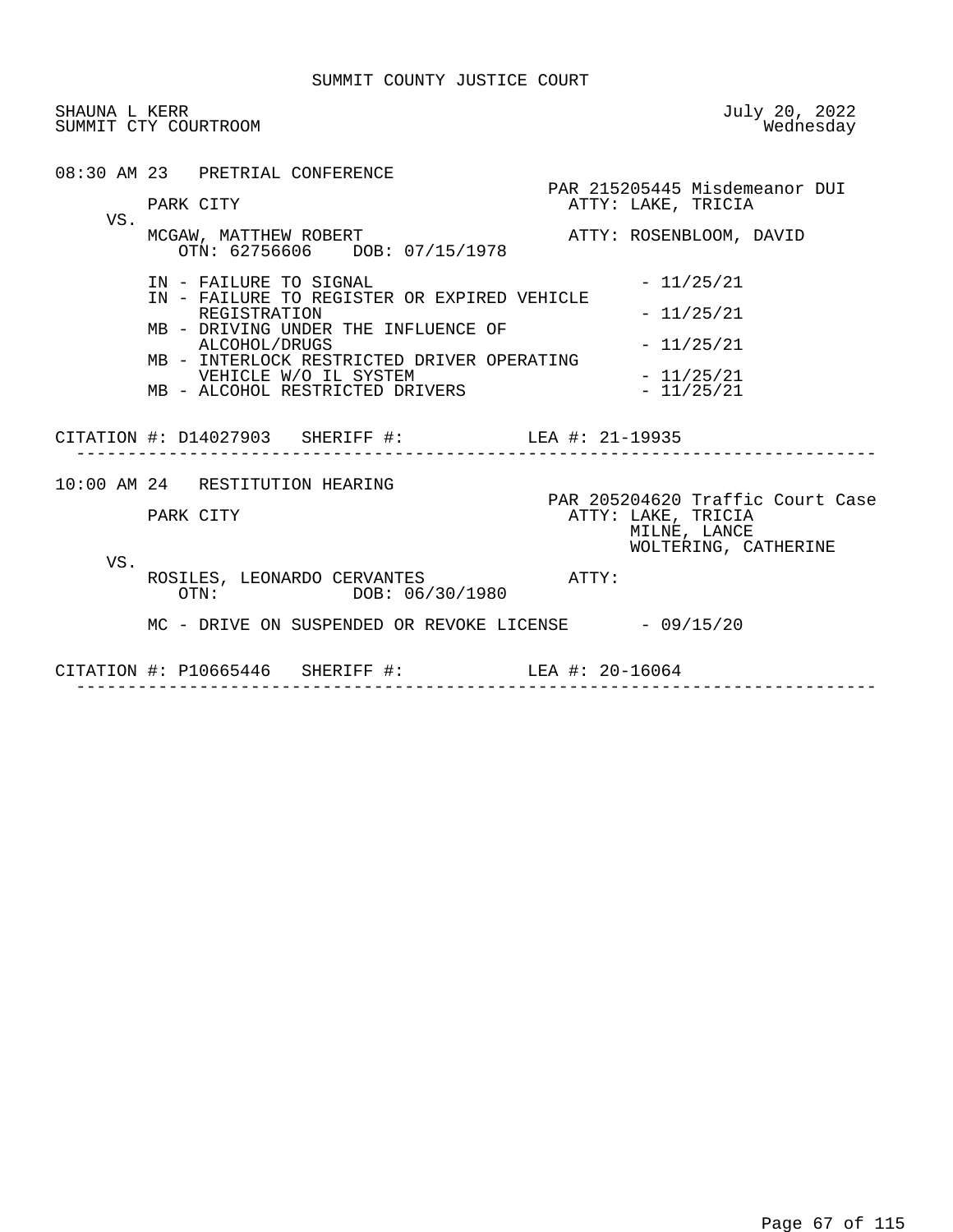# SUMMIT COUNTY JUSTICE COURT

SHAUNA L KERR
SUMMIT CTY COURTROOM

July 20, 2022
Wednesday

08:30 AM 23 PRETRIAL CONFERENCE

PAR 215205445 Misdemeanor DUI

PARK CITY — ATTY: LAKE, TRICIA

VS.

MCGAW, MATTHEW ROBERT — ATTY: ROSENBLOOM, DAVID
OTN: 62756606 DOB: 07/15/1978

- IN - FAILURE TO SIGNAL - 11/25/21
- IN - FAILURE TO REGISTER OR EXPIRED VEHICLE REGISTRATION - 11/25/21
- MB - DRIVING UNDER THE INFLUENCE OF ALCOHOL/DRUGS - 11/25/21
- MB - INTERLOCK RESTRICTED DRIVER OPERATING VEHICLE W/O IL SYSTEM - 11/25/21
- MB - ALCOHOL RESTRICTED DRIVERS - 11/25/21

CITATION #: D14027903 SHERIFF #: LEA #: 21-19935

---

10:00 AM 24 RESTITUTION HEARING

PAR 205204620 Traffic Court Case

PARK CITY — ATTY: LAKE, TRICIA
MILNE, LANCE
WOLTERING, CATHERINE

VS.

ROSILES, LEONARDO CERVANTES — ATTY:
OTN: DOB: 06/30/1980

- MC - DRIVE ON SUSPENDED OR REVOKE LICENSE - 09/15/20

CITATION #: P10665446 SHERIFF #: LEA #: 20-16064

---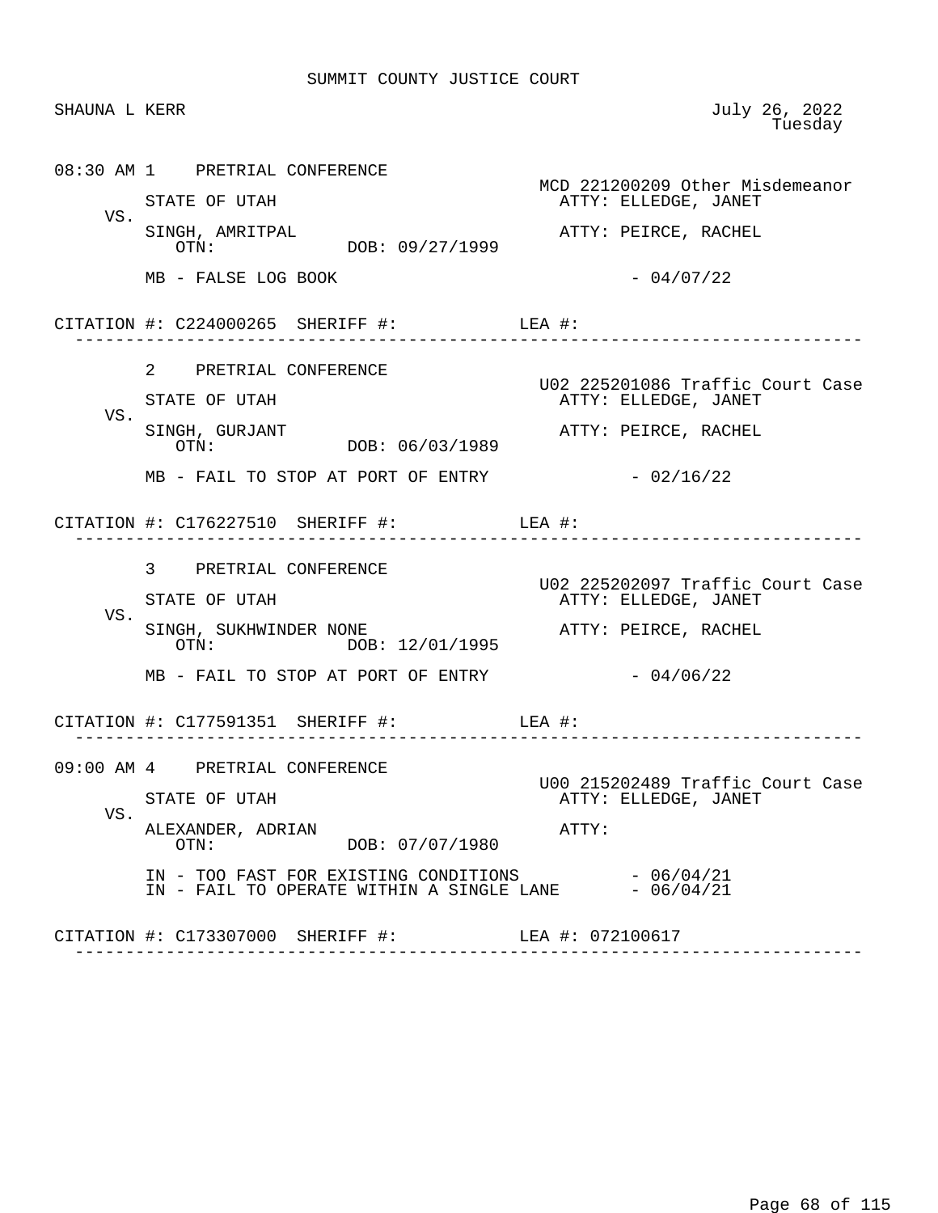SUMMIT COUNTY JUSTICE COURT

SHAUNA L KERR

July 26, 2022
Tuesday

```
08:30 AM 1    PRETRIAL CONFERENCE
                                                    MCD 221200209 Other Misdemeanor
        STATE OF UTAH                                 ATTY: ELLEDGE, JANET
   VS.
        SINGH, AMRITPAL                               ATTY: PEIRCE, RACHEL
           OTN:             DOB: 09/27/1999

        MB - FALSE LOG BOOK                                 - 04/07/22

CITATION #: C224000265  SHERIFF #:            LEA #:
 ------------------------------------------------------------------------------

        2   PRETRIAL CONFERENCE
                                                    U02 225201086 Traffic Court Case
        STATE OF UTAH                                 ATTY: ELLEDGE, JANET
   VS.
        SINGH, GURJANT                                ATTY: PEIRCE, RACHEL
           OTN:             DOB: 06/03/1989

        MB - FAIL TO STOP AT PORT OF ENTRY                  - 02/16/22

CITATION #: C176227510  SHERIFF #:            LEA #:
 ------------------------------------------------------------------------------

        3   PRETRIAL CONFERENCE
                                                    U02 225202097 Traffic Court Case
        STATE OF UTAH                                 ATTY: ELLEDGE, JANET
   VS.
        SINGH, SUKHWINDER NONE                        ATTY: PEIRCE, RACHEL
           OTN:             DOB: 12/01/1995

        MB - FAIL TO STOP AT PORT OF ENTRY                  - 04/06/22

CITATION #: C177591351  SHERIFF #:            LEA #:
 ------------------------------------------------------------------------------

09:00 AM 4    PRETRIAL CONFERENCE
                                                    U00 215202489 Traffic Court Case
        STATE OF UTAH                                 ATTY: ELLEDGE, JANET
   VS.
        ALEXANDER, ADRIAN                             ATTY:
           OTN:             DOB: 07/07/1980

        IN - TOO FAST FOR EXISTING CONDITIONS               - 06/04/21
        IN - FAIL TO OPERATE WITHIN A SINGLE LANE           - 06/04/21

CITATION #: C173307000  SHERIFF #:            LEA #: 072100617
 ------------------------------------------------------------------------------
```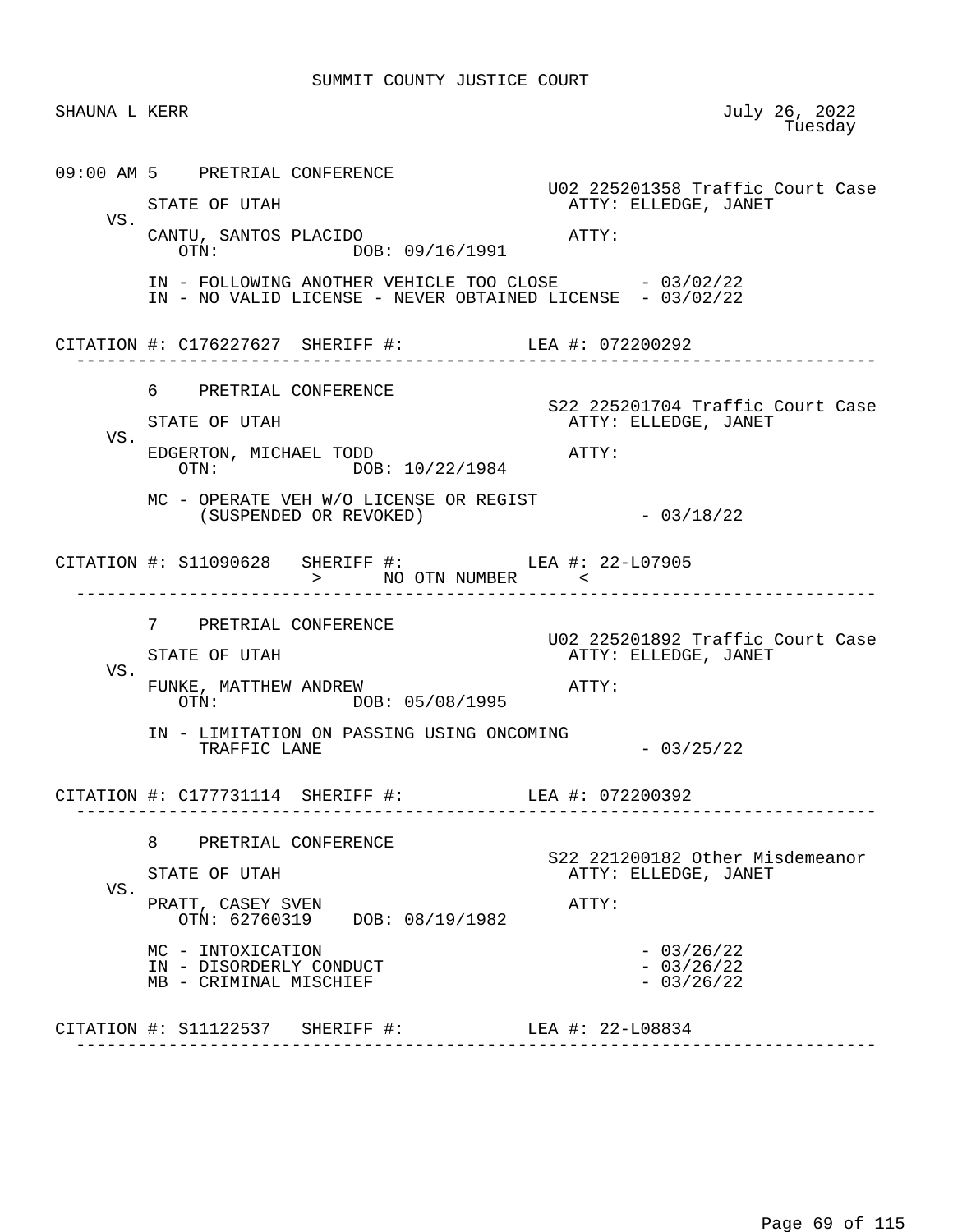SUMMIT COUNTY JUSTICE COURT

SHAUNA L KERR

July 26, 2022
Tuesday

```
09:00 AM 5    PRETRIAL CONFERENCE
                                                   U02 225201358 Traffic Court Case
         STATE OF UTAH                               ATTY: ELLEDGE, JANET
    VS.
         CANTU, SANTOS PLACIDO                       ATTY:
            OTN:              DOB: 09/16/1991

         IN - FOLLOWING ANOTHER VEHICLE TOO CLOSE        - 03/02/22
         IN - NO VALID LICENSE - NEVER OBTAINED LICENSE  - 03/02/22

CITATION #: C176227627  SHERIFF #:            LEA #: 072200292
---------------------------------------------------------------------------------

         6    PRETRIAL CONFERENCE
                                                   S22 225201704 Traffic Court Case
         STATE OF UTAH                               ATTY: ELLEDGE, JANET
    VS.
         EDGERTON, MICHAEL TODD                      ATTY:
            OTN:              DOB: 10/22/1984

         MC - OPERATE VEH W/O LICENSE OR REGIST
              (SUSPENDED OR REVOKED)                     - 03/18/22

CITATION #: S11090628   SHERIFF #:            LEA #: 22-L07905
                        >      NO OTN NUMBER      <
---------------------------------------------------------------------------------

         7    PRETRIAL CONFERENCE
                                                   U02 225201892 Traffic Court Case
         STATE OF UTAH                               ATTY: ELLEDGE, JANET
    VS.
         FUNKE, MATTHEW ANDREW                       ATTY:
            OTN:              DOB: 05/08/1995

         IN - LIMITATION ON PASSING USING ONCOMING
              TRAFFIC LANE                               - 03/25/22

CITATION #: C177731114  SHERIFF #:            LEA #: 072200392
---------------------------------------------------------------------------------

         8    PRETRIAL CONFERENCE
                                                   S22 221200182 Other Misdemeanor
         STATE OF UTAH                               ATTY: ELLEDGE, JANET
    VS.
         PRATT, CASEY SVEN                           ATTY:
            OTN: 62760319    DOB: 08/19/1982

         MC - INTOXICATION                               - 03/26/22
         IN - DISORDERLY CONDUCT                         - 03/26/22
         MB - CRIMINAL MISCHIEF                          - 03/26/22

CITATION #: S11122537   SHERIFF #:            LEA #: 22-L08834
---------------------------------------------------------------------------------
```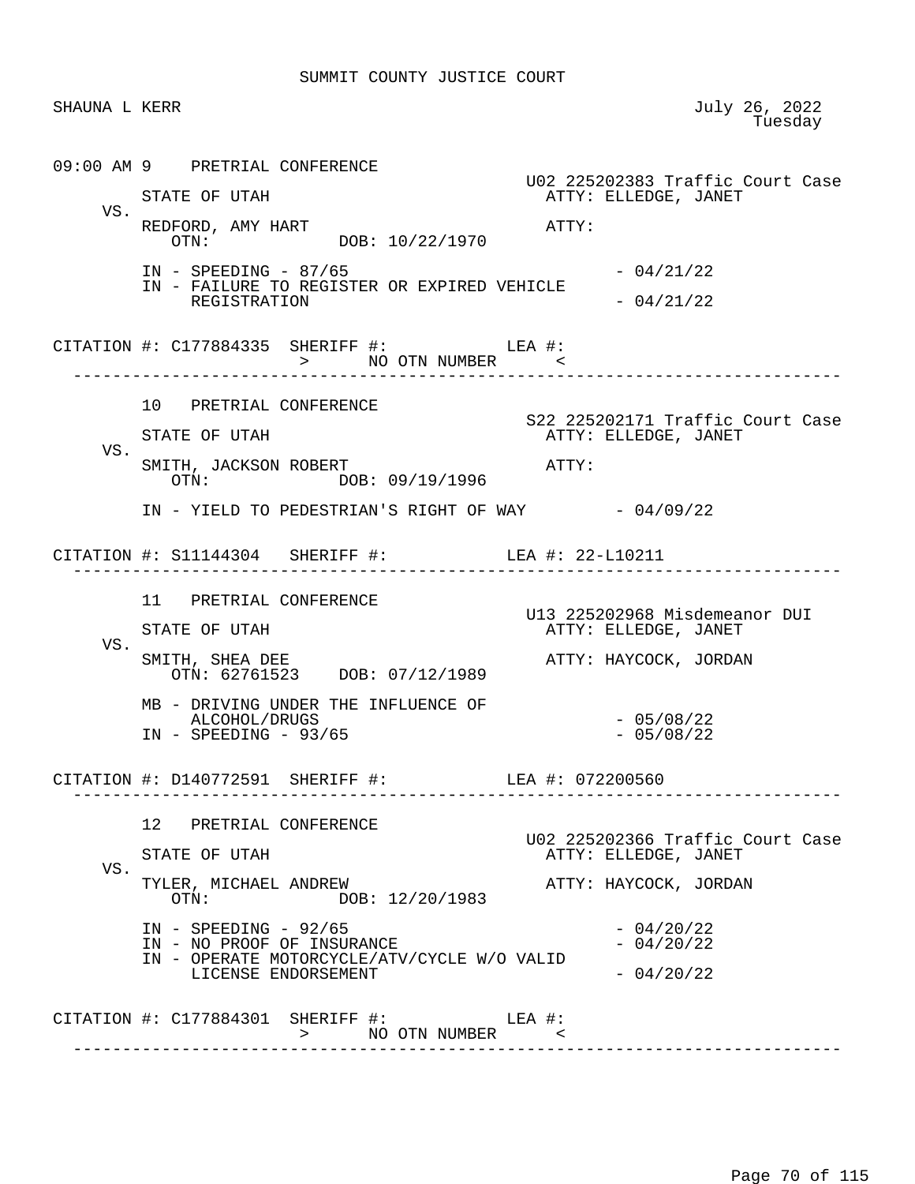SUMMIT COUNTY JUSTICE COURT

SHAUNA L KERR — July 26, 2022, Tuesday

---

**09:00 AM 9 PRETRIAL CONFERENCE**

U02 225202383 Traffic Court Case

STATE OF UTAH — ATTY: ELLEDGE, JANET

VS.

REDFORD, AMY HART — ATTY:
OTN: DOB: 10/22/1970

- IN - SPEEDING - 87/65 - 04/21/22
- IN - FAILURE TO REGISTER OR EXPIRED VEHICLE REGISTRATION - 04/21/22

CITATION #: C177884335 SHERIFF #: LEA #:
> NO OTN NUMBER <

---

**10 PRETRIAL CONFERENCE**

S22 225202171 Traffic Court Case

STATE OF UTAH — ATTY: ELLEDGE, JANET

VS.

SMITH, JACKSON ROBERT — ATTY:
OTN: DOB: 09/19/1996

- IN - YIELD TO PEDESTRIAN'S RIGHT OF WAY - 04/09/22

CITATION #: S11144304 SHERIFF #: LEA #: 22-L10211

---

**11 PRETRIAL CONFERENCE**

U13 225202968 Misdemeanor DUI

STATE OF UTAH — ATTY: ELLEDGE, JANET

VS.

SMITH, SHEA DEE — ATTY: HAYCOCK, JORDAN
OTN: 62761523 DOB: 07/12/1989

- MB - DRIVING UNDER THE INFLUENCE OF ALCOHOL/DRUGS - 05/08/22
- IN - SPEEDING - 93/65 - 05/08/22

CITATION #: D140772591 SHERIFF #: LEA #: 072200560

---

**12 PRETRIAL CONFERENCE**

U02 225202366 Traffic Court Case

STATE OF UTAH — ATTY: ELLEDGE, JANET

VS.

TYLER, MICHAEL ANDREW — ATTY: HAYCOCK, JORDAN
OTN: DOB: 12/20/1983

- IN - SPEEDING - 92/65 - 04/20/22
- IN - NO PROOF OF INSURANCE - 04/20/22
- IN - OPERATE MOTORCYCLE/ATV/CYCLE W/O VALID LICENSE ENDORSEMENT - 04/20/22

CITATION #: C177884301 SHERIFF #: LEA #:
> NO OTN NUMBER <

---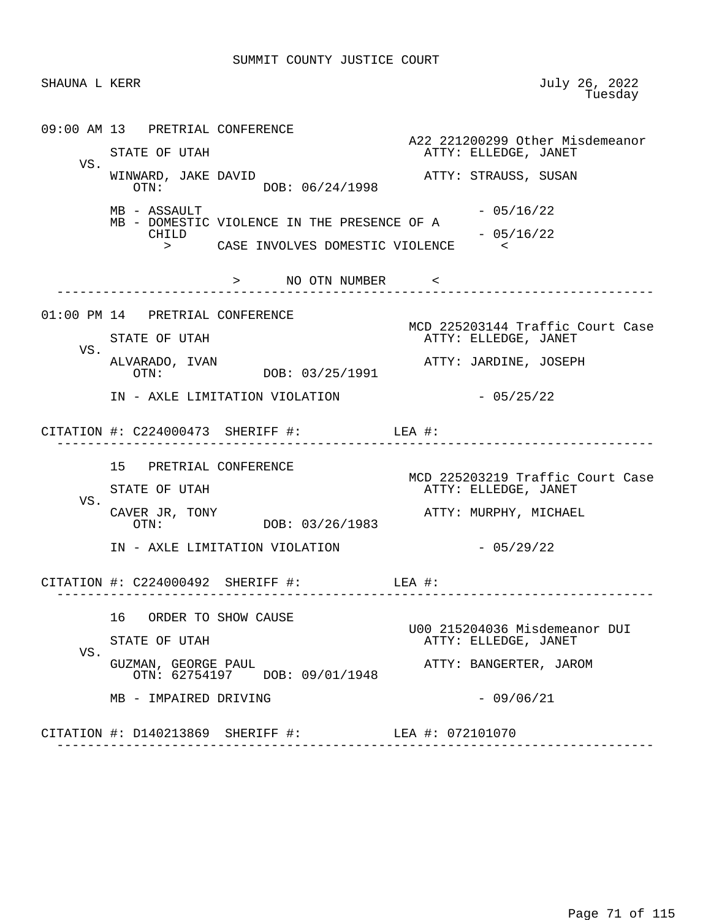SUMMIT COUNTY JUSTICE COURT

SHAUNA L KERR — July 26, 2022, Tuesday

---

**09:00 AM 13 PRETRIAL CONFERENCE**

A22 221200299 Other Misdemeanor

STATE OF UTAH — ATTY: ELLEDGE, JANET

VS.

WINWARD, JAKE DAVID — ATTY: STRAUSS, SUSAN

OTN: DOB: 06/24/1998

MB - ASSAULT - 05/16/22

MB - DOMESTIC VIOLENCE IN THE PRESENCE OF A CHILD - 05/16/22

> CASE INVOLVES DOMESTIC VIOLENCE <

> NO OTN NUMBER <

---

**01:00 PM 14 PRETRIAL CONFERENCE**

MCD 225203144 Traffic Court Case

STATE OF UTAH — ATTY: ELLEDGE, JANET

VS.

ALVARADO, IVAN — ATTY: JARDINE, JOSEPH

OTN: DOB: 03/25/1991

IN - AXLE LIMITATION VIOLATION - 05/25/22

CITATION #: C224000473 SHERIFF #: LEA #:

---

**15 PRETRIAL CONFERENCE**

MCD 225203219 Traffic Court Case

STATE OF UTAH — ATTY: ELLEDGE, JANET

VS.

CAVER JR, TONY — ATTY: MURPHY, MICHAEL

OTN: DOB: 03/26/1983

IN - AXLE LIMITATION VIOLATION - 05/29/22

CITATION #: C224000492 SHERIFF #: LEA #:

---

**16 ORDER TO SHOW CAUSE**

U00 215204036 Misdemeanor DUI

STATE OF UTAH — ATTY: ELLEDGE, JANET

VS.

GUZMAN, GEORGE PAUL — ATTY: BANGERTER, JAROM

OTN: 62754197 DOB: 09/01/1948

MB - IMPAIRED DRIVING - 09/06/21

CITATION #: D140213869 SHERIFF #: LEA #: 072101070

---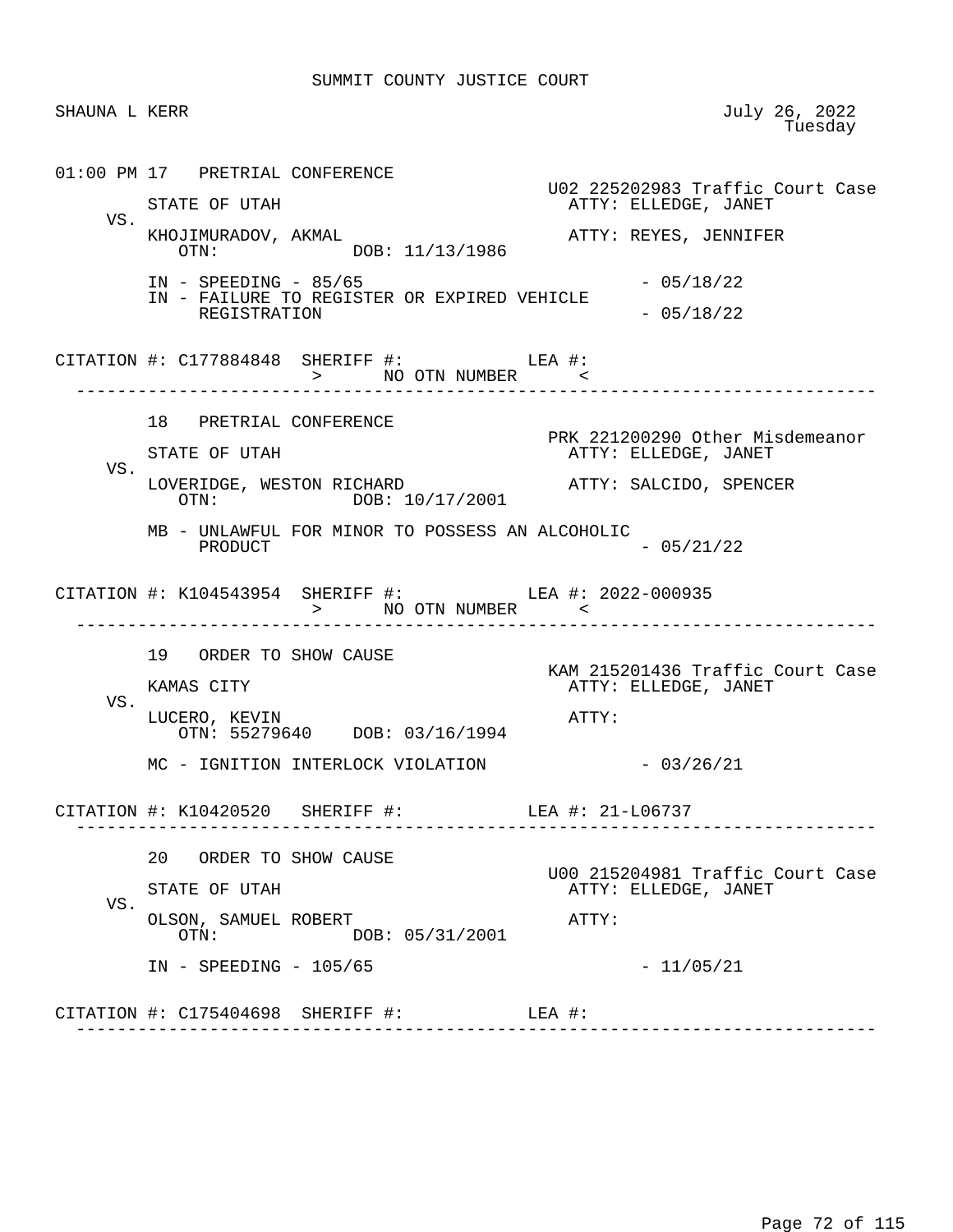SUMMIT COUNTY JUSTICE COURT

SHAUNA L KERR

July 26, 2022
Tuesday

```
01:00 PM 17   PRETRIAL CONFERENCE
                                                     U02 225202983 Traffic Court Case
         STATE OF UTAH                                 ATTY: ELLEDGE, JANET
    VS.
         KHOJIMURADOV, AKMAL                           ATTY: REYES, JENNIFER
            OTN:            DOB: 11/13/1986

         IN - SPEEDING - 85/65                                 - 05/18/22
         IN - FAILURE TO REGISTER OR EXPIRED VEHICLE
              REGISTRATION                                     - 05/18/22

CITATION #: C177884848  SHERIFF #:            LEA #:
                        >      NO OTN NUMBER      <
-------------------------------------------------------------------------------

         18   PRETRIAL CONFERENCE
                                                     PRK 221200290 Other Misdemeanor
         STATE OF UTAH                                 ATTY: ELLEDGE, JANET
    VS.
         LOVERIDGE, WESTON RICHARD                     ATTY: SALCIDO, SPENCER
            OTN:            DOB: 10/17/2001

         MB - UNLAWFUL FOR MINOR TO POSSESS AN ALCOHOLIC
              PRODUCT                                          - 05/21/22

CITATION #: K104543954  SHERIFF #:            LEA #: 2022-000935
                        >      NO OTN NUMBER      <
-------------------------------------------------------------------------------

         19   ORDER TO SHOW CAUSE
                                                     KAM 215201436 Traffic Court Case
         KAMAS CITY                                    ATTY: ELLEDGE, JANET
    VS.
         LUCERO, KEVIN                                 ATTY:
            OTN: 55279640    DOB: 03/16/1994

         MC - IGNITION INTERLOCK VIOLATION                     - 03/26/21

CITATION #: K10420520   SHERIFF #:            LEA #: 21-L06737
-------------------------------------------------------------------------------

         20   ORDER TO SHOW CAUSE
                                                     U00 215204981 Traffic Court Case
         STATE OF UTAH                                 ATTY: ELLEDGE, JANET
    VS.
         OLSON, SAMUEL ROBERT                          ATTY:
            OTN:            DOB: 05/31/2001

         IN - SPEEDING - 105/65                                - 11/05/21

CITATION #: C175404698  SHERIFF #:            LEA #:
-------------------------------------------------------------------------------
```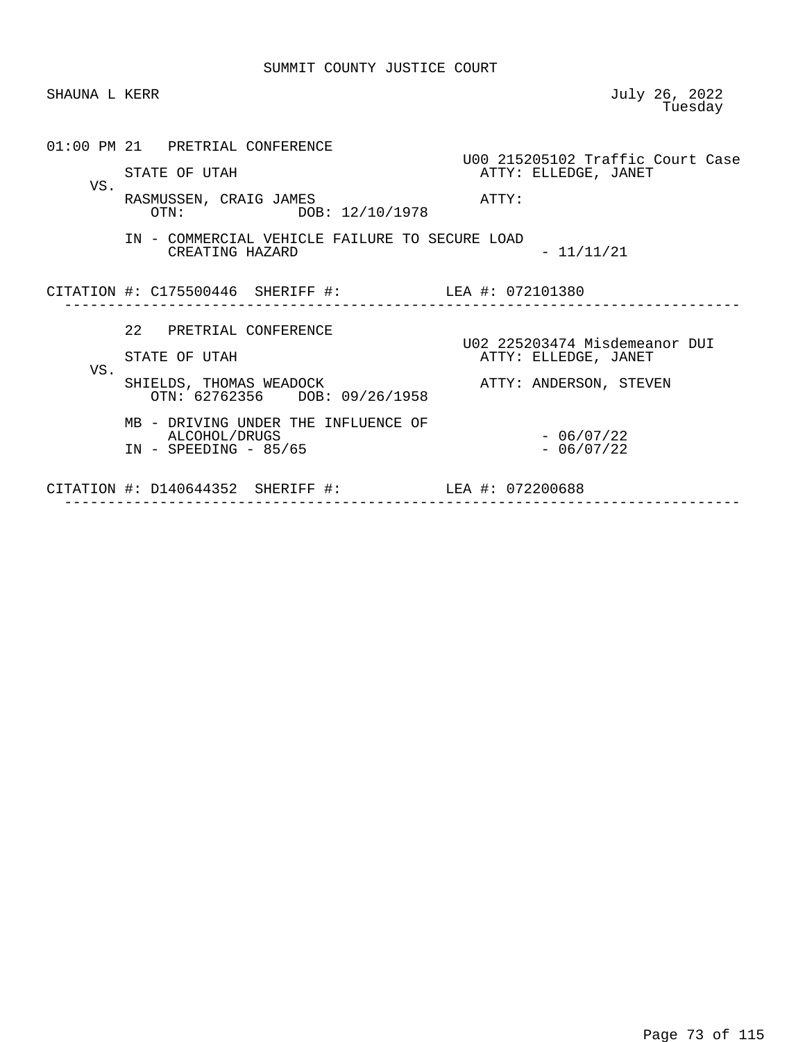SUMMIT COUNTY JUSTICE COURT

SHAUNA L KERR

July 26, 2022
Tuesday

01:00 PM 21 PRETRIAL CONFERENCE

U00 215205102 Traffic Court Case

STATE OF UTAH — ATTY: ELLEDGE, JANET

VS.

RASMUSSEN, CRAIG JAMES — ATTY:
OTN: DOB: 12/10/1978

IN - COMMERCIAL VEHICLE FAILURE TO SECURE LOAD CREATING HAZARD - 11/11/21

CITATION #: C175500446 SHERIFF #: LEA #: 072101380

---

22 PRETRIAL CONFERENCE

U02 225203474 Misdemeanor DUI

STATE OF UTAH — ATTY: ELLEDGE, JANET

VS.

SHIELDS, THOMAS WEADOCK — ATTY: ANDERSON, STEVEN
OTN: 62762356 DOB: 09/26/1958

MB - DRIVING UNDER THE INFLUENCE OF ALCOHOL/DRUGS - 06/07/22
IN - SPEEDING - 85/65 - 06/07/22

CITATION #: D140644352 SHERIFF #: LEA #: 072200688

---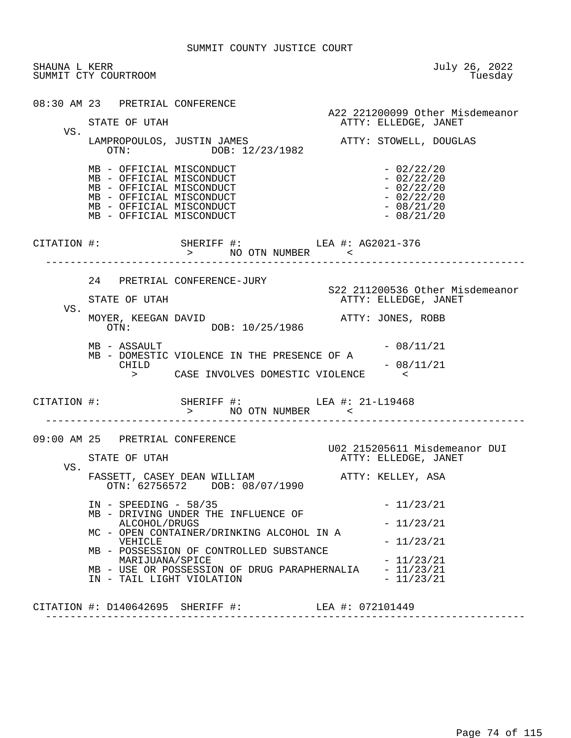SUMMIT COUNTY JUSTICE COURT

SHAUNA L KERR
SUMMIT CTY COURTROOM

July 26, 2022
Tuesday

```
08:30 AM 23   PRETRIAL CONFERENCE
                                                  A22 221200099 Other Misdemeanor
        STATE OF UTAH                               ATTY: ELLEDGE, JANET
    VS.
        LAMPROPOULOS, JUSTIN JAMES                  ATTY: STOWELL, DOUGLAS
           OTN:           DOB: 12/23/1982

        MB - OFFICIAL MISCONDUCT                             - 02/22/20
        MB - OFFICIAL MISCONDUCT                             - 02/22/20
        MB - OFFICIAL MISCONDUCT                             - 02/22/20
        MB - OFFICIAL MISCONDUCT                             - 02/22/20
        MB - OFFICIAL MISCONDUCT                             - 08/21/20
        MB - OFFICIAL MISCONDUCT                             - 08/21/20

CITATION #:             SHERIFF #:            LEA #: AG2021-376
                         >      NO OTN NUMBER      <
---------------------------------------------------------------------------------

        24   PRETRIAL CONFERENCE-JURY
                                                  S22 211200536 Other Misdemeanor
        STATE OF UTAH                               ATTY: ELLEDGE, JANET
    VS.
        MOYER, KEEGAN DAVID                         ATTY: JONES, ROBB
           OTN:           DOB: 10/25/1986

        MB - ASSAULT                                         - 08/11/21
        MB - DOMESTIC VIOLENCE IN THE PRESENCE OF A
             CHILD                                           - 08/11/21
             >      CASE INVOLVES DOMESTIC VIOLENCE      <

CITATION #:             SHERIFF #:            LEA #: 21-L19468
                         >      NO OTN NUMBER      <
---------------------------------------------------------------------------------

09:00 AM 25   PRETRIAL CONFERENCE
                                                  U02 215205611 Misdemeanor DUI
        STATE OF UTAH                               ATTY: ELLEDGE, JANET
    VS.
        FASSETT, CASEY DEAN WILLIAM                 ATTY: KELLEY, ASA
           OTN: 62756572    DOB: 08/07/1990

        IN - SPEEDING - 58/35                                - 11/23/21
        MB - DRIVING UNDER THE INFLUENCE OF
             ALCOHOL/DRUGS                                   - 11/23/21
        MC - OPEN CONTAINER/DRINKING ALCOHOL IN A
             VEHICLE                                         - 11/23/21
        MB - POSSESSION OF CONTROLLED SUBSTANCE
             MARIJUANA/SPICE                                 - 11/23/21
        MB - USE OR POSSESSION OF DRUG PARAPHERNALIA         - 11/23/21
        IN - TAIL LIGHT VIOLATION                            - 11/23/21

CITATION #: D140642695  SHERIFF #:            LEA #: 072101449
---------------------------------------------------------------------------------
```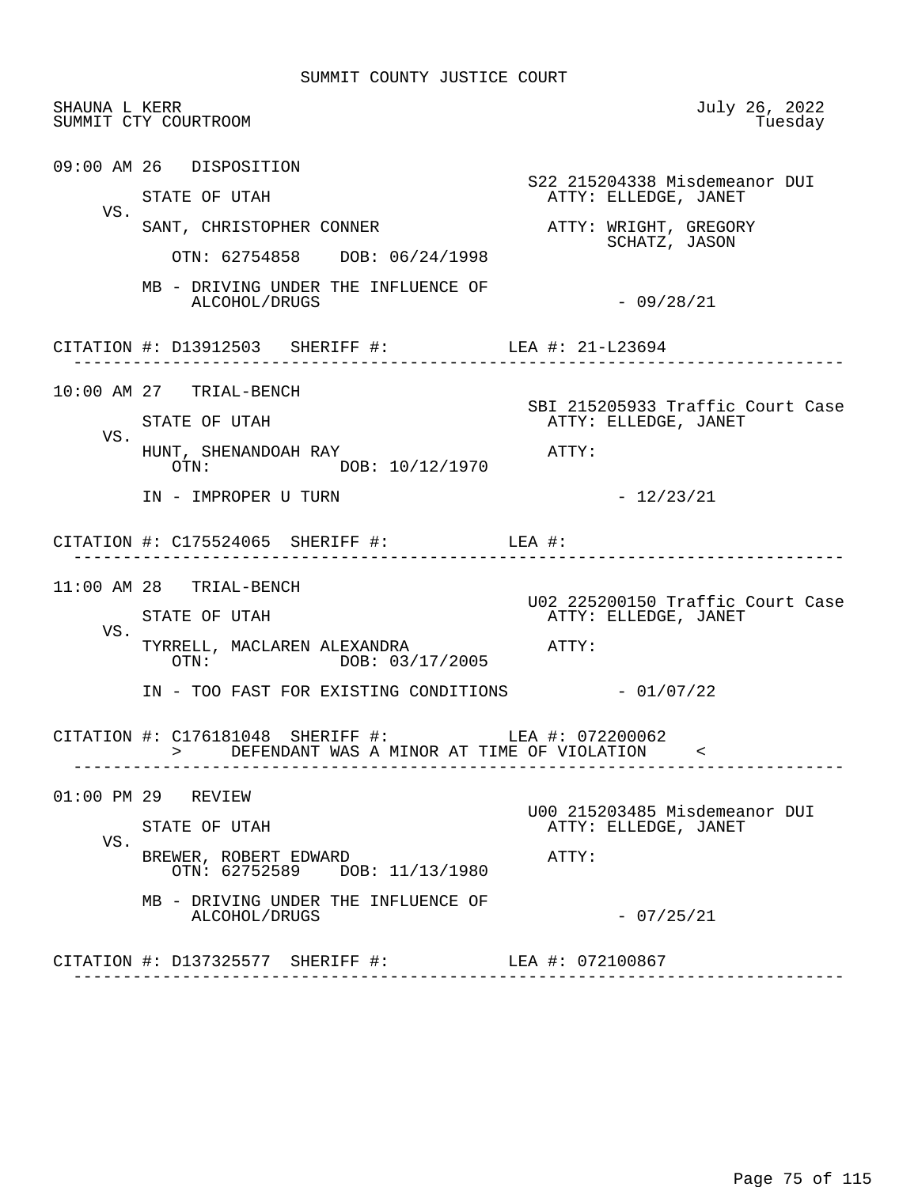# SUMMIT COUNTY JUSTICE COURT

SHAUNA L KERR  
SUMMIT CTY COURTROOM

July 26, 2022  
Tuesday

---

**09:00 AM 26 DISPOSITION**

S22 215204338 Misdemeanor DUI

STATE OF UTAH — ATTY: ELLEDGE, JANET

VS.

SANT, CHRISTOPHER CONNER — ATTY: WRIGHT, GREGORY; SCHATZ, JASON

OTN: 62754858 DOB: 06/24/1998

MB - DRIVING UNDER THE INFLUENCE OF ALCOHOL/DRUGS - 09/28/21

CITATION #: D13912503 SHERIFF #: LEA #: 21-L23694

---

**10:00 AM 27 TRIAL-BENCH**

SBI 215205933 Traffic Court Case

STATE OF UTAH — ATTY: ELLEDGE, JANET

VS.

HUNT, SHENANDOAH RAY — ATTY:

OTN: DOB: 10/12/1970

IN - IMPROPER U TURN - 12/23/21

CITATION #: C175524065 SHERIFF #: LEA #:

---

**11:00 AM 28 TRIAL-BENCH**

U02 225200150 Traffic Court Case

STATE OF UTAH — ATTY: ELLEDGE, JANET

VS.

TYRRELL, MACLAREN ALEXANDRA — ATTY:

OTN: DOB: 03/17/2005

IN - TOO FAST FOR EXISTING CONDITIONS - 01/07/22

CITATION #: C176181048 SHERIFF #: LEA #: 072200062

> DEFENDANT WAS A MINOR AT TIME OF VIOLATION <

---

**01:00 PM 29 REVIEW**

U00 215203485 Misdemeanor DUI

STATE OF UTAH — ATTY: ELLEDGE, JANET

VS.

BREWER, ROBERT EDWARD — ATTY:

OTN: 62752589 DOB: 11/13/1980

MB - DRIVING UNDER THE INFLUENCE OF ALCOHOL/DRUGS - 07/25/21

CITATION #: D137325577 SHERIFF #: LEA #: 072100867

---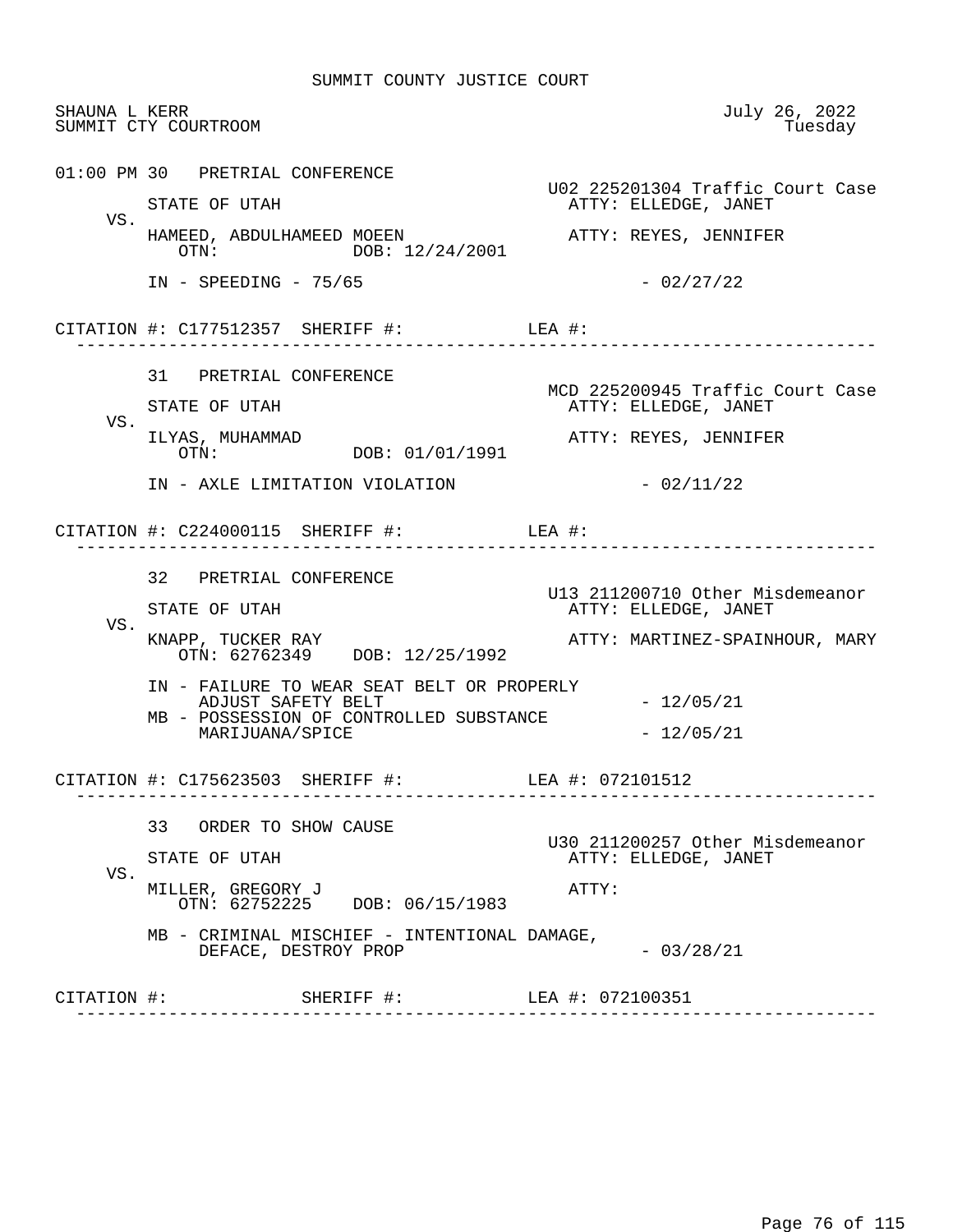SUMMIT COUNTY JUSTICE COURT

SHAUNA L KERR — July 26, 2022
SUMMIT CTY COURTROOM — Tuesday

---

**01:00 PM 30 PRETRIAL CONFERENCE**

U02 225201304 Traffic Court Case

STATE OF UTAH — ATTY: ELLEDGE, JANET

VS.

HAMEED, ABDULHAMEED MOEEN — ATTY: REYES, JENNIFER
OTN: DOB: 12/24/2001

IN - SPEEDING - 75/65 - 02/27/22

CITATION #: C177512357 SHERIFF #: LEA #:

---

**31 PRETRIAL CONFERENCE**

MCD 225200945 Traffic Court Case

STATE OF UTAH — ATTY: ELLEDGE, JANET

VS.

ILYAS, MUHAMMAD — ATTY: REYES, JENNIFER
OTN: DOB: 01/01/1991

IN - AXLE LIMITATION VIOLATION - 02/11/22

CITATION #: C224000115 SHERIFF #: LEA #:

---

**32 PRETRIAL CONFERENCE**

U13 211200710 Other Misdemeanor

STATE OF UTAH — ATTY: ELLEDGE, JANET

VS.

KNAPP, TUCKER RAY — ATTY: MARTINEZ-SPAINHOUR, MARY
OTN: 62762349 DOB: 12/25/1992

IN - FAILURE TO WEAR SEAT BELT OR PROPERLY ADJUST SAFETY BELT - 12/05/21
MB - POSSESSION OF CONTROLLED SUBSTANCE MARIJUANA/SPICE - 12/05/21

CITATION #: C175623503 SHERIFF #: LEA #: 072101512

---

**33 ORDER TO SHOW CAUSE**

U30 211200257 Other Misdemeanor

STATE OF UTAH — ATTY: ELLEDGE, JANET

VS.

MILLER, GREGORY J — ATTY:
OTN: 62752225 DOB: 06/15/1983

MB - CRIMINAL MISCHIEF - INTENTIONAL DAMAGE, DEFACE, DESTROY PROP - 03/28/21

CITATION #: SHERIFF #: LEA #: 072100351

---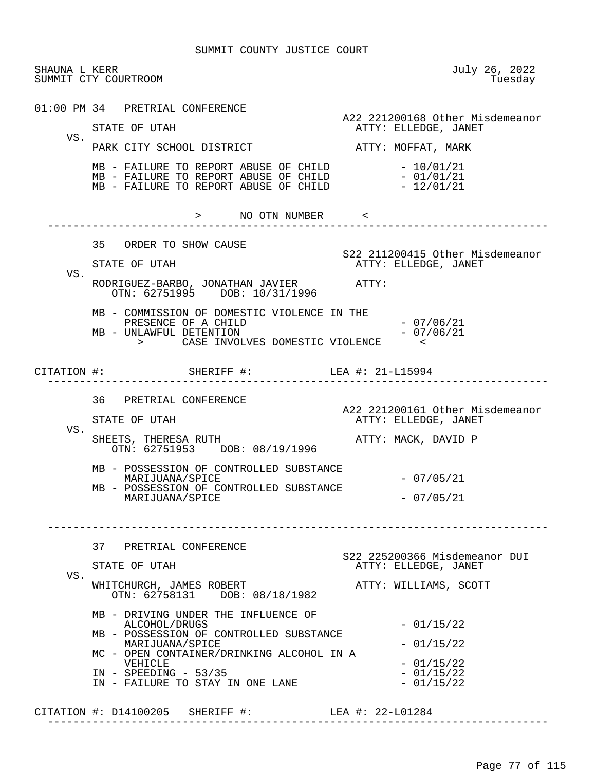SUMMIT COUNTY JUSTICE COURT

SHAUNA L KERR
SUMMIT CTY COURTROOM

July 26, 2022
Tuesday

---

01:00 PM 34 PRETRIAL CONFERENCE

A22 221200168 Other Misdemeanor

STATE OF UTAH — ATTY: ELLEDGE, JANET

VS.

PARK CITY SCHOOL DISTRICT — ATTY: MOFFAT, MARK

- MB - FAILURE TO REPORT ABUSE OF CHILD - 10/01/21
- MB - FAILURE TO REPORT ABUSE OF CHILD - 01/01/21
- MB - FAILURE TO REPORT ABUSE OF CHILD - 12/01/21

> NO OTN NUMBER <

---

35 ORDER TO SHOW CAUSE

S22 211200415 Other Misdemeanor

STATE OF UTAH — ATTY: ELLEDGE, JANET

VS.

RODRIGUEZ-BARBO, JONATHAN JAVIER — ATTY:
OTN: 62751995 DOB: 10/31/1996

- MB - COMMISSION OF DOMESTIC VIOLENCE IN THE PRESENCE OF A CHILD - 07/06/21
- MB - UNLAWFUL DETENTION - 07/06/21

> CASE INVOLVES DOMESTIC VIOLENCE <

CITATION #: SHERIFF #: LEA #: 21-L15994

---

36 PRETRIAL CONFERENCE

A22 221200161 Other Misdemeanor

STATE OF UTAH — ATTY: ELLEDGE, JANET

VS.

SHEETS, THERESA RUTH — ATTY: MACK, DAVID P
OTN: 62751953 DOB: 08/19/1996

- MB - POSSESSION OF CONTROLLED SUBSTANCE MARIJUANA/SPICE - 07/05/21
- MB - POSSESSION OF CONTROLLED SUBSTANCE MARIJUANA/SPICE - 07/05/21

---

37 PRETRIAL CONFERENCE

S22 225200366 Misdemeanor DUI

STATE OF UTAH — ATTY: ELLEDGE, JANET

VS.

WHITCHURCH, JAMES ROBERT — ATTY: WILLIAMS, SCOTT
OTN: 62758131 DOB: 08/18/1982

- MB - DRIVING UNDER THE INFLUENCE OF ALCOHOL/DRUGS - 01/15/22
- MB - POSSESSION OF CONTROLLED SUBSTANCE MARIJUANA/SPICE - 01/15/22
- MC - OPEN CONTAINER/DRINKING ALCOHOL IN A VEHICLE - 01/15/22
- IN - SPEEDING - 53/35 - 01/15/22
- IN - FAILURE TO STAY IN ONE LANE - 01/15/22

CITATION #: D14100205 SHERIFF #: LEA #: 22-L01284

---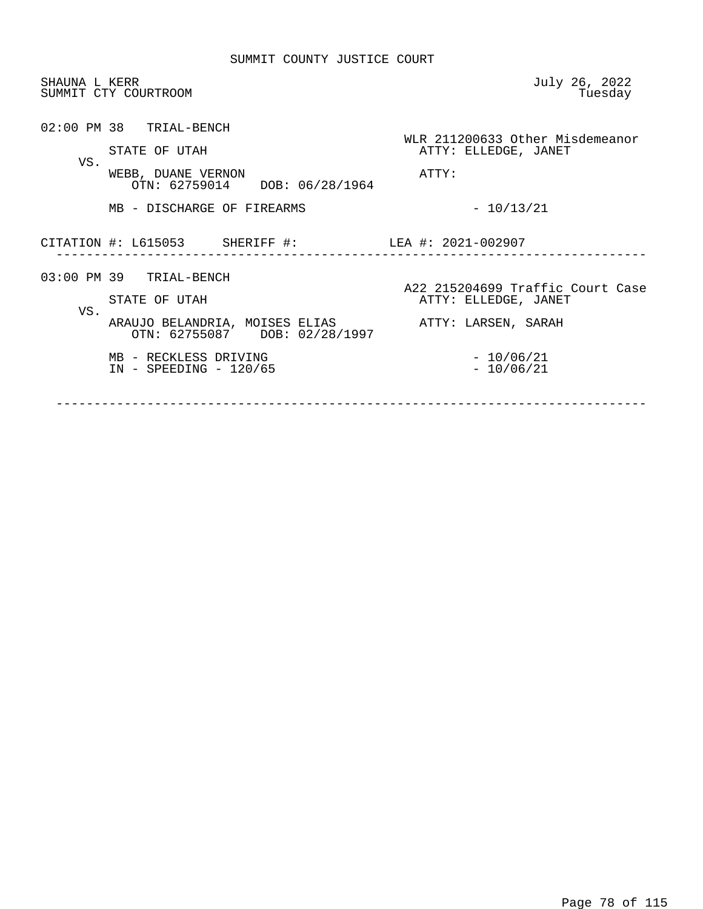# SUMMIT COUNTY JUSTICE COURT

SHAUNA L KERR
SUMMIT CTY COURTROOM

July 26, 2022
Tuesday

02:00 PM 38 TRIAL-BENCH

WLR 211200633 Other Misdemeanor

STATE OF UTAH — ATTY: ELLEDGE, JANET

VS.

WEBB, DUANE VERNON — ATTY:

OTN: 62759014 DOB: 06/28/1964

MB - DISCHARGE OF FIREARMS - 10/13/21

CITATION #: L615053 SHERIFF #: LEA #: 2021-002907

---

03:00 PM 39 TRIAL-BENCH

A22 215204699 Traffic Court Case

STATE OF UTAH — ATTY: ELLEDGE, JANET

VS.

ARAUJO BELANDRIA, MOISES ELIAS — ATTY: LARSEN, SARAH

OTN: 62755087 DOB: 02/28/1997

MB - RECKLESS DRIVING - 10/06/21
IN - SPEEDING - 120/65 - 10/06/21

---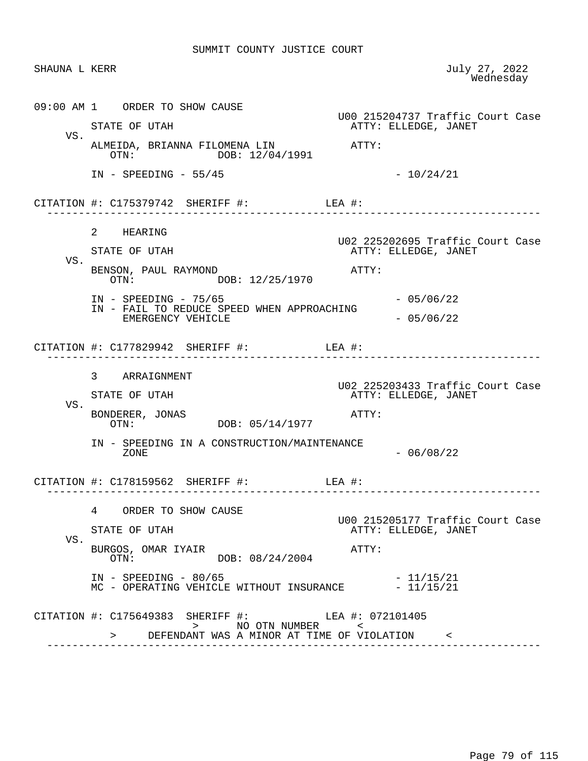SUMMIT COUNTY JUSTICE COURT

SHAUNA L KERR

July 27, 2022
Wednesday

09:00 AM 1 ORDER TO SHOW CAUSE

U00 215204737 Traffic Court Case

STATE OF UTAH ATTY: ELLEDGE, JANET

VS.

ALMEIDA, BRIANNA FILOMENA LIN ATTY:
OTN: DOB: 12/04/1991

IN - SPEEDING - 55/45 - 10/24/21

CITATION #: C175379742 SHERIFF #: LEA #:

---

2 HEARING

U02 225202695 Traffic Court Case

STATE OF UTAH ATTY: ELLEDGE, JANET

VS.

BENSON, PAUL RAYMOND ATTY:
OTN: DOB: 12/25/1970

IN - SPEEDING - 75/65 - 05/06/22
IN - FAIL TO REDUCE SPEED WHEN APPROACHING EMERGENCY VEHICLE - 05/06/22

CITATION #: C177829942 SHERIFF #: LEA #:

---

3 ARRAIGNMENT

U02 225203433 Traffic Court Case

STATE OF UTAH ATTY: ELLEDGE, JANET

VS.

BONDERER, JONAS ATTY:
OTN: DOB: 05/14/1977

IN - SPEEDING IN A CONSTRUCTION/MAINTENANCE ZONE - 06/08/22

CITATION #: C178159562 SHERIFF #: LEA #:

---

4 ORDER TO SHOW CAUSE

U00 215205177 Traffic Court Case

STATE OF UTAH ATTY: ELLEDGE, JANET

VS.

BURGOS, OMAR IYAIR ATTY:
OTN: DOB: 08/24/2004

IN - SPEEDING - 80/65 - 11/15/21
MC - OPERATING VEHICLE WITHOUT INSURANCE - 11/15/21

CITATION #: C175649383 SHERIFF #: LEA #: 072101405

> NO OTN NUMBER <

> DEFENDANT WAS A MINOR AT TIME OF VIOLATION <

---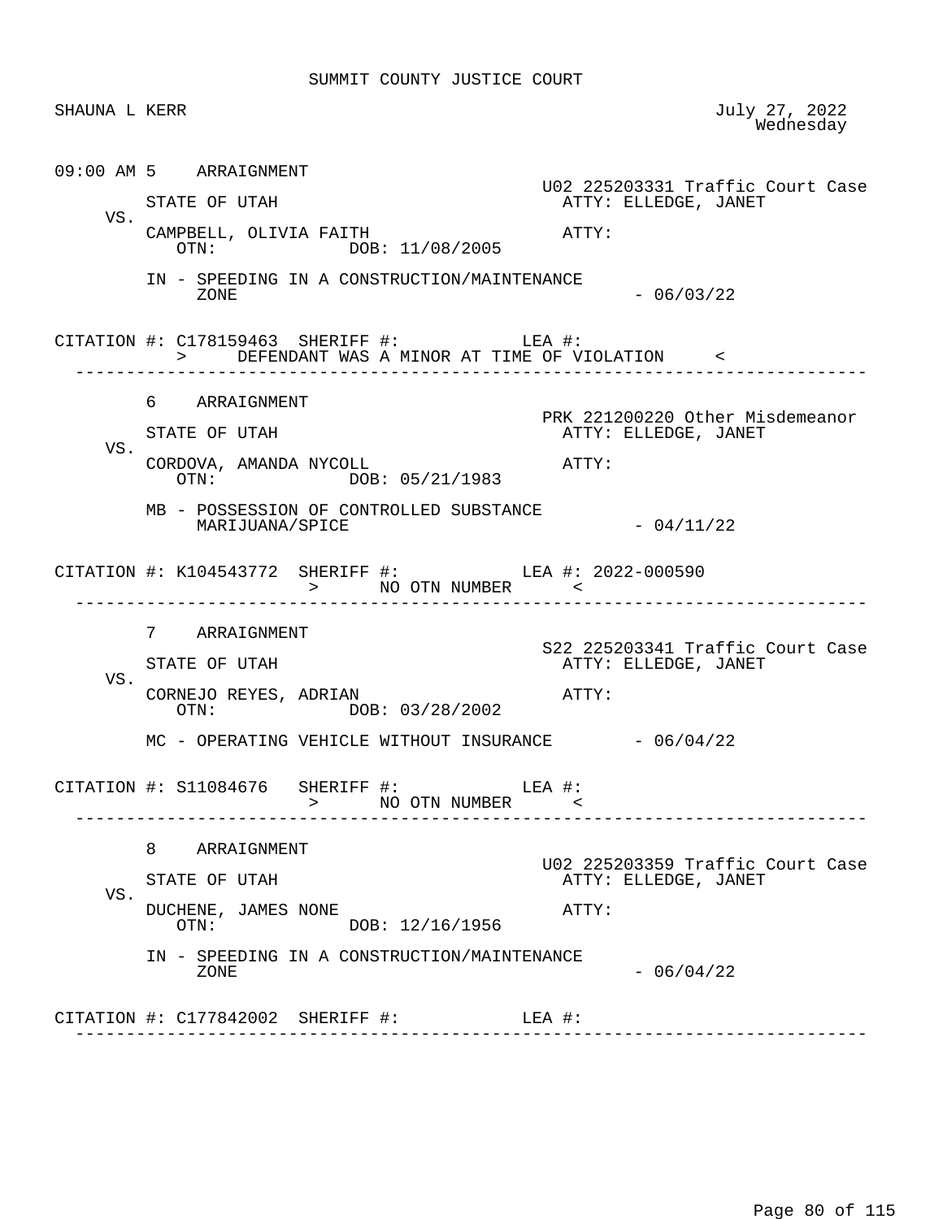SUMMIT COUNTY JUSTICE COURT

SHAUNA L KERR

July 27, 2022
Wednesday

09:00 AM 5 ARRAIGNMENT

U02 225203331 Traffic Court Case

STATE OF UTAH
ATTY: ELLEDGE, JANET

VS.

CAMPBELL, OLIVIA FAITH
ATTY:
OTN: DOB: 11/08/2005

IN - SPEEDING IN A CONSTRUCTION/MAINTENANCE ZONE - 06/03/22

CITATION #: C178159463 SHERIFF #: LEA #:
> DEFENDANT WAS A MINOR AT TIME OF VIOLATION <

---

6 ARRAIGNMENT

PRK 221200220 Other Misdemeanor

STATE OF UTAH
ATTY: ELLEDGE, JANET

VS.

CORDOVA, AMANDA NYCOLL
ATTY:
OTN: DOB: 05/21/1983

MB - POSSESSION OF CONTROLLED SUBSTANCE MARIJUANA/SPICE - 04/11/22

CITATION #: K104543772 SHERIFF #: LEA #: 2022-000590
> NO OTN NUMBER <

---

7 ARRAIGNMENT

S22 225203341 Traffic Court Case

STATE OF UTAH
ATTY: ELLEDGE, JANET

VS.

CORNEJO REYES, ADRIAN
ATTY:
OTN: DOB: 03/28/2002

MC - OPERATING VEHICLE WITHOUT INSURANCE - 06/04/22

CITATION #: S11084676 SHERIFF #: LEA #:
> NO OTN NUMBER <

---

8 ARRAIGNMENT

U02 225203359 Traffic Court Case

STATE OF UTAH
ATTY: ELLEDGE, JANET

VS.

DUCHENE, JAMES NONE
ATTY:
OTN: DOB: 12/16/1956

IN - SPEEDING IN A CONSTRUCTION/MAINTENANCE ZONE - 06/04/22

CITATION #: C177842002 SHERIFF #: LEA #:

---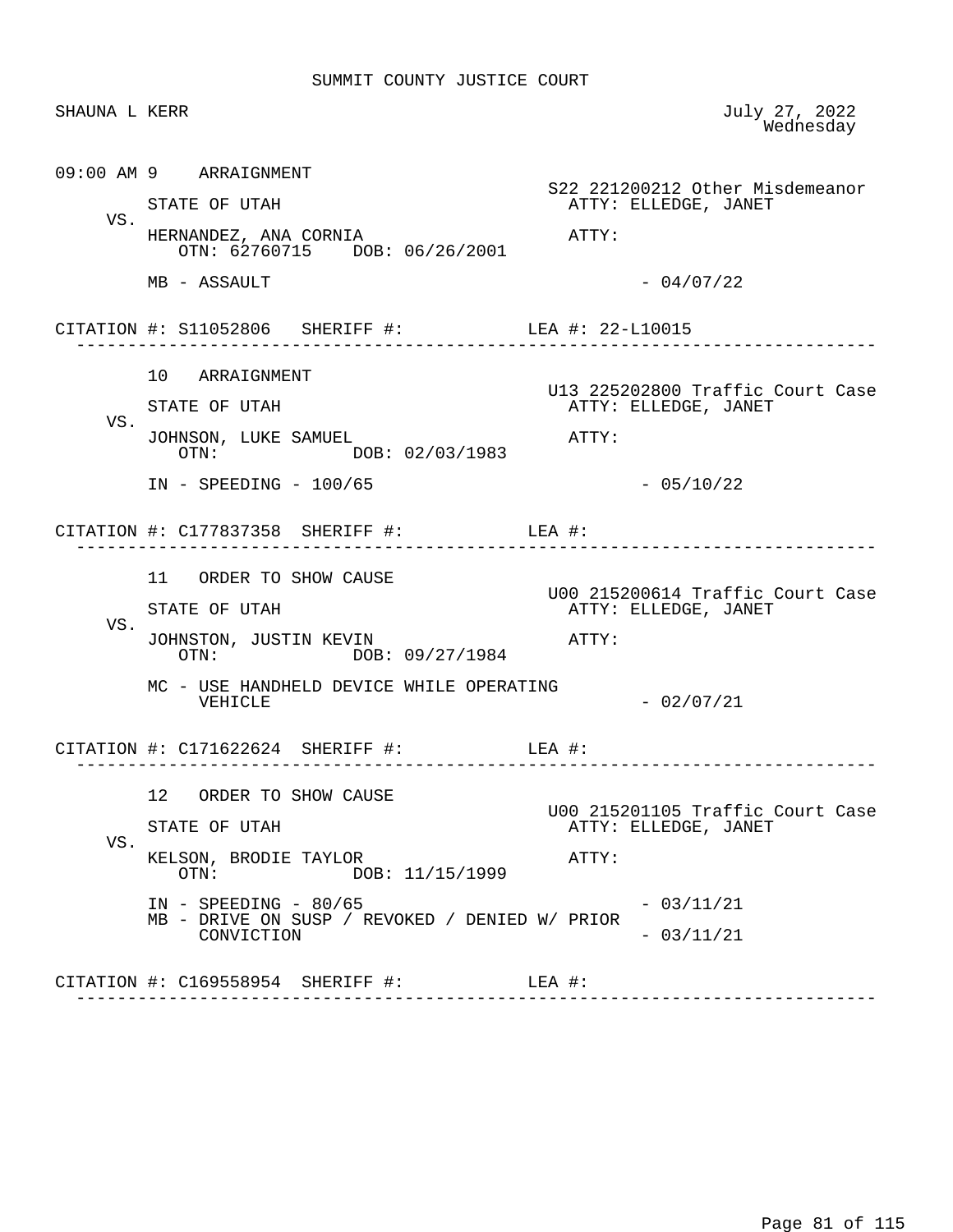SUMMIT COUNTY JUSTICE COURT

SHAUNA L KERR — July 27, 2022, Wednesday

---

09:00 AM 9 ARRAIGNMENT

S22 221200212 Other Misdemeanor

STATE OF UTAH — ATTY: ELLEDGE, JANET

VS.

HERNANDEZ, ANA CORNIA — ATTY:

OTN: 62760715 DOB: 06/26/2001

MB - ASSAULT - 04/07/22

CITATION #: S11052806 SHERIFF #: LEA #: 22-L10015

---

10 ARRAIGNMENT

U13 225202800 Traffic Court Case

STATE OF UTAH — ATTY: ELLEDGE, JANET

VS.

JOHNSON, LUKE SAMUEL — ATTY:

OTN: DOB: 02/03/1983

IN - SPEEDING - 100/65 - 05/10/22

CITATION #: C177837358 SHERIFF #: LEA #:

---

11 ORDER TO SHOW CAUSE

U00 215200614 Traffic Court Case

STATE OF UTAH — ATTY: ELLEDGE, JANET

VS.

JOHNSTON, JUSTIN KEVIN — ATTY:

OTN: DOB: 09/27/1984

MC - USE HANDHELD DEVICE WHILE OPERATING VEHICLE - 02/07/21

CITATION #: C171622624 SHERIFF #: LEA #:

---

12 ORDER TO SHOW CAUSE

U00 215201105 Traffic Court Case

STATE OF UTAH — ATTY: ELLEDGE, JANET

VS.

KELSON, BRODIE TAYLOR — ATTY:

OTN: DOB: 11/15/1999

IN - SPEEDING - 80/65 - 03/11/21

MB - DRIVE ON SUSP / REVOKED / DENIED W/ PRIOR CONVICTION - 03/11/21

CITATION #: C169558954 SHERIFF #: LEA #:

---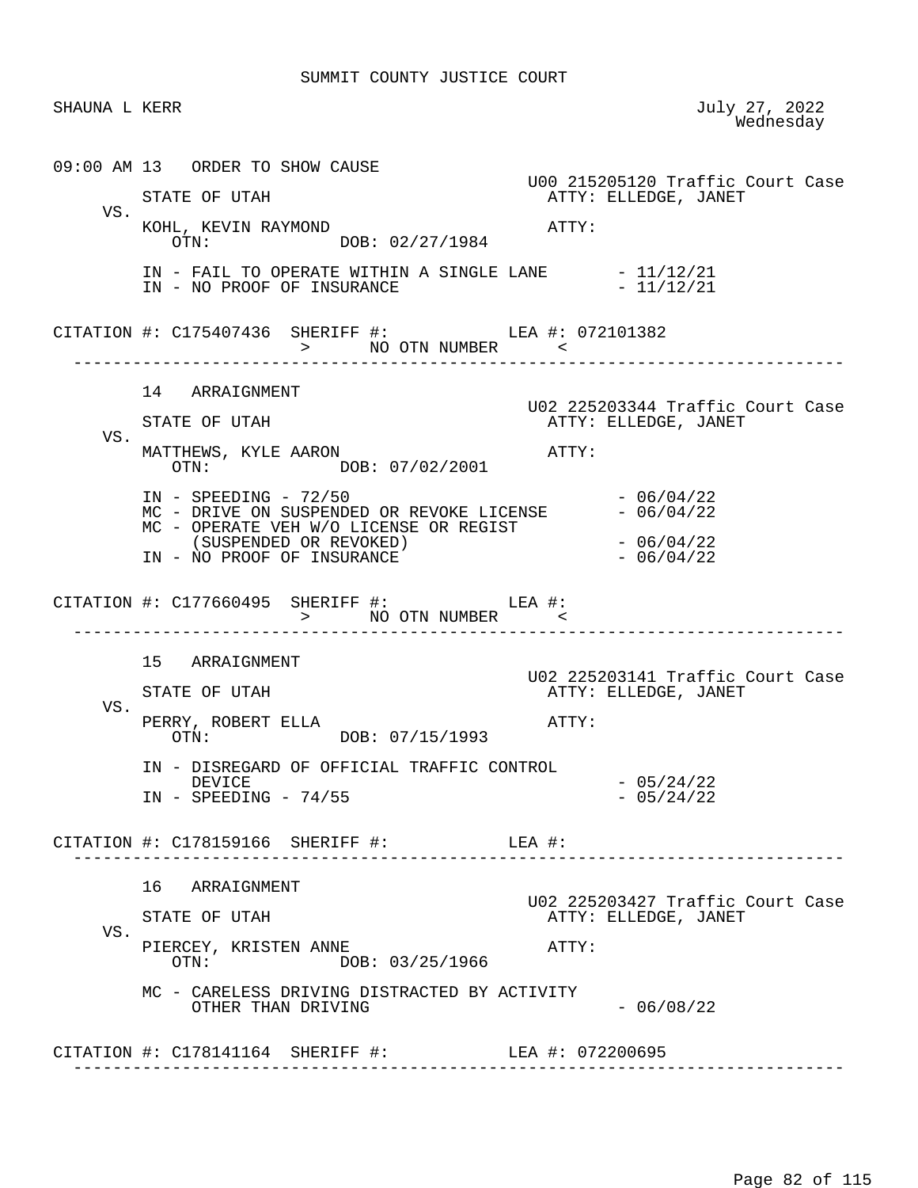SUMMIT COUNTY JUSTICE COURT

SHAUNA L KERR

July 27, 2022
Wednesday

```
09:00 AM 13   ORDER TO SHOW CAUSE
                                                   U00 215205120 Traffic Court Case
         STATE OF UTAH                               ATTY: ELLEDGE, JANET
    VS.
         KOHL, KEVIN RAYMOND                         ATTY:
            OTN:             DOB: 02/27/1984

         IN - FAIL TO OPERATE WITHIN A SINGLE LANE       - 11/12/21
         IN - NO PROOF OF INSURANCE                       - 11/12/21

CITATION #: C175407436  SHERIFF #:           LEA #: 072101382
                        >      NO OTN NUMBER      <
---------------------------------------------------------------------------------

         14   ARRAIGNMENT
                                                   U02 225203344 Traffic Court Case
         STATE OF UTAH                               ATTY: ELLEDGE, JANET
    VS.
         MATTHEWS, KYLE AARON                        ATTY:
            OTN:             DOB: 07/02/2001

         IN - SPEEDING - 72/50                            - 06/04/22
         MC - DRIVE ON SUSPENDED OR REVOKE LICENSE        - 06/04/22
         MC - OPERATE VEH W/O LICENSE OR REGIST
              (SUSPENDED OR REVOKED)                      - 06/04/22
         IN - NO PROOF OF INSURANCE                       - 06/04/22

CITATION #: C177660495  SHERIFF #:           LEA #:
                        >      NO OTN NUMBER      <
---------------------------------------------------------------------------------

         15   ARRAIGNMENT
                                                   U02 225203141 Traffic Court Case
         STATE OF UTAH                               ATTY: ELLEDGE, JANET
    VS.
         PERRY, ROBERT ELLA                          ATTY:
            OTN:             DOB: 07/15/1993

         IN - DISREGARD OF OFFICIAL TRAFFIC CONTROL
              DEVICE                                      - 05/24/22
         IN - SPEEDING - 74/55                            - 05/24/22

CITATION #: C178159166  SHERIFF #:           LEA #:
---------------------------------------------------------------------------------

         16   ARRAIGNMENT
                                                   U02 225203427 Traffic Court Case
         STATE OF UTAH                               ATTY: ELLEDGE, JANET
    VS.
         PIERCEY, KRISTEN ANNE                       ATTY:
            OTN:             DOB: 03/25/1966

         MC - CARELESS DRIVING DISTRACTED BY ACTIVITY
              OTHER THAN DRIVING                          - 06/08/22

CITATION #: C178141164  SHERIFF #:           LEA #: 072200695
---------------------------------------------------------------------------------
```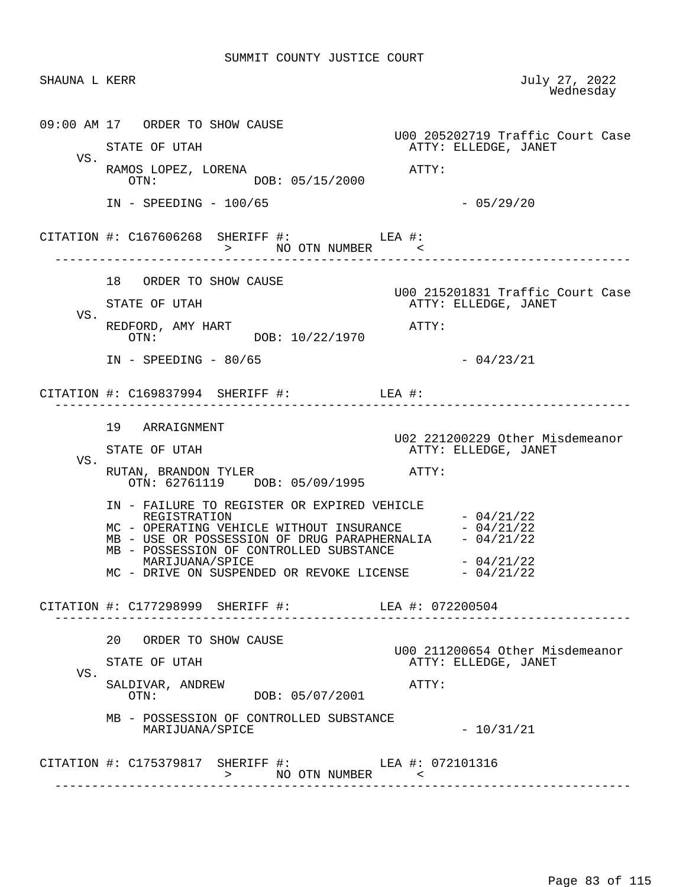SUMMIT COUNTY JUSTICE COURT

SHAUNA L KERR

July 27, 2022
Wednesday

---

09:00 AM 17 ORDER TO SHOW CAUSE

U00 205202719 Traffic Court Case

STATE OF UTAH — ATTY: ELLEDGE, JANET

VS.

RAMOS LOPEZ, LORENA — ATTY:

OTN: DOB: 05/15/2000

IN - SPEEDING - 100/65 - 05/29/20

CITATION #: C167606268 SHERIFF #: LEA #:

> NO OTN NUMBER <

---

18 ORDER TO SHOW CAUSE

U00 215201831 Traffic Court Case

STATE OF UTAH — ATTY: ELLEDGE, JANET

VS.

REDFORD, AMY HART — ATTY:

OTN: DOB: 10/22/1970

IN - SPEEDING - 80/65 - 04/23/21

CITATION #: C169837994 SHERIFF #: LEA #:

---

19 ARRAIGNMENT

U02 221200229 Other Misdemeanor

STATE OF UTAH — ATTY: ELLEDGE, JANET

VS.

RUTAN, BRANDON TYLER — ATTY:

OTN: 62761119 DOB: 05/09/1995

IN - FAILURE TO REGISTER OR EXPIRED VEHICLE REGISTRATION - 04/21/22
MC - OPERATING VEHICLE WITHOUT INSURANCE - 04/21/22
MB - USE OR POSSESSION OF DRUG PARAPHERNALIA - 04/21/22
MB - POSSESSION OF CONTROLLED SUBSTANCE MARIJUANA/SPICE - 04/21/22
MC - DRIVE ON SUSPENDED OR REVOKE LICENSE - 04/21/22

CITATION #: C177298999 SHERIFF #: LEA #: 072200504

---

20 ORDER TO SHOW CAUSE

U00 211200654 Other Misdemeanor

STATE OF UTAH — ATTY: ELLEDGE, JANET

VS.

SALDIVAR, ANDREW — ATTY:

OTN: DOB: 05/07/2001

MB - POSSESSION OF CONTROLLED SUBSTANCE MARIJUANA/SPICE - 10/31/21

CITATION #: C175379817 SHERIFF #: LEA #: 072101316

> NO OTN NUMBER <

---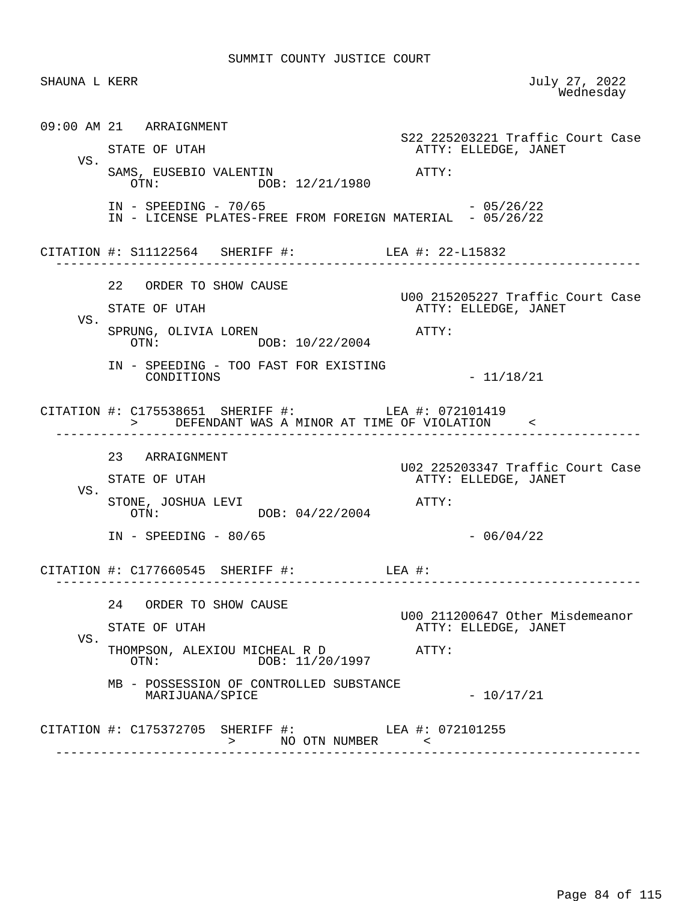SUMMIT COUNTY JUSTICE COURT

SHAUNA L KERR

July 27, 2022
Wednesday

---

**09:00 AM 21 ARRAIGNMENT**

S22 225203221 Traffic Court Case

STATE OF UTAH ATTY: ELLEDGE, JANET

VS.

SAMS, EUSEBIO VALENTIN ATTY:
OTN: DOB: 12/21/1980

IN - SPEEDING - 70/65 - 05/26/22
IN - LICENSE PLATES-FREE FROM FOREIGN MATERIAL - 05/26/22

CITATION #: S11122564 SHERIFF #: LEA #: 22-L15832

---

**22 ORDER TO SHOW CAUSE**

U00 215205227 Traffic Court Case

STATE OF UTAH ATTY: ELLEDGE, JANET

VS.

SPRUNG, OLIVIA LOREN ATTY:
OTN: DOB: 10/22/2004

IN - SPEEDING - TOO FAST FOR EXISTING CONDITIONS - 11/18/21

CITATION #: C175538651 SHERIFF #: LEA #: 072101419
> DEFENDANT WAS A MINOR AT TIME OF VIOLATION <

---

**23 ARRAIGNMENT**

U02 225203347 Traffic Court Case

STATE OF UTAH ATTY: ELLEDGE, JANET

VS.

STONE, JOSHUA LEVI ATTY:
OTN: DOB: 04/22/2004

IN - SPEEDING - 80/65 - 06/04/22

CITATION #: C177660545 SHERIFF #: LEA #:

---

**24 ORDER TO SHOW CAUSE**

U00 211200647 Other Misdemeanor

STATE OF UTAH ATTY: ELLEDGE, JANET

VS.

THOMPSON, ALEXIOU MICHEAL R D ATTY:
OTN: DOB: 11/20/1997

MB - POSSESSION OF CONTROLLED SUBSTANCE MARIJUANA/SPICE - 10/17/21

CITATION #: C175372705 SHERIFF #: LEA #: 072101255
> NO OTN NUMBER <

---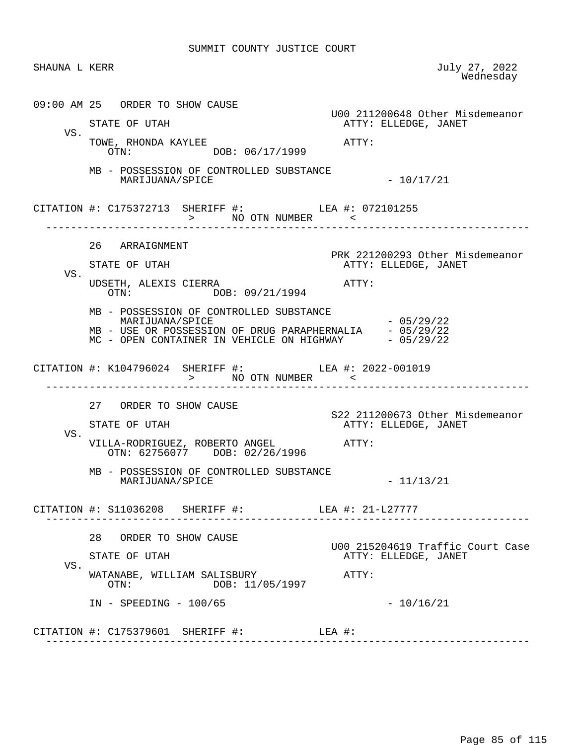SUMMIT COUNTY JUSTICE COURT

SHAUNA L KERR — July 27, 2022, Wednesday

---

09:00 AM 25 ORDER TO SHOW CAUSE

U00 211200648 Other Misdemeanor

STATE OF UTAH — ATTY: ELLEDGE, JANET

VS.

TOWE, RHONDA KAYLEE — ATTY:

OTN: DOB: 06/17/1999

MB - POSSESSION OF CONTROLLED SUBSTANCE MARIJUANA/SPICE - 10/17/21

CITATION #: C175372713 SHERIFF #: LEA #: 072101255

> NO OTN NUMBER <

---

26 ARRAIGNMENT

PRK 221200293 Other Misdemeanor

STATE OF UTAH — ATTY: ELLEDGE, JANET

VS.

UDSETH, ALEXIS CIERRA — ATTY:

OTN: DOB: 09/21/1994

MB - POSSESSION OF CONTROLLED SUBSTANCE MARIJUANA/SPICE - 05/29/22

MB - USE OR POSSESSION OF DRUG PARAPHERNALIA - 05/29/22

MC - OPEN CONTAINER IN VEHICLE ON HIGHWAY - 05/29/22

CITATION #: K104796024 SHERIFF #: LEA #: 2022-001019

> NO OTN NUMBER <

---

27 ORDER TO SHOW CAUSE

S22 211200673 Other Misdemeanor

STATE OF UTAH — ATTY: ELLEDGE, JANET

VS.

VILLA-RODRIGUEZ, ROBERTO ANGEL — ATTY:

OTN: 62756077 DOB: 02/26/1996

MB - POSSESSION OF CONTROLLED SUBSTANCE MARIJUANA/SPICE - 11/13/21

CITATION #: S11036208 SHERIFF #: LEA #: 21-L27777

---

28 ORDER TO SHOW CAUSE

U00 215204619 Traffic Court Case

STATE OF UTAH — ATTY: ELLEDGE, JANET

VS.

WATANABE, WILLIAM SALISBURY — ATTY:

OTN: DOB: 11/05/1997

IN - SPEEDING - 100/65 - 10/16/21

CITATION #: C175379601 SHERIFF #: LEA #:

---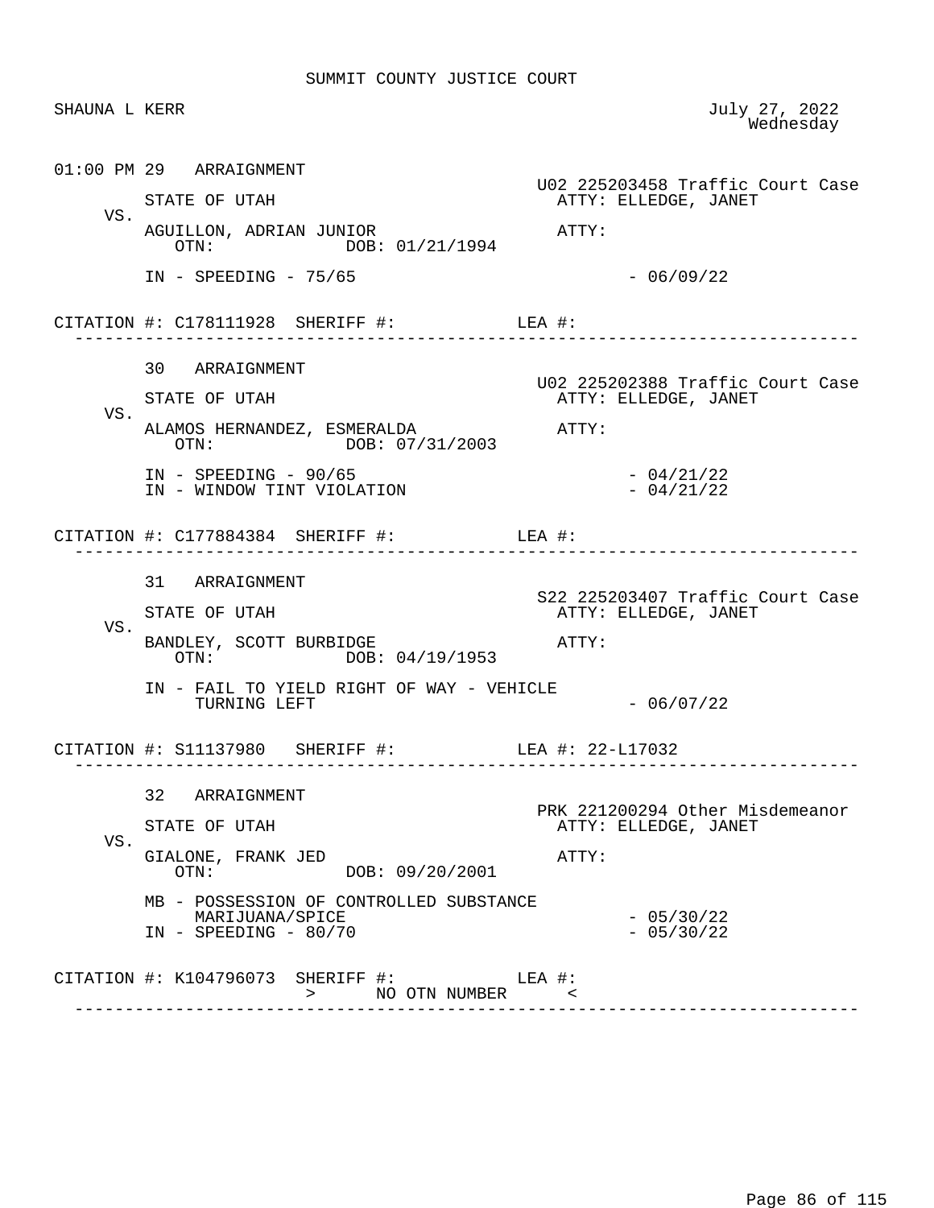SUMMIT COUNTY JUSTICE COURT

SHAUNA L KERR — July 27, 2022, Wednesday

```
01:00 PM 29   ARRAIGNMENT
                                                 U02 225203458 Traffic Court Case
         STATE OF UTAH                             ATTY: ELLEDGE, JANET
    VS.
         AGUILLON, ADRIAN JUNIOR                   ATTY:
            OTN:              DOB: 01/21/1994

         IN - SPEEDING - 75/65                             - 06/09/22

CITATION #: C178111928  SHERIFF #:           LEA #:
 -------------------------------------------------------------------------------

         30   ARRAIGNMENT
                                                 U02 225202388 Traffic Court Case
         STATE OF UTAH                             ATTY: ELLEDGE, JANET
    VS.
         ALAMOS HERNANDEZ, ESMERALDA               ATTY:
            OTN:              DOB: 07/31/2003

         IN - SPEEDING - 90/65                             - 04/21/22
         IN - WINDOW TINT VIOLATION                        - 04/21/22

CITATION #: C177884384  SHERIFF #:           LEA #:
 -------------------------------------------------------------------------------

         31   ARRAIGNMENT
                                                 S22 225203407 Traffic Court Case
         STATE OF UTAH                             ATTY: ELLEDGE, JANET
    VS.
         BANDLEY, SCOTT BURBIDGE                   ATTY:
            OTN:              DOB: 04/19/1953

         IN - FAIL TO YIELD RIGHT OF WAY - VEHICLE
              TURNING LEFT                                 - 06/07/22

CITATION #: S11137980   SHERIFF #:           LEA #: 22-L17032
 -------------------------------------------------------------------------------

         32   ARRAIGNMENT
                                                 PRK 221200294 Other Misdemeanor
         STATE OF UTAH                             ATTY: ELLEDGE, JANET
    VS.
         GIALONE, FRANK JED                        ATTY:
            OTN:              DOB: 09/20/2001

         MB - POSSESSION OF CONTROLLED SUBSTANCE
              MARIJUANA/SPICE                              - 05/30/22
         IN - SPEEDING - 80/70                             - 05/30/22

CITATION #: K104796073  SHERIFF #:           LEA #:
                        >      NO OTN NUMBER      <
 -------------------------------------------------------------------------------
```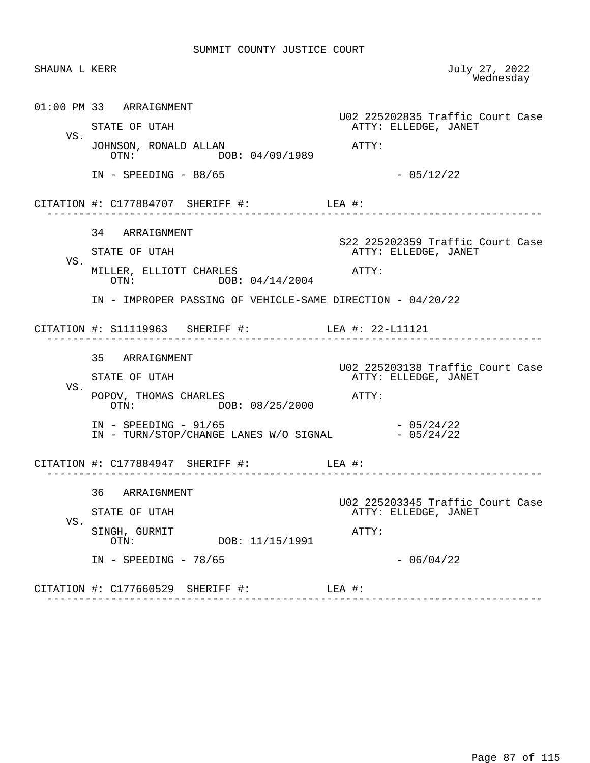SUMMIT COUNTY JUSTICE COURT

SHAUNA L KERR — July 27, 2022, Wednesday

01:00 PM 33 ARRAIGNMENT

U02 225202835 Traffic Court Case

STATE OF UTAH — ATTY: ELLEDGE, JANET

VS.

JOHNSON, RONALD ALLAN — ATTY:

OTN: DOB: 04/09/1989

IN - SPEEDING - 88/65 - 05/12/22

CITATION #: C177884707 SHERIFF #: LEA #:

---

34 ARRAIGNMENT

S22 225202359 Traffic Court Case

STATE OF UTAH — ATTY: ELLEDGE, JANET

VS.

MILLER, ELLIOTT CHARLES — ATTY:

OTN: DOB: 04/14/2004

IN - IMPROPER PASSING OF VEHICLE-SAME DIRECTION - 04/20/22

CITATION #: S11119963 SHERIFF #: LEA #: 22-L11121

---

35 ARRAIGNMENT

U02 225203138 Traffic Court Case

STATE OF UTAH — ATTY: ELLEDGE, JANET

VS.

POPOV, THOMAS CHARLES — ATTY:

OTN: DOB: 08/25/2000

IN - SPEEDING - 91/65 - 05/24/22

IN - TURN/STOP/CHANGE LANES W/O SIGNAL - 05/24/22

CITATION #: C177884947 SHERIFF #: LEA #:

---

36 ARRAIGNMENT

U02 225203345 Traffic Court Case

STATE OF UTAH — ATTY: ELLEDGE, JANET

VS.

SINGH, GURMIT — ATTY:

OTN: DOB: 11/15/1991

IN - SPEEDING - 78/65 - 06/04/22

CITATION #: C177660529 SHERIFF #: LEA #:

---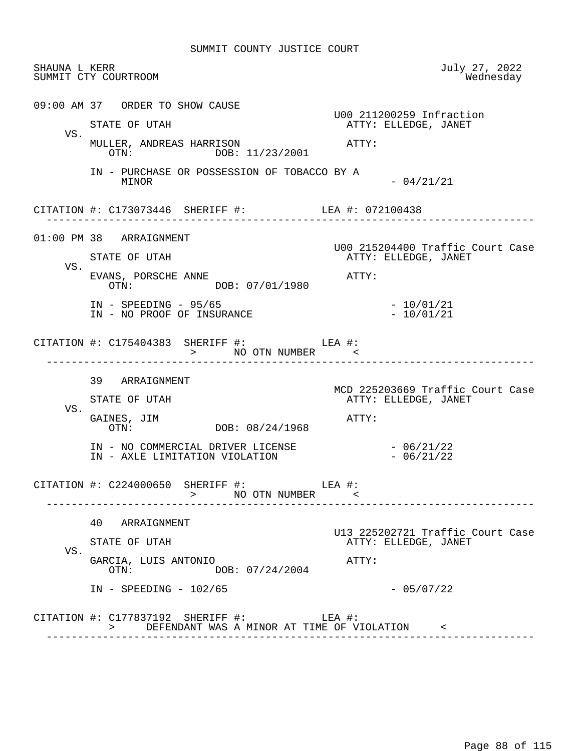SUMMIT COUNTY JUSTICE COURT

SHAUNA L KERR — July 27, 2022
SUMMIT CTY COURTROOM — Wednesday

```
09:00 AM 37   ORDER TO SHOW CAUSE
                                                   U00 211200259 Infraction
         STATE OF UTAH                               ATTY: ELLEDGE, JANET
    VS.
         MULLER, ANDREAS HARRISON                    ATTY:
            OTN:            DOB: 11/23/2001

         IN - PURCHASE OR POSSESSION OF TOBACCO BY A
              MINOR                                            - 04/21/21

CITATION #: C173073446  SHERIFF #:            LEA #: 072100438
 ------------------------------------------------------------------------------

01:00 PM 38   ARRAIGNMENT
                                                   U00 215204400 Traffic Court Case
         STATE OF UTAH                               ATTY: ELLEDGE, JANET
    VS.
         EVANS, PORSCHE ANNE                         ATTY:
            OTN:            DOB: 07/01/1980

         IN - SPEEDING - 95/65                                 - 10/01/21
         IN - NO PROOF OF INSURANCE                            - 10/01/21

CITATION #: C175404383  SHERIFF #:            LEA #:
                        >      NO OTN NUMBER      <
 ------------------------------------------------------------------------------

         39   ARRAIGNMENT
                                                   MCD 225203669 Traffic Court Case
         STATE OF UTAH                               ATTY: ELLEDGE, JANET
    VS.
         GAINES, JIM                                 ATTY:
            OTN:            DOB: 08/24/1968

         IN - NO COMMERCIAL DRIVER LICENSE                     - 06/21/22
         IN - AXLE LIMITATION VIOLATION                        - 06/21/22

CITATION #: C224000650  SHERIFF #:            LEA #:
                        >      NO OTN NUMBER      <
 ------------------------------------------------------------------------------

         40   ARRAIGNMENT
                                                   U13 225202721 Traffic Court Case
         STATE OF UTAH                               ATTY: ELLEDGE, JANET
    VS.
         GARCIA, LUIS ANTONIO                        ATTY:
            OTN:            DOB: 07/24/2004

         IN - SPEEDING - 102/65                                - 05/07/22

CITATION #: C177837192  SHERIFF #:            LEA #:
            >     DEFENDANT WAS A MINOR AT TIME OF VIOLATION     <
 ------------------------------------------------------------------------------
```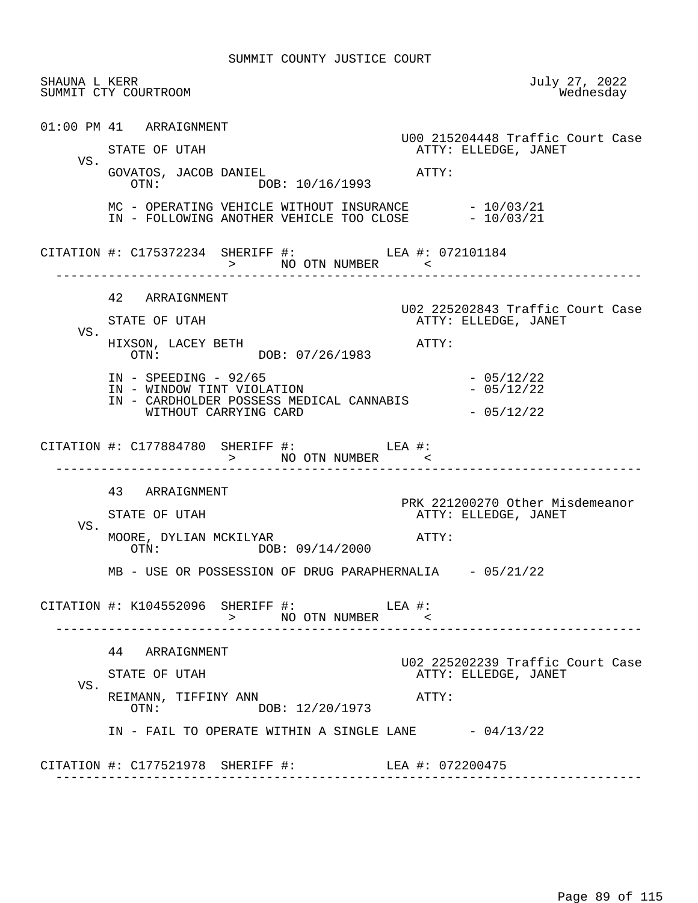SUMMIT COUNTY JUSTICE COURT

SHAUNA L KERR  
SUMMIT CTY COURTROOM

July 27, 2022  
Wednesday

---

01:00 PM 41 ARRAIGNMENT

U00 215204448 Traffic Court Case

STATE OF UTAH — ATTY: ELLEDGE, JANET

VS.

GOVATOS, JACOB DANIEL — ATTY:  
OTN: DOB: 10/16/1993

MC - OPERATING VEHICLE WITHOUT INSURANCE - 10/03/21  
IN - FOLLOWING ANOTHER VEHICLE TOO CLOSE - 10/03/21

CITATION #: C175372234 SHERIFF #: LEA #: 072101184  
> NO OTN NUMBER <

---

42 ARRAIGNMENT

U02 225202843 Traffic Court Case

STATE OF UTAH — ATTY: ELLEDGE, JANET

VS.

HIXSON, LACEY BETH — ATTY:  
OTN: DOB: 07/26/1983

IN - SPEEDING - 92/65 - 05/12/22  
IN - WINDOW TINT VIOLATION - 05/12/22  
IN - CARDHOLDER POSSESS MEDICAL CANNABIS WITHOUT CARRYING CARD - 05/12/22

CITATION #: C177884780 SHERIFF #: LEA #:  
> NO OTN NUMBER <

---

43 ARRAIGNMENT

PRK 221200270 Other Misdemeanor

STATE OF UTAH — ATTY: ELLEDGE, JANET

VS.

MOORE, DYLIAN MCKILYAR — ATTY:  
OTN: DOB: 09/14/2000

MB - USE OR POSSESSION OF DRUG PARAPHERNALIA - 05/21/22

CITATION #: K104552096 SHERIFF #: LEA #:  
> NO OTN NUMBER <

---

44 ARRAIGNMENT

U02 225202239 Traffic Court Case

STATE OF UTAH — ATTY: ELLEDGE, JANET

VS.

REIMANN, TIFFINY ANN — ATTY:  
OTN: DOB: 12/20/1973

IN - FAIL TO OPERATE WITHIN A SINGLE LANE - 04/13/22

CITATION #: C177521978 SHERIFF #: LEA #: 072200475

---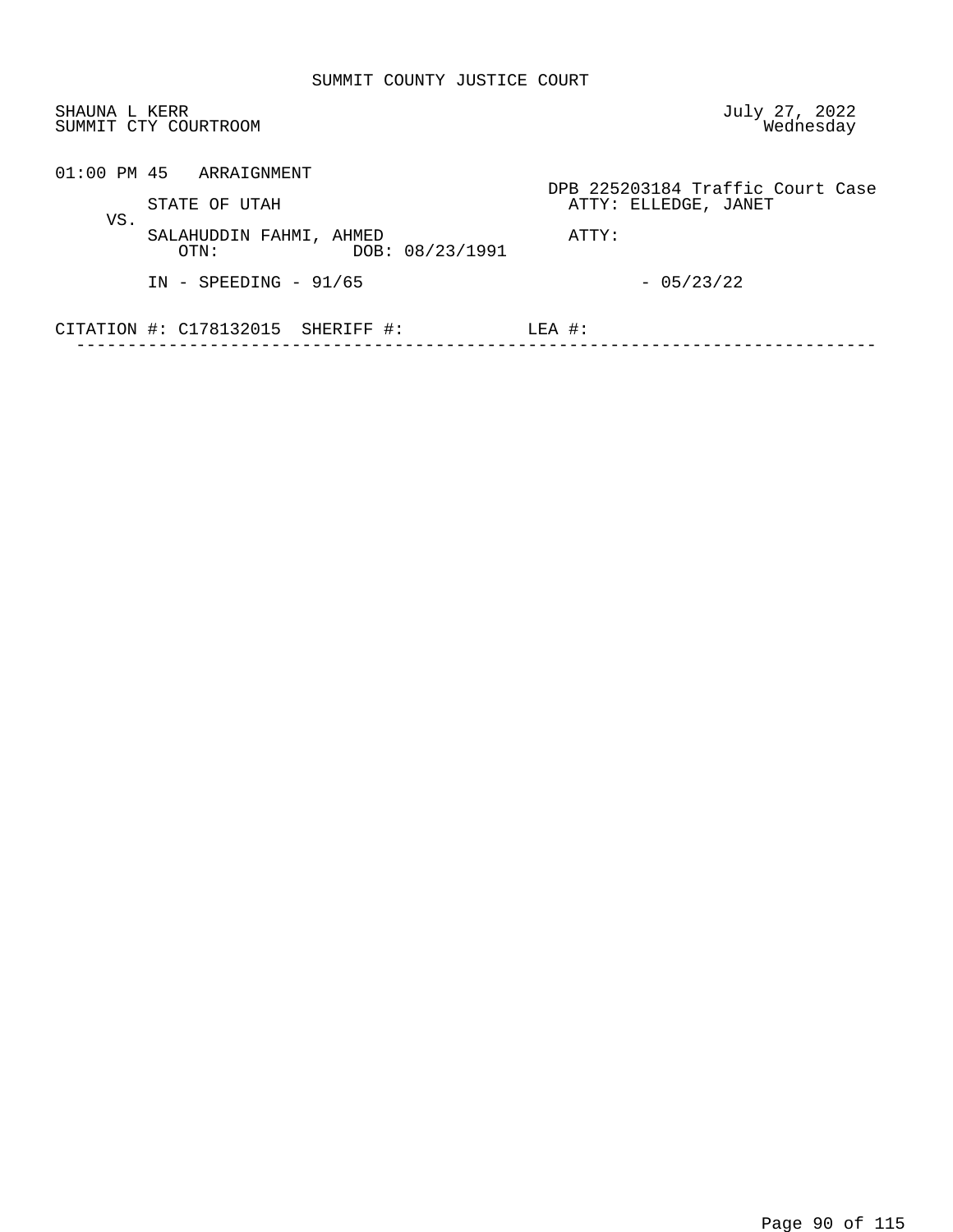SUMMIT COUNTY JUSTICE COURT

SHAUNA L KERR
SUMMIT CTY COURTROOM

July 27, 2022
Wednesday

01:00 PM 45 ARRAIGNMENT

DPB 225203184 Traffic Court Case

STATE OF UTAH — ATTY: ELLEDGE, JANET

VS.

SALAHUDDIN FAHMI, AHMED — ATTY:

OTN: DOB: 08/23/1991

IN - SPEEDING - 91/65 - 05/23/22

CITATION #: C178132015 SHERIFF #: LEA #:

---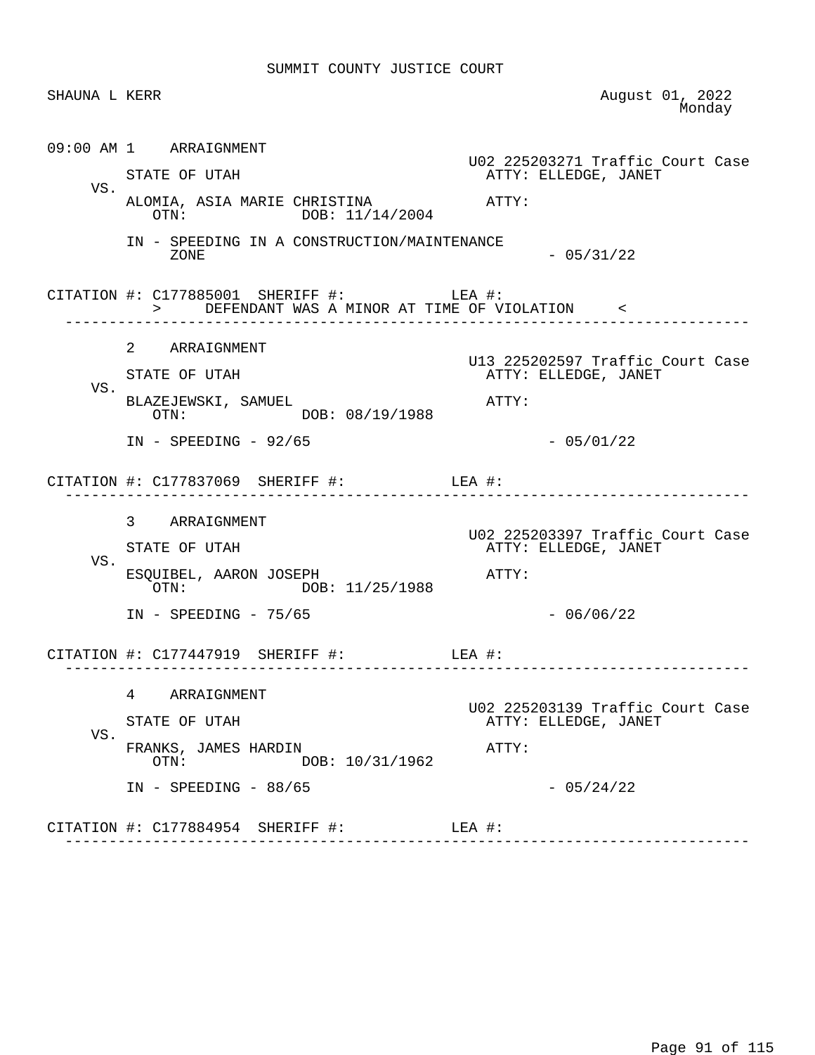SUMMIT COUNTY JUSTICE COURT

SHAUNA L KERR

August 01, 2022
Monday

09:00 AM 1 ARRAIGNMENT

U02 225203271 Traffic Court Case

STATE OF UTAH ATTY: ELLEDGE, JANET

VS.

ALOMIA, ASIA MARIE CHRISTINA ATTY:
OTN: DOB: 11/14/2004

IN - SPEEDING IN A CONSTRUCTION/MAINTENANCE ZONE - 05/31/22

CITATION #: C177885001 SHERIFF #: LEA #:
> DEFENDANT WAS A MINOR AT TIME OF VIOLATION <

---

2 ARRAIGNMENT

U13 225202597 Traffic Court Case

STATE OF UTAH ATTY: ELLEDGE, JANET

VS.

BLAZEJEWSKI, SAMUEL ATTY:
OTN: DOB: 08/19/1988

IN - SPEEDING - 92/65 - 05/01/22

CITATION #: C177837069 SHERIFF #: LEA #:

---

3 ARRAIGNMENT

U02 225203397 Traffic Court Case

STATE OF UTAH ATTY: ELLEDGE, JANET

VS.

ESQUIBEL, AARON JOSEPH ATTY:
OTN: DOB: 11/25/1988

IN - SPEEDING - 75/65 - 06/06/22

CITATION #: C177447919 SHERIFF #: LEA #:

---

4 ARRAIGNMENT

U02 225203139 Traffic Court Case

STATE OF UTAH ATTY: ELLEDGE, JANET

VS.

FRANKS, JAMES HARDIN ATTY:
OTN: DOB: 10/31/1962

IN - SPEEDING - 88/65 - 05/24/22

CITATION #: C177884954 SHERIFF #: LEA #:

---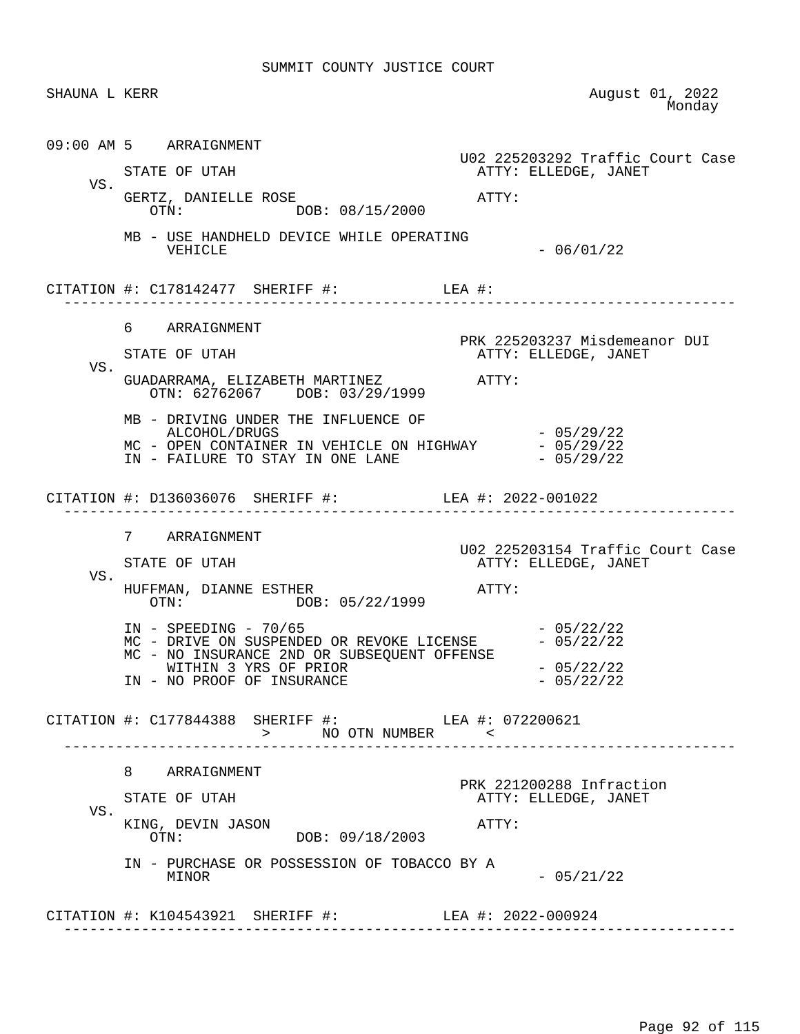SUMMIT COUNTY JUSTICE COURT

SHAUNA L KERR — August 01, 2022, Monday

---

09:00 AM 5 ARRAIGNMENT

U02 225203292 Traffic Court Case

STATE OF UTAH — ATTY: ELLEDGE, JANET

VS.

GERTZ, DANIELLE ROSE — ATTY:

OTN: DOB: 08/15/2000

MB - USE HANDHELD DEVICE WHILE OPERATING VEHICLE - 06/01/22

CITATION #: C178142477 SHERIFF #: LEA #:

---

6 ARRAIGNMENT

PRK 225203237 Misdemeanor DUI

STATE OF UTAH — ATTY: ELLEDGE, JANET

VS.

GUADARRAMA, ELIZABETH MARTINEZ — ATTY:

OTN: 62762067 DOB: 03/29/1999

MB - DRIVING UNDER THE INFLUENCE OF ALCOHOL/DRUGS - 05/29/22
MC - OPEN CONTAINER IN VEHICLE ON HIGHWAY - 05/29/22
IN - FAILURE TO STAY IN ONE LANE - 05/29/22

CITATION #: D136036076 SHERIFF #: LEA #: 2022-001022

---

7 ARRAIGNMENT

U02 225203154 Traffic Court Case

STATE OF UTAH — ATTY: ELLEDGE, JANET

VS.

HUFFMAN, DIANNE ESTHER — ATTY:

OTN: DOB: 05/22/1999

IN - SPEEDING - 70/65 - 05/22/22
MC - DRIVE ON SUSPENDED OR REVOKE LICENSE - 05/22/22
MC - NO INSURANCE 2ND OR SUBSEQUENT OFFENSE WITHIN 3 YRS OF PRIOR - 05/22/22
IN - NO PROOF OF INSURANCE - 05/22/22

CITATION #: C177844388 SHERIFF #: LEA #: 072200621
> NO OTN NUMBER <

---

8 ARRAIGNMENT

PRK 221200288 Infraction

STATE OF UTAH — ATTY: ELLEDGE, JANET

VS.

KING, DEVIN JASON — ATTY:

OTN: DOB: 09/18/2003

IN - PURCHASE OR POSSESSION OF TOBACCO BY A MINOR - 05/21/22

CITATION #: K104543921 SHERIFF #: LEA #: 2022-000924

---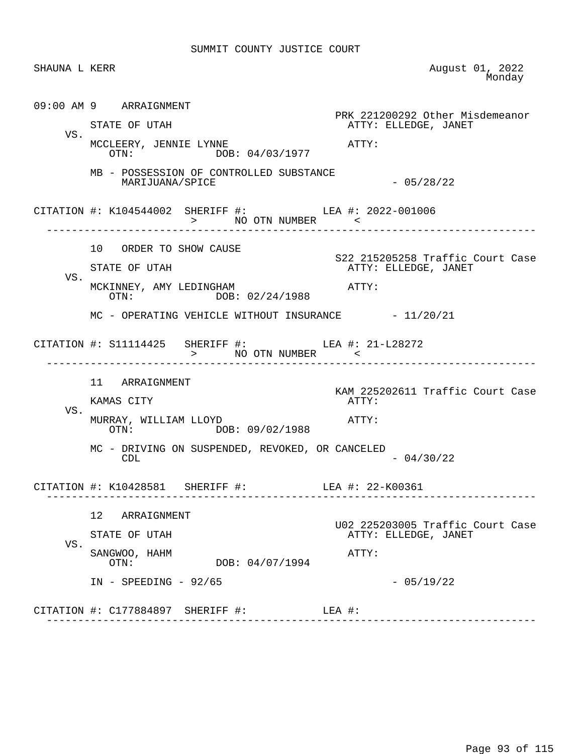SUMMIT COUNTY JUSTICE COURT

SHAUNA L KERR — August 01, 2022 Monday

---

**09:00 AM 9 ARRAIGNMENT**

PRK 221200292 Other Misdemeanor

STATE OF UTAH — ATTY: ELLEDGE, JANET

VS.

MCCLEERY, JENNIE LYNNE — ATTY:
OTN: DOB: 04/03/1977

MB - POSSESSION OF CONTROLLED SUBSTANCE MARIJUANA/SPICE - 05/28/22

CITATION #: K104544002 SHERIFF #: LEA #: 2022-001006
> NO OTN NUMBER <

---

**10 ORDER TO SHOW CAUSE**

S22 215205258 Traffic Court Case

STATE OF UTAH — ATTY: ELLEDGE, JANET

VS.

MCKINNEY, AMY LEDINGHAM — ATTY:
OTN: DOB: 02/24/1988

MC - OPERATING VEHICLE WITHOUT INSURANCE - 11/20/21

CITATION #: S11114425 SHERIFF #: LEA #: 21-L28272
> NO OTN NUMBER <

---

**11 ARRAIGNMENT**

KAM 225202611 Traffic Court Case

KAMAS CITY — ATTY:

VS.

MURRAY, WILLIAM LLOYD — ATTY:
OTN: DOB: 09/02/1988

MC - DRIVING ON SUSPENDED, REVOKED, OR CANCELED CDL - 04/30/22

CITATION #: K10428581 SHERIFF #: LEA #: 22-K00361

---

**12 ARRAIGNMENT**

U02 225203005 Traffic Court Case

STATE OF UTAH — ATTY: ELLEDGE, JANET

VS.

SANGWOO, HAHM — ATTY:
OTN: DOB: 04/07/1994

IN - SPEEDING - 92/65 - 05/19/22

CITATION #: C177884897 SHERIFF #: LEA #:

---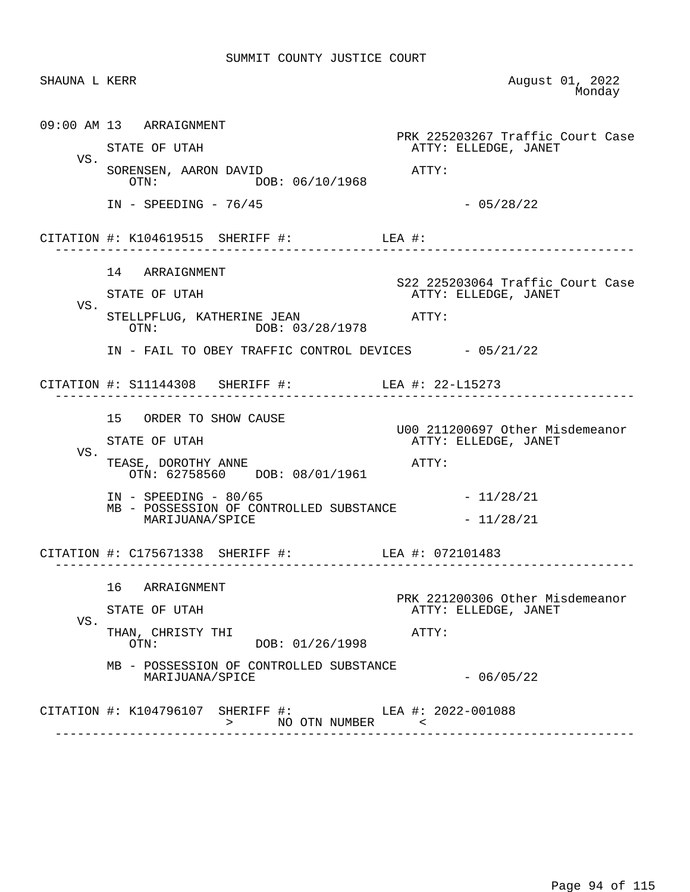SUMMIT COUNTY JUSTICE COURT

SHAUNA L KERR — August 01, 2022 Monday

---

**09:00 AM 13 ARRAIGNMENT**

PRK 225203267 Traffic Court Case

STATE OF UTAH — ATTY: ELLEDGE, JANET

VS.

SORENSEN, AARON DAVID — ATTY:
OTN: DOB: 06/10/1968

IN - SPEEDING - 76/45 - 05/28/22

CITATION #: K104619515 SHERIFF #: LEA #:

---

**14 ARRAIGNMENT**

S22 225203064 Traffic Court Case

STATE OF UTAH — ATTY: ELLEDGE, JANET

VS.

STELLPFLUG, KATHERINE JEAN — ATTY:
OTN: DOB: 03/28/1978

IN - FAIL TO OBEY TRAFFIC CONTROL DEVICES - 05/21/22

CITATION #: S11144308 SHERIFF #: LEA #: 22-L15273

---

**15 ORDER TO SHOW CAUSE**

U00 211200697 Other Misdemeanor

STATE OF UTAH — ATTY: ELLEDGE, JANET

VS.

TEASE, DOROTHY ANNE — ATTY:
OTN: 62758560 DOB: 08/01/1961

IN - SPEEDING - 80/65 - 11/28/21
MB - POSSESSION OF CONTROLLED SUBSTANCE MARIJUANA/SPICE - 11/28/21

CITATION #: C175671338 SHERIFF #: LEA #: 072101483

---

**16 ARRAIGNMENT**

PRK 221200306 Other Misdemeanor

STATE OF UTAH — ATTY: ELLEDGE, JANET

VS.

THAN, CHRISTY THI — ATTY:
OTN: DOB: 01/26/1998

MB - POSSESSION OF CONTROLLED SUBSTANCE MARIJUANA/SPICE - 06/05/22

CITATION #: K104796107 SHERIFF #: LEA #: 2022-001088
> NO OTN NUMBER <

---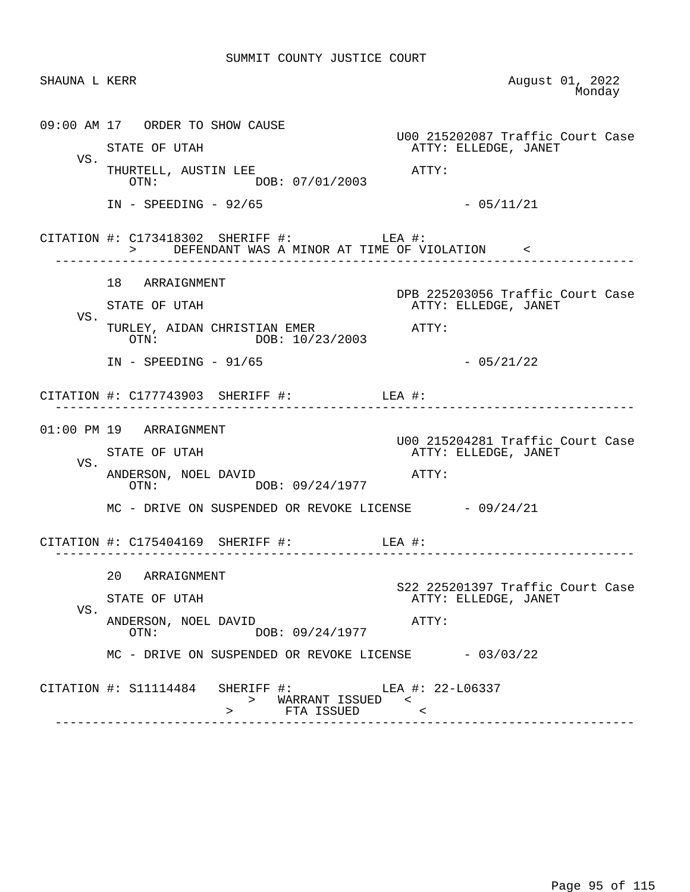SUMMIT COUNTY JUSTICE COURT

SHAUNA L KERR

August 01, 2022
Monday

09:00 AM 17 ORDER TO SHOW CAUSE

U00 215202087 Traffic Court Case

STATE OF UTAH — ATTY: ELLEDGE, JANET

VS.

THURTELL, AUSTIN LEE — ATTY:

OTN: DOB: 07/01/2003

IN - SPEEDING - 92/65 - 05/11/21

CITATION #: C173418302 SHERIFF #: LEA #:

> DEFENDANT WAS A MINOR AT TIME OF VIOLATION <

---

18 ARRAIGNMENT

DPB 225203056 Traffic Court Case

STATE OF UTAH — ATTY: ELLEDGE, JANET

VS.

TURLEY, AIDAN CHRISTIAN EMER — ATTY:

OTN: DOB: 10/23/2003

IN - SPEEDING - 91/65 - 05/21/22

CITATION #: C177743903 SHERIFF #: LEA #:

---

01:00 PM 19 ARRAIGNMENT

U00 215204281 Traffic Court Case

STATE OF UTAH — ATTY: ELLEDGE, JANET

VS.

ANDERSON, NOEL DAVID — ATTY:

OTN: DOB: 09/24/1977

MC - DRIVE ON SUSPENDED OR REVOKE LICENSE - 09/24/21

CITATION #: C175404169 SHERIFF #: LEA #:

---

20 ARRAIGNMENT

S22 225201397 Traffic Court Case

STATE OF UTAH — ATTY: ELLEDGE, JANET

VS.

ANDERSON, NOEL DAVID — ATTY:

OTN: DOB: 09/24/1977

MC - DRIVE ON SUSPENDED OR REVOKE LICENSE - 03/03/22

CITATION #: S11114484 SHERIFF #: LEA #: 22-L06337

> WARRANT ISSUED <

> FTA ISSUED <

---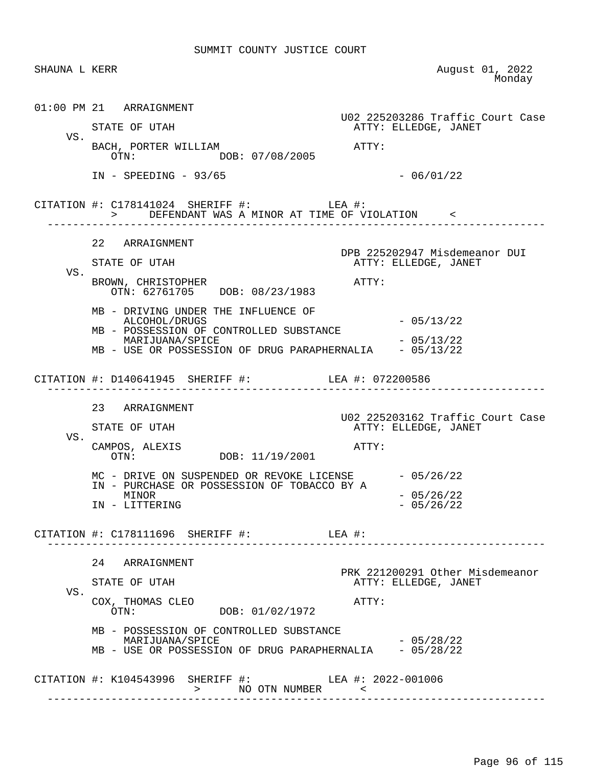SUMMIT COUNTY JUSTICE COURT

SHAUNA L KERR

August 01, 2022
Monday

```
01:00 PM 21   ARRAIGNMENT
                                                  U02 225203286 Traffic Court Case
        STATE OF UTAH                               ATTY: ELLEDGE, JANET
    VS.
        BACH, PORTER WILLIAM                        ATTY:
           OTN:             DOB: 07/08/2005

        IN - SPEEDING - 93/65                                    - 06/01/22

CITATION #: C178141024  SHERIFF #:            LEA #:
            >     DEFENDANT WAS A MINOR AT TIME OF VIOLATION     <
---------------------------------------------------------------------------------

        22   ARRAIGNMENT
                                                  DPB 225202947 Misdemeanor DUI
        STATE OF UTAH                               ATTY: ELLEDGE, JANET
    VS.
        BROWN, CHRISTOPHER                          ATTY:
           OTN: 62761705    DOB: 08/23/1983

        MB - DRIVING UNDER THE INFLUENCE OF
             ALCOHOL/DRUGS                                       - 05/13/22
        MB - POSSESSION OF CONTROLLED SUBSTANCE
             MARIJUANA/SPICE                                     - 05/13/22
        MB - USE OR POSSESSION OF DRUG PARAPHERNALIA    - 05/13/22

CITATION #: D140641945  SHERIFF #:            LEA #: 072200586
---------------------------------------------------------------------------------

        23   ARRAIGNMENT
                                                  U02 225203162 Traffic Court Case
        STATE OF UTAH                               ATTY: ELLEDGE, JANET
    VS.
        CAMPOS, ALEXIS                              ATTY:
           OTN:             DOB: 11/19/2001

        MC - DRIVE ON SUSPENDED OR REVOKE LICENSE       - 05/26/22
        IN - PURCHASE OR POSSESSION OF TOBACCO BY A
             MINOR                                               - 05/26/22
        IN - LITTERING                                           - 05/26/22

CITATION #: C178111696  SHERIFF #:            LEA #:
---------------------------------------------------------------------------------

        24   ARRAIGNMENT
                                                  PRK 221200291 Other Misdemeanor
        STATE OF UTAH                               ATTY: ELLEDGE, JANET
    VS.
        COX, THOMAS CLEO                            ATTY:
           OTN:             DOB: 01/02/1972

        MB - POSSESSION OF CONTROLLED SUBSTANCE
             MARIJUANA/SPICE                                     - 05/28/22
        MB - USE OR POSSESSION OF DRUG PARAPHERNALIA    - 05/28/22

CITATION #: K104543996  SHERIFF #:            LEA #: 2022-001006
                        >      NO OTN NUMBER      <
---------------------------------------------------------------------------------
```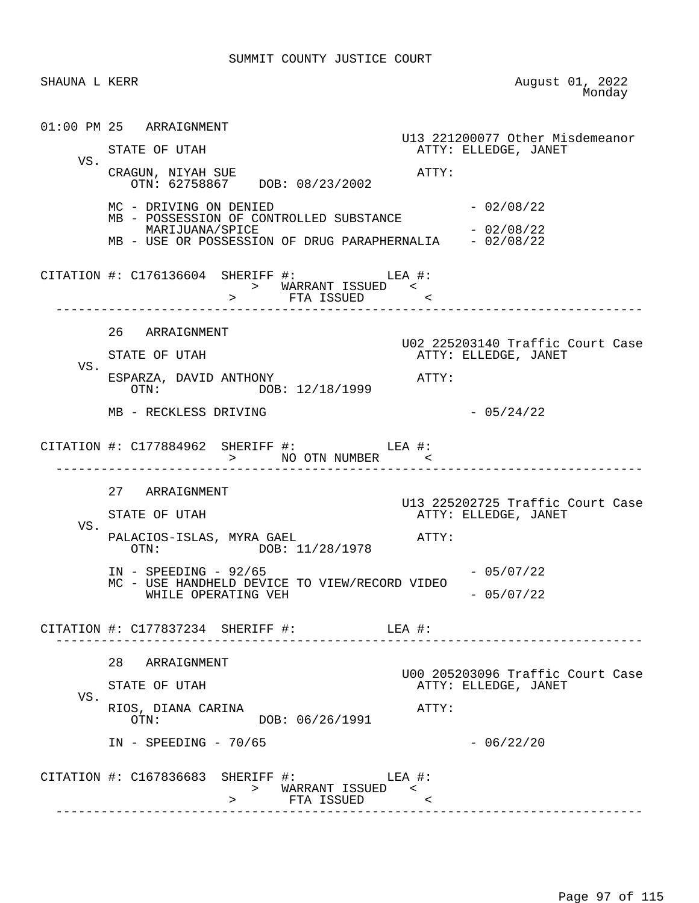SUMMIT COUNTY JUSTICE COURT

SHAUNA L KERR

August 01, 2022
Monday

01:00 PM 25 ARRAIGNMENT

U13 221200077 Other Misdemeanor

STATE OF UTAH — ATTY: ELLEDGE, JANET

VS.

CRAGUN, NIYAH SUE — ATTY:

OTN: 62758867 DOB: 08/23/2002

MC - DRIVING ON DENIED - 02/08/22

MB - POSSESSION OF CONTROLLED SUBSTANCE MARIJUANA/SPICE - 02/08/22

MB - USE OR POSSESSION OF DRUG PARAPHERNALIA - 02/08/22

CITATION #: C176136604 SHERIFF #: LEA #:

> WARRANT ISSUED <

> FTA ISSUED <

---

26 ARRAIGNMENT

U02 225203140 Traffic Court Case

STATE OF UTAH — ATTY: ELLEDGE, JANET

VS.

ESPARZA, DAVID ANTHONY — ATTY:

OTN: DOB: 12/18/1999

MB - RECKLESS DRIVING - 05/24/22

CITATION #: C177884962 SHERIFF #: LEA #:

> NO OTN NUMBER <

---

27 ARRAIGNMENT

U13 225202725 Traffic Court Case

STATE OF UTAH — ATTY: ELLEDGE, JANET

VS.

PALACIOS-ISLAS, MYRA GAEL — ATTY:

OTN: DOB: 11/28/1978

IN - SPEEDING - 92/65 - 05/07/22

MC - USE HANDHELD DEVICE TO VIEW/RECORD VIDEO WHILE OPERATING VEH - 05/07/22

CITATION #: C177837234 SHERIFF #: LEA #:

---

28 ARRAIGNMENT

U00 205203096 Traffic Court Case

STATE OF UTAH — ATTY: ELLEDGE, JANET

VS.

RIOS, DIANA CARINA — ATTY:

OTN: DOB: 06/26/1991

IN - SPEEDING - 70/65 - 06/22/20

CITATION #: C167836683 SHERIFF #: LEA #:

> WARRANT ISSUED <

> FTA ISSUED <

---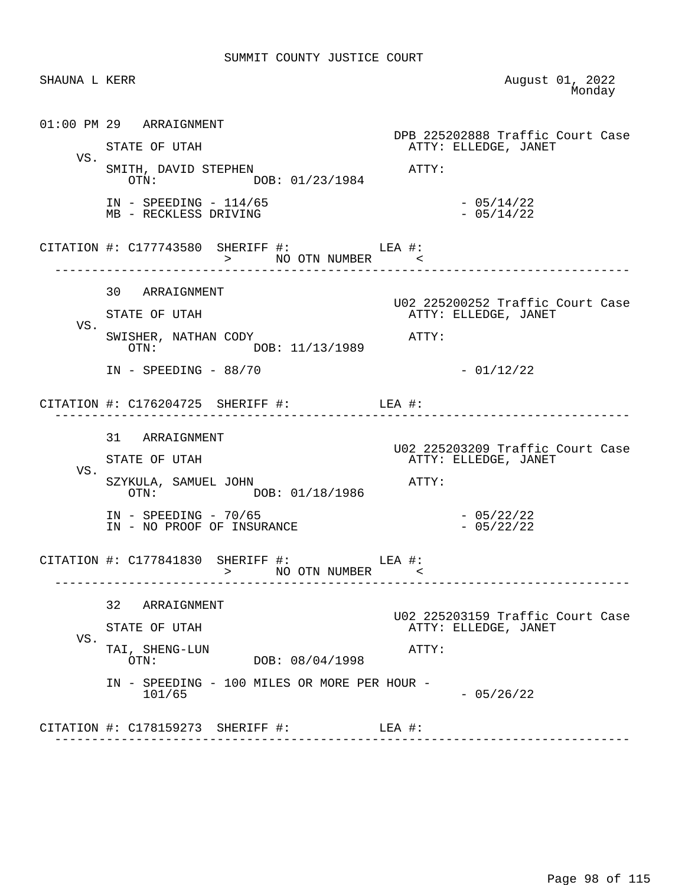SUMMIT COUNTY JUSTICE COURT

SHAUNA L KERR — August 01, 2022, Monday

---

01:00 PM 29 ARRAIGNMENT

DPB 225202888 Traffic Court Case

STATE OF UTAH — ATTY: ELLEDGE, JANET

VS.

SMITH, DAVID STEPHEN — ATTY:
OTN: DOB: 01/23/1984

IN - SPEEDING - 114/65 - 05/14/22
MB - RECKLESS DRIVING - 05/14/22

CITATION #: C177743580 SHERIFF #: LEA #:
> NO OTN NUMBER <

---

30 ARRAIGNMENT

U02 225200252 Traffic Court Case

STATE OF UTAH — ATTY: ELLEDGE, JANET

VS.

SWISHER, NATHAN CODY — ATTY:
OTN: DOB: 11/13/1989

IN - SPEEDING - 88/70 - 01/12/22

CITATION #: C176204725 SHERIFF #: LEA #:

---

31 ARRAIGNMENT

U02 225203209 Traffic Court Case

STATE OF UTAH — ATTY: ELLEDGE, JANET

VS.

SZYKULA, SAMUEL JOHN — ATTY:
OTN: DOB: 01/18/1986

IN - SPEEDING - 70/65 - 05/22/22
IN - NO PROOF OF INSURANCE - 05/22/22

CITATION #: C177841830 SHERIFF #: LEA #:
> NO OTN NUMBER <

---

32 ARRAIGNMENT

U02 225203159 Traffic Court Case

STATE OF UTAH — ATTY: ELLEDGE, JANET

VS.

TAI, SHENG-LUN — ATTY:
OTN: DOB: 08/04/1998

IN - SPEEDING - 100 MILES OR MORE PER HOUR - 101/65 - 05/26/22

CITATION #: C178159273 SHERIFF #: LEA #:

---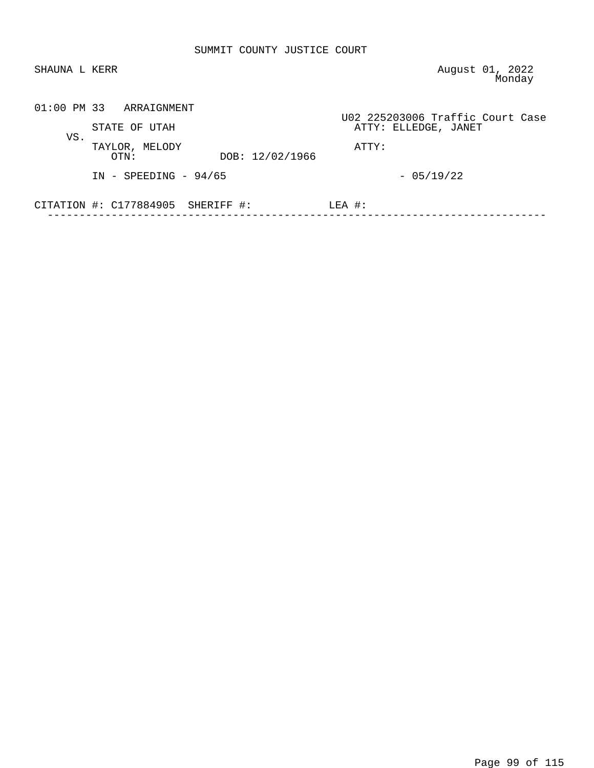SUMMIT COUNTY JUSTICE COURT

SHAUNA L KERR

August 01, 2022
Monday

01:00 PM 33 ARRAIGNMENT

U02 225203006 Traffic Court Case

STATE OF UTAH

ATTY: ELLEDGE, JANET

VS.

TAYLOR, MELODY

ATTY:

OTN:

DOB: 12/02/1966

IN - SPEEDING - 94/65

- 05/19/22

CITATION #: C177884905 SHERIFF #: LEA #:

---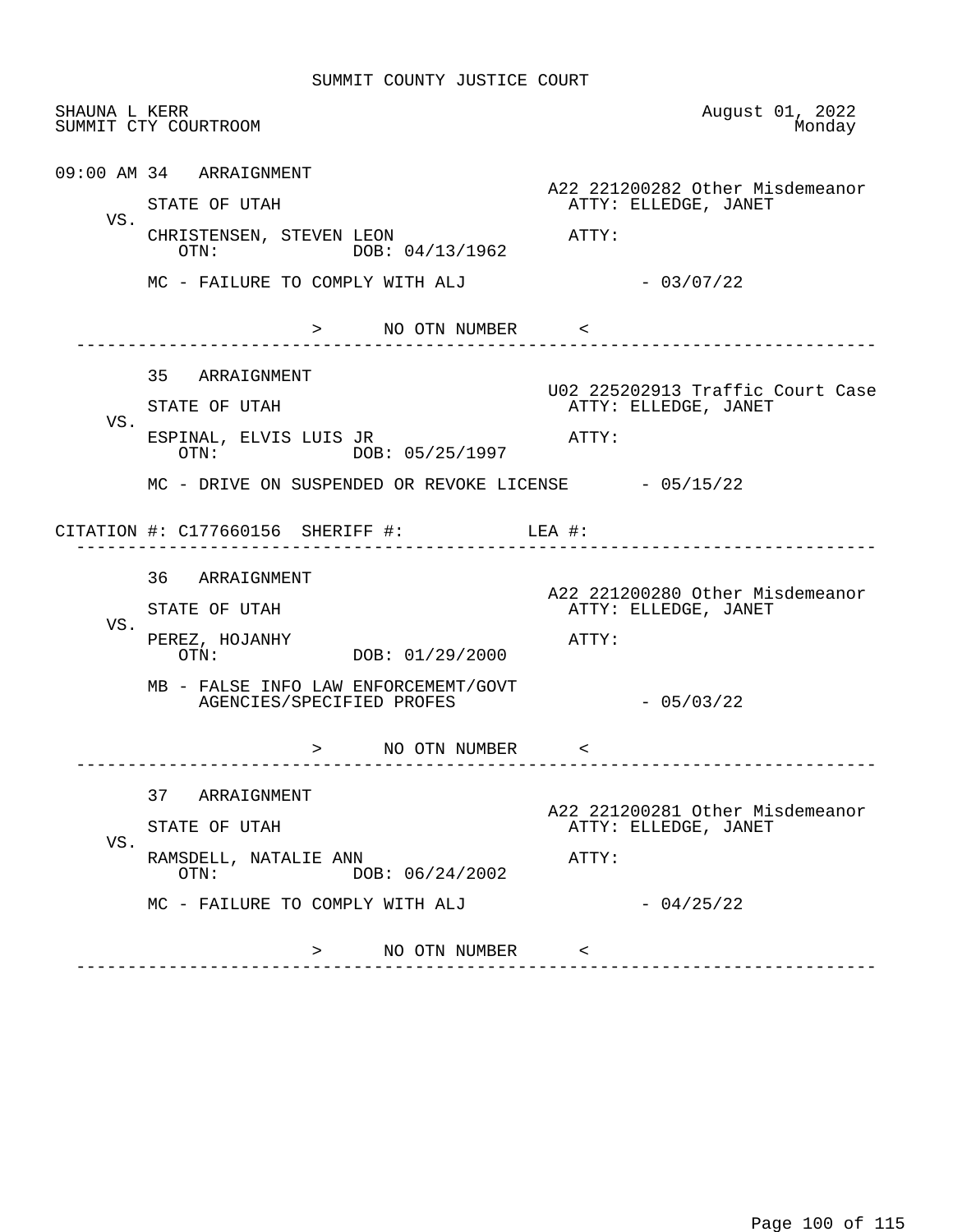SUMMIT COUNTY JUSTICE COURT

SHAUNA L KERR
SUMMIT CTY COURTROOM

August 01, 2022
Monday

09:00 AM 34 ARRAIGNMENT

A22 221200282 Other Misdemeanor

STATE OF UTAH — ATTY: ELLEDGE, JANET

VS.

CHRISTENSEN, STEVEN LEON — ATTY:

OTN: DOB: 04/13/1962

MC - FAILURE TO COMPLY WITH ALJ - 03/07/22

> NO OTN NUMBER <

---

35 ARRAIGNMENT

U02 225202913 Traffic Court Case

STATE OF UTAH — ATTY: ELLEDGE, JANET

VS.

ESPINAL, ELVIS LUIS JR — ATTY:

OTN: DOB: 05/25/1997

MC - DRIVE ON SUSPENDED OR REVOKE LICENSE - 05/15/22

CITATION #: C177660156 SHERIFF #: LEA #:

---

36 ARRAIGNMENT

A22 221200280 Other Misdemeanor

STATE OF UTAH — ATTY: ELLEDGE, JANET

VS.

PEREZ, HOJANHY — ATTY:

OTN: DOB: 01/29/2000

MB - FALSE INFO LAW ENFORCEMEMT/GOVT AGENCIES/SPECIFIED PROFES - 05/03/22

> NO OTN NUMBER <

---

37 ARRAIGNMENT

A22 221200281 Other Misdemeanor

STATE OF UTAH — ATTY: ELLEDGE, JANET

VS.

RAMSDELL, NATALIE ANN — ATTY:

OTN: DOB: 06/24/2002

MC - FAILURE TO COMPLY WITH ALJ - 04/25/22

> NO OTN NUMBER <

---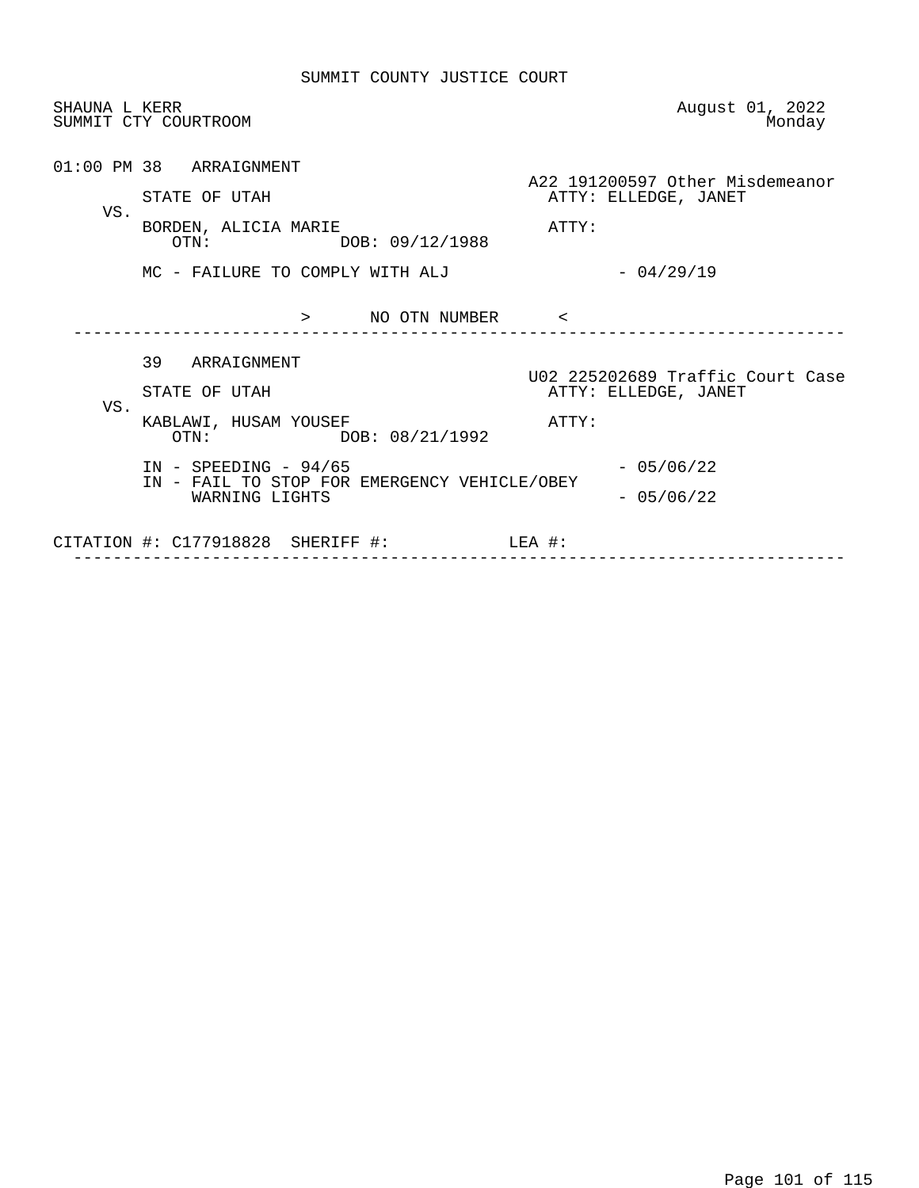SUMMIT COUNTY JUSTICE COURT

SHAUNA L KERR — August 01, 2022

SUMMIT CTY COURTROOM — Monday

---

01:00 PM 38 ARRAIGNMENT

A22 191200597 Other Misdemeanor

STATE OF UTAH — ATTY: ELLEDGE, JANET

VS.

BORDEN, ALICIA MARIE — ATTY:

OTN: DOB: 09/12/1988

MC - FAILURE TO COMPLY WITH ALJ - 04/29/19

> NO OTN NUMBER <

---

39 ARRAIGNMENT

U02 225202689 Traffic Court Case

STATE OF UTAH — ATTY: ELLEDGE, JANET

VS.

KABLAWI, HUSAM YOUSEF — ATTY:

OTN: DOB: 08/21/1992

IN - SPEEDING - 94/65 - 05/06/22

IN - FAIL TO STOP FOR EMERGENCY VEHICLE/OBEY WARNING LIGHTS - 05/06/22

CITATION #: C177918828 SHERIFF #: LEA #:

---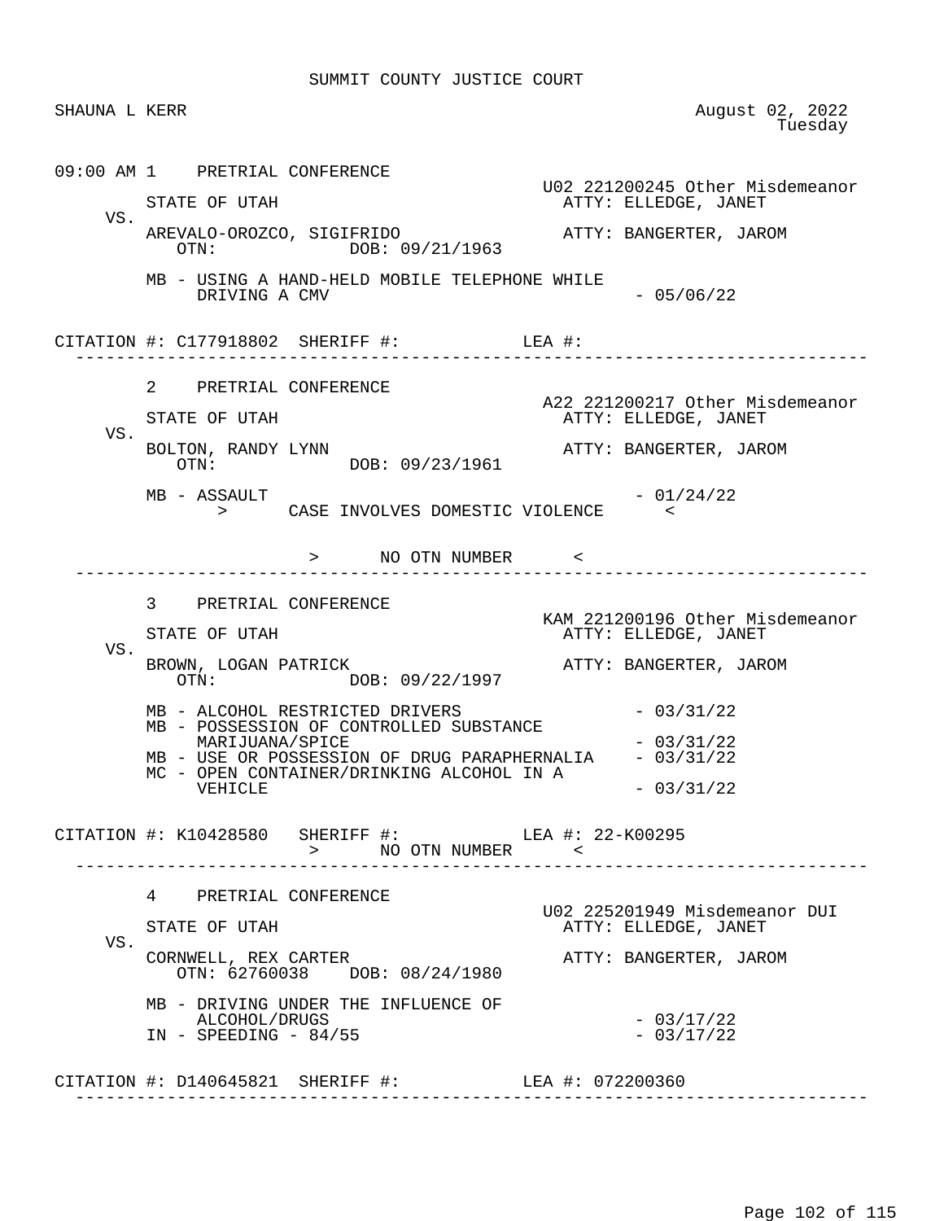SUMMIT COUNTY JUSTICE COURT

SHAUNA L KERR — August 02, 2022, Tuesday

---

09:00 AM 1 PRETRIAL CONFERENCE

U02 221200245 Other Misdemeanor

STATE OF UTAH — ATTY: ELLEDGE, JANET

VS.

AREVALO-OROZCO, SIGIFRIDO — ATTY: BANGERTER, JAROM
OTN: DOB: 09/21/1963

MB - USING A HAND-HELD MOBILE TELEPHONE WHILE DRIVING A CMV - 05/06/22

CITATION #: C177918802 SHERIFF #: LEA #:

---

2 PRETRIAL CONFERENCE

A22 221200217 Other Misdemeanor

STATE OF UTAH — ATTY: ELLEDGE, JANET

VS.

BOLTON, RANDY LYNN — ATTY: BANGERTER, JAROM
OTN: DOB: 09/23/1961

MB - ASSAULT - 01/24/22
> CASE INVOLVES DOMESTIC VIOLENCE <

> NO OTN NUMBER <

---

3 PRETRIAL CONFERENCE

KAM 221200196 Other Misdemeanor

STATE OF UTAH — ATTY: ELLEDGE, JANET

VS.

BROWN, LOGAN PATRICK — ATTY: BANGERTER, JAROM
OTN: DOB: 09/22/1997

MB - ALCOHOL RESTRICTED DRIVERS - 03/31/22
MB - POSSESSION OF CONTROLLED SUBSTANCE MARIJUANA/SPICE - 03/31/22
MB - USE OR POSSESSION OF DRUG PARAPHERNALIA - 03/31/22
MC - OPEN CONTAINER/DRINKING ALCOHOL IN A VEHICLE - 03/31/22

CITATION #: K10428580 SHERIFF #: LEA #: 22-K00295
> NO OTN NUMBER <

---

4 PRETRIAL CONFERENCE

U02 225201949 Misdemeanor DUI

STATE OF UTAH — ATTY: ELLEDGE, JANET

VS.

CORNWELL, REX CARTER — ATTY: BANGERTER, JAROM
OTN: 62760038 DOB: 08/24/1980

MB - DRIVING UNDER THE INFLUENCE OF ALCOHOL/DRUGS - 03/17/22
IN - SPEEDING - 84/55 - 03/17/22

CITATION #: D140645821 SHERIFF #: LEA #: 072200360

---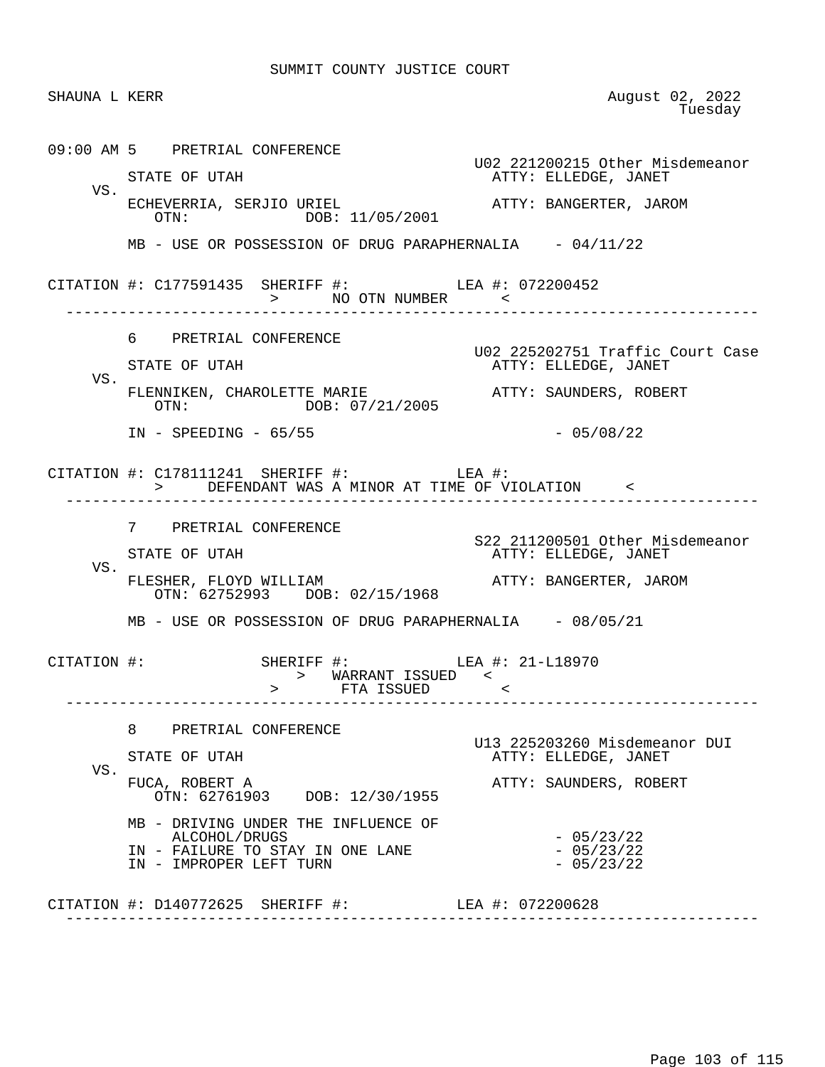SUMMIT COUNTY JUSTICE COURT

SHAUNA L KERR

August 02, 2022
Tuesday

```
09:00 AM 5    PRETRIAL CONFERENCE
                                                  U02 221200215 Other Misdemeanor
         STATE OF UTAH                              ATTY: ELLEDGE, JANET
    VS.
         ECHEVERRIA, SERJIO URIEL                   ATTY: BANGERTER, JAROM
            OTN:             DOB: 11/05/2001

         MB - USE OR POSSESSION OF DRUG PARAPHERNALIA    - 04/11/22


CITATION #: C177591435  SHERIFF #:            LEA #: 072200452
                      >      NO OTN NUMBER      <
 ------------------------------------------------------------------------------

         6    PRETRIAL CONFERENCE
                                                  U02 225202751 Traffic Court Case
         STATE OF UTAH                              ATTY: ELLEDGE, JANET
    VS.
         FLENNIKEN, CHAROLETTE MARIE                ATTY: SAUNDERS, ROBERT
            OTN:             DOB: 07/21/2005

         IN - SPEEDING - 65/55                           - 05/08/22


CITATION #: C178111241  SHERIFF #:            LEA #:
            >     DEFENDANT WAS A MINOR AT TIME OF VIOLATION     <
 ------------------------------------------------------------------------------

         7    PRETRIAL CONFERENCE
                                                  S22 211200501 Other Misdemeanor
         STATE OF UTAH                              ATTY: ELLEDGE, JANET
    VS.
         FLESHER, FLOYD WILLIAM                     ATTY: BANGERTER, JAROM
            OTN: 62752993    DOB: 02/15/1968

         MB - USE OR POSSESSION OF DRUG PARAPHERNALIA    - 08/05/21


CITATION #:             SHERIFF #:            LEA #: 21-L18970
                          >  WARRANT ISSUED   <
                      >       FTA ISSUED       <
 ------------------------------------------------------------------------------

         8    PRETRIAL CONFERENCE
                                                  U13 225203260 Misdemeanor DUI
         STATE OF UTAH                              ATTY: ELLEDGE, JANET
    VS.
         FUCA, ROBERT A                             ATTY: SAUNDERS, ROBERT
            OTN: 62761903    DOB: 12/30/1955

         MB - DRIVING UNDER THE INFLUENCE OF
              ALCOHOL/DRUGS                              - 05/23/22
         IN - FAILURE TO STAY IN ONE LANE                - 05/23/22
         IN - IMPROPER LEFT TURN                         - 05/23/22


CITATION #: D140772625  SHERIFF #:            LEA #: 072200628
 ------------------------------------------------------------------------------
```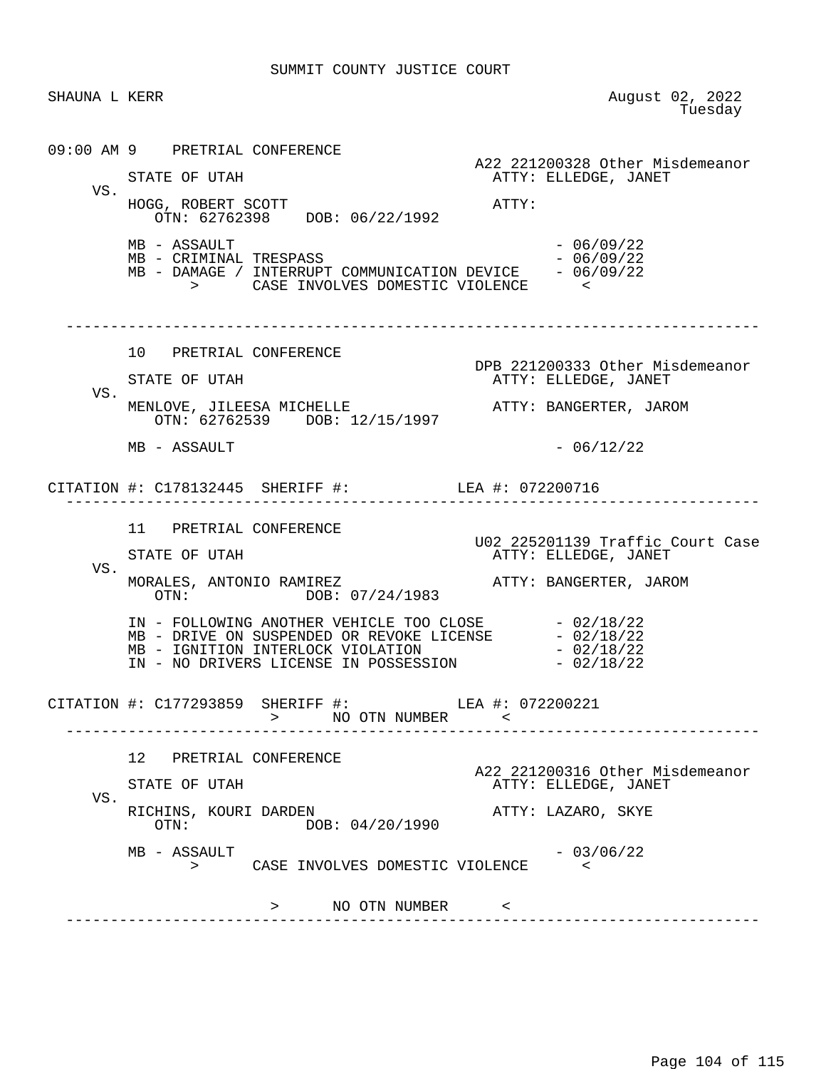SUMMIT COUNTY JUSTICE COURT

SHAUNA L KERR

August 02, 2022
Tuesday

09:00 AM 9 PRETRIAL CONFERENCE

A22 221200328 Other Misdemeanor

STATE OF UTAH — ATTY: ELLEDGE, JANET

VS.

HOGG, ROBERT SCOTT — ATTY:

OTN: 62762398 DOB: 06/22/1992

MB - ASSAULT - 06/09/22
MB - CRIMINAL TRESPASS - 06/09/22
MB - DAMAGE / INTERRUPT COMMUNICATION DEVICE - 06/09/22
> CASE INVOLVES DOMESTIC VIOLENCE <

---

10 PRETRIAL CONFERENCE

DPB 221200333 Other Misdemeanor

STATE OF UTAH — ATTY: ELLEDGE, JANET

VS.

MENLOVE, JILEESA MICHELLE — ATTY: BANGERTER, JAROM

OTN: 62762539 DOB: 12/15/1997

MB - ASSAULT - 06/12/22

CITATION #: C178132445 SHERIFF #: LEA #: 072200716

---

11 PRETRIAL CONFERENCE

U02 225201139 Traffic Court Case

STATE OF UTAH — ATTY: ELLEDGE, JANET

VS.

MORALES, ANTONIO RAMIREZ — ATTY: BANGERTER, JAROM

OTN: DOB: 07/24/1983

IN - FOLLOWING ANOTHER VEHICLE TOO CLOSE - 02/18/22
MB - DRIVE ON SUSPENDED OR REVOKE LICENSE - 02/18/22
MB - IGNITION INTERLOCK VIOLATION - 02/18/22
IN - NO DRIVERS LICENSE IN POSSESSION - 02/18/22

CITATION #: C177293859 SHERIFF #: LEA #: 072200221
> NO OTN NUMBER <

---

12 PRETRIAL CONFERENCE

A22 221200316 Other Misdemeanor

STATE OF UTAH — ATTY: ELLEDGE, JANET

VS.

RICHINS, KOURI DARDEN — ATTY: LAZARO, SKYE

OTN: DOB: 04/20/1990

MB - ASSAULT - 03/06/22
> CASE INVOLVES DOMESTIC VIOLENCE <

> NO OTN NUMBER <

---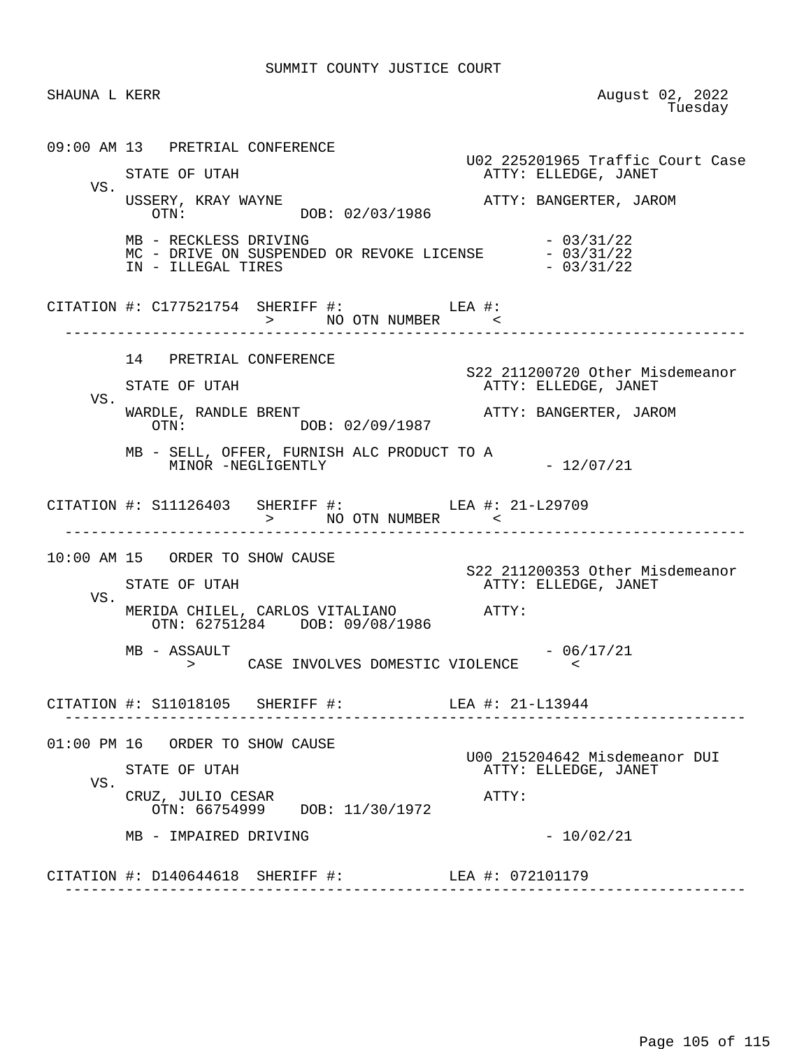SUMMIT COUNTY JUSTICE COURT

SHAUNA L KERR — August 02, 2022, Tuesday

```
09:00 AM 13   PRETRIAL CONFERENCE
                                                    U02 225201965 Traffic Court Case
        STATE OF UTAH                                 ATTY: ELLEDGE, JANET
   VS.
        USSERY, KRAY WAYNE                            ATTY: BANGERTER, JAROM
           OTN:             DOB: 02/03/1986

        MB - RECKLESS DRIVING                                     - 03/31/22
        MC - DRIVE ON SUSPENDED OR REVOKE LICENSE                 - 03/31/22
        IN - ILLEGAL TIRES                                        - 03/31/22

CITATION #: C177521754  SHERIFF #:            LEA #:
                         >      NO OTN NUMBER      <
--------------------------------------------------------------------------------

        14   PRETRIAL CONFERENCE
                                                    S22 211200720 Other Misdemeanor
        STATE OF UTAH                                 ATTY: ELLEDGE, JANET
   VS.
        WARDLE, RANDLE BRENT                          ATTY: BANGERTER, JAROM
           OTN:             DOB: 02/09/1987

        MB - SELL, OFFER, FURNISH ALC PRODUCT TO A
             MINOR -NEGLIGENTLY                                   - 12/07/21

CITATION #: S11126403   SHERIFF #:            LEA #: 21-L29709
                         >      NO OTN NUMBER      <
--------------------------------------------------------------------------------

10:00 AM 15   ORDER TO SHOW CAUSE
                                                    S22 211200353 Other Misdemeanor
        STATE OF UTAH                                 ATTY: ELLEDGE, JANET
   VS.
        MERIDA CHILEL, CARLOS VITALIANO               ATTY:
           OTN: 62751284    DOB: 09/08/1986

        MB - ASSAULT                                              - 06/17/21
              >      CASE INVOLVES DOMESTIC VIOLENCE      <

CITATION #: S11018105   SHERIFF #:            LEA #: 21-L13944
--------------------------------------------------------------------------------

01:00 PM 16   ORDER TO SHOW CAUSE
                                                    U00 215204642 Misdemeanor DUI
        STATE OF UTAH                                 ATTY: ELLEDGE, JANET
   VS.
        CRUZ, JULIO CESAR                             ATTY:
           OTN: 66754999    DOB: 11/30/1972

        MB - IMPAIRED DRIVING                                     - 10/02/21

CITATION #: D140644618  SHERIFF #:            LEA #: 072101179
--------------------------------------------------------------------------------
```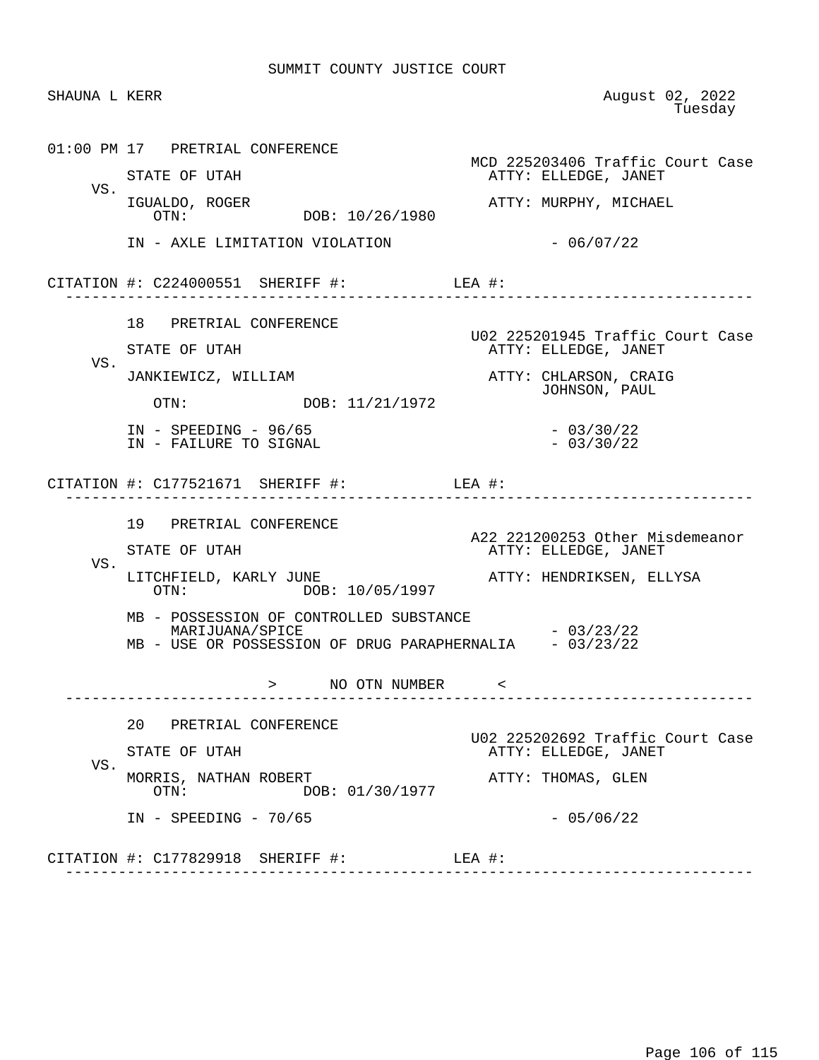SUMMIT COUNTY JUSTICE COURT

SHAUNA L KERR — August 02, 2022, Tuesday

---

01:00 PM 17 PRETRIAL CONFERENCE

MCD 225203406 Traffic Court Case

STATE OF UTAH — ATTY: ELLEDGE, JANET

VS.

IGUALDO, ROGER — ATTY: MURPHY, MICHAEL

OTN: DOB: 10/26/1980

IN - AXLE LIMITATION VIOLATION - 06/07/22

CITATION #: C224000551 SHERIFF #: LEA #:

---

18 PRETRIAL CONFERENCE

U02 225201945 Traffic Court Case

STATE OF UTAH — ATTY: ELLEDGE, JANET

VS.

JANKIEWICZ, WILLIAM — ATTY: CHLARSON, CRAIG; JOHNSON, PAUL

OTN: DOB: 11/21/1972

IN - SPEEDING - 96/65 - 03/30/22
IN - FAILURE TO SIGNAL - 03/30/22

CITATION #: C177521671 SHERIFF #: LEA #:

---

19 PRETRIAL CONFERENCE

A22 221200253 Other Misdemeanor

STATE OF UTAH — ATTY: ELLEDGE, JANET

VS.

LITCHFIELD, KARLY JUNE — ATTY: HENDRIKSEN, ELLYSA

OTN: DOB: 10/05/1997

MB - POSSESSION OF CONTROLLED SUBSTANCE MARIJUANA/SPICE - 03/23/22
MB - USE OR POSSESSION OF DRUG PARAPHERNALIA - 03/23/22

> NO OTN NUMBER <

---

20 PRETRIAL CONFERENCE

U02 225202692 Traffic Court Case

STATE OF UTAH — ATTY: ELLEDGE, JANET

VS.

MORRIS, NATHAN ROBERT — ATTY: THOMAS, GLEN

OTN: DOB: 01/30/1977

IN - SPEEDING - 70/65 - 05/06/22

CITATION #: C177829918 SHERIFF #: LEA #:

---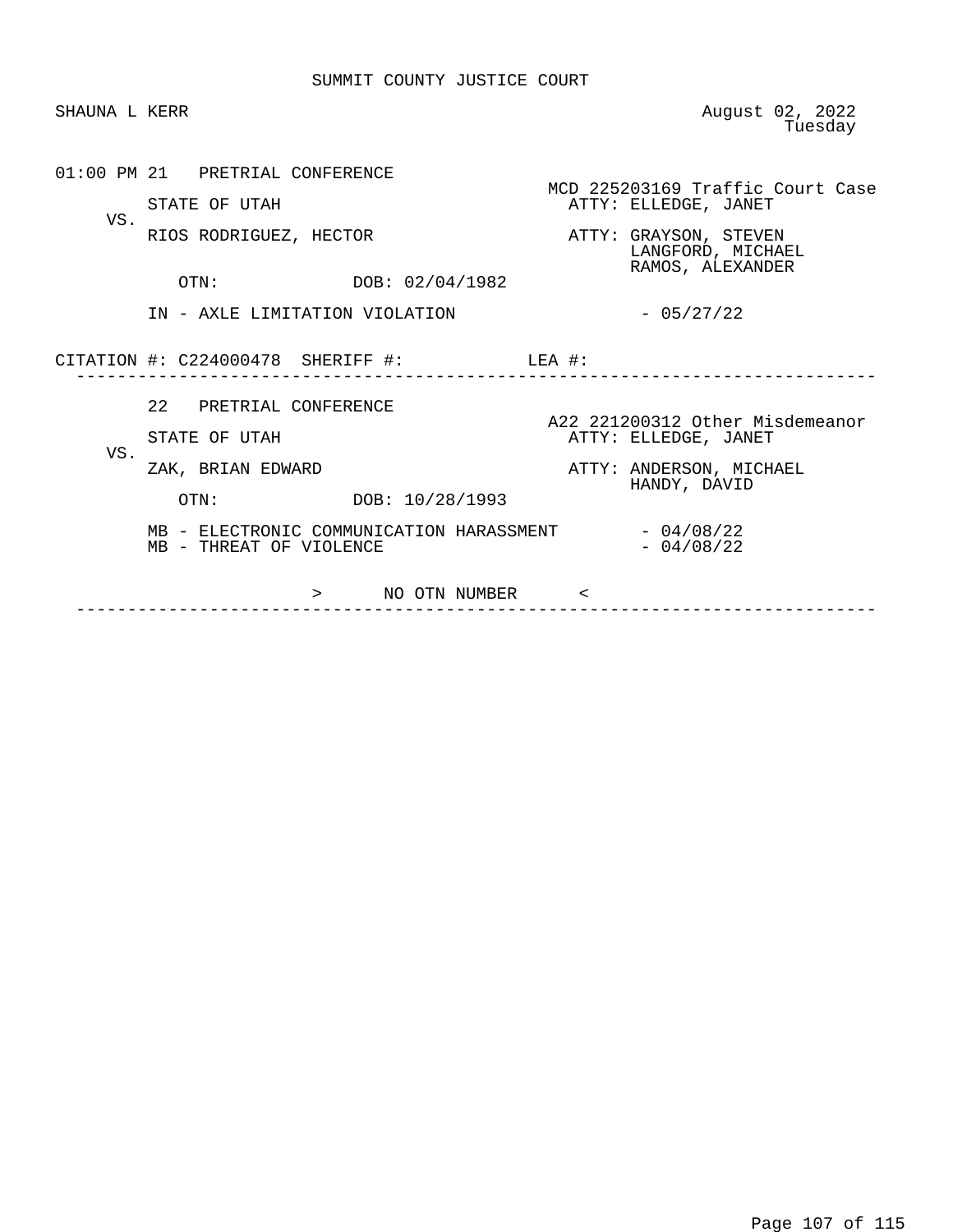SUMMIT COUNTY JUSTICE COURT

SHAUNA L KERR

August 02, 2022
Tuesday

```
01:00 PM 21   PRETRIAL CONFERENCE
                                              MCD 225203169 Traffic Court Case
         STATE OF UTAH                          ATTY: ELLEDGE, JANET
    VS.
         RIOS RODRIGUEZ, HECTOR                 ATTY: GRAYSON, STEVEN
                                                      LANGFORD, MICHAEL
                                                      RAMOS, ALEXANDER
            OTN:             DOB: 02/04/1982

         IN - AXLE LIMITATION VIOLATION                - 05/27/22

CITATION #: C224000478  SHERIFF #:          LEA #:
--------------------------------------------------------------------------------

         22   PRETRIAL CONFERENCE
                                              A22 221200312 Other Misdemeanor
         STATE OF UTAH                          ATTY: ELLEDGE, JANET
    VS.
         ZAK, BRIAN EDWARD                      ATTY: ANDERSON, MICHAEL
                                                      HANDY, DAVID
            OTN:             DOB: 10/28/1993

         MB - ELECTRONIC COMMUNICATION HARASSMENT      - 04/08/22
         MB - THREAT OF VIOLENCE                       - 04/08/22

                      >      NO OTN NUMBER      <
--------------------------------------------------------------------------------
```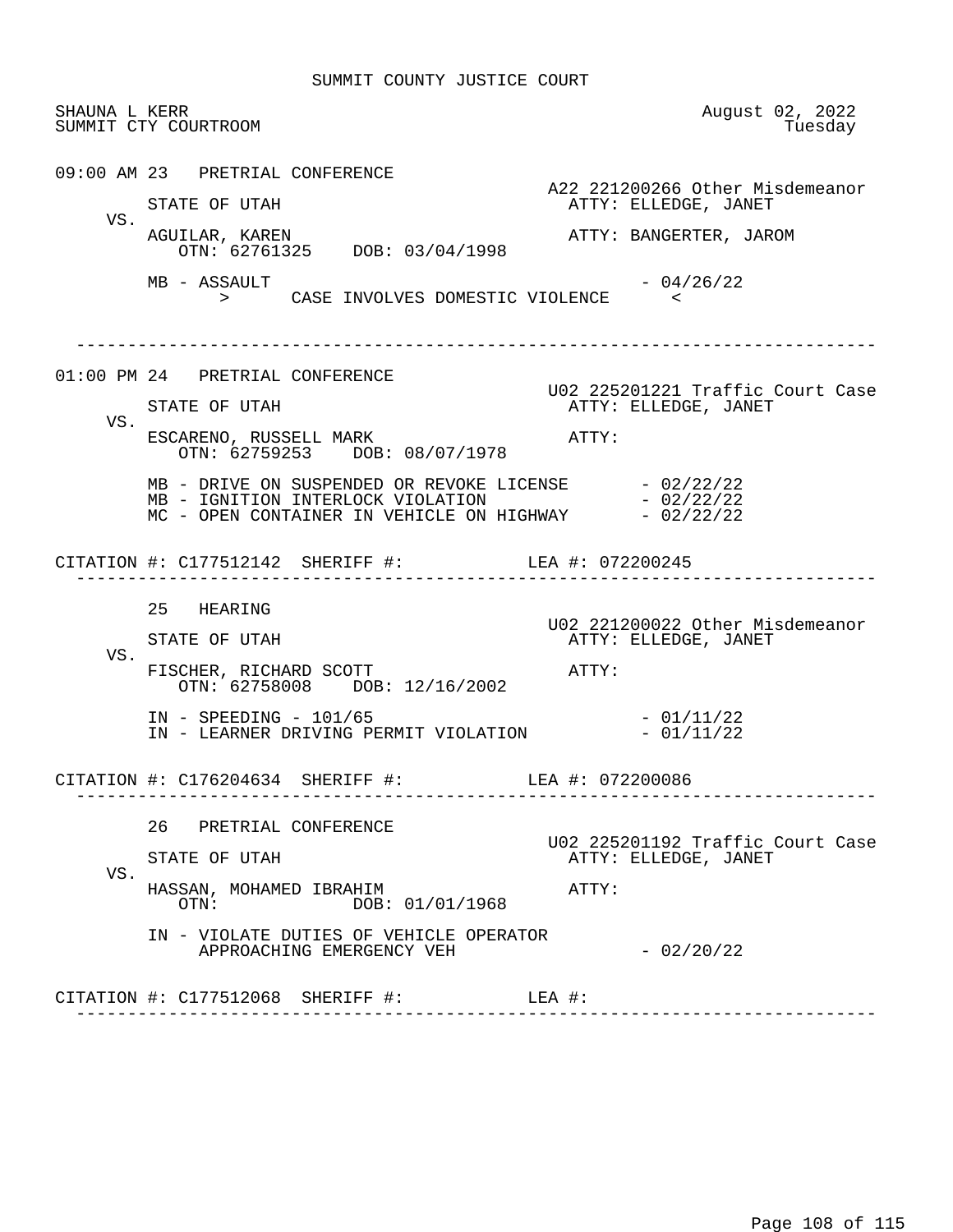SUMMIT COUNTY JUSTICE COURT

SHAUNA L KERR — August 02, 2022
SUMMIT CTY COURTROOM — Tuesday

---

**09:00 AM 23 PRETRIAL CONFERENCE**

A22 221200266 Other Misdemeanor

STATE OF UTAH — ATTY: ELLEDGE, JANET

VS.

AGUILAR, KAREN — ATTY: BANGERTER, JAROM
OTN: 62761325 DOB: 03/04/1998

MB - ASSAULT - 04/26/22
> CASE INVOLVES DOMESTIC VIOLENCE <

---

**01:00 PM 24 PRETRIAL CONFERENCE**

U02 225201221 Traffic Court Case

STATE OF UTAH — ATTY: ELLEDGE, JANET

VS.

ESCARENO, RUSSELL MARK — ATTY:
OTN: 62759253 DOB: 08/07/1978

MB - DRIVE ON SUSPENDED OR REVOKE LICENSE - 02/22/22
MB - IGNITION INTERLOCK VIOLATION - 02/22/22
MC - OPEN CONTAINER IN VEHICLE ON HIGHWAY - 02/22/22

CITATION #: C177512142 SHERIFF #: LEA #: 072200245

---

**25 HEARING**

U02 221200022 Other Misdemeanor

STATE OF UTAH — ATTY: ELLEDGE, JANET

VS.

FISCHER, RICHARD SCOTT — ATTY:
OTN: 62758008 DOB: 12/16/2002

IN - SPEEDING - 101/65 - 01/11/22
IN - LEARNER DRIVING PERMIT VIOLATION - 01/11/22

CITATION #: C176204634 SHERIFF #: LEA #: 072200086

---

**26 PRETRIAL CONFERENCE**

U02 225201192 Traffic Court Case

STATE OF UTAH — ATTY: ELLEDGE, JANET

VS.

HASSAN, MOHAMED IBRAHIM — ATTY:
OTN: DOB: 01/01/1968

IN - VIOLATE DUTIES OF VEHICLE OPERATOR APPROACHING EMERGENCY VEH - 02/20/22

CITATION #: C177512068 SHERIFF #: LEA #:

---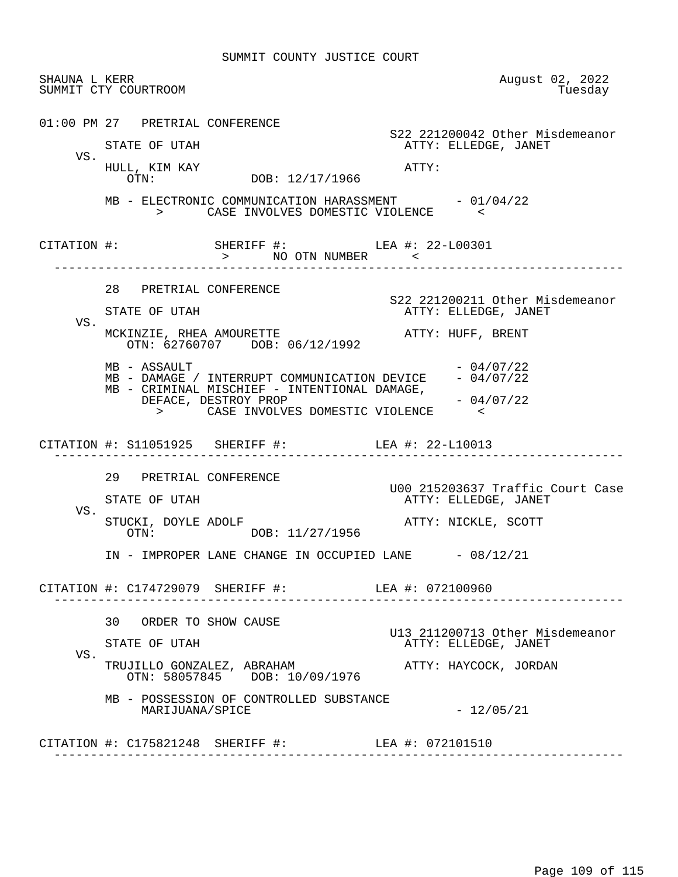SUMMIT COUNTY JUSTICE COURT

SHAUNA L KERR
SUMMIT CTY COURTROOM

August 02, 2022
Tuesday

01:00 PM 27 PRETRIAL CONFERENCE

S22 221200042 Other Misdemeanor

STATE OF UTAH — ATTY: ELLEDGE, JANET

VS.

HULL, KIM KAY — ATTY:
OTN: DOB: 12/17/1966

MB - ELECTRONIC COMMUNICATION HARASSMENT - 01/04/22
> CASE INVOLVES DOMESTIC VIOLENCE <

CITATION #: SHERIFF #: LEA #: 22-L00301
> NO OTN NUMBER <

---

28 PRETRIAL CONFERENCE

S22 221200211 Other Misdemeanor

STATE OF UTAH — ATTY: ELLEDGE, JANET

VS.

MCKINZIE, RHEA AMOURETTE — ATTY: HUFF, BRENT
OTN: 62760707 DOB: 06/12/1992

MB - ASSAULT - 04/07/22
MB - DAMAGE / INTERRUPT COMMUNICATION DEVICE - 04/07/22
MB - CRIMINAL MISCHIEF - INTENTIONAL DAMAGE, DEFACE, DESTROY PROP - 04/07/22
> CASE INVOLVES DOMESTIC VIOLENCE <

CITATION #: S11051925 SHERIFF #: LEA #: 22-L10013

---

29 PRETRIAL CONFERENCE

U00 215203637 Traffic Court Case

STATE OF UTAH — ATTY: ELLEDGE, JANET

VS.

STUCKI, DOYLE ADOLF — ATTY: NICKLE, SCOTT
OTN: DOB: 11/27/1956

IN - IMPROPER LANE CHANGE IN OCCUPIED LANE - 08/12/21

CITATION #: C174729079 SHERIFF #: LEA #: 072100960

---

30 ORDER TO SHOW CAUSE

U13 211200713 Other Misdemeanor

STATE OF UTAH — ATTY: ELLEDGE, JANET

VS.

TRUJILLO GONZALEZ, ABRAHAM — ATTY: HAYCOCK, JORDAN
OTN: 58057845 DOB: 10/09/1976

MB - POSSESSION OF CONTROLLED SUBSTANCE MARIJUANA/SPICE - 12/05/21

CITATION #: C175821248 SHERIFF #: LEA #: 072101510

---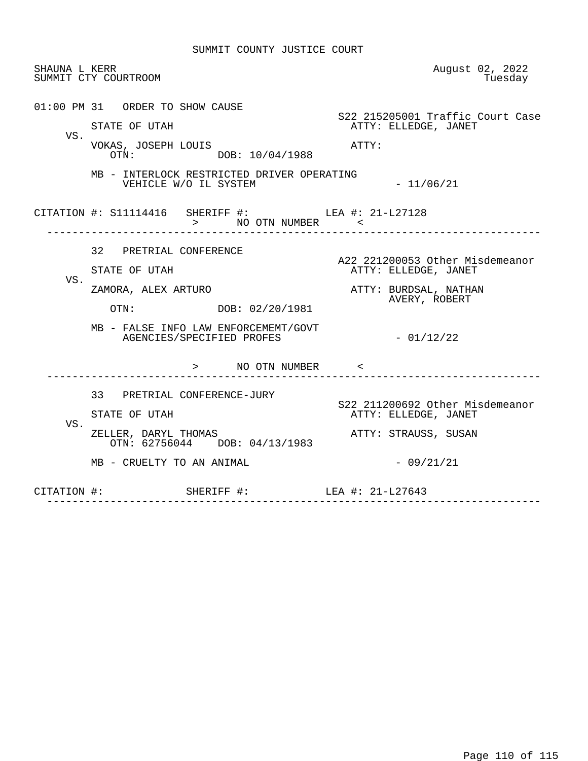SUMMIT COUNTY JUSTICE COURT

SHAUNA L KERR
SUMMIT CTY COURTROOM

August 02, 2022
Tuesday

---

01:00 PM 31 ORDER TO SHOW CAUSE

S22 215205001 Traffic Court Case

STATE OF UTAH — ATTY: ELLEDGE, JANET

VS.

VOKAS, JOSEPH LOUIS — ATTY:

OTN: DOB: 10/04/1988

MB - INTERLOCK RESTRICTED DRIVER OPERATING VEHICLE W/O IL SYSTEM - 11/06/21

CITATION #: S11114416 SHERIFF #: LEA #: 21-L27128

> NO OTN NUMBER <

---

32 PRETRIAL CONFERENCE

A22 221200053 Other Misdemeanor

STATE OF UTAH — ATTY: ELLEDGE, JANET

VS.

ZAMORA, ALEX ARTURO — ATTY: BURDSAL, NATHAN; AVERY, ROBERT

OTN: DOB: 02/20/1981

MB - FALSE INFO LAW ENFORCEMEMT/GOVT AGENCIES/SPECIFIED PROFES - 01/12/22

> NO OTN NUMBER <

---

33 PRETRIAL CONFERENCE-JURY

S22 211200692 Other Misdemeanor

STATE OF UTAH — ATTY: ELLEDGE, JANET

VS.

ZELLER, DARYL THOMAS — ATTY: STRAUSS, SUSAN

OTN: 62756044 DOB: 04/13/1983

MB - CRUELTY TO AN ANIMAL - 09/21/21

CITATION #: SHERIFF #: LEA #: 21-L27643

---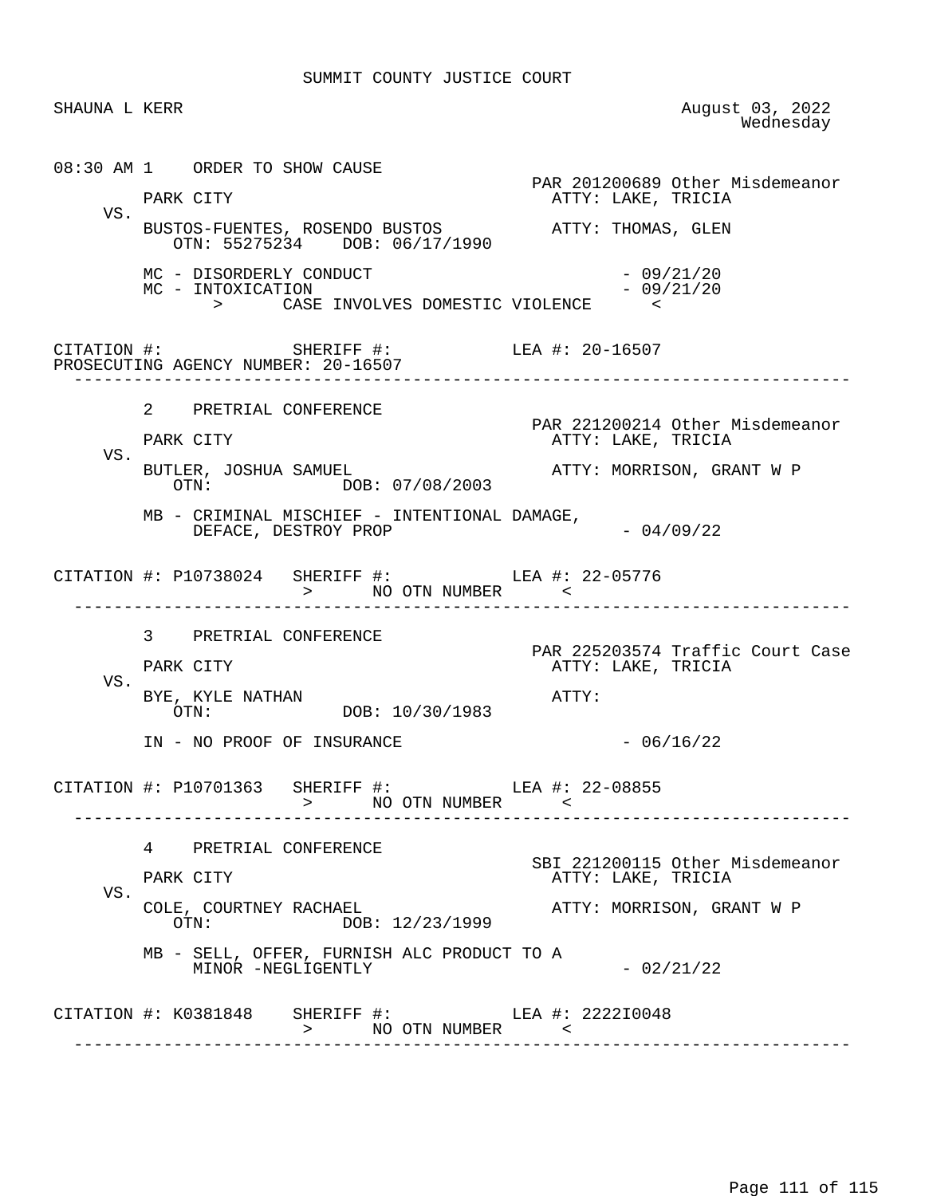# SUMMIT COUNTY JUSTICE COURT

SHAUNA L KERR

August 03, 2022
Wednesday

---

08:30 AM 1 ORDER TO SHOW CAUSE

PAR 201200689 Other Misdemeanor

PARK CITY — ATTY: LAKE, TRICIA

VS.

BUSTOS-FUENTES, ROSENDO BUSTOS — ATTY: THOMAS, GLEN
OTN: 55275234 DOB: 06/17/1990

MC - DISORDERLY CONDUCT - 09/21/20
MC - INTOXICATION - 09/21/20

> CASE INVOLVES DOMESTIC VIOLENCE <

CITATION #: SHERIFF #: LEA #: 20-16507
PROSECUTING AGENCY NUMBER: 20-16507

---

2 PRETRIAL CONFERENCE

PAR 221200214 Other Misdemeanor

PARK CITY — ATTY: LAKE, TRICIA

VS.

BUTLER, JOSHUA SAMUEL — ATTY: MORRISON, GRANT W P
OTN: DOB: 07/08/2003

MB - CRIMINAL MISCHIEF - INTENTIONAL DAMAGE, DEFACE, DESTROY PROP - 04/09/22

CITATION #: P10738024 SHERIFF #: LEA #: 22-05776

> NO OTN NUMBER <

---

3 PRETRIAL CONFERENCE

PAR 225203574 Traffic Court Case

PARK CITY — ATTY: LAKE, TRICIA

VS.

BYE, KYLE NATHAN — ATTY:
OTN: DOB: 10/30/1983

IN - NO PROOF OF INSURANCE - 06/16/22

CITATION #: P10701363 SHERIFF #: LEA #: 22-08855

> NO OTN NUMBER <

---

4 PRETRIAL CONFERENCE

SBI 221200115 Other Misdemeanor

PARK CITY — ATTY: LAKE, TRICIA

VS.

COLE, COURTNEY RACHAEL — ATTY: MORRISON, GRANT W P
OTN: DOB: 12/23/1999

MB - SELL, OFFER, FURNISH ALC PRODUCT TO A MINOR -NEGLIGENTLY - 02/21/22

CITATION #: K0381848 SHERIFF #: LEA #: 2222I0048

> NO OTN NUMBER <

---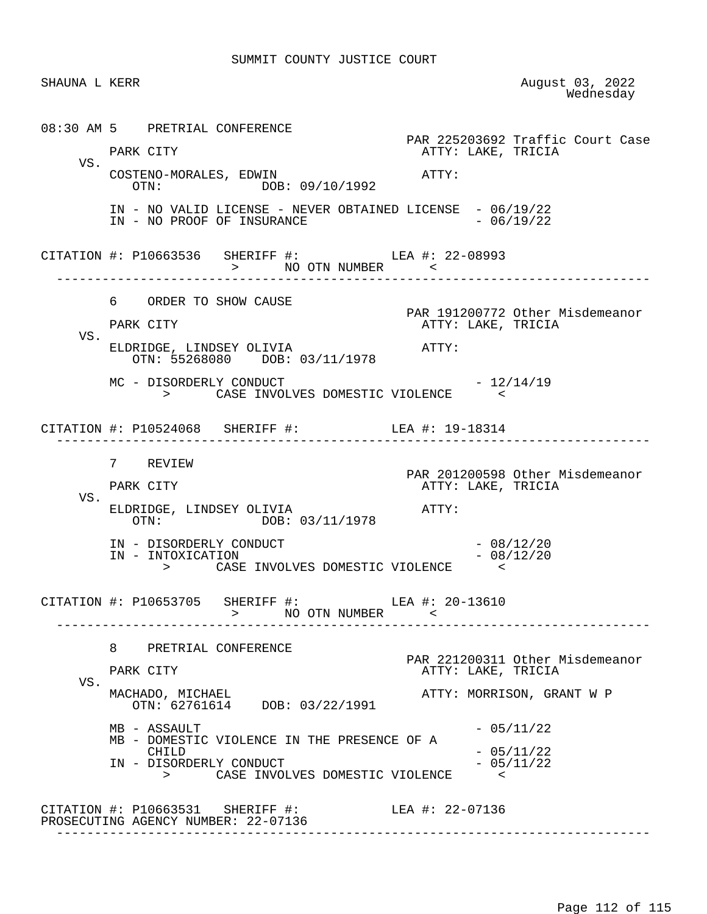SUMMIT COUNTY JUSTICE COURT

SHAUNA L KERR

August 03, 2022
Wednesday

```
08:30 AM 5    PRETRIAL CONFERENCE
                                                 PAR 225203692 Traffic Court Case
        PARK CITY                                  ATTY: LAKE, TRICIA
    VS.
        COSTENO-MORALES, EDWIN                     ATTY:
           OTN:            DOB: 09/10/1992

        IN - NO VALID LICENSE - NEVER OBTAINED LICENSE  - 06/19/22
        IN - NO PROOF OF INSURANCE                      - 06/19/22

CITATION #: P10663536   SHERIFF #:           LEA #: 22-08993
                         >      NO OTN NUMBER      <
--------------------------------------------------------------------------------

        6    ORDER TO SHOW CAUSE
                                                 PAR 191200772 Other Misdemeanor
        PARK CITY                                  ATTY: LAKE, TRICIA
    VS.
        ELDRIDGE, LINDSEY OLIVIA                   ATTY:
           OTN: 55268080   DOB: 03/11/1978

        MC - DISORDERLY CONDUCT                         - 12/14/19
              >      CASE INVOLVES DOMESTIC VIOLENCE      <

CITATION #: P10524068   SHERIFF #:           LEA #: 19-18314
--------------------------------------------------------------------------------

        7    REVIEW
                                                 PAR 201200598 Other Misdemeanor
        PARK CITY                                  ATTY: LAKE, TRICIA
    VS.
        ELDRIDGE, LINDSEY OLIVIA                   ATTY:
           OTN:            DOB: 03/11/1978

        IN - DISORDERLY CONDUCT                         - 08/12/20
        IN - INTOXICATION                               - 08/12/20
              >      CASE INVOLVES DOMESTIC VIOLENCE      <

CITATION #: P10653705   SHERIFF #:           LEA #: 20-13610
                         >      NO OTN NUMBER      <
--------------------------------------------------------------------------------

        8    PRETRIAL CONFERENCE
                                                 PAR 221200311 Other Misdemeanor
        PARK CITY                                  ATTY: LAKE, TRICIA
    VS.
        MACHADO, MICHAEL                           ATTY: MORRISON, GRANT W P
           OTN: 62761614   DOB: 03/22/1991

        MB - ASSAULT                                    - 05/11/22
        MB - DOMESTIC VIOLENCE IN THE PRESENCE OF A
             CHILD                                      - 05/11/22
        IN - DISORDERLY CONDUCT                         - 05/11/22
              >      CASE INVOLVES DOMESTIC VIOLENCE      <

CITATION #: P10663531   SHERIFF #:           LEA #: 22-07136
PROSECUTING AGENCY NUMBER: 22-07136
--------------------------------------------------------------------------------
```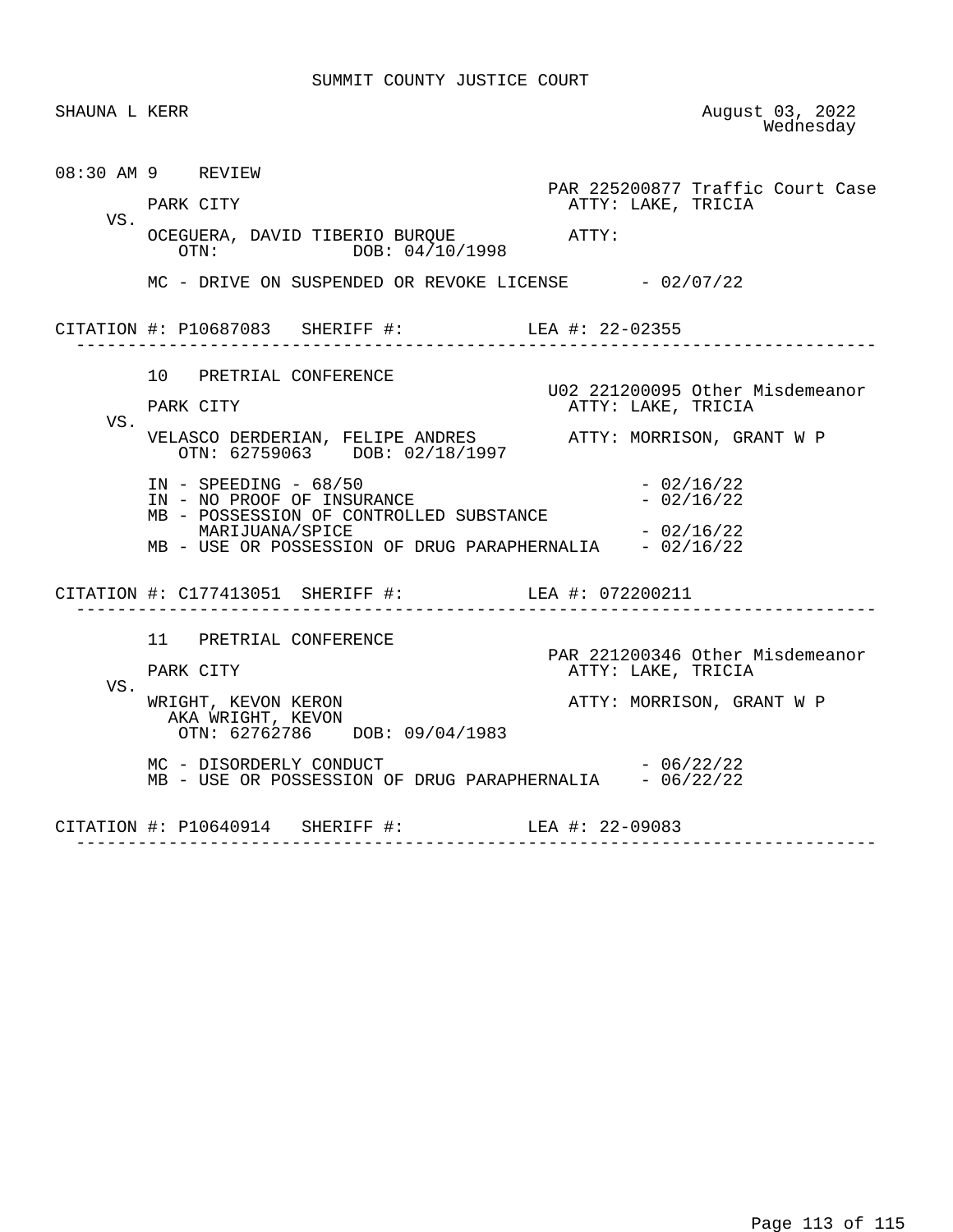SUMMIT COUNTY JUSTICE COURT

SHAUNA L KERR — August 03, 2022 Wednesday

```
08:30 AM 9    REVIEW
                                                     PAR 225200877 Traffic Court Case
         PARK CITY                                     ATTY: LAKE, TRICIA
    VS.
         OCEGUERA, DAVID TIBERIO BURQUE            ATTY:
            OTN:              DOB: 04/10/1998

         MC - DRIVE ON SUSPENDED OR REVOKE LICENSE       - 02/07/22


CITATION #: P10687083   SHERIFF #:            LEA #: 22-02355
 ------------------------------------------------------------------------------

         10   PRETRIAL CONFERENCE
                                                     U02 221200095 Other Misdemeanor
         PARK CITY                                     ATTY: LAKE, TRICIA
    VS.
         VELASCO DERDERIAN, FELIPE ANDRES         ATTY: MORRISON, GRANT W P
            OTN: 62759063    DOB: 02/18/1997

         IN - SPEEDING - 68/50                                - 02/16/22
         IN - NO PROOF OF INSURANCE                           - 02/16/22
         MB - POSSESSION OF CONTROLLED SUBSTANCE
              MARIJUANA/SPICE                                 - 02/16/22
         MB - USE OR POSSESSION OF DRUG PARAPHERNALIA    - 02/16/22


CITATION #: C177413051  SHERIFF #:            LEA #: 072200211
 ------------------------------------------------------------------------------

         11   PRETRIAL CONFERENCE
                                                     PAR 221200346 Other Misdemeanor
         PARK CITY                                     ATTY: LAKE, TRICIA
    VS.
         WRIGHT, KEVON KERON                          ATTY: MORRISON, GRANT W P
           AKA WRIGHT, KEVON
            OTN: 62762786    DOB: 09/04/1983

         MC - DISORDERLY CONDUCT                              - 06/22/22
         MB - USE OR POSSESSION OF DRUG PARAPHERNALIA    - 06/22/22


CITATION #: P10640914   SHERIFF #:            LEA #: 22-09083
 ------------------------------------------------------------------------------
```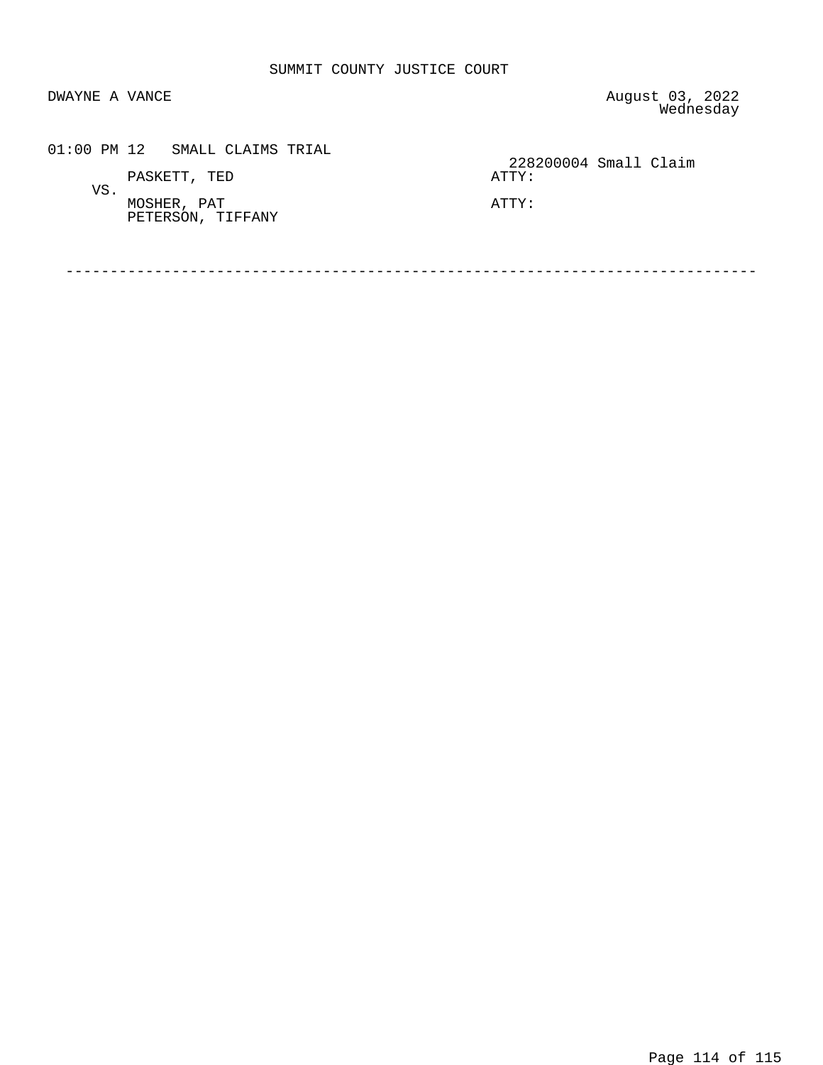SUMMIT COUNTY JUSTICE COURT

DWAYNE A VANCE

August 03, 2022
Wednesday

01:00 PM 12 SMALL CLAIMS TRIAL

228200004 Small Claim

PASKETT, TED — ATTY:

VS.

MOSHER, PAT — ATTY:
PETERSON, TIFFANY

---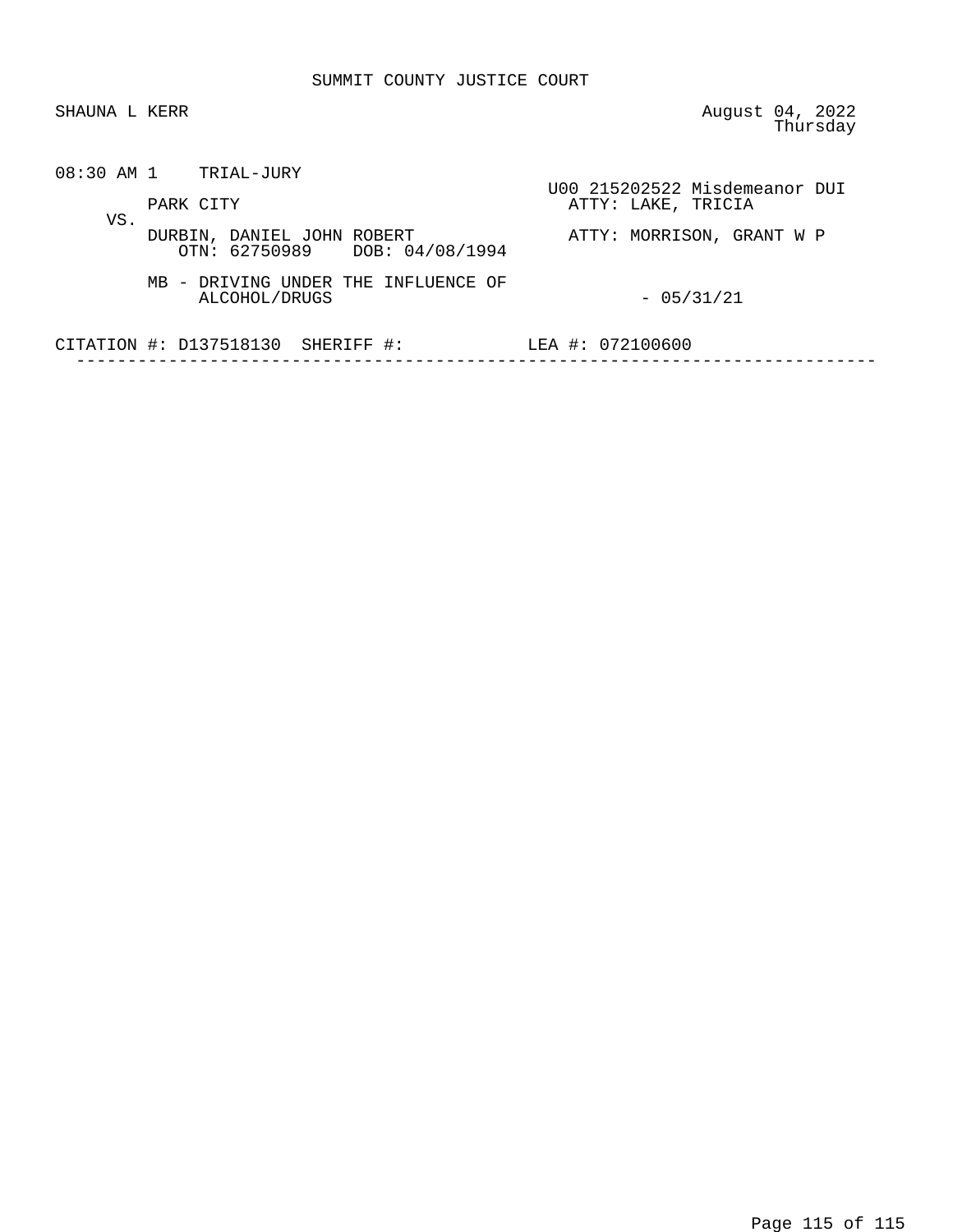SUMMIT COUNTY JUSTICE COURT

SHAUNA L KERR

August 04, 2022
Thursday

08:30 AM 1 TRIAL-JURY

U00 215202522 Misdemeanor DUI

PARK CITY
ATTY: LAKE, TRICIA

VS.

DURBIN, DANIEL JOHN ROBERT
OTN: 62750989 DOB: 04/08/1994
ATTY: MORRISON, GRANT W P

MB - DRIVING UNDER THE INFLUENCE OF ALCOHOL/DRUGS - 05/31/21

CITATION #: D137518130 SHERIFF #: LEA #: 072100600

---